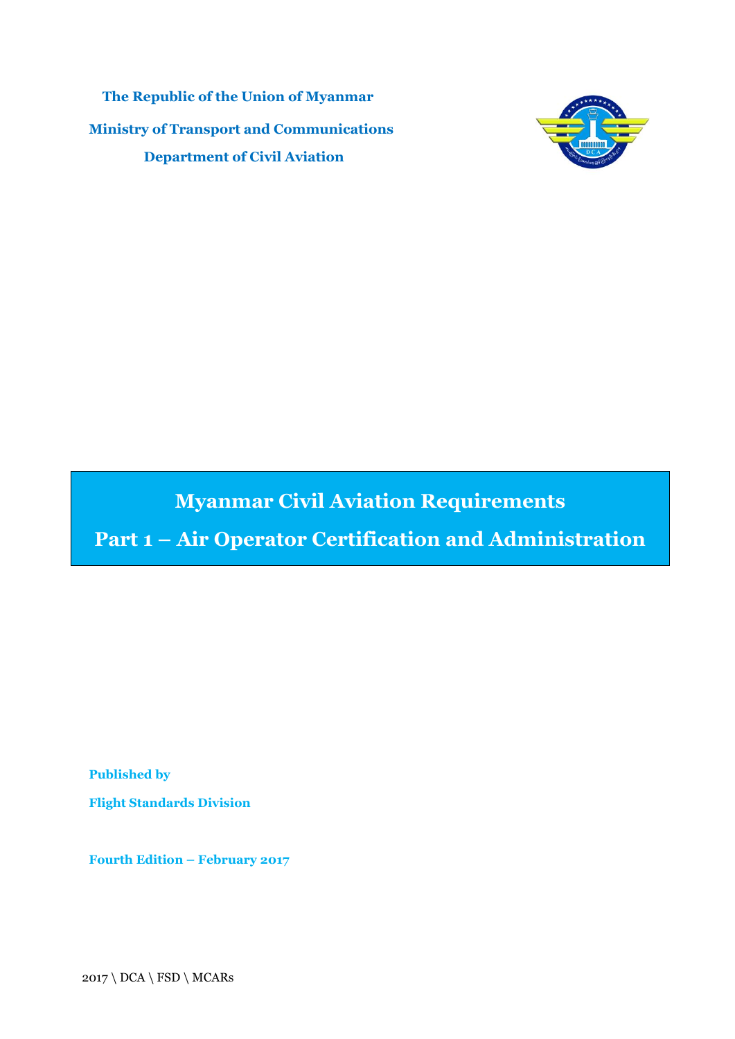**The Republic of the Union of Myanmar**

**Ministry of Transport and Communications**

**Department of Civil Aviation**

# Myanmar Civil Aviation Requirements

# Part 1 – Air Operator Certification and Administration

**Published by**

**Flight Standards Division**

**Fourth Edition – February 2017**

2017 \ DCA \ FSD \ MCARs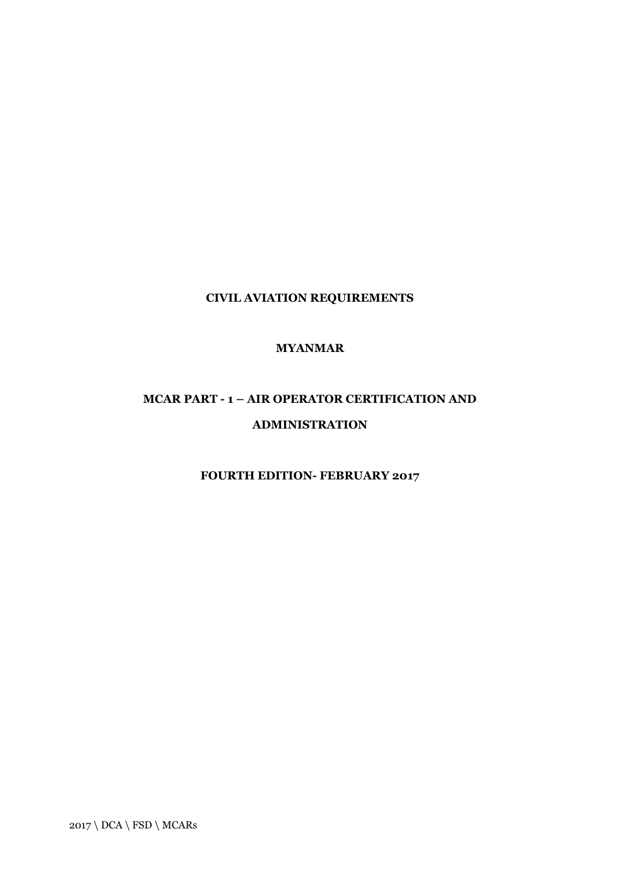**CIVIL AVIATION REQUIREMENTS**

**MYANMAR**

**MCAR PART - 1 – AIR OPERATOR CERTIFICATION AND ADMINISTRATION**

**FOURTH EDITION- FEBRUARY 2017**

2017 \ DCA \ FSD \ MCARs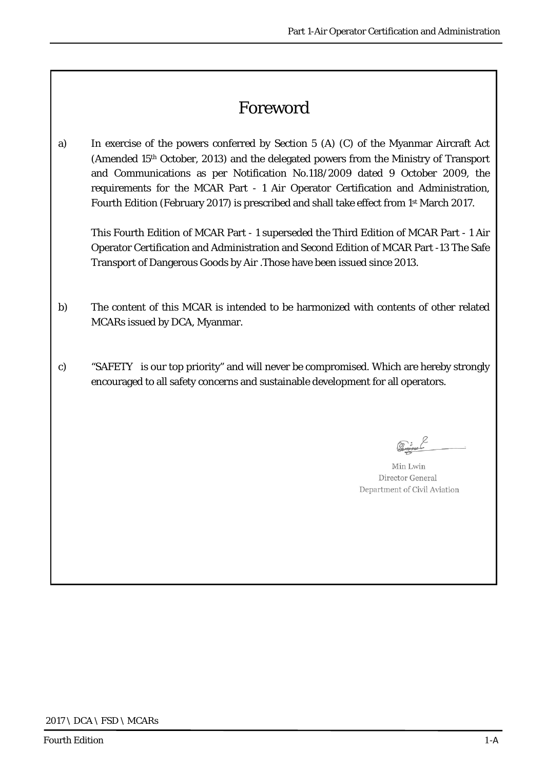# Foreword

a) In exercise of the powers conferred by Section 5 (A) (C) of the Myanmar Aircraft Act (Amended 15th October, 2013) and the delegated powers from the Ministry of Transport and Communications as per Notification No.118/2009 dated 9 October 2009, the requirements for the MCAR Part - 1 Air Operator Certification and Administration, Fourth Edition (February 2017) is prescribed and shall take effect from 1st March 2017.

This Fourth Edition of MCAR Part - 1 superseded the Third Edition of MCAR Part - 1 Air Operator Certification and Administration and Second Edition of MCAR Part -13 The Safe Transport of Dangerous Goods by Air .Those have been issued since 2013.

b) The content of this MCAR is intended to be harmonized with contents of other related MCARs issued by DCA, Myanmar.

c) "SAFETY is our top priority" and will never be compromised. Which are hereby strongly encouraged to all safety concerns and sustainable development for all operators.

Min Lwin
Director General
Department of Civil Aviation

2017 \ DCA \ FSD \ MCARs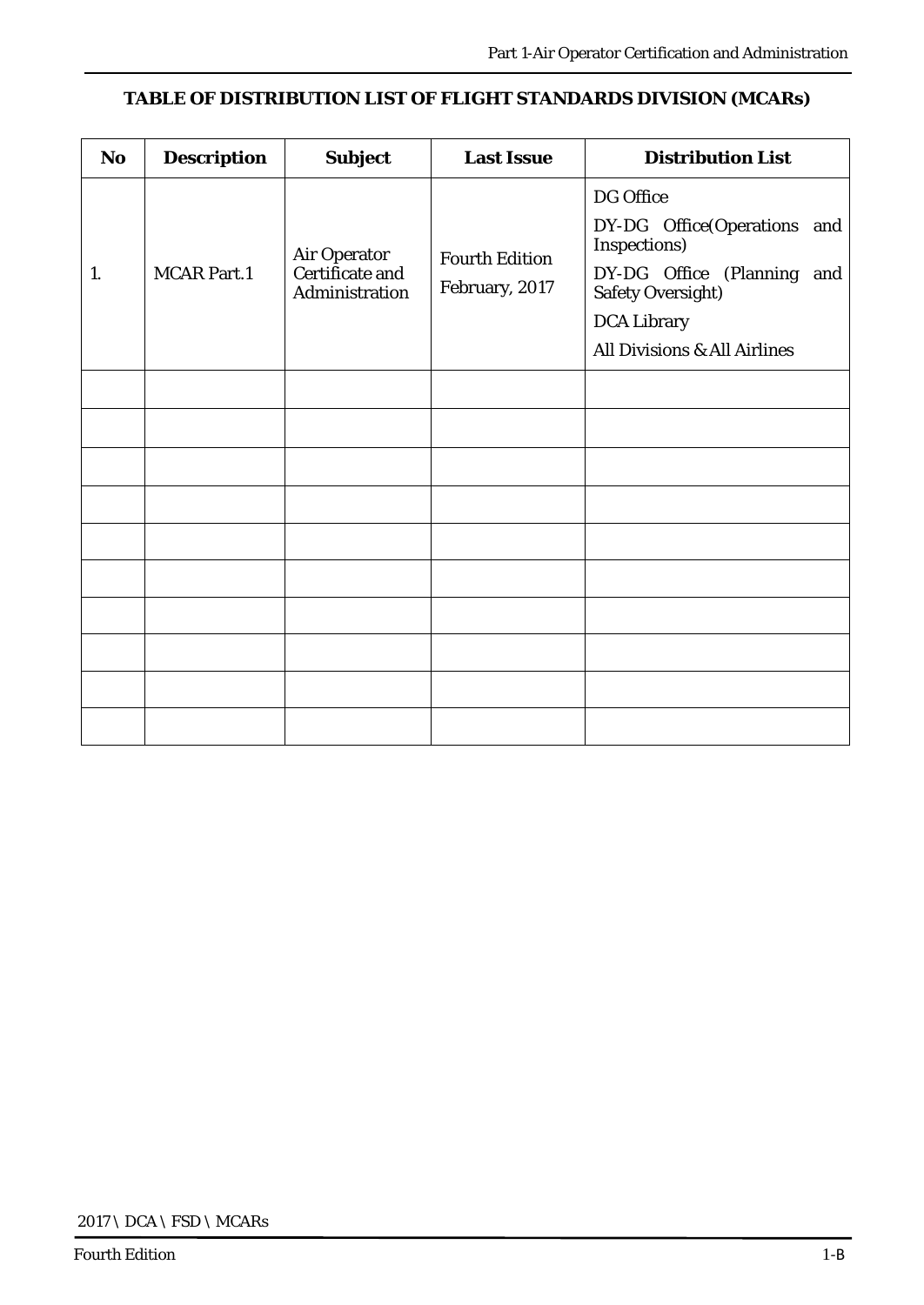## TABLE OF DISTRIBUTION LIST OF FLIGHT STANDARDS DIVISION (MCARs)

| No | Description | Subject | Last Issue | Distribution List |
|---|---|---|---|---|
| 1. | MCAR Part.1 | Air Operator Certificate and Administration | Fourth Edition February, 2017 | DG Office<br>DY-DG Office(Operations and Inspections)<br>DY-DG Office (Planning and Safety Oversight)<br>DCA Library<br>All Divisions & All Airlines |
| | | | | |
| | | | | |
| | | | | |
| | | | | |
| | | | | |
| | | | | |
| | | | | |
| | | | | |
| | | | | |
| | | | | |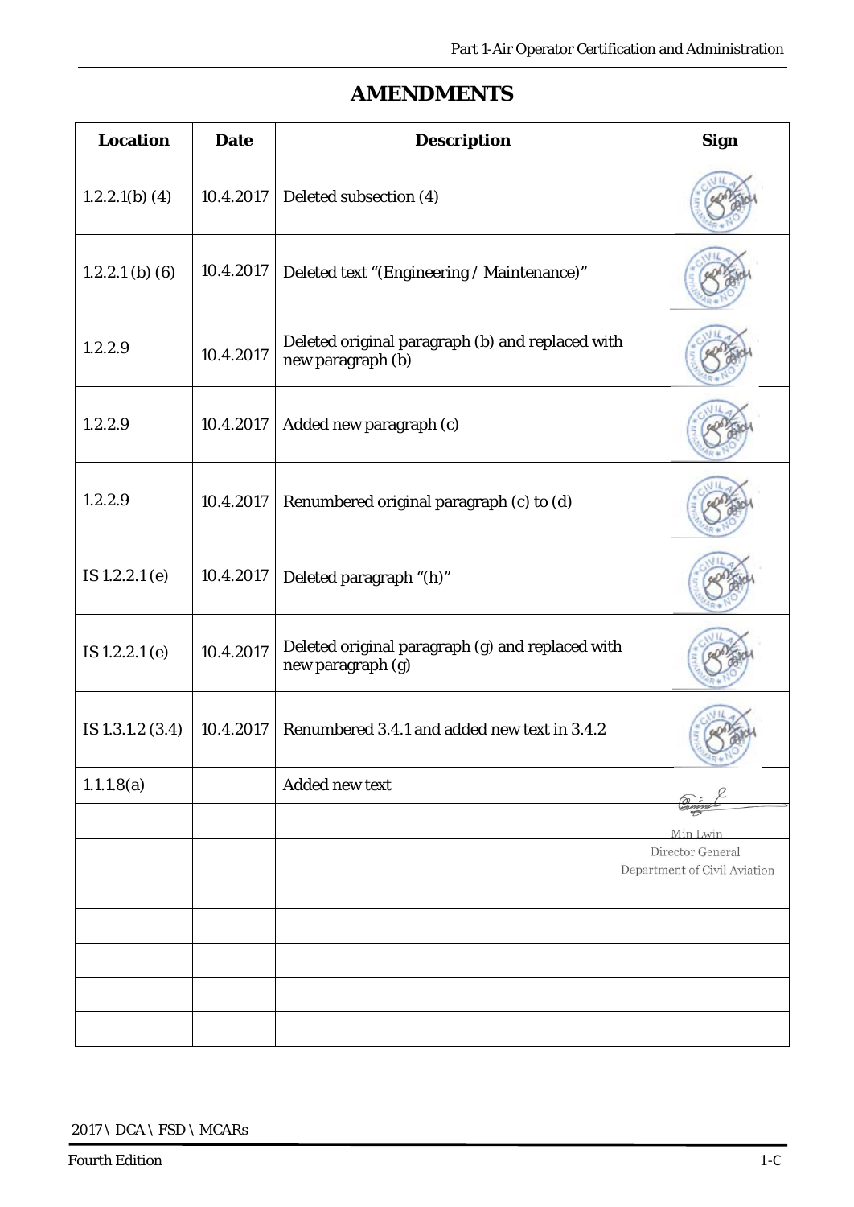# AMENDMENTS

| Location | Date | Description | Sign |
|---|---|---|---|
| 1.2.2.1(b) (4) | 10.4.2017 | Deleted subsection (4) | |
| 1.2.2.1 (b) (6) | 10.4.2017 | Deleted text "(Engineering / Maintenance)" | |
| 1.2.2.9 | 10.4.2017 | Deleted original paragraph (b) and replaced with new paragraph (b) | |
| 1.2.2.9 | 10.4.2017 | Added new paragraph (c) | |
| 1.2.2.9 | 10.4.2017 | Renumbered original paragraph (c) to (d) | |
| IS 1.2.2.1 (e) | 10.4.2017 | Deleted paragraph "(h)" | |
| IS 1.2.2.1 (e) | 10.4.2017 | Deleted original paragraph (g) and replaced with new paragraph (g) | |
| IS 1.3.1.2 (3.4) | 10.4.2017 | Renumbered 3.4.1 and added new text in 3.4.2 | |
| 1.1.1.8(a) | | Added new text | |
| | | | |
| | | | |
| | | | |
| | | | |
| | | | |
| | | | |
| | | | |

Min Lwin
Director General
Department of Civil Aviation

2017 \ DCA \ FSD \ MCARs

Fourth Edition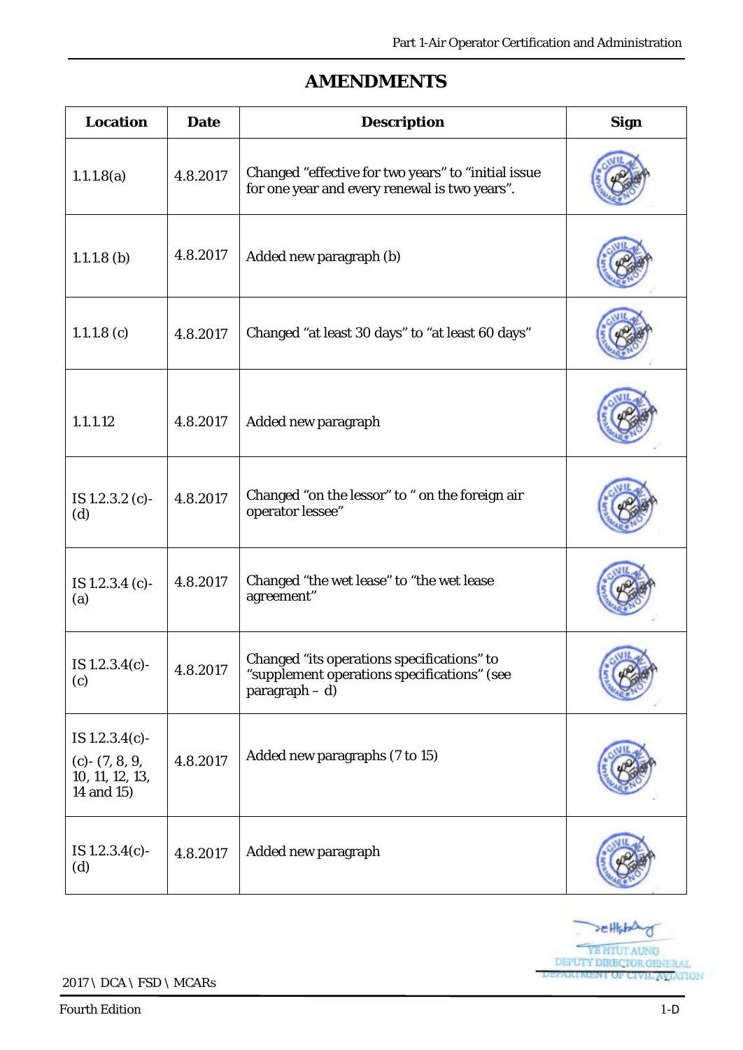## AMENDMENTS

| Location | Date | Description | Sign |
|---|---|---|---|
| 1.1.1.8(a) | 4.8.2017 | Changed "effective for two years" to "initial issue for one year and every renewal is two years". | |
| 1.1.1.8 (b) | 4.8.2017 | Added new paragraph (b) | |
| 1.1.1.8 (c) | 4.8.2017 | Changed "at least 30 days" to "at least 60 days" | |
| 1.1.1.12 | 4.8.2017 | Added new paragraph | |
| IS 1.2.3.2 (c)-(d) | 4.8.2017 | Changed "on the lessor" to " on the foreign air operator lessee" | |
| IS 1.2.3.4 (c)-(a) | 4.8.2017 | Changed "the wet lease" to "the wet lease agreement" | |
| IS 1.2.3.4(c)-(c) | 4.8.2017 | Changed "its operations specifications" to "supplement operations specifications" (see paragraph – d) | |
| IS 1.2.3.4(c)-(c)- (7, 8, 9, 10, 11, 12, 13, 14 and 15) | 4.8.2017 | Added new paragraphs (7 to 15) | |
| IS 1.2.3.4(c)-(d) | 4.8.2017 | Added new paragraph | |

YE HTUT AUNG
DEPUTY DIRECTOR GENERAL
DEPARTMENT OF CIVIL AVIATION

2017 \ DCA \ FSD \ MCARs

Fourth Edition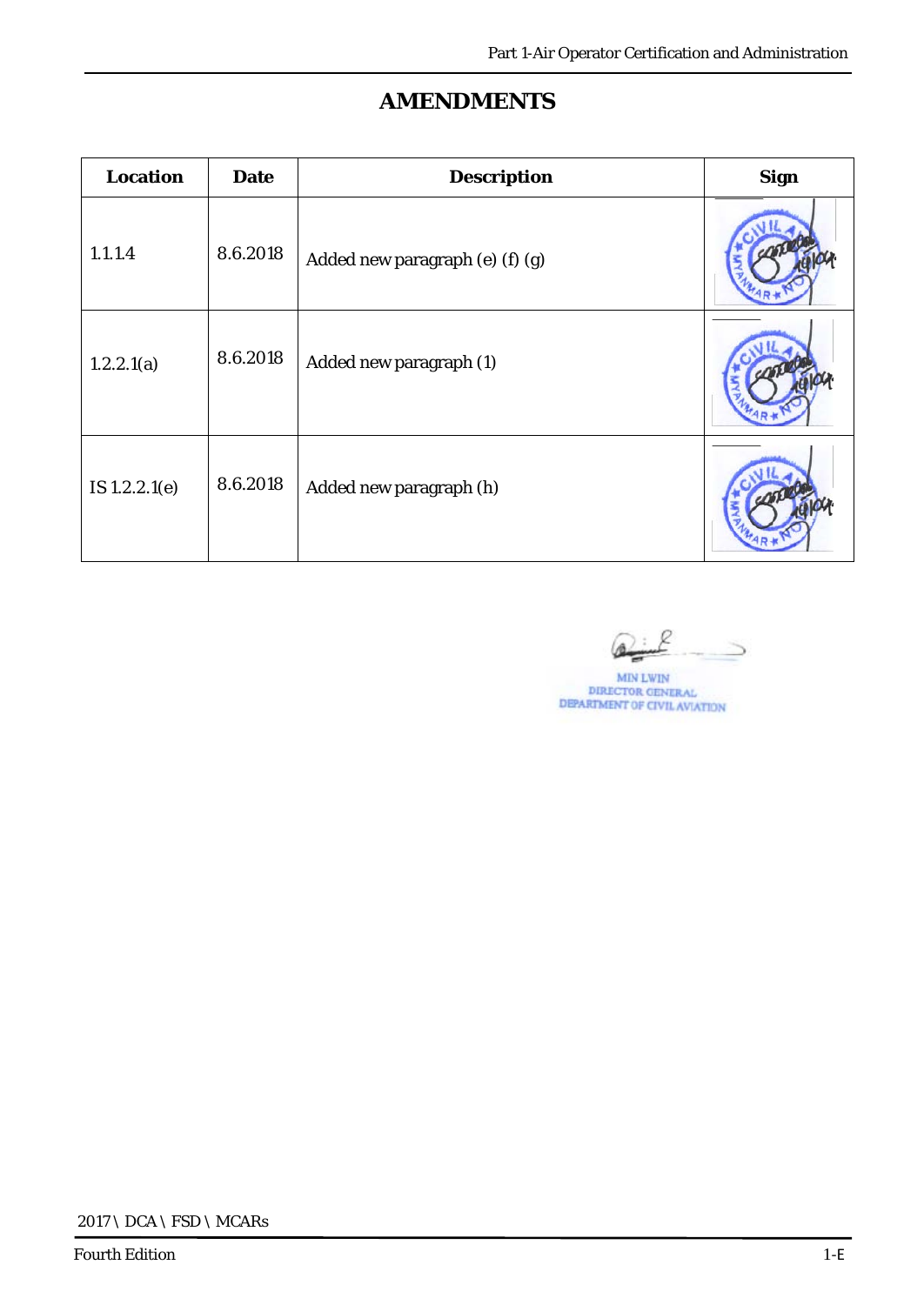# AMENDMENTS

| Location | Date | Description | Sign |
|---|---|---|---|
| 1.1.1.4 | 8.6.2018 | Added new paragraph (e) (f) (g) | |
| 1.2.2.1(a) | 8.6.2018 | Added new paragraph (1) | |
| IS 1.2.2.1(e) | 8.6.2018 | Added new paragraph (h) | |

MIN LWIN
DIRECTOR GENERAL
DEPARTMENT OF CIVIL AVIATION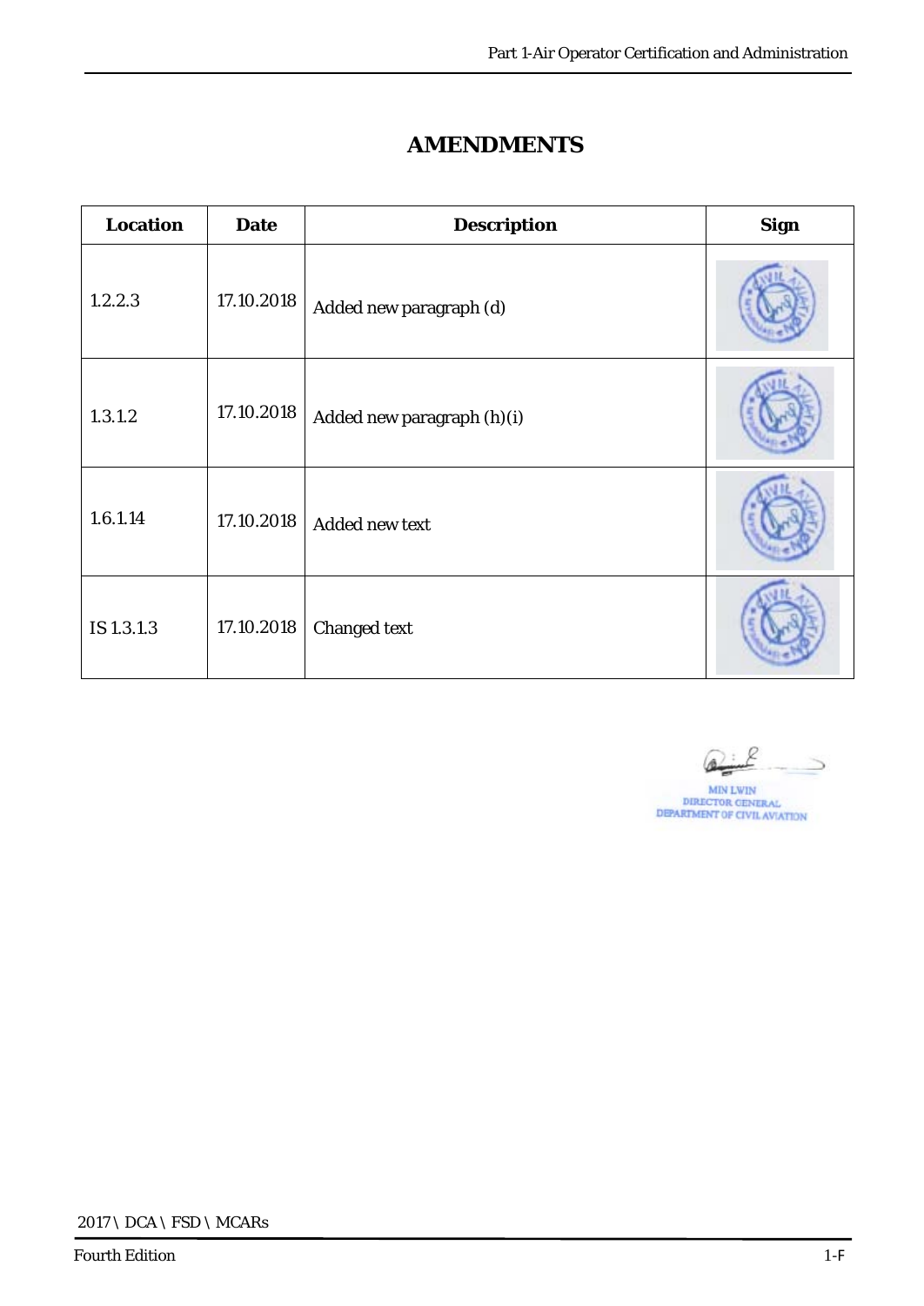# AMENDMENTS

| Location | Date | Description | Sign |
|---|---|---|---|
| 1.2.2.3 | 17.10.2018 | Added new paragraph (d) | |
| 1.3.1.2 | 17.10.2018 | Added new paragraph (h)(i) | |
| 1.6.1.14 | 17.10.2018 | Added new text | |
| IS 1.3.1.3 | 17.10.2018 | Changed text | |

MIN LWIN
DIRECTOR GENERAL
DEPARTMENT OF CIVIL AVIATION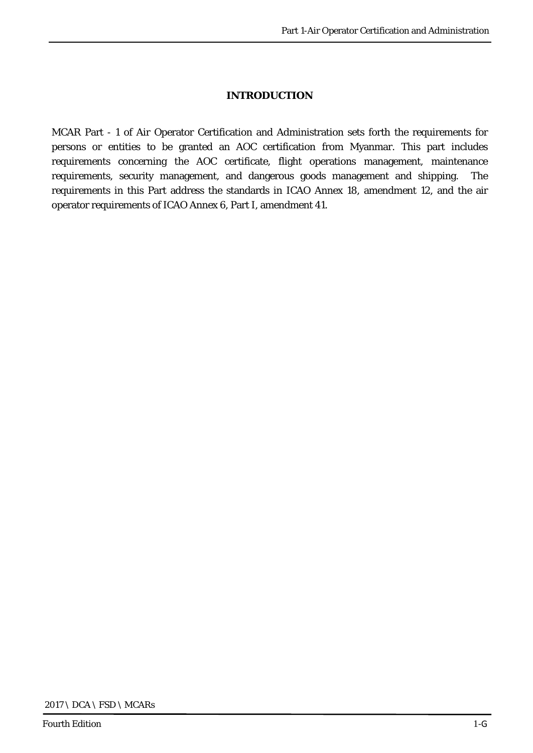# INTRODUCTION

MCAR Part - 1 of Air Operator Certification and Administration sets forth the requirements for persons or entities to be granted an AOC certification from Myanmar. This part includes requirements concerning the AOC certificate, flight operations management, maintenance requirements, security management, and dangerous goods management and shipping. The requirements in this Part address the standards in ICAO Annex 18, amendment 12, and the air operator requirements of ICAO Annex 6, Part I, amendment 41.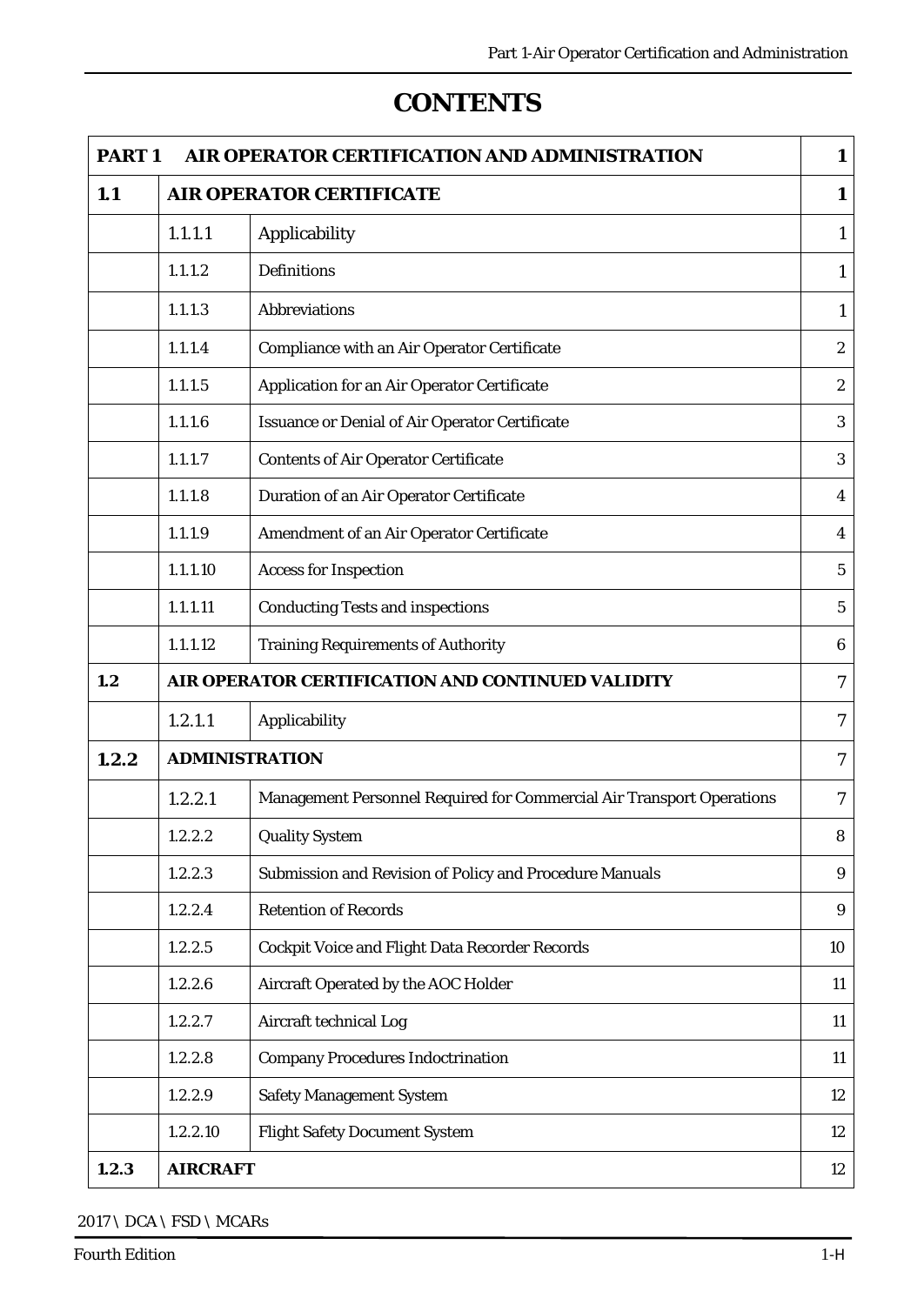# CONTENTS

| | | | |
|---|---|---|---|
| **PART 1** | **AIR OPERATOR CERTIFICATION AND ADMINISTRATION** | | **1** |
| **1.1** | **AIR OPERATOR CERTIFICATE** | | **1** |
| | 1.1.1.1 | Applicability | 1 |
| | 1.1.1.2 | Definitions | 1 |
| | 1.1.1.3 | Abbreviations | 1 |
| | 1.1.1.4 | Compliance with an Air Operator Certificate | 2 |
| | 1.1.1.5 | Application for an Air Operator Certificate | 2 |
| | 1.1.1.6 | Issuance or Denial of Air Operator Certificate | 3 |
| | 1.1.1.7 | Contents of Air Operator Certificate | 3 |
| | 1.1.1.8 | Duration of an Air Operator Certificate | 4 |
| | 1.1.1.9 | Amendment of an Air Operator Certificate | 4 |
| | 1.1.1.10 | Access for Inspection | 5 |
| | 1.1.1.11 | Conducting Tests and inspections | 5 |
| | 1.1.1.12 | Training Requirements of Authority | 6 |
| **1.2** | **AIR OPERATOR CERTIFICATION AND CONTINUED VALIDITY** | | 7 |
| | 1.2.1.1 | Applicability | 7 |
| **1.2.2** | **ADMINISTRATION** | | 7 |
| | 1.2.2.1 | Management Personnel Required for Commercial Air Transport Operations | 7 |
| | 1.2.2.2 | Quality System | 8 |
| | 1.2.2.3 | Submission and Revision of Policy and Procedure Manuals | 9 |
| | 1.2.2.4 | Retention of Records | 9 |
| | 1.2.2.5 | Cockpit Voice and Flight Data Recorder Records | 10 |
| | 1.2.2.6 | Aircraft Operated by the AOC Holder | 11 |
| | 1.2.2.7 | Aircraft technical Log | 11 |
| | 1.2.2.8 | Company Procedures Indoctrination | 11 |
| | 1.2.2.9 | Safety Management System | 12 |
| | 1.2.2.10 | Flight Safety Document System | 12 |
| **1.2.3** | **AIRCRAFT** | | 12 |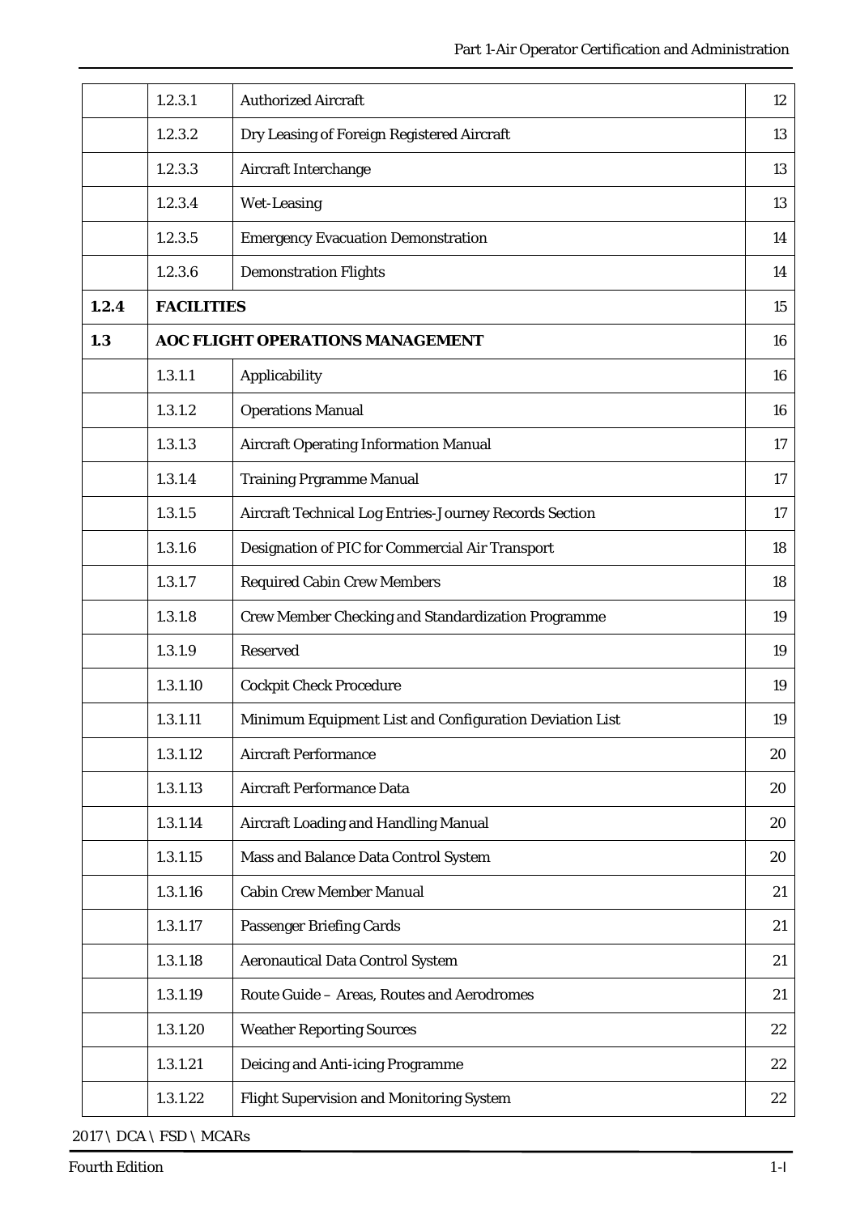| | | | |
|---|---|---|---|
| | 1.2.3.1 | Authorized Aircraft | 12 |
| | 1.2.3.2 | Dry Leasing of Foreign Registered Aircraft | 13 |
| | 1.2.3.3 | Aircraft Interchange | 13 |
| | 1.2.3.4 | Wet-Leasing | 13 |
| | 1.2.3.5 | Emergency Evacuation Demonstration | 14 |
| | 1.2.3.6 | Demonstration Flights | 14 |
| **1.2.4** | **FACILITIES** | | 15 |
| **1.3** | **AOC FLIGHT OPERATIONS MANAGEMENT** | | 16 |
| | 1.3.1.1 | Applicability | 16 |
| | 1.3.1.2 | Operations Manual | 16 |
| | 1.3.1.3 | Aircraft Operating Information Manual | 17 |
| | 1.3.1.4 | Training Prgramme Manual | 17 |
| | 1.3.1.5 | Aircraft Technical Log Entries-Journey Records Section | 17 |
| | 1.3.1.6 | Designation of PIC for Commercial Air Transport | 18 |
| | 1.3.1.7 | Required Cabin Crew Members | 18 |
| | 1.3.1.8 | Crew Member Checking and Standardization Programme | 19 |
| | 1.3.1.9 | Reserved | 19 |
| | 1.3.1.10 | Cockpit Check Procedure | 19 |
| | 1.3.1.11 | Minimum Equipment List and Configuration Deviation List | 19 |
| | 1.3.1.12 | Aircraft Performance | 20 |
| | 1.3.1.13 | Aircraft Performance Data | 20 |
| | 1.3.1.14 | Aircraft Loading and Handling Manual | 20 |
| | 1.3.1.15 | Mass and Balance Data Control System | 20 |
| | 1.3.1.16 | Cabin Crew Member Manual | 21 |
| | 1.3.1.17 | Passenger Briefing Cards | 21 |
| | 1.3.1.18 | Aeronautical Data Control System | 21 |
| | 1.3.1.19 | Route Guide – Areas, Routes and Aerodromes | 21 |
| | 1.3.1.20 | Weather Reporting Sources | 22 |
| | 1.3.1.21 | Deicing and Anti-icing Programme | 22 |
| | 1.3.1.22 | Flight Supervision and Monitoring System | 22 |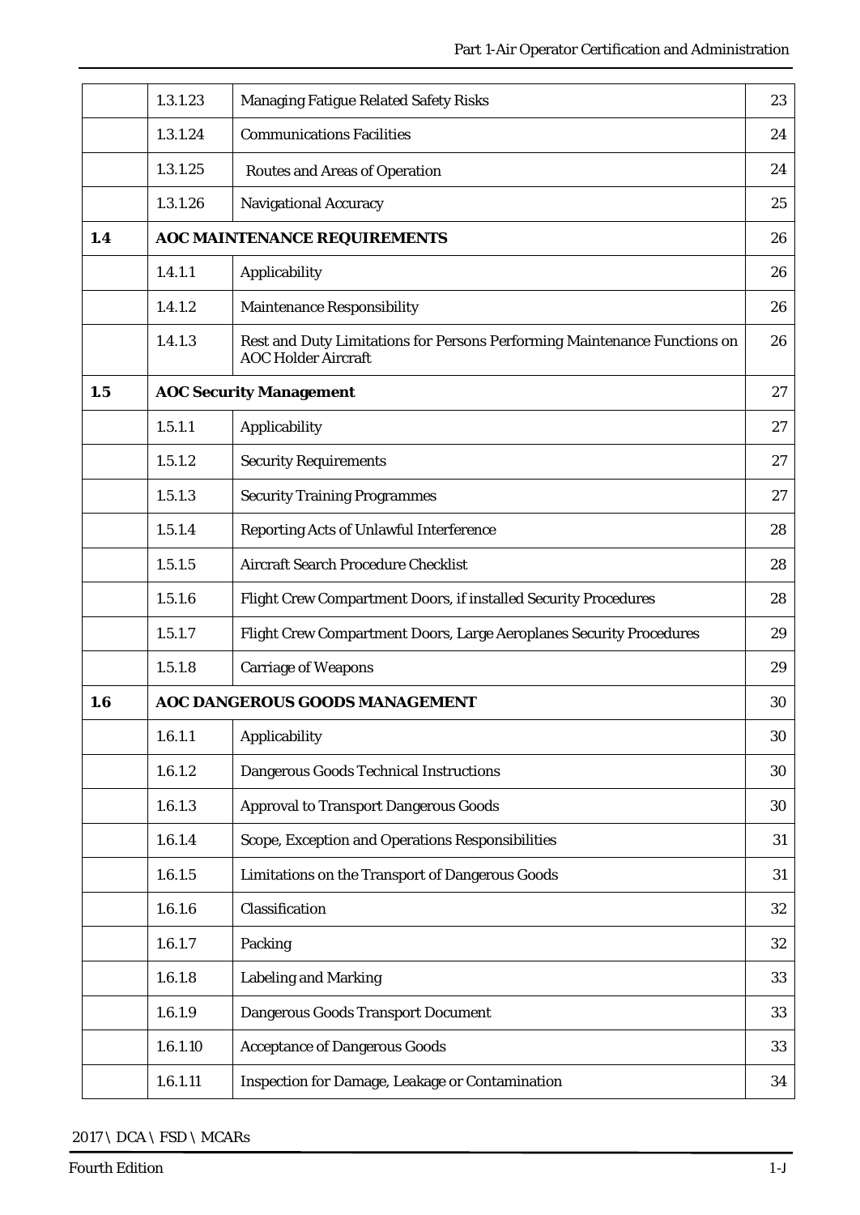| | | | |
|---|---|---|---|
| | 1.3.1.23 | Managing Fatigue Related Safety Risks | 23 |
| | 1.3.1.24 | Communications Facilities | 24 |
| | 1.3.1.25 | Routes and Areas of Operation | 24 |
| | 1.3.1.26 | Navigational Accuracy | 25 |
| **1.4** | **AOC MAINTENANCE REQUIREMENTS** | | 26 |
| | 1.4.1.1 | Applicability | 26 |
| | 1.4.1.2 | Maintenance Responsibility | 26 |
| | 1.4.1.3 | Rest and Duty Limitations for Persons Performing Maintenance Functions on AOC Holder Aircraft | 26 |
| **1.5** | **AOC Security Management** | | 27 |
| | 1.5.1.1 | Applicability | 27 |
| | 1.5.1.2 | Security Requirements | 27 |
| | 1.5.1.3 | Security Training Programmes | 27 |
| | 1.5.1.4 | Reporting Acts of Unlawful Interference | 28 |
| | 1.5.1.5 | Aircraft Search Procedure Checklist | 28 |
| | 1.5.1.6 | Flight Crew Compartment Doors, if installed Security Procedures | 28 |
| | 1.5.1.7 | Flight Crew Compartment Doors, Large Aeroplanes Security Procedures | 29 |
| | 1.5.1.8 | Carriage of Weapons | 29 |
| **1.6** | **AOC DANGEROUS GOODS MANAGEMENT** | | 30 |
| | 1.6.1.1 | Applicability | 30 |
| | 1.6.1.2 | Dangerous Goods Technical Instructions | 30 |
| | 1.6.1.3 | Approval to Transport Dangerous Goods | 30 |
| | 1.6.1.4 | Scope, Exception and Operations Responsibilities | 31 |
| | 1.6.1.5 | Limitations on the Transport of Dangerous Goods | 31 |
| | 1.6.1.6 | Classification | 32 |
| | 1.6.1.7 | Packing | 32 |
| | 1.6.1.8 | Labeling and Marking | 33 |
| | 1.6.1.9 | Dangerous Goods Transport Document | 33 |
| | 1.6.1.10 | Acceptance of Dangerous Goods | 33 |
| | 1.6.1.11 | Inspection for Damage, Leakage or Contamination | 34 |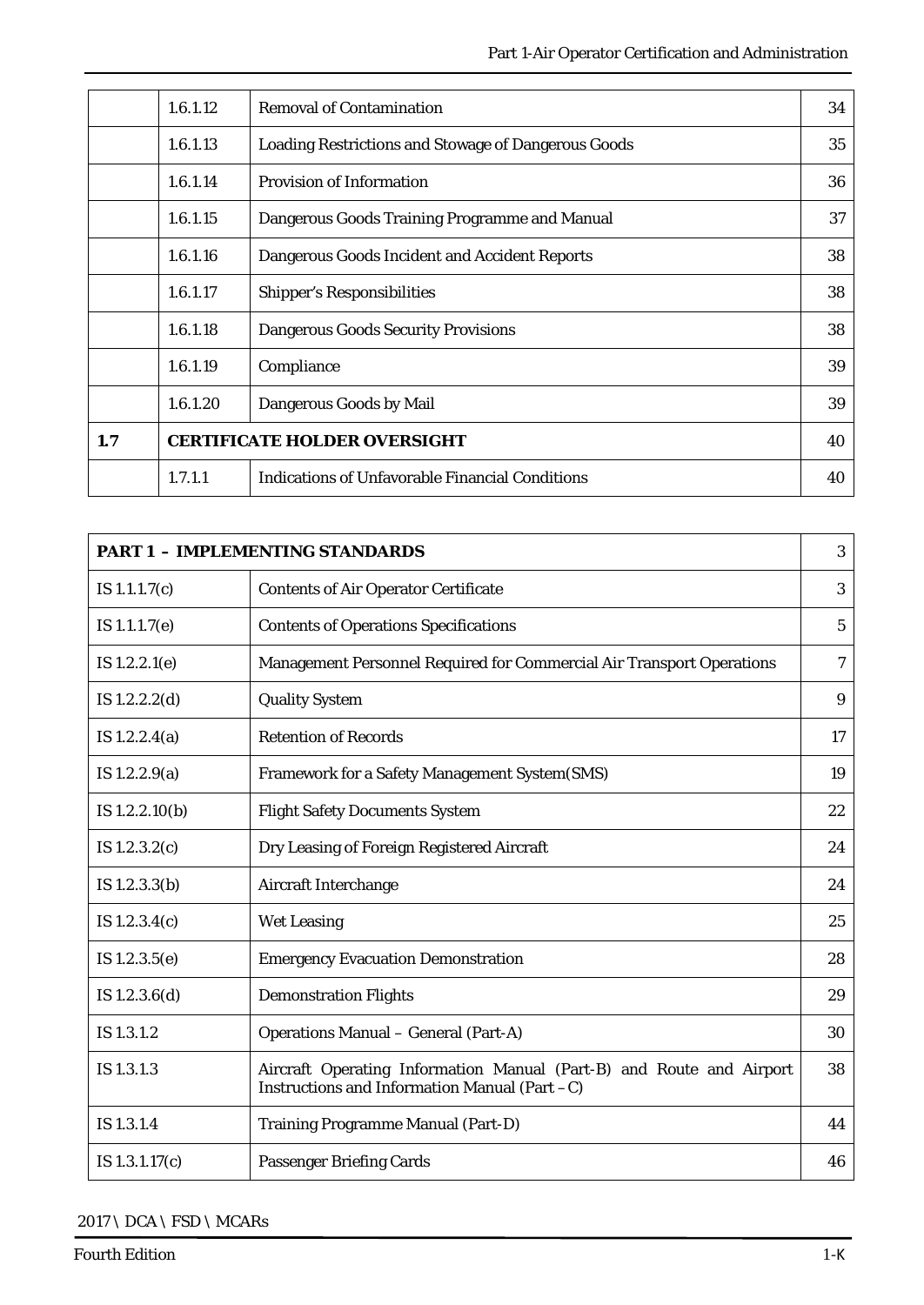| | | | |
|---|---|---|---|
| | 1.6.1.12 | Removal of Contamination | 34 |
| | 1.6.1.13 | Loading Restrictions and Stowage of Dangerous Goods | 35 |
| | 1.6.1.14 | Provision of Information | 36 |
| | 1.6.1.15 | Dangerous Goods Training Programme and Manual | 37 |
| | 1.6.1.16 | Dangerous Goods Incident and Accident Reports | 38 |
| | 1.6.1.17 | Shipper's Responsibilities | 38 |
| | 1.6.1.18 | Dangerous Goods Security Provisions | 38 |
| | 1.6.1.19 | Compliance | 39 |
| | 1.6.1.20 | Dangerous Goods by Mail | 39 |
| **1.7** | **CERTIFICATE HOLDER OVERSIGHT** | | 40 |
| | 1.7.1.1 | Indications of Unfavorable Financial Conditions | 40 |

| **PART 1 – IMPLEMENTING STANDARDS** | | 3 |
|---|---|---|
| IS 1.1.1.7(c) | Contents of Air Operator Certificate | 3 |
| IS 1.1.1.7(e) | Contents of Operations Specifications | 5 |
| IS 1.2.2.1(e) | Management Personnel Required for Commercial Air Transport Operations | 7 |
| IS 1.2.2.2(d) | Quality System | 9 |
| IS 1.2.2.4(a) | Retention of Records | 17 |
| IS 1.2.2.9(a) | Framework for a Safety Management System(SMS) | 19 |
| IS 1.2.2.10(b) | Flight Safety Documents System | 22 |
| IS 1.2.3.2(c) | Dry Leasing of Foreign Registered Aircraft | 24 |
| IS 1.2.3.3(b) | Aircraft Interchange | 24 |
| IS 1.2.3.4(c) | Wet Leasing | 25 |
| IS 1.2.3.5(e) | Emergency Evacuation Demonstration | 28 |
| IS 1.2.3.6(d) | Demonstration Flights | 29 |
| IS 1.3.1.2 | Operations Manual – General (Part-A) | 30 |
| IS 1.3.1.3 | Aircraft Operating Information Manual (Part-B) and Route and Airport Instructions and Information Manual (Part –C) | 38 |
| IS 1.3.1.4 | Training Programme Manual (Part-D) | 44 |
| IS 1.3.1.17(c) | Passenger Briefing Cards | 46 |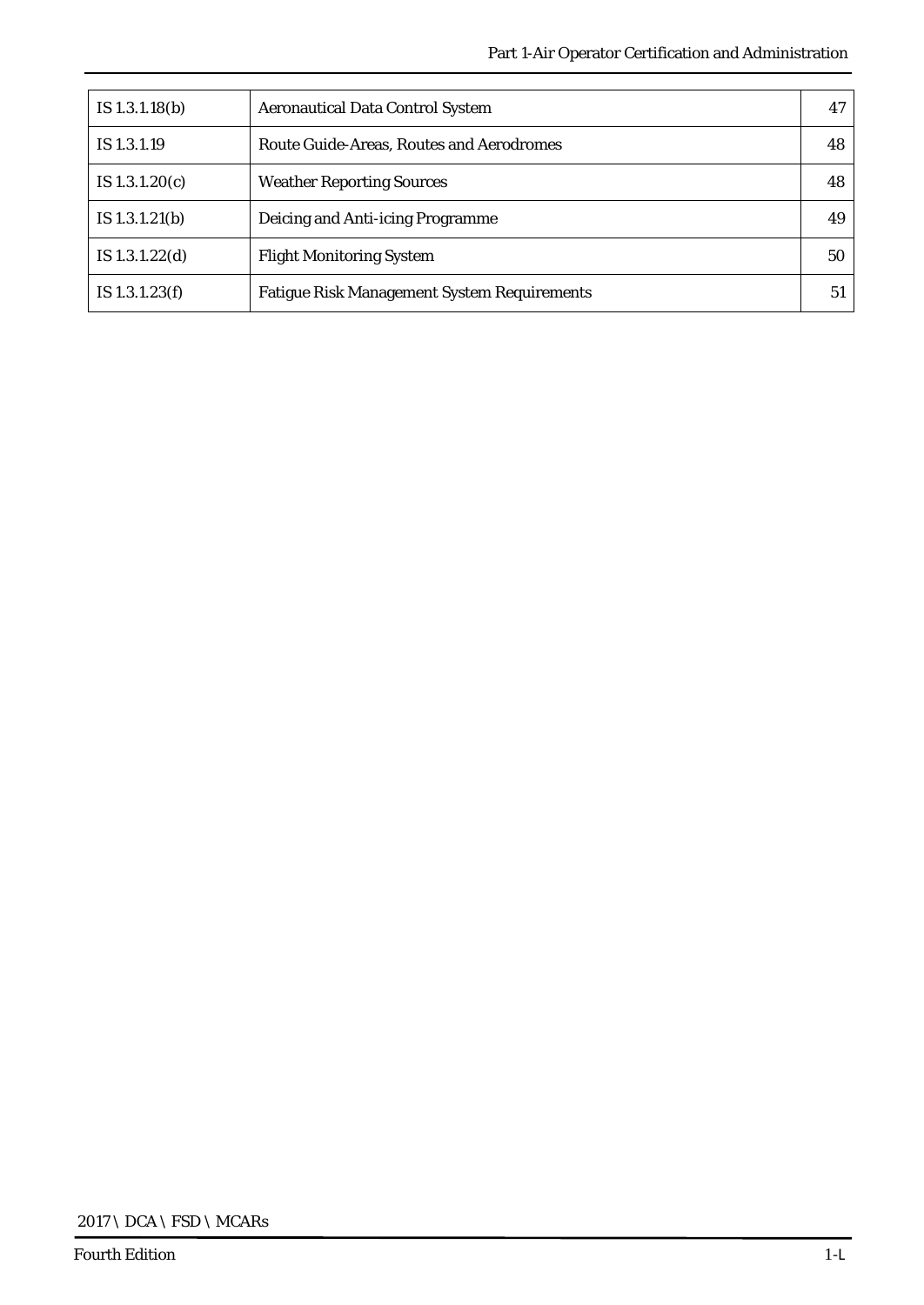| IS 1.3.1.18(b) | Aeronautical Data Control System | 47 |
| --- | --- | --- |
| IS 1.3.1.19 | Route Guide-Areas, Routes and Aerodromes | 48 |
| IS 1.3.1.20(c) | Weather Reporting Sources | 48 |
| IS 1.3.1.21(b) | Deicing and Anti-icing Programme | 49 |
| IS 1.3.1.22(d) | Flight Monitoring System | 50 |
| IS 1.3.1.23(f) | Fatigue Risk Management System Requirements | 51 |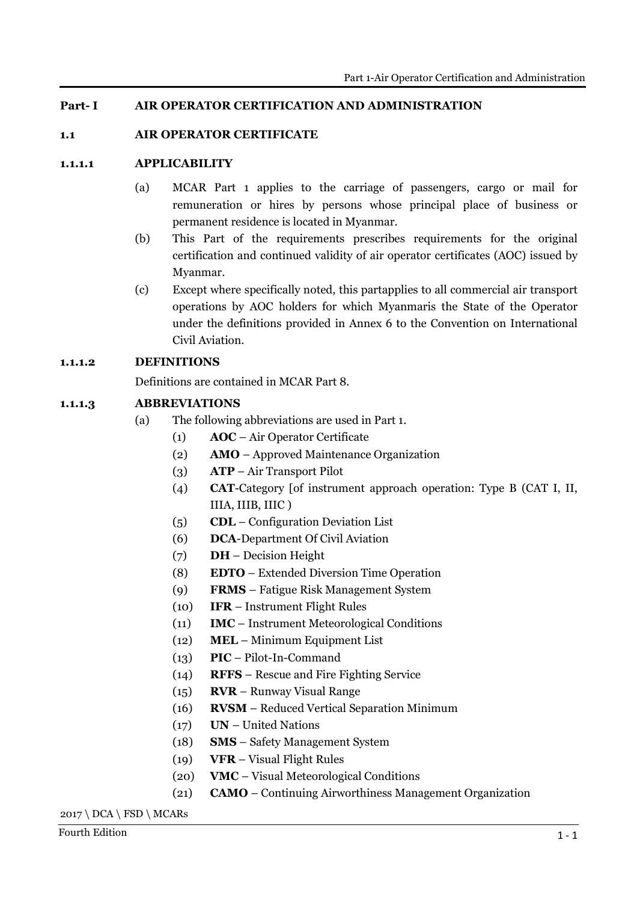# Part- I AIR OPERATOR CERTIFICATION AND ADMINISTRATION

## 1.1 AIR OPERATOR CERTIFICATE

### 1.1.1.1 APPLICABILITY

(a) MCAR Part 1 applies to the carriage of passengers, cargo or mail for remuneration or hires by persons whose principal place of business or permanent residence is located in Myanmar.

(b) This Part of the requirements prescribes requirements for the original certification and continued validity of air operator certificates (AOC) issued by Myanmar.

(c) Except where specifically noted, this partapplies to all commercial air transport operations by AOC holders for which Myanmaris the State of the Operator under the definitions provided in Annex 6 to the Convention on International Civil Aviation.

### 1.1.1.2 DEFINITIONS

Definitions are contained in MCAR Part 8.

### 1.1.1.3 ABBREVIATIONS

(a) The following abbreviations are used in Part 1.

(1) **AOC** – Air Operator Certificate
(2) **AMO** – Approved Maintenance Organization
(3) **ATP** – Air Transport Pilot
(4) **CAT**-Category [of instrument approach operation: Type B (CAT I, II, IIIA, IIIB, IIIC )
(5) **CDL** – Configuration Deviation List
(6) **DCA**-Department Of Civil Aviation
(7) **DH** – Decision Height
(8) **EDTO** – Extended Diversion Time Operation
(9) **FRMS** – Fatigue Risk Management System
(10) **IFR** – Instrument Flight Rules
(11) **IMC** – Instrument Meteorological Conditions
(12) **MEL** – Minimum Equipment List
(13) **PIC** – Pilot-In-Command
(14) **RFFS** – Rescue and Fire Fighting Service
(15) **RVR** – Runway Visual Range
(16) **RVSM** – Reduced Vertical Separation Minimum
(17) **UN** – United Nations
(18) **SMS** – Safety Management System
(19) **VFR** – Visual Flight Rules
(20) **VMC** – Visual Meteorological Conditions
(21) **CAMO** – Continuing Airworthiness Management Organization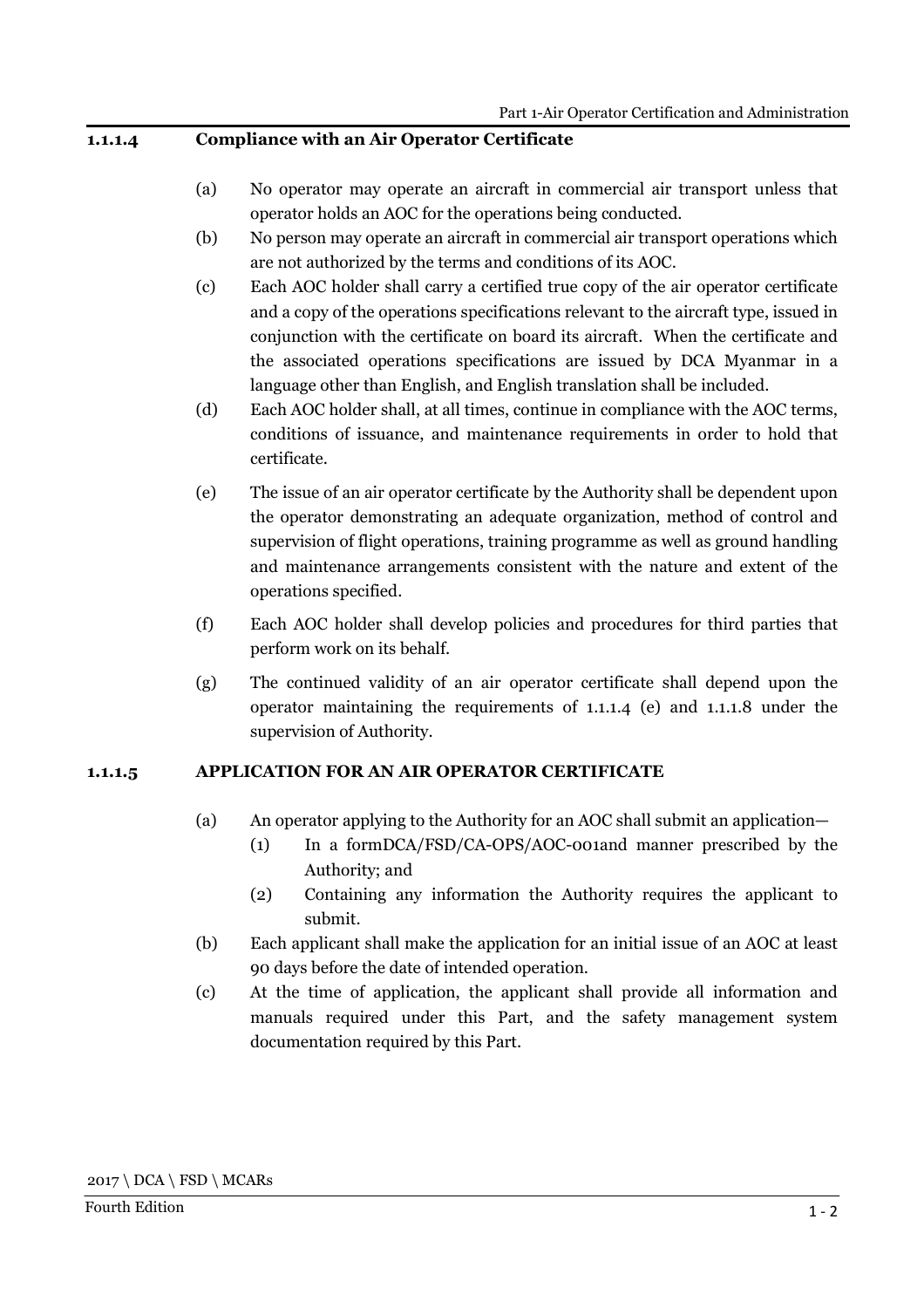### 1.1.1.4 Compliance with an Air Operator Certificate

(a) No operator may operate an aircraft in commercial air transport unless that operator holds an AOC for the operations being conducted.

(b) No person may operate an aircraft in commercial air transport operations which are not authorized by the terms and conditions of its AOC.

(c) Each AOC holder shall carry a certified true copy of the air operator certificate and a copy of the operations specifications relevant to the aircraft type, issued in conjunction with the certificate on board its aircraft. When the certificate and the associated operations specifications are issued by DCA Myanmar in a language other than English, and English translation shall be included.

(d) Each AOC holder shall, at all times, continue in compliance with the AOC terms, conditions of issuance, and maintenance requirements in order to hold that certificate.

(e) The issue of an air operator certificate by the Authority shall be dependent upon the operator demonstrating an adequate organization, method of control and supervision of flight operations, training programme as well as ground handling and maintenance arrangements consistent with the nature and extent of the operations specified.

(f) Each AOC holder shall develop policies and procedures for third parties that perform work on its behalf.

(g) The continued validity of an air operator certificate shall depend upon the operator maintaining the requirements of 1.1.1.4 (e) and 1.1.1.8 under the supervision of Authority.

### 1.1.1.5 APPLICATION FOR AN AIR OPERATOR CERTIFICATE

(a) An operator applying to the Authority for an AOC shall submit an application—

(1) In a formDCA/FSD/CA-OPS/AOC-001and manner prescribed by the Authority; and

(2) Containing any information the Authority requires the applicant to submit.

(b) Each applicant shall make the application for an initial issue of an AOC at least 90 days before the date of intended operation.

(c) At the time of application, the applicant shall provide all information and manuals required under this Part, and the safety management system documentation required by this Part.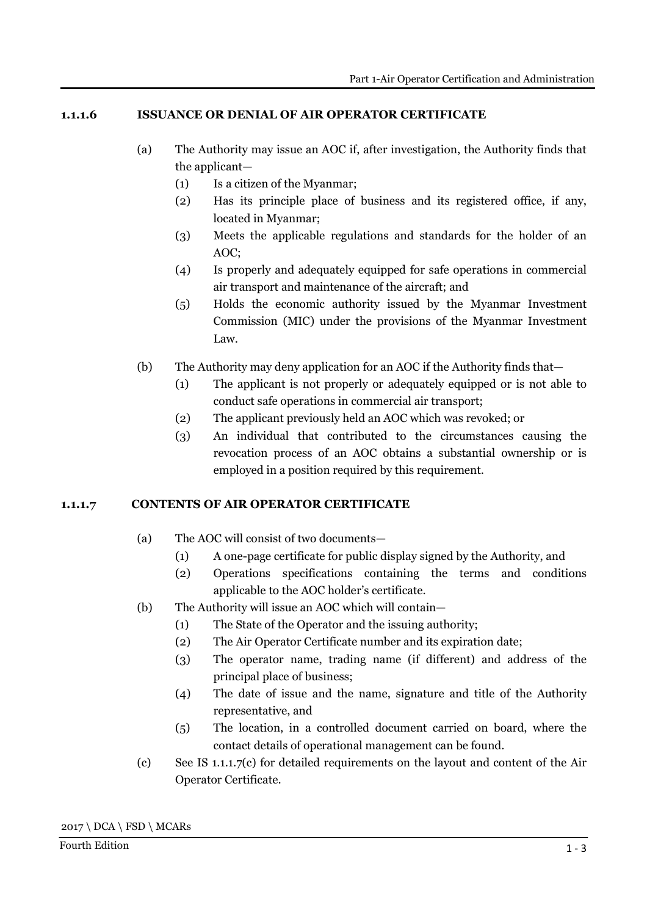## 1.1.1.6 ISSUANCE OR DENIAL OF AIR OPERATOR CERTIFICATE

(a) The Authority may issue an AOC if, after investigation, the Authority finds that the applicant—

   (1) Is a citizen of the Myanmar;

   (2) Has its principle place of business and its registered office, if any, located in Myanmar;

   (3) Meets the applicable regulations and standards for the holder of an AOC;

   (4) Is properly and adequately equipped for safe operations in commercial air transport and maintenance of the aircraft; and

   (5) Holds the economic authority issued by the Myanmar Investment Commission (MIC) under the provisions of the Myanmar Investment Law.

(b) The Authority may deny application for an AOC if the Authority finds that—

   (1) The applicant is not properly or adequately equipped or is not able to conduct safe operations in commercial air transport;

   (2) The applicant previously held an AOC which was revoked; or

   (3) An individual that contributed to the circumstances causing the revocation process of an AOC obtains a substantial ownership or is employed in a position required by this requirement.

## 1.1.1.7 CONTENTS OF AIR OPERATOR CERTIFICATE

(a) The AOC will consist of two documents—

   (1) A one-page certificate for public display signed by the Authority, and

   (2) Operations specifications containing the terms and conditions applicable to the AOC holder's certificate.

(b) The Authority will issue an AOC which will contain—

   (1) The State of the Operator and the issuing authority;

   (2) The Air Operator Certificate number and its expiration date;

   (3) The operator name, trading name (if different) and address of the principal place of business;

   (4) The date of issue and the name, signature and title of the Authority representative, and

   (5) The location, in a controlled document carried on board, where the contact details of operational management can be found.

(c) See IS 1.1.1.7(c) for detailed requirements on the layout and content of the Air Operator Certificate.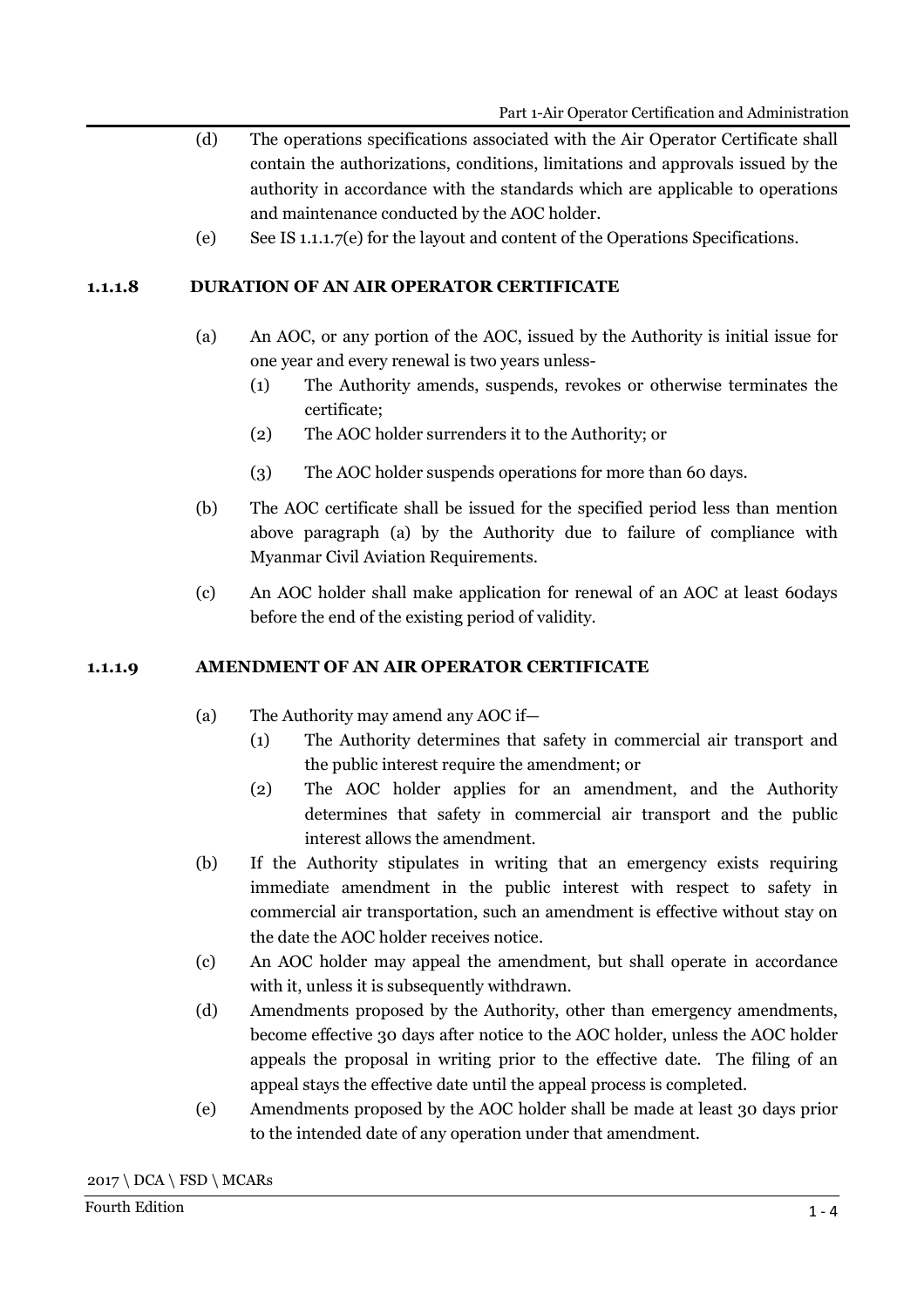(d) The operations specifications associated with the Air Operator Certificate shall contain the authorizations, conditions, limitations and approvals issued by the authority in accordance with the standards which are applicable to operations and maintenance conducted by the AOC holder.

(e) See IS 1.1.1.7(e) for the layout and content of the Operations Specifications.

### 1.1.1.8 DURATION OF AN AIR OPERATOR CERTIFICATE

(a) An AOC, or any portion of the AOC, issued by the Authority is initial issue for one year and every renewal is two years unless-

   (1) The Authority amends, suspends, revokes or otherwise terminates the certificate;

   (2) The AOC holder surrenders it to the Authority; or

   (3) The AOC holder suspends operations for more than 60 days.

(b) The AOC certificate shall be issued for the specified period less than mention above paragraph (a) by the Authority due to failure of compliance with Myanmar Civil Aviation Requirements.

(c) An AOC holder shall make application for renewal of an AOC at least 60days before the end of the existing period of validity.

### 1.1.1.9 AMENDMENT OF AN AIR OPERATOR CERTIFICATE

(a) The Authority may amend any AOC if—

   (1) The Authority determines that safety in commercial air transport and the public interest require the amendment; or

   (2) The AOC holder applies for an amendment, and the Authority determines that safety in commercial air transport and the public interest allows the amendment.

(b) If the Authority stipulates in writing that an emergency exists requiring immediate amendment in the public interest with respect to safety in commercial air transportation, such an amendment is effective without stay on the date the AOC holder receives notice.

(c) An AOC holder may appeal the amendment, but shall operate in accordance with it, unless it is subsequently withdrawn.

(d) Amendments proposed by the Authority, other than emergency amendments, become effective 30 days after notice to the AOC holder, unless the AOC holder appeals the proposal in writing prior to the effective date. The filing of an appeal stays the effective date until the appeal process is completed.

(e) Amendments proposed by the AOC holder shall be made at least 30 days prior to the intended date of any operation under that amendment.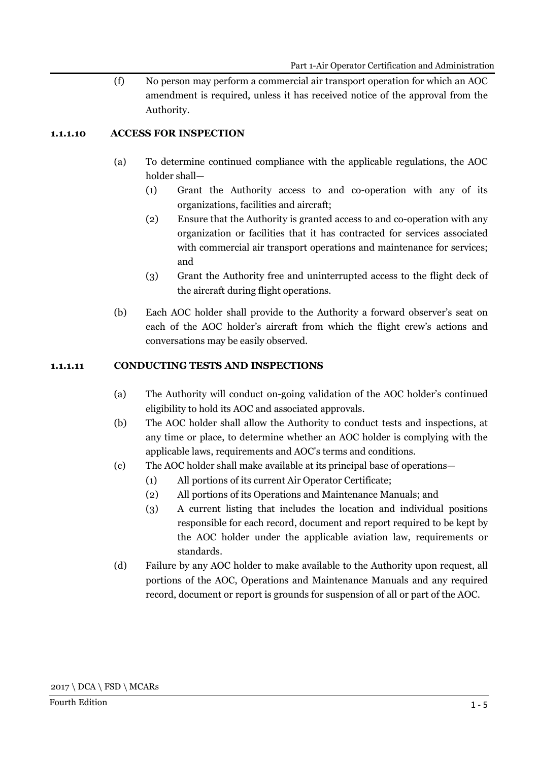(f) No person may perform a commercial air transport operation for which an AOC amendment is required, unless it has received notice of the approval from the Authority.

### 1.1.1.10 ACCESS FOR INSPECTION

(a) To determine continued compliance with the applicable regulations, the AOC holder shall—

- (1) Grant the Authority access to and co-operation with any of its organizations, facilities and aircraft;
- (2) Ensure that the Authority is granted access to and co-operation with any organization or facilities that it has contracted for services associated with commercial air transport operations and maintenance for services; and
- (3) Grant the Authority free and uninterrupted access to the flight deck of the aircraft during flight operations.

(b) Each AOC holder shall provide to the Authority a forward observer's seat on each of the AOC holder's aircraft from which the flight crew's actions and conversations may be easily observed.

### 1.1.1.11 CONDUCTING TESTS AND INSPECTIONS

(a) The Authority will conduct on-going validation of the AOC holder's continued eligibility to hold its AOC and associated approvals.

(b) The AOC holder shall allow the Authority to conduct tests and inspections, at any time or place, to determine whether an AOC holder is complying with the applicable laws, requirements and AOC's terms and conditions.

(c) The AOC holder shall make available at its principal base of operations—

- (1) All portions of its current Air Operator Certificate;
- (2) All portions of its Operations and Maintenance Manuals; and
- (3) A current listing that includes the location and individual positions responsible for each record, document and report required to be kept by the AOC holder under the applicable aviation law, requirements or standards.

(d) Failure by any AOC holder to make available to the Authority upon request, all portions of the AOC, Operations and Maintenance Manuals and any required record, document or report is grounds for suspension of all or part of the AOC.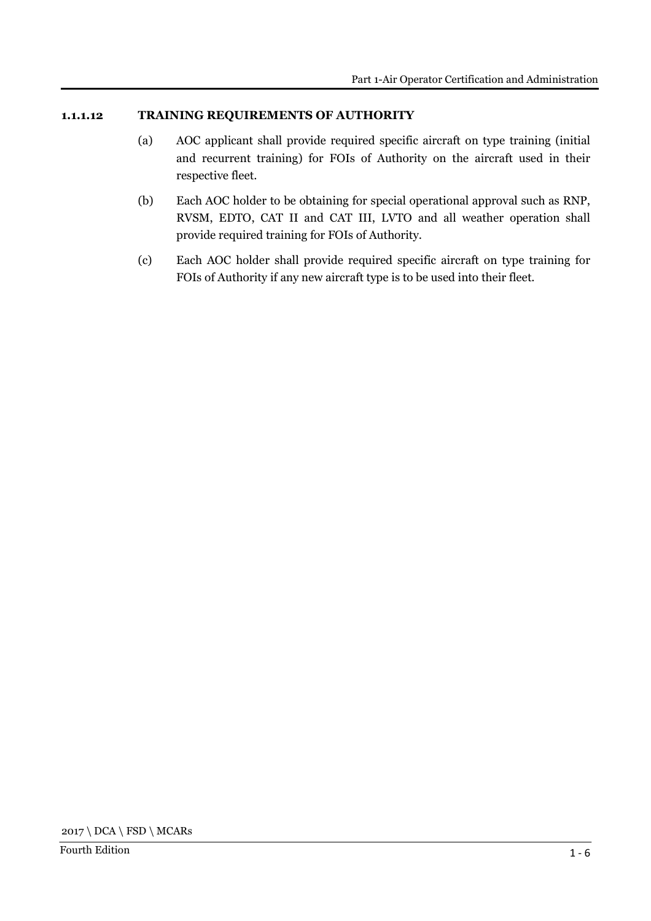### 1.1.1.12 TRAINING REQUIREMENTS OF AUTHORITY

(a) AOC applicant shall provide required specific aircraft on type training (initial and recurrent training) for FOIs of Authority on the aircraft used in their respective fleet.

(b) Each AOC holder to be obtaining for special operational approval such as RNP, RVSM, EDTO, CAT II and CAT III, LVTO and all weather operation shall provide required training for FOIs of Authority.

(c) Each AOC holder shall provide required specific aircraft on type training for FOIs of Authority if any new aircraft type is to be used into their fleet.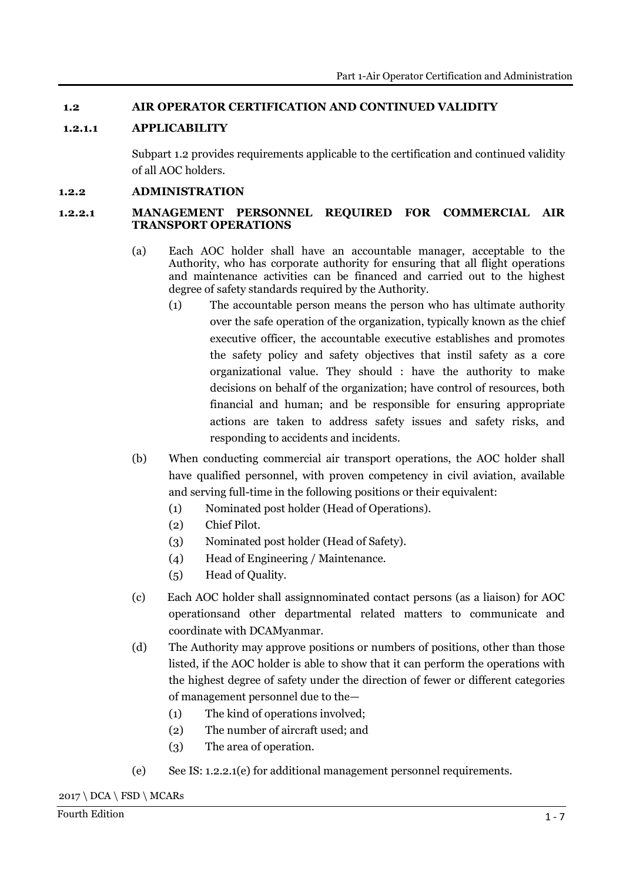## 1.2 AIR OPERATOR CERTIFICATION AND CONTINUED VALIDITY

### 1.2.1.1 APPLICABILITY

Subpart 1.2 provides requirements applicable to the certification and continued validity of all AOC holders.

### 1.2.2 ADMINISTRATION

### 1.2.2.1 MANAGEMENT PERSONNEL REQUIRED FOR COMMERCIAL AIR TRANSPORT OPERATIONS

(a) Each AOC holder shall have an accountable manager, acceptable to the Authority, who has corporate authority for ensuring that all flight operations and maintenance activities can be financed and carried out to the highest degree of safety standards required by the Authority.

(1) The accountable person means the person who has ultimate authority over the safe operation of the organization, typically known as the chief executive officer, the accountable executive establishes and promotes the safety policy and safety objectives that instil safety as a core organizational value. They should : have the authority to make decisions on behalf of the organization; have control of resources, both financial and human; and be responsible for ensuring appropriate actions are taken to address safety issues and safety risks, and responding to accidents and incidents.

(b) When conducting commercial air transport operations, the AOC holder shall have qualified personnel, with proven competency in civil aviation, available and serving full-time in the following positions or their equivalent:

(1) Nominated post holder (Head of Operations).

(2) Chief Pilot.

(3) Nominated post holder (Head of Safety).

(4) Head of Engineering / Maintenance.

(5) Head of Quality.

(c) Each AOC holder shall assignnominated contact persons (as a liaison) for AOC operationsand other departmental related matters to communicate and coordinate with DCAMyanmar.

(d) The Authority may approve positions or numbers of positions, other than those listed, if the AOC holder is able to show that it can perform the operations with the highest degree of safety under the direction of fewer or different categories of management personnel due to the—

(1) The kind of operations involved;

(2) The number of aircraft used; and

(3) The area of operation.

(e) See IS: 1.2.2.1(e) for additional management personnel requirements.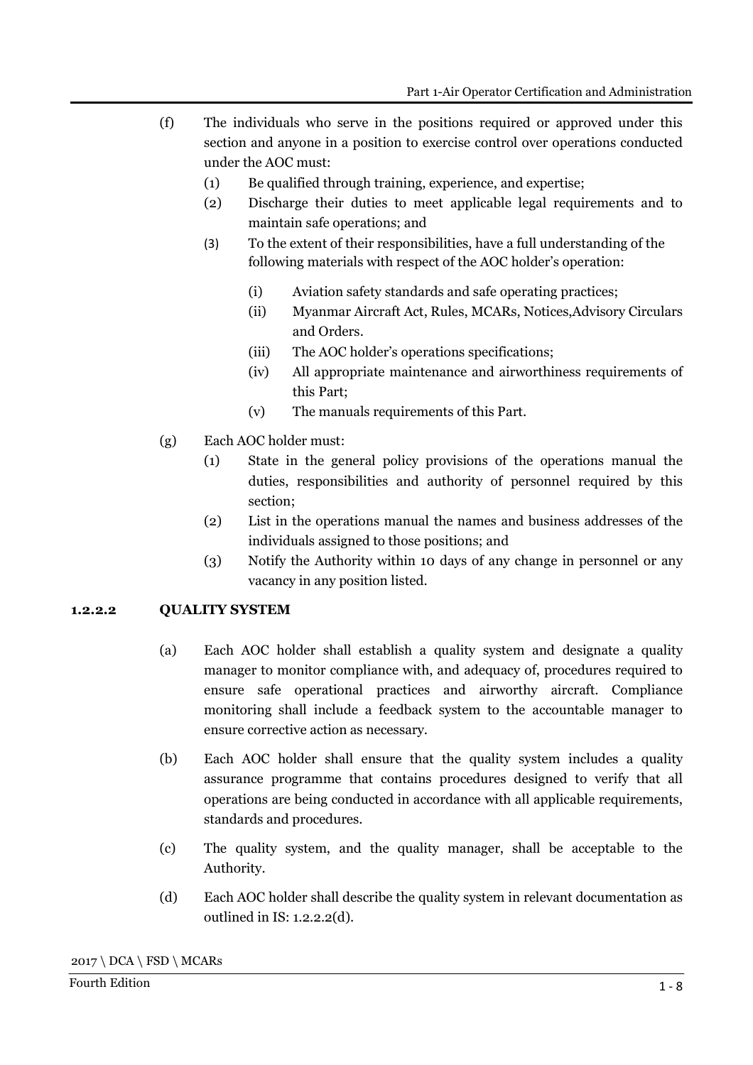(f) The individuals who serve in the positions required or approved under this section and anyone in a position to exercise control over operations conducted under the AOC must:

   (1) Be qualified through training, experience, and expertise;

   (2) Discharge their duties to meet applicable legal requirements and to maintain safe operations; and

   (3) To the extent of their responsibilities, have a full understanding of the following materials with respect of the AOC holder's operation:

      (i) Aviation safety standards and safe operating practices;

      (ii) Myanmar Aircraft Act, Rules, MCARs, Notices,Advisory Circulars and Orders.

      (iii) The AOC holder's operations specifications;

      (iv) All appropriate maintenance and airworthiness requirements of this Part;

      (v) The manuals requirements of this Part.

(g) Each AOC holder must:

   (1) State in the general policy provisions of the operations manual the duties, responsibilities and authority of personnel required by this section;

   (2) List in the operations manual the names and business addresses of the individuals assigned to those positions; and

   (3) Notify the Authority within 10 days of any change in personnel or any vacancy in any position listed.

### 1.2.2.2 QUALITY SYSTEM

(a) Each AOC holder shall establish a quality system and designate a quality manager to monitor compliance with, and adequacy of, procedures required to ensure safe operational practices and airworthy aircraft. Compliance monitoring shall include a feedback system to the accountable manager to ensure corrective action as necessary.

(b) Each AOC holder shall ensure that the quality system includes a quality assurance programme that contains procedures designed to verify that all operations are being conducted in accordance with all applicable requirements, standards and procedures.

(c) The quality system, and the quality manager, shall be acceptable to the Authority.

(d) Each AOC holder shall describe the quality system in relevant documentation as outlined in IS: 1.2.2.2(d).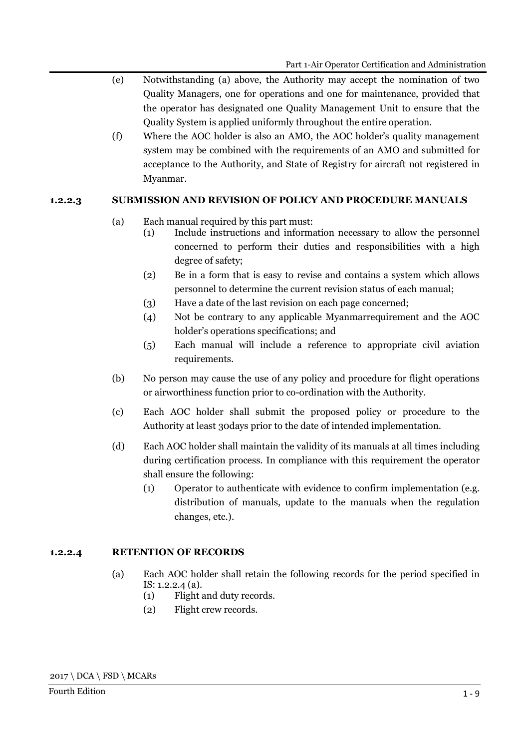(e) Notwithstanding (a) above, the Authority may accept the nomination of two Quality Managers, one for operations and one for maintenance, provided that the operator has designated one Quality Management Unit to ensure that the Quality System is applied uniformly throughout the entire operation.

(f) Where the AOC holder is also an AMO, the AOC holder's quality management system may be combined with the requirements of an AMO and submitted for acceptance to the Authority, and State of Registry for aircraft not registered in Myanmar.

### 1.2.2.3 SUBMISSION AND REVISION OF POLICY AND PROCEDURE MANUALS

(a) Each manual required by this part must:

- (1) Include instructions and information necessary to allow the personnel concerned to perform their duties and responsibilities with a high degree of safety;
- (2) Be in a form that is easy to revise and contains a system which allows personnel to determine the current revision status of each manual;
- (3) Have a date of the last revision on each page concerned;
- (4) Not be contrary to any applicable Myanmarrequirement and the AOC holder's operations specifications; and
- (5) Each manual will include a reference to appropriate civil aviation requirements.

(b) No person may cause the use of any policy and procedure for flight operations or airworthiness function prior to co-ordination with the Authority.

(c) Each AOC holder shall submit the proposed policy or procedure to the Authority at least 30days prior to the date of intended implementation.

(d) Each AOC holder shall maintain the validity of its manuals at all times including during certification process. In compliance with this requirement the operator shall ensure the following:

- (1) Operator to authenticate with evidence to confirm implementation (e.g. distribution of manuals, update to the manuals when the regulation changes, etc.).

### 1.2.2.4 RETENTION OF RECORDS

(a) Each AOC holder shall retain the following records for the period specified in IS: 1.2.2.4 (a).

- (1) Flight and duty records.
- (2) Flight crew records.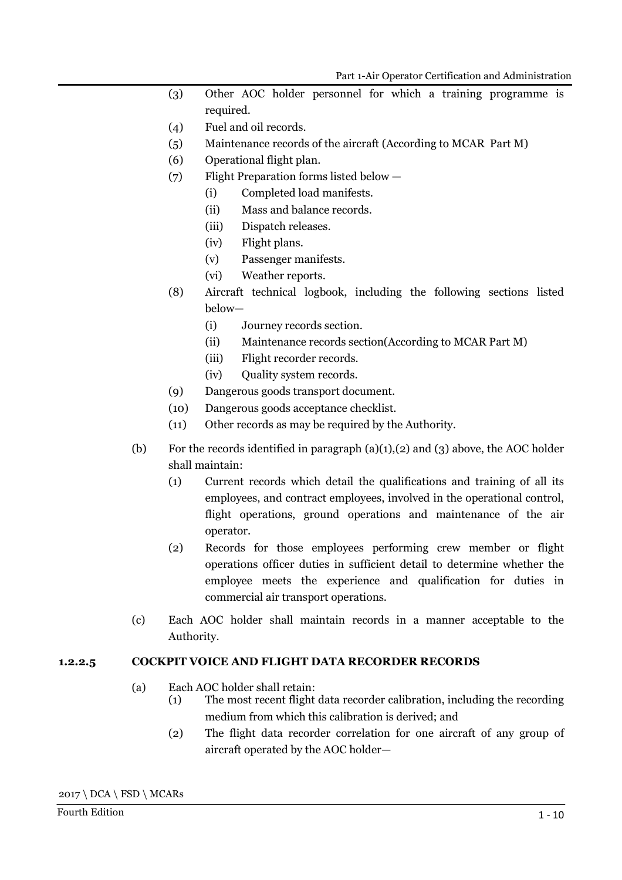(3) Other AOC holder personnel for which a training programme is required.

(4) Fuel and oil records.

(5) Maintenance records of the aircraft (According to MCAR Part M)

(6) Operational flight plan.

(7) Flight Preparation forms listed below —

   (i) Completed load manifests.

   (ii) Mass and balance records.

   (iii) Dispatch releases.

   (iv) Flight plans.

   (v) Passenger manifests.

   (vi) Weather reports.

(8) Aircraft technical logbook, including the following sections listed below—

   (i) Journey records section.

   (ii) Maintenance records section(According to MCAR Part M)

   (iii) Flight recorder records.

   (iv) Quality system records.

(9) Dangerous goods transport document.

(10) Dangerous goods acceptance checklist.

(11) Other records as may be required by the Authority.

(b) For the records identified in paragraph (a)(1),(2) and (3) above, the AOC holder shall maintain:

   (1) Current records which detail the qualifications and training of all its employees, and contract employees, involved in the operational control, flight operations, ground operations and maintenance of the air operator.

   (2) Records for those employees performing crew member or flight operations officer duties in sufficient detail to determine whether the employee meets the experience and qualification for duties in commercial air transport operations.

(c) Each AOC holder shall maintain records in a manner acceptable to the Authority.

### 1.2.2.5 COCKPIT VOICE AND FLIGHT DATA RECORDER RECORDS

(a) Each AOC holder shall retain:

   (1) The most recent flight data recorder calibration, including the recording medium from which this calibration is derived; and

   (2) The flight data recorder correlation for one aircraft of any group of aircraft operated by the AOC holder—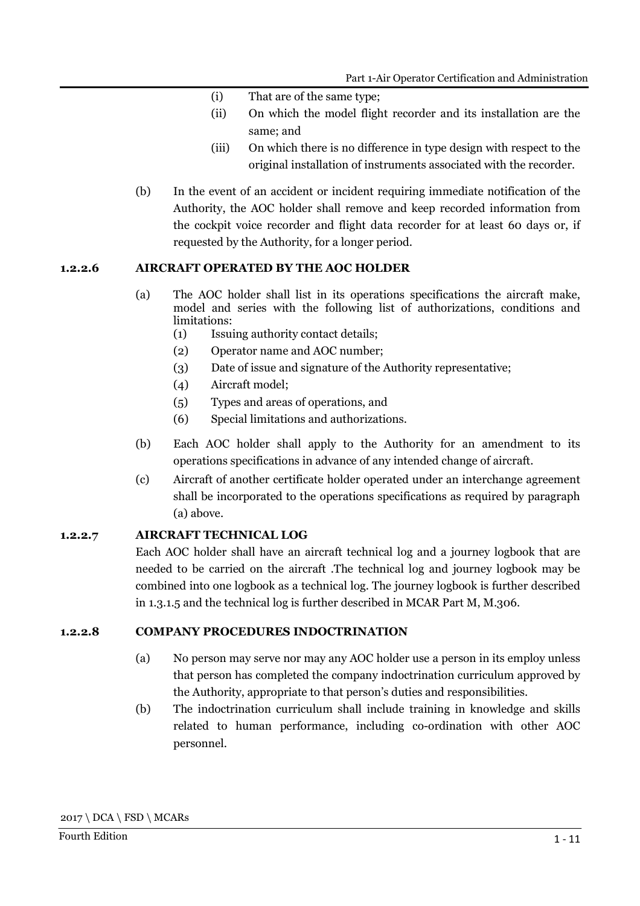(i) That are of the same type;

(ii) On which the model flight recorder and its installation are the same; and

(iii) On which there is no difference in type design with respect to the original installation of instruments associated with the recorder.

(b) In the event of an accident or incident requiring immediate notification of the Authority, the AOC holder shall remove and keep recorded information from the cockpit voice recorder and flight data recorder for at least 60 days or, if requested by the Authority, for a longer period.

### 1.2.2.6 AIRCRAFT OPERATED BY THE AOC HOLDER

(a) The AOC holder shall list in its operations specifications the aircraft make, model and series with the following list of authorizations, conditions and limitations:

(1) Issuing authority contact details;

(2) Operator name and AOC number;

(3) Date of issue and signature of the Authority representative;

(4) Aircraft model;

(5) Types and areas of operations, and

(6) Special limitations and authorizations.

(b) Each AOC holder shall apply to the Authority for an amendment to its operations specifications in advance of any intended change of aircraft.

(c) Aircraft of another certificate holder operated under an interchange agreement shall be incorporated to the operations specifications as required by paragraph (a) above.

### 1.2.2.7 AIRCRAFT TECHNICAL LOG

Each AOC holder shall have an aircraft technical log and a journey logbook that are needed to be carried on the aircraft .The technical log and journey logbook may be combined into one logbook as a technical log. The journey logbook is further described in 1.3.1.5 and the technical log is further described in MCAR Part M, M.306.

### 1.2.2.8 COMPANY PROCEDURES INDOCTRINATION

(a) No person may serve nor may any AOC holder use a person in its employ unless that person has completed the company indoctrination curriculum approved by the Authority, appropriate to that person's duties and responsibilities.

(b) The indoctrination curriculum shall include training in knowledge and skills related to human performance, including co-ordination with other AOC personnel.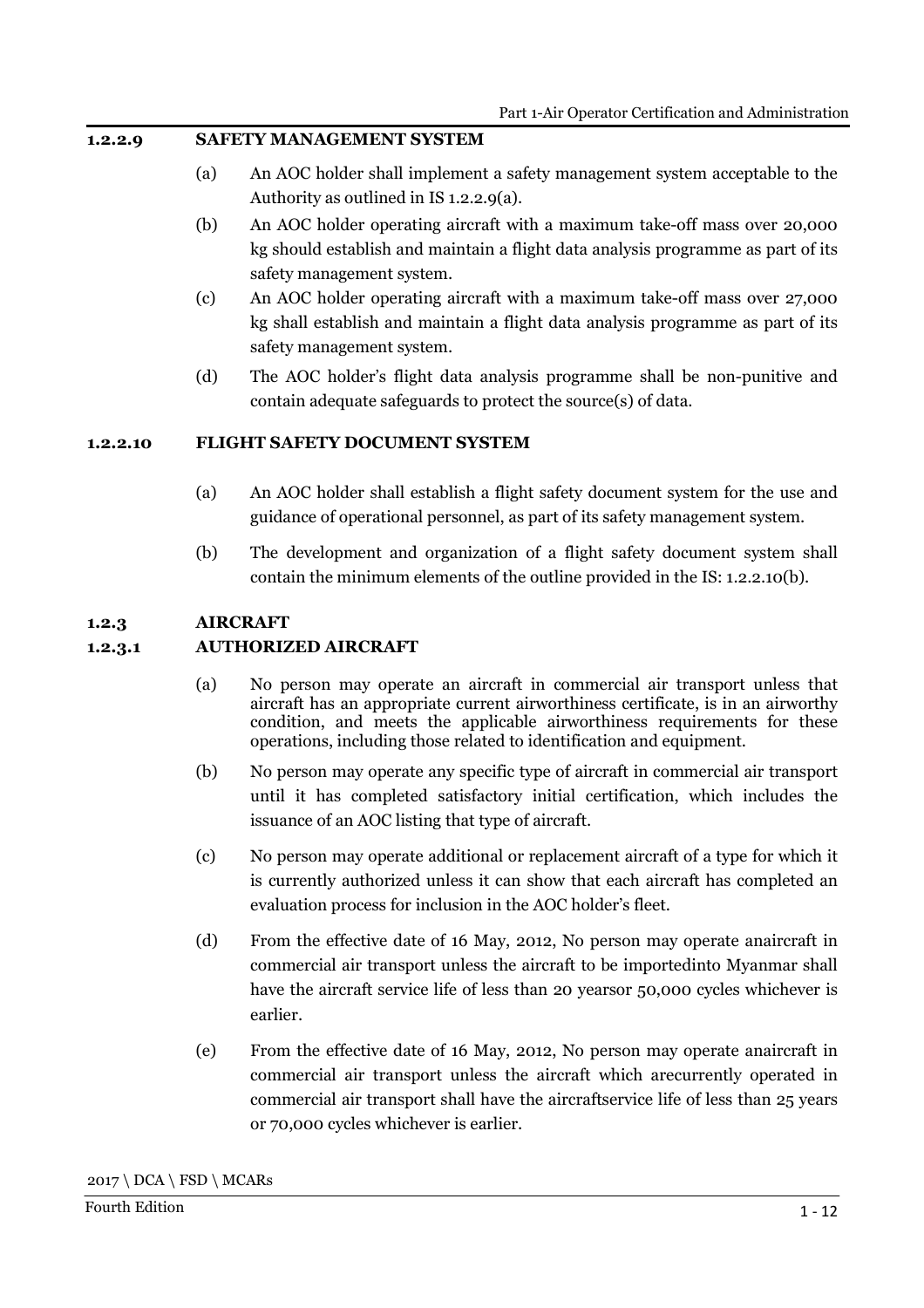### 1.2.2.9 SAFETY MANAGEMENT SYSTEM

(a) An AOC holder shall implement a safety management system acceptable to the Authority as outlined in IS 1.2.2.9(a).

(b) An AOC holder operating aircraft with a maximum take-off mass over 20,000 kg should establish and maintain a flight data analysis programme as part of its safety management system.

(c) An AOC holder operating aircraft with a maximum take-off mass over 27,000 kg shall establish and maintain a flight data analysis programme as part of its safety management system.

(d) The AOC holder's flight data analysis programme shall be non-punitive and contain adequate safeguards to protect the source(s) of data.

### 1.2.2.10 FLIGHT SAFETY DOCUMENT SYSTEM

(a) An AOC holder shall establish a flight safety document system for the use and guidance of operational personnel, as part of its safety management system.

(b) The development and organization of a flight safety document system shall contain the minimum elements of the outline provided in the IS: 1.2.2.10(b).

## 1.2.3 AIRCRAFT

### 1.2.3.1 AUTHORIZED AIRCRAFT

(a) No person may operate an aircraft in commercial air transport unless that aircraft has an appropriate current airworthiness certificate, is in an airworthy condition, and meets the applicable airworthiness requirements for these operations, including those related to identification and equipment.

(b) No person may operate any specific type of aircraft in commercial air transport until it has completed satisfactory initial certification, which includes the issuance of an AOC listing that type of aircraft.

(c) No person may operate additional or replacement aircraft of a type for which it is currently authorized unless it can show that each aircraft has completed an evaluation process for inclusion in the AOC holder's fleet.

(d) From the effective date of 16 May, 2012, No person may operate anaircraft in commercial air transport unless the aircraft to be importedinto Myanmar shall have the aircraft service life of less than 20 yearsor 50,000 cycles whichever is earlier.

(e) From the effective date of 16 May, 2012, No person may operate anaircraft in commercial air transport unless the aircraft which arecurrently operated in commercial air transport shall have the aircraftservice life of less than 25 years or 70,000 cycles whichever is earlier.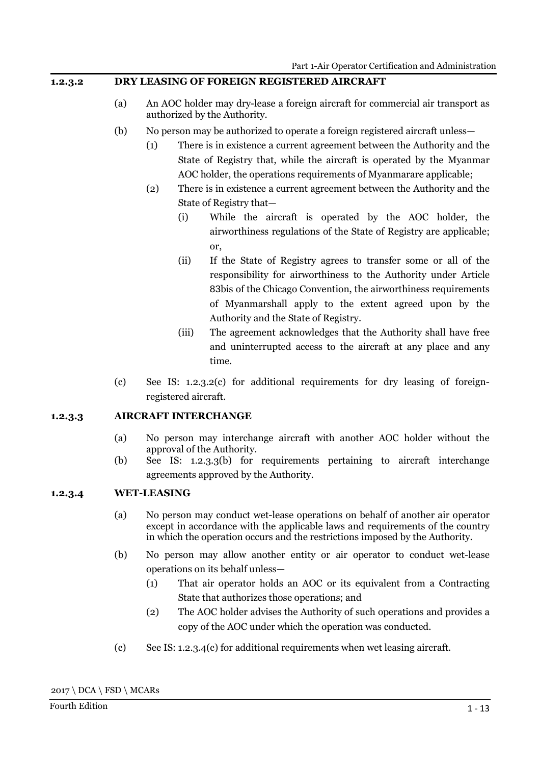### 1.2.3.2 DRY LEASING OF FOREIGN REGISTERED AIRCRAFT

(a) An AOC holder may dry-lease a foreign aircraft for commercial air transport as authorized by the Authority.

(b) No person may be authorized to operate a foreign registered aircraft unless—

(1) There is in existence a current agreement between the Authority and the State of Registry that, while the aircraft is operated by the Myanmar AOC holder, the operations requirements of Myanmarare applicable;

(2) There is in existence a current agreement between the Authority and the State of Registry that—

(i) While the aircraft is operated by the AOC holder, the airworthiness regulations of the State of Registry are applicable; or,

(ii) If the State of Registry agrees to transfer some or all of the responsibility for airworthiness to the Authority under Article 83bis of the Chicago Convention, the airworthiness requirements of Myanmarshall apply to the extent agreed upon by the Authority and the State of Registry.

(iii) The agreement acknowledges that the Authority shall have free and uninterrupted access to the aircraft at any place and any time.

(c) See IS: 1.2.3.2(c) for additional requirements for dry leasing of foreign-registered aircraft.

### 1.2.3.3 AIRCRAFT INTERCHANGE

(a) No person may interchange aircraft with another AOC holder without the approval of the Authority.

(b) See IS: 1.2.3.3(b) for requirements pertaining to aircraft interchange agreements approved by the Authority.

### 1.2.3.4 WET-LEASING

(a) No person may conduct wet-lease operations on behalf of another air operator except in accordance with the applicable laws and requirements of the country in which the operation occurs and the restrictions imposed by the Authority.

(b) No person may allow another entity or air operator to conduct wet-lease operations on its behalf unless—

(1) That air operator holds an AOC or its equivalent from a Contracting State that authorizes those operations; and

(2) The AOC holder advises the Authority of such operations and provides a copy of the AOC under which the operation was conducted.

(c) See IS: 1.2.3.4(c) for additional requirements when wet leasing aircraft.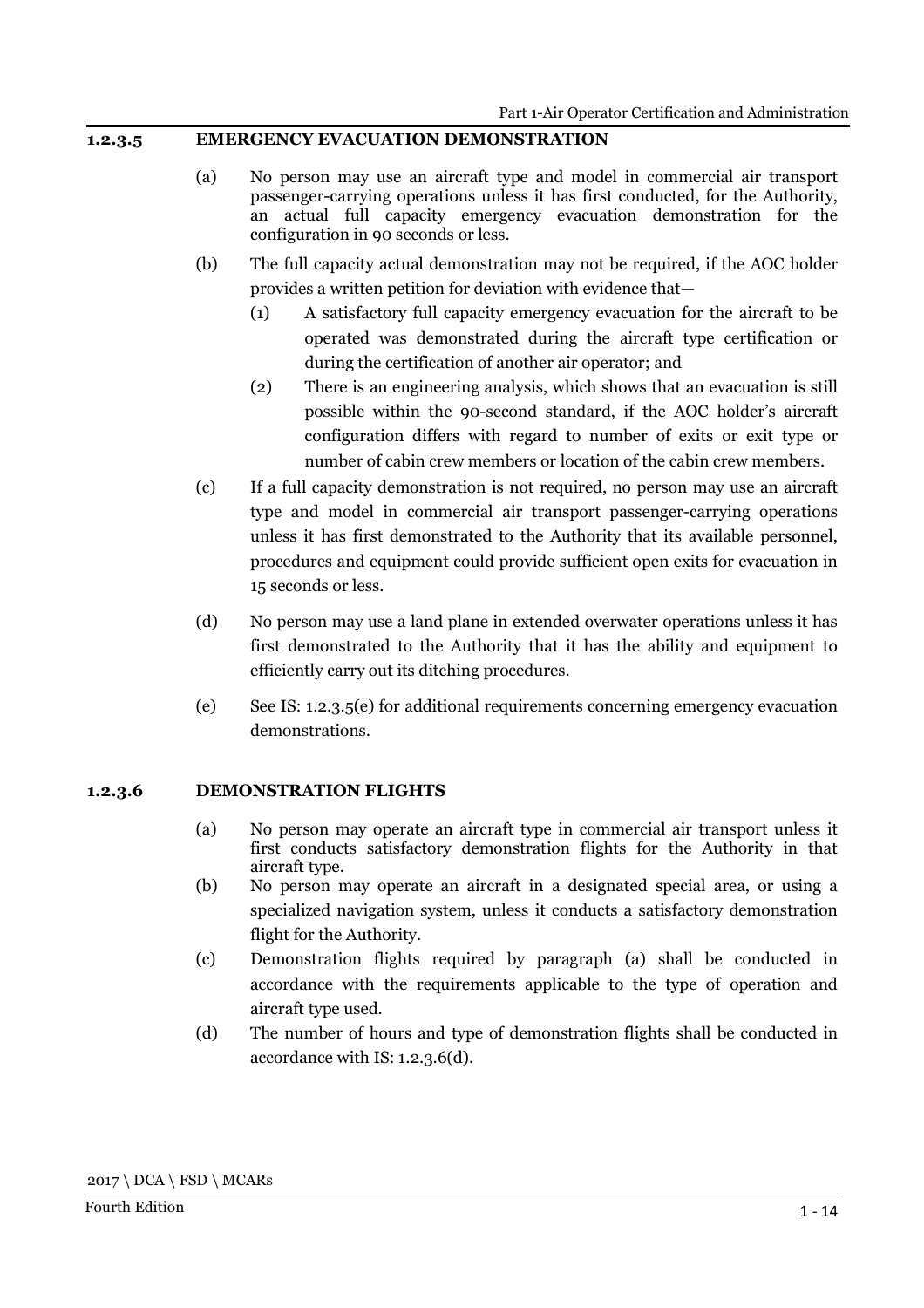### 1.2.3.5 EMERGENCY EVACUATION DEMONSTRATION

(a) No person may use an aircraft type and model in commercial air transport passenger-carrying operations unless it has first conducted, for the Authority, an actual full capacity emergency evacuation demonstration for the configuration in 90 seconds or less.

(b) The full capacity actual demonstration may not be required, if the AOC holder provides a written petition for deviation with evidence that—

  (1) A satisfactory full capacity emergency evacuation for the aircraft to be operated was demonstrated during the aircraft type certification or during the certification of another air operator; and

  (2) There is an engineering analysis, which shows that an evacuation is still possible within the 90-second standard, if the AOC holder's aircraft configuration differs with regard to number of exits or exit type or number of cabin crew members or location of the cabin crew members.

(c) If a full capacity demonstration is not required, no person may use an aircraft type and model in commercial air transport passenger-carrying operations unless it has first demonstrated to the Authority that its available personnel, procedures and equipment could provide sufficient open exits for evacuation in 15 seconds or less.

(d) No person may use a land plane in extended overwater operations unless it has first demonstrated to the Authority that it has the ability and equipment to efficiently carry out its ditching procedures.

(e) See IS: 1.2.3.5(e) for additional requirements concerning emergency evacuation demonstrations.

### 1.2.3.6 DEMONSTRATION FLIGHTS

(a) No person may operate an aircraft type in commercial air transport unless it first conducts satisfactory demonstration flights for the Authority in that aircraft type.

(b) No person may operate an aircraft in a designated special area, or using a specialized navigation system, unless it conducts a satisfactory demonstration flight for the Authority.

(c) Demonstration flights required by paragraph (a) shall be conducted in accordance with the requirements applicable to the type of operation and aircraft type used.

(d) The number of hours and type of demonstration flights shall be conducted in accordance with IS: 1.2.3.6(d).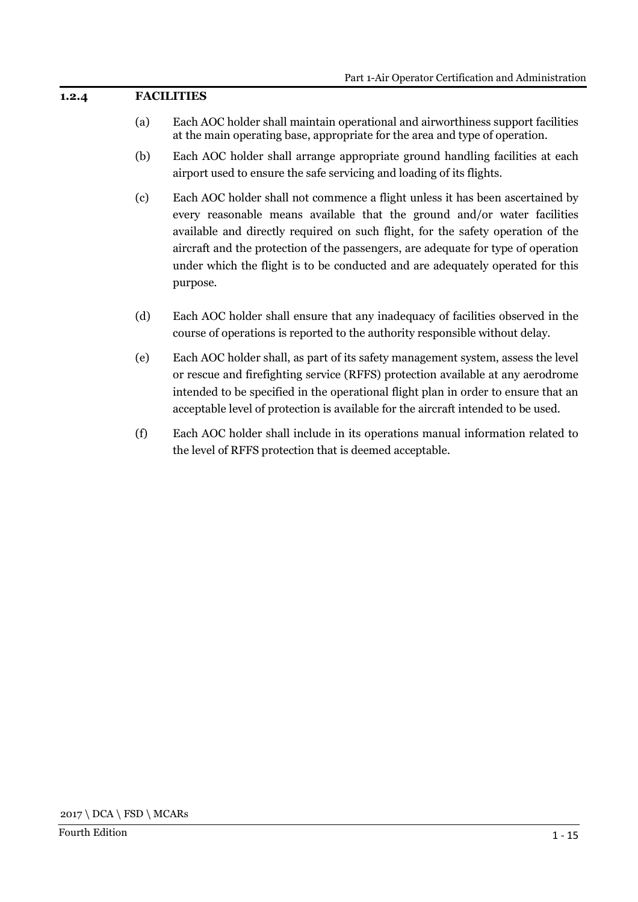### 1.2.4 FACILITIES

(a) Each AOC holder shall maintain operational and airworthiness support facilities at the main operating base, appropriate for the area and type of operation.

(b) Each AOC holder shall arrange appropriate ground handling facilities at each airport used to ensure the safe servicing and loading of its flights.

(c) Each AOC holder shall not commence a flight unless it has been ascertained by every reasonable means available that the ground and/or water facilities available and directly required on such flight, for the safety operation of the aircraft and the protection of the passengers, are adequate for type of operation under which the flight is to be conducted and are adequately operated for this purpose.

(d) Each AOC holder shall ensure that any inadequacy of facilities observed in the course of operations is reported to the authority responsible without delay.

(e) Each AOC holder shall, as part of its safety management system, assess the level or rescue and firefighting service (RFFS) protection available at any aerodrome intended to be specified in the operational flight plan in order to ensure that an acceptable level of protection is available for the aircraft intended to be used.

(f) Each AOC holder shall include in its operations manual information related to the level of RFFS protection that is deemed acceptable.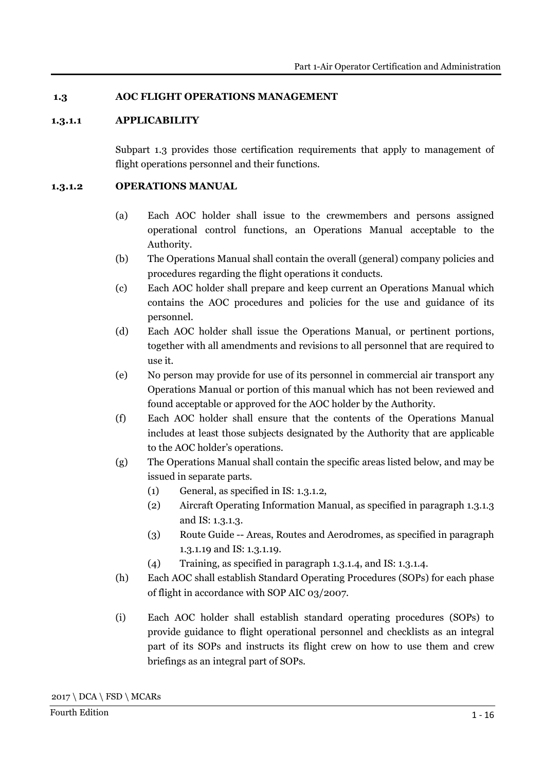## 1.3 AOC FLIGHT OPERATIONS MANAGEMENT

### 1.3.1.1 APPLICABILITY

Subpart 1.3 provides those certification requirements that apply to management of flight operations personnel and their functions.

### 1.3.1.2 OPERATIONS MANUAL

(a) Each AOC holder shall issue to the crewmembers and persons assigned operational control functions, an Operations Manual acceptable to the Authority.

(b) The Operations Manual shall contain the overall (general) company policies and procedures regarding the flight operations it conducts.

(c) Each AOC holder shall prepare and keep current an Operations Manual which contains the AOC procedures and policies for the use and guidance of its personnel.

(d) Each AOC holder shall issue the Operations Manual, or pertinent portions, together with all amendments and revisions to all personnel that are required to use it.

(e) No person may provide for use of its personnel in commercial air transport any Operations Manual or portion of this manual which has not been reviewed and found acceptable or approved for the AOC holder by the Authority.

(f) Each AOC holder shall ensure that the contents of the Operations Manual includes at least those subjects designated by the Authority that are applicable to the AOC holder's operations.

(g) The Operations Manual shall contain the specific areas listed below, and may be issued in separate parts.

  (1) General, as specified in IS: 1.3.1.2,

  (2) Aircraft Operating Information Manual, as specified in paragraph 1.3.1.3 and IS: 1.3.1.3.

  (3) Route Guide -- Areas, Routes and Aerodromes, as specified in paragraph 1.3.1.19 and IS: 1.3.1.19.

  (4) Training, as specified in paragraph 1.3.1.4, and IS: 1.3.1.4.

(h) Each AOC shall establish Standard Operating Procedures (SOPs) for each phase of flight in accordance with SOP AIC 03/2007.

(i) Each AOC holder shall establish standard operating procedures (SOPs) to provide guidance to flight operational personnel and checklists as an integral part of its SOPs and instructs its flight crew on how to use them and crew briefings as an integral part of SOPs.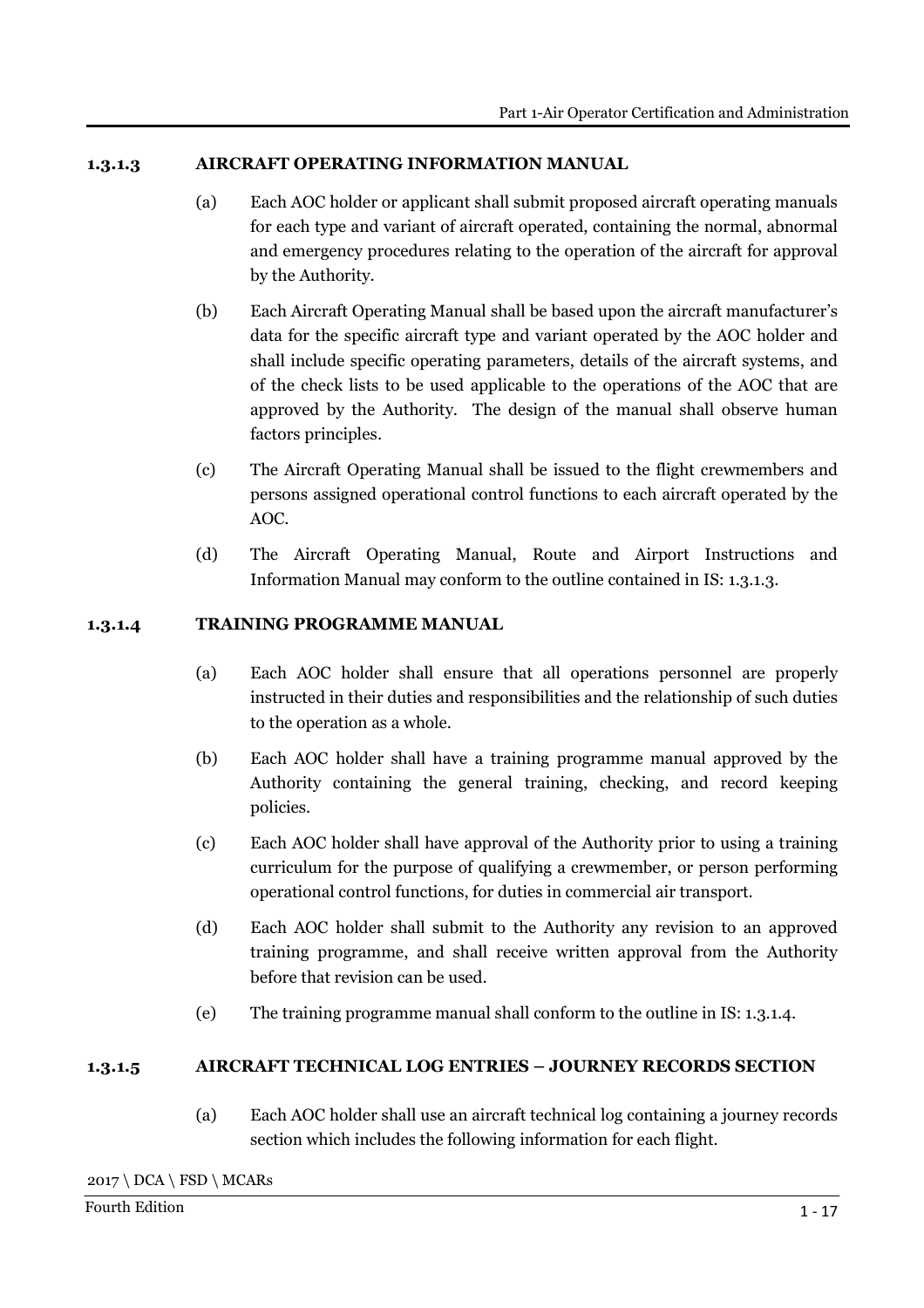### 1.3.1.3 AIRCRAFT OPERATING INFORMATION MANUAL

(a) Each AOC holder or applicant shall submit proposed aircraft operating manuals for each type and variant of aircraft operated, containing the normal, abnormal and emergency procedures relating to the operation of the aircraft for approval by the Authority.

(b) Each Aircraft Operating Manual shall be based upon the aircraft manufacturer's data for the specific aircraft type and variant operated by the AOC holder and shall include specific operating parameters, details of the aircraft systems, and of the check lists to be used applicable to the operations of the AOC that are approved by the Authority. The design of the manual shall observe human factors principles.

(c) The Aircraft Operating Manual shall be issued to the flight crewmembers and persons assigned operational control functions to each aircraft operated by the AOC.

(d) The Aircraft Operating Manual, Route and Airport Instructions and Information Manual may conform to the outline contained in IS: 1.3.1.3.

### 1.3.1.4 TRAINING PROGRAMME MANUAL

(a) Each AOC holder shall ensure that all operations personnel are properly instructed in their duties and responsibilities and the relationship of such duties to the operation as a whole.

(b) Each AOC holder shall have a training programme manual approved by the Authority containing the general training, checking, and record keeping policies.

(c) Each AOC holder shall have approval of the Authority prior to using a training curriculum for the purpose of qualifying a crewmember, or person performing operational control functions, for duties in commercial air transport.

(d) Each AOC holder shall submit to the Authority any revision to an approved training programme, and shall receive written approval from the Authority before that revision can be used.

(e) The training programme manual shall conform to the outline in IS: 1.3.1.4.

### 1.3.1.5 AIRCRAFT TECHNICAL LOG ENTRIES – JOURNEY RECORDS SECTION

(a) Each AOC holder shall use an aircraft technical log containing a journey records section which includes the following information for each flight.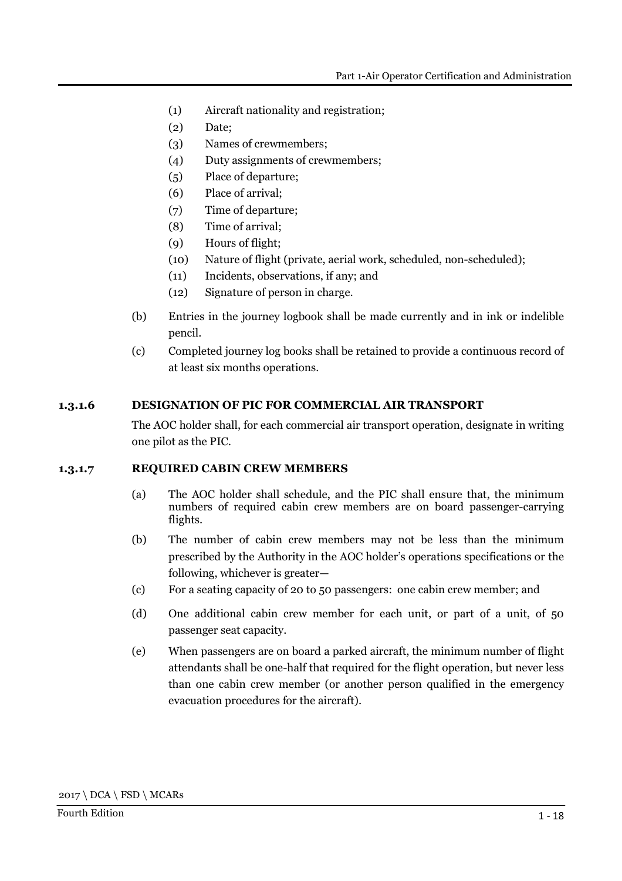(1) Aircraft nationality and registration;

(2) Date;

(3) Names of crewmembers;

(4) Duty assignments of crewmembers;

(5) Place of departure;

(6) Place of arrival;

(7) Time of departure;

(8) Time of arrival;

(9) Hours of flight;

(10) Nature of flight (private, aerial work, scheduled, non-scheduled);

(11) Incidents, observations, if any; and

(12) Signature of person in charge.

(b) Entries in the journey logbook shall be made currently and in ink or indelible pencil.

(c) Completed journey log books shall be retained to provide a continuous record of at least six months operations.

### 1.3.1.6 DESIGNATION OF PIC FOR COMMERCIAL AIR TRANSPORT

The AOC holder shall, for each commercial air transport operation, designate in writing one pilot as the PIC.

### 1.3.1.7 REQUIRED CABIN CREW MEMBERS

(a) The AOC holder shall schedule, and the PIC shall ensure that, the minimum numbers of required cabin crew members are on board passenger-carrying flights.

(b) The number of cabin crew members may not be less than the minimum prescribed by the Authority in the AOC holder's operations specifications or the following, whichever is greater—

(c) For a seating capacity of 20 to 50 passengers: one cabin crew member; and

(d) One additional cabin crew member for each unit, or part of a unit, of 50 passenger seat capacity.

(e) When passengers are on board a parked aircraft, the minimum number of flight attendants shall be one-half that required for the flight operation, but never less than one cabin crew member (or another person qualified in the emergency evacuation procedures for the aircraft).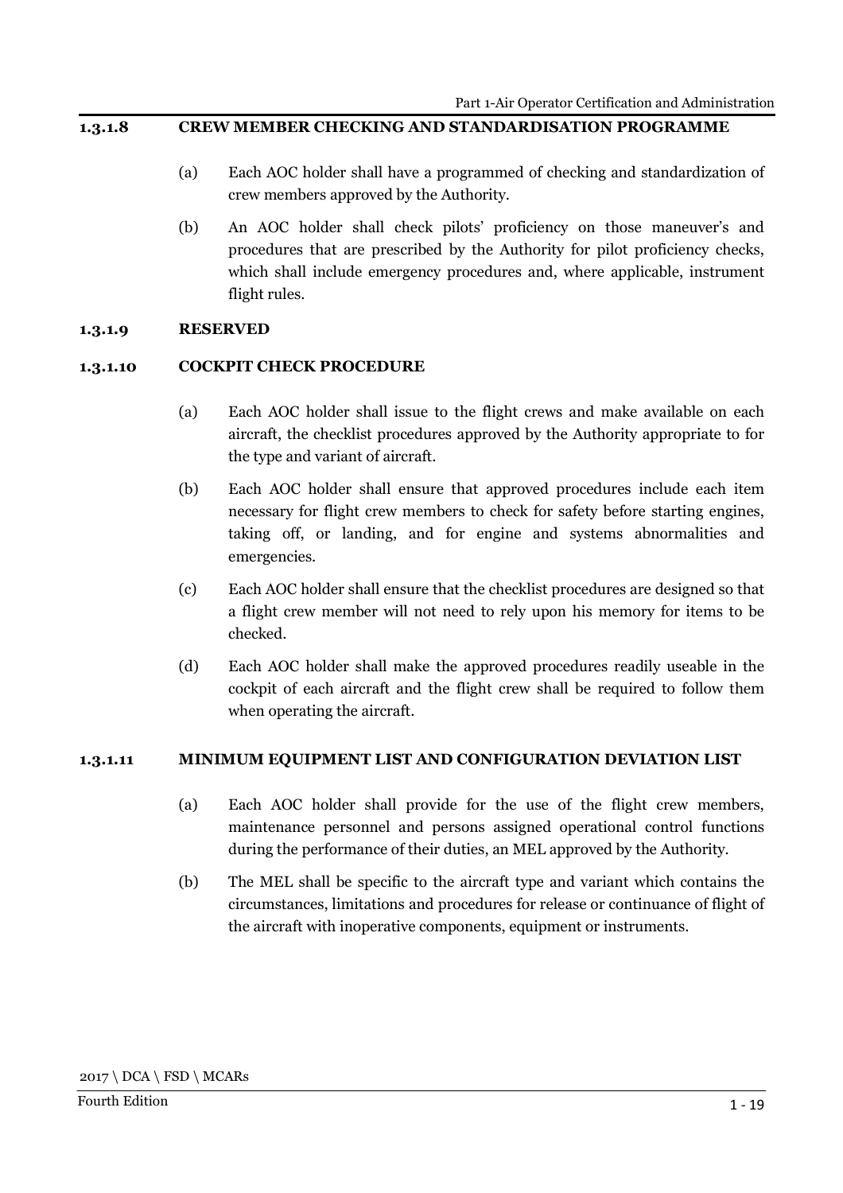## 1.3.1.8 CREW MEMBER CHECKING AND STANDARDISATION PROGRAMME

(a) Each AOC holder shall have a programmed of checking and standardization of crew members approved by the Authority.

(b) An AOC holder shall check pilots' proficiency on those maneuver's and procedures that are prescribed by the Authority for pilot proficiency checks, which shall include emergency procedures and, where applicable, instrument flight rules.

## 1.3.1.9 RESERVED

## 1.3.1.10 COCKPIT CHECK PROCEDURE

(a) Each AOC holder shall issue to the flight crews and make available on each aircraft, the checklist procedures approved by the Authority appropriate to for the type and variant of aircraft.

(b) Each AOC holder shall ensure that approved procedures include each item necessary for flight crew members to check for safety before starting engines, taking off, or landing, and for engine and systems abnormalities and emergencies.

(c) Each AOC holder shall ensure that the checklist procedures are designed so that a flight crew member will not need to rely upon his memory for items to be checked.

(d) Each AOC holder shall make the approved procedures readily useable in the cockpit of each aircraft and the flight crew shall be required to follow them when operating the aircraft.

## 1.3.1.11 MINIMUM EQUIPMENT LIST AND CONFIGURATION DEVIATION LIST

(a) Each AOC holder shall provide for the use of the flight crew members, maintenance personnel and persons assigned operational control functions during the performance of their duties, an MEL approved by the Authority.

(b) The MEL shall be specific to the aircraft type and variant which contains the circumstances, limitations and procedures for release or continuance of flight of the aircraft with inoperative components, equipment or instruments.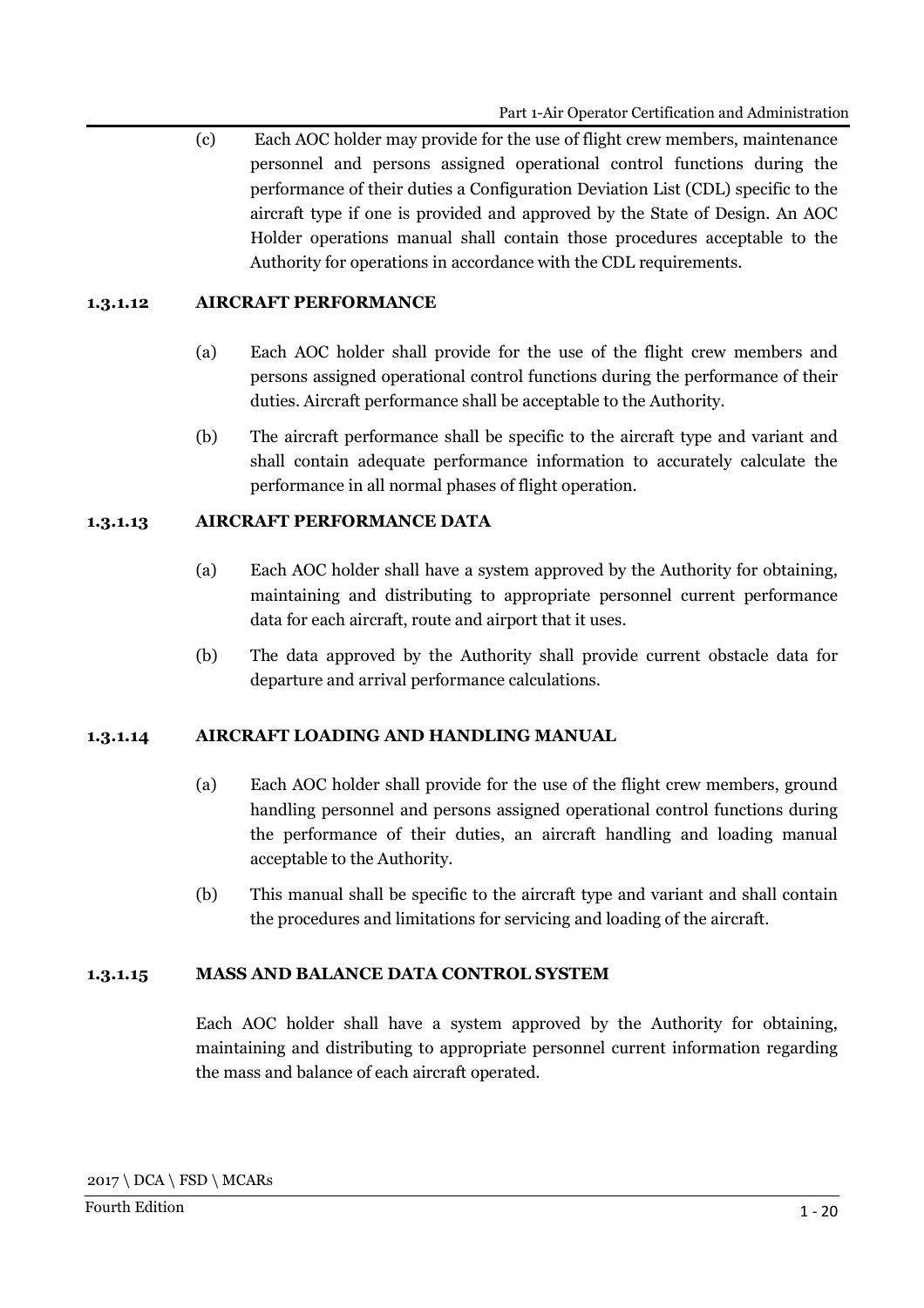(c) Each AOC holder may provide for the use of flight crew members, maintenance personnel and persons assigned operational control functions during the performance of their duties a Configuration Deviation List (CDL) specific to the aircraft type if one is provided and approved by the State of Design. An AOC Holder operations manual shall contain those procedures acceptable to the Authority for operations in accordance with the CDL requirements.

### 1.3.1.12 AIRCRAFT PERFORMANCE

(a) Each AOC holder shall provide for the use of the flight crew members and persons assigned operational control functions during the performance of their duties. Aircraft performance shall be acceptable to the Authority.

(b) The aircraft performance shall be specific to the aircraft type and variant and shall contain adequate performance information to accurately calculate the performance in all normal phases of flight operation.

### 1.3.1.13 AIRCRAFT PERFORMANCE DATA

(a) Each AOC holder shall have a system approved by the Authority for obtaining, maintaining and distributing to appropriate personnel current performance data for each aircraft, route and airport that it uses.

(b) The data approved by the Authority shall provide current obstacle data for departure and arrival performance calculations.

### 1.3.1.14 AIRCRAFT LOADING AND HANDLING MANUAL

(a) Each AOC holder shall provide for the use of the flight crew members, ground handling personnel and persons assigned operational control functions during the performance of their duties, an aircraft handling and loading manual acceptable to the Authority.

(b) This manual shall be specific to the aircraft type and variant and shall contain the procedures and limitations for servicing and loading of the aircraft.

### 1.3.1.15 MASS AND BALANCE DATA CONTROL SYSTEM

Each AOC holder shall have a system approved by the Authority for obtaining, maintaining and distributing to appropriate personnel current information regarding the mass and balance of each aircraft operated.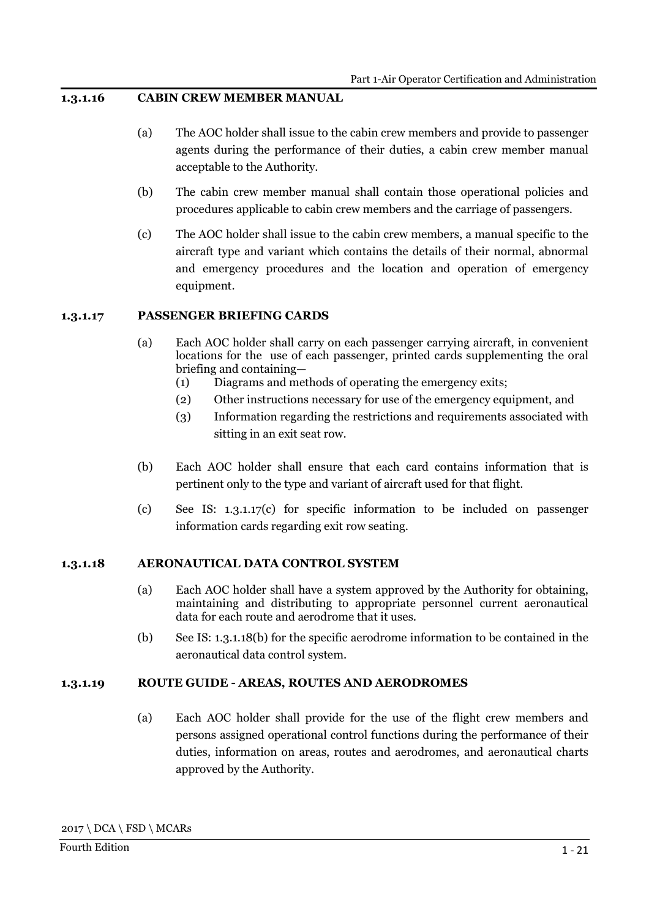### 1.3.1.16 CABIN CREW MEMBER MANUAL

(a) The AOC holder shall issue to the cabin crew members and provide to passenger agents during the performance of their duties, a cabin crew member manual acceptable to the Authority.

(b) The cabin crew member manual shall contain those operational policies and procedures applicable to cabin crew members and the carriage of passengers.

(c) The AOC holder shall issue to the cabin crew members, a manual specific to the aircraft type and variant which contains the details of their normal, abnormal and emergency procedures and the location and operation of emergency equipment.

### 1.3.1.17 PASSENGER BRIEFING CARDS

(a) Each AOC holder shall carry on each passenger carrying aircraft, in convenient locations for the use of each passenger, printed cards supplementing the oral briefing and containing—
   (1) Diagrams and methods of operating the emergency exits;
   (2) Other instructions necessary for use of the emergency equipment, and
   (3) Information regarding the restrictions and requirements associated with sitting in an exit seat row.

(b) Each AOC holder shall ensure that each card contains information that is pertinent only to the type and variant of aircraft used for that flight.

(c) See IS: 1.3.1.17(c) for specific information to be included on passenger information cards regarding exit row seating.

### 1.3.1.18 AERONAUTICAL DATA CONTROL SYSTEM

(a) Each AOC holder shall have a system approved by the Authority for obtaining, maintaining and distributing to appropriate personnel current aeronautical data for each route and aerodrome that it uses.

(b) See IS: 1.3.1.18(b) for the specific aerodrome information to be contained in the aeronautical data control system.

### 1.3.1.19 ROUTE GUIDE - AREAS, ROUTES AND AERODROMES

(a) Each AOC holder shall provide for the use of the flight crew members and persons assigned operational control functions during the performance of their duties, information on areas, routes and aerodromes, and aeronautical charts approved by the Authority.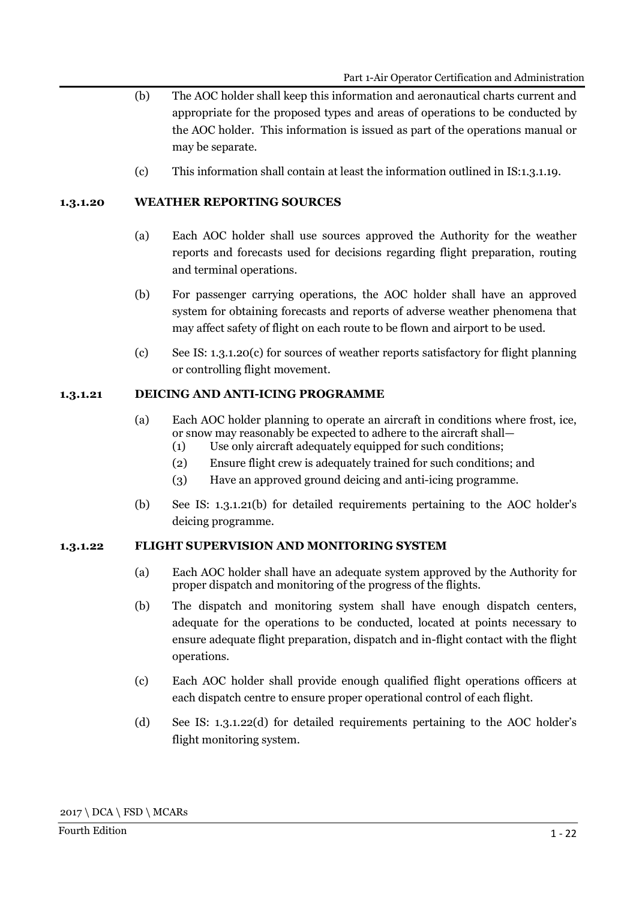(b) The AOC holder shall keep this information and aeronautical charts current and appropriate for the proposed types and areas of operations to be conducted by the AOC holder. This information is issued as part of the operations manual or may be separate.

(c) This information shall contain at least the information outlined in IS:1.3.1.19.

### 1.3.1.20 WEATHER REPORTING SOURCES

(a) Each AOC holder shall use sources approved the Authority for the weather reports and forecasts used for decisions regarding flight preparation, routing and terminal operations.

(b) For passenger carrying operations, the AOC holder shall have an approved system for obtaining forecasts and reports of adverse weather phenomena that may affect safety of flight on each route to be flown and airport to be used.

(c) See IS: 1.3.1.20(c) for sources of weather reports satisfactory for flight planning or controlling flight movement.

### 1.3.1.21 DEICING AND ANTI-ICING PROGRAMME

(a) Each AOC holder planning to operate an aircraft in conditions where frost, ice, or snow may reasonably be expected to adhere to the aircraft shall—
   (1) Use only aircraft adequately equipped for such conditions;
   (2) Ensure flight crew is adequately trained for such conditions; and
   (3) Have an approved ground deicing and anti-icing programme.

(b) See IS: 1.3.1.21(b) for detailed requirements pertaining to the AOC holder's deicing programme.

### 1.3.1.22 FLIGHT SUPERVISION AND MONITORING SYSTEM

(a) Each AOC holder shall have an adequate system approved by the Authority for proper dispatch and monitoring of the progress of the flights.

(b) The dispatch and monitoring system shall have enough dispatch centers, adequate for the operations to be conducted, located at points necessary to ensure adequate flight preparation, dispatch and in-flight contact with the flight operations.

(c) Each AOC holder shall provide enough qualified flight operations officers at each dispatch centre to ensure proper operational control of each flight.

(d) See IS: 1.3.1.22(d) for detailed requirements pertaining to the AOC holder's flight monitoring system.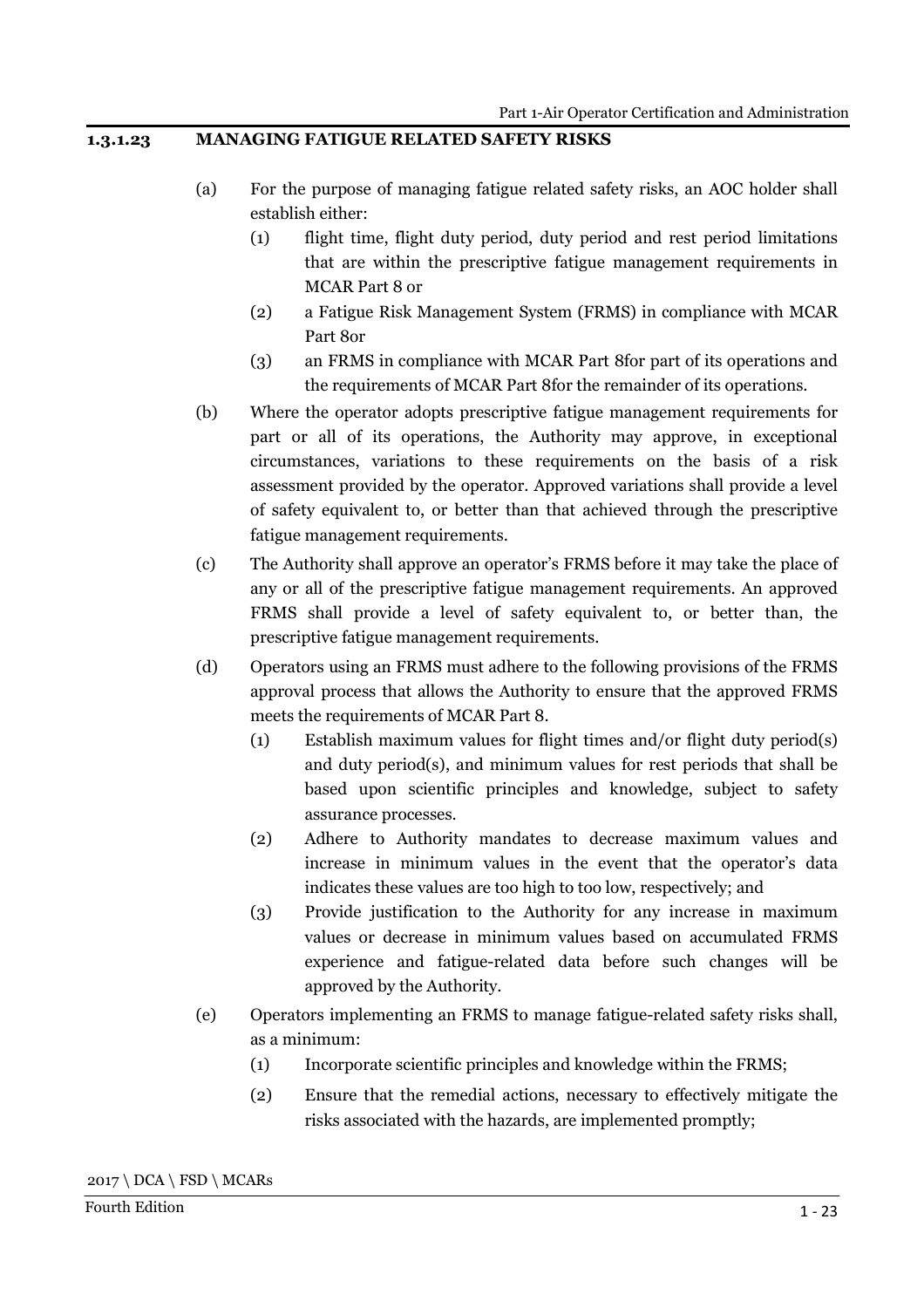### 1.3.1.23 MANAGING FATIGUE RELATED SAFETY RISKS

(a) For the purpose of managing fatigue related safety risks, an AOC holder shall establish either:

(1) flight time, flight duty period, duty period and rest period limitations that are within the prescriptive fatigue management requirements in MCAR Part 8 or

(2) a Fatigue Risk Management System (FRMS) in compliance with MCAR Part 8or

(3) an FRMS in compliance with MCAR Part 8for part of its operations and the requirements of MCAR Part 8for the remainder of its operations.

(b) Where the operator adopts prescriptive fatigue management requirements for part or all of its operations, the Authority may approve, in exceptional circumstances, variations to these requirements on the basis of a risk assessment provided by the operator. Approved variations shall provide a level of safety equivalent to, or better than that achieved through the prescriptive fatigue management requirements.

(c) The Authority shall approve an operator's FRMS before it may take the place of any or all of the prescriptive fatigue management requirements. An approved FRMS shall provide a level of safety equivalent to, or better than, the prescriptive fatigue management requirements.

(d) Operators using an FRMS must adhere to the following provisions of the FRMS approval process that allows the Authority to ensure that the approved FRMS meets the requirements of MCAR Part 8.

(1) Establish maximum values for flight times and/or flight duty period(s) and duty period(s), and minimum values for rest periods that shall be based upon scientific principles and knowledge, subject to safety assurance processes.

(2) Adhere to Authority mandates to decrease maximum values and increase in minimum values in the event that the operator's data indicates these values are too high to too low, respectively; and

(3) Provide justification to the Authority for any increase in maximum values or decrease in minimum values based on accumulated FRMS experience and fatigue-related data before such changes will be approved by the Authority.

(e) Operators implementing an FRMS to manage fatigue-related safety risks shall, as a minimum:

(1) Incorporate scientific principles and knowledge within the FRMS;

(2) Ensure that the remedial actions, necessary to effectively mitigate the risks associated with the hazards, are implemented promptly;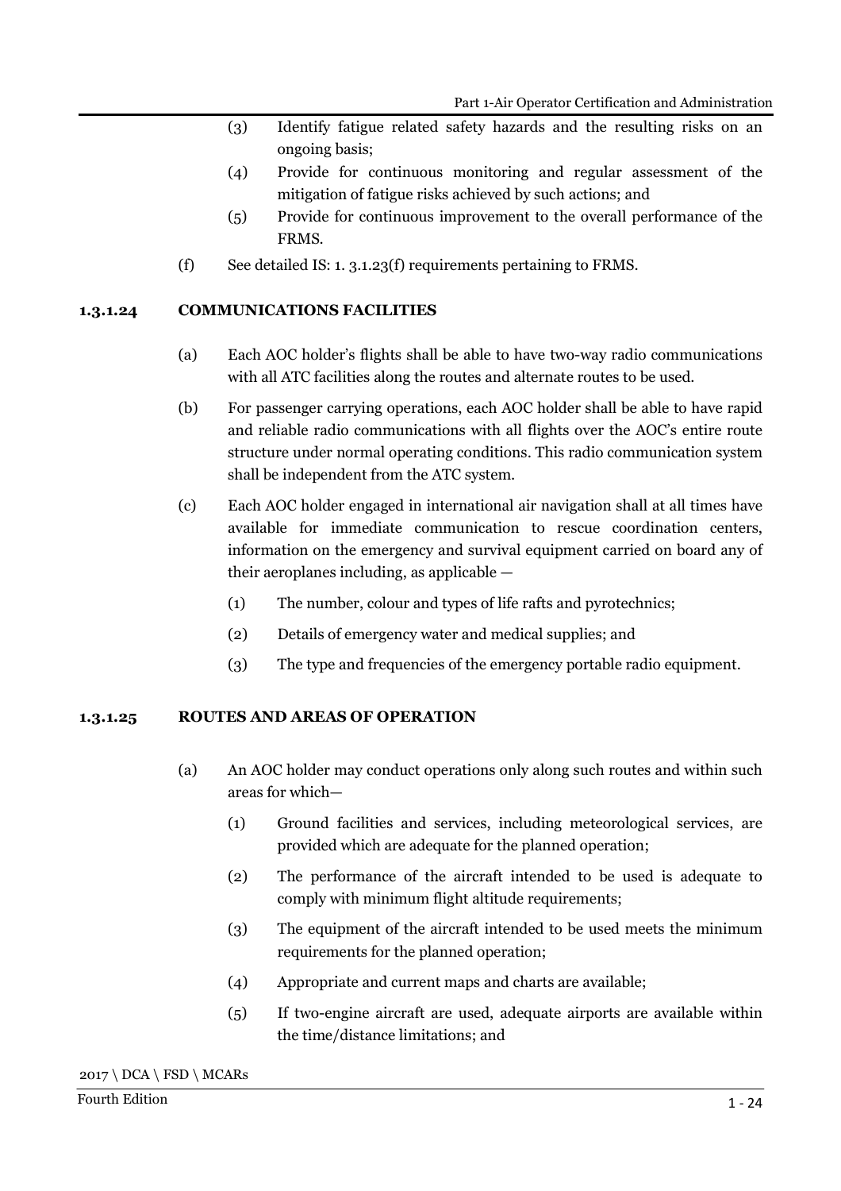(3) Identify fatigue related safety hazards and the resulting risks on an ongoing basis;

(4) Provide for continuous monitoring and regular assessment of the mitigation of fatigue risks achieved by such actions; and

(5) Provide for continuous improvement to the overall performance of the FRMS.

(f) See detailed IS: 1. 3.1.23(f) requirements pertaining to FRMS.

### 1.3.1.24 COMMUNICATIONS FACILITIES

(a) Each AOC holder's flights shall be able to have two-way radio communications with all ATC facilities along the routes and alternate routes to be used.

(b) For passenger carrying operations, each AOC holder shall be able to have rapid and reliable radio communications with all flights over the AOC's entire route structure under normal operating conditions. This radio communication system shall be independent from the ATC system.

(c) Each AOC holder engaged in international air navigation shall at all times have available for immediate communication to rescue coordination centers, information on the emergency and survival equipment carried on board any of their aeroplanes including, as applicable —

(1) The number, colour and types of life rafts and pyrotechnics;

(2) Details of emergency water and medical supplies; and

(3) The type and frequencies of the emergency portable radio equipment.

### 1.3.1.25 ROUTES AND AREAS OF OPERATION

(a) An AOC holder may conduct operations only along such routes and within such areas for which—

(1) Ground facilities and services, including meteorological services, are provided which are adequate for the planned operation;

(2) The performance of the aircraft intended to be used is adequate to comply with minimum flight altitude requirements;

(3) The equipment of the aircraft intended to be used meets the minimum requirements for the planned operation;

(4) Appropriate and current maps and charts are available;

(5) If two-engine aircraft are used, adequate airports are available within the time/distance limitations; and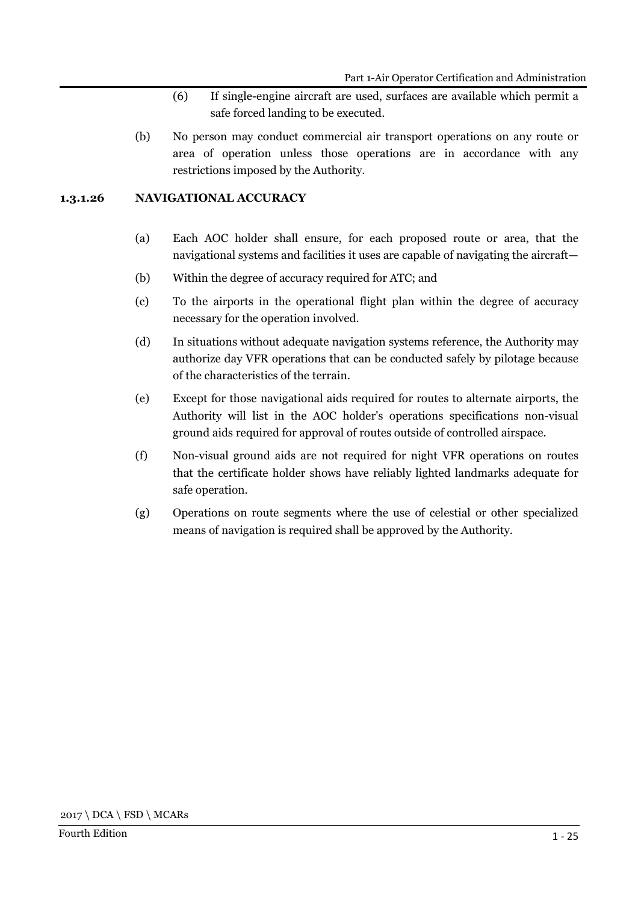(6) If single-engine aircraft are used, surfaces are available which permit a safe forced landing to be executed.

(b) No person may conduct commercial air transport operations on any route or area of operation unless those operations are in accordance with any restrictions imposed by the Authority.

### 1.3.1.26 NAVIGATIONAL ACCURACY

(a) Each AOC holder shall ensure, for each proposed route or area, that the navigational systems and facilities it uses are capable of navigating the aircraft—

(b) Within the degree of accuracy required for ATC; and

(c) To the airports in the operational flight plan within the degree of accuracy necessary for the operation involved.

(d) In situations without adequate navigation systems reference, the Authority may authorize day VFR operations that can be conducted safely by pilotage because of the characteristics of the terrain.

(e) Except for those navigational aids required for routes to alternate airports, the Authority will list in the AOC holder's operations specifications non-visual ground aids required for approval of routes outside of controlled airspace.

(f) Non-visual ground aids are not required for night VFR operations on routes that the certificate holder shows have reliably lighted landmarks adequate for safe operation.

(g) Operations on route segments where the use of celestial or other specialized means of navigation is required shall be approved by the Authority.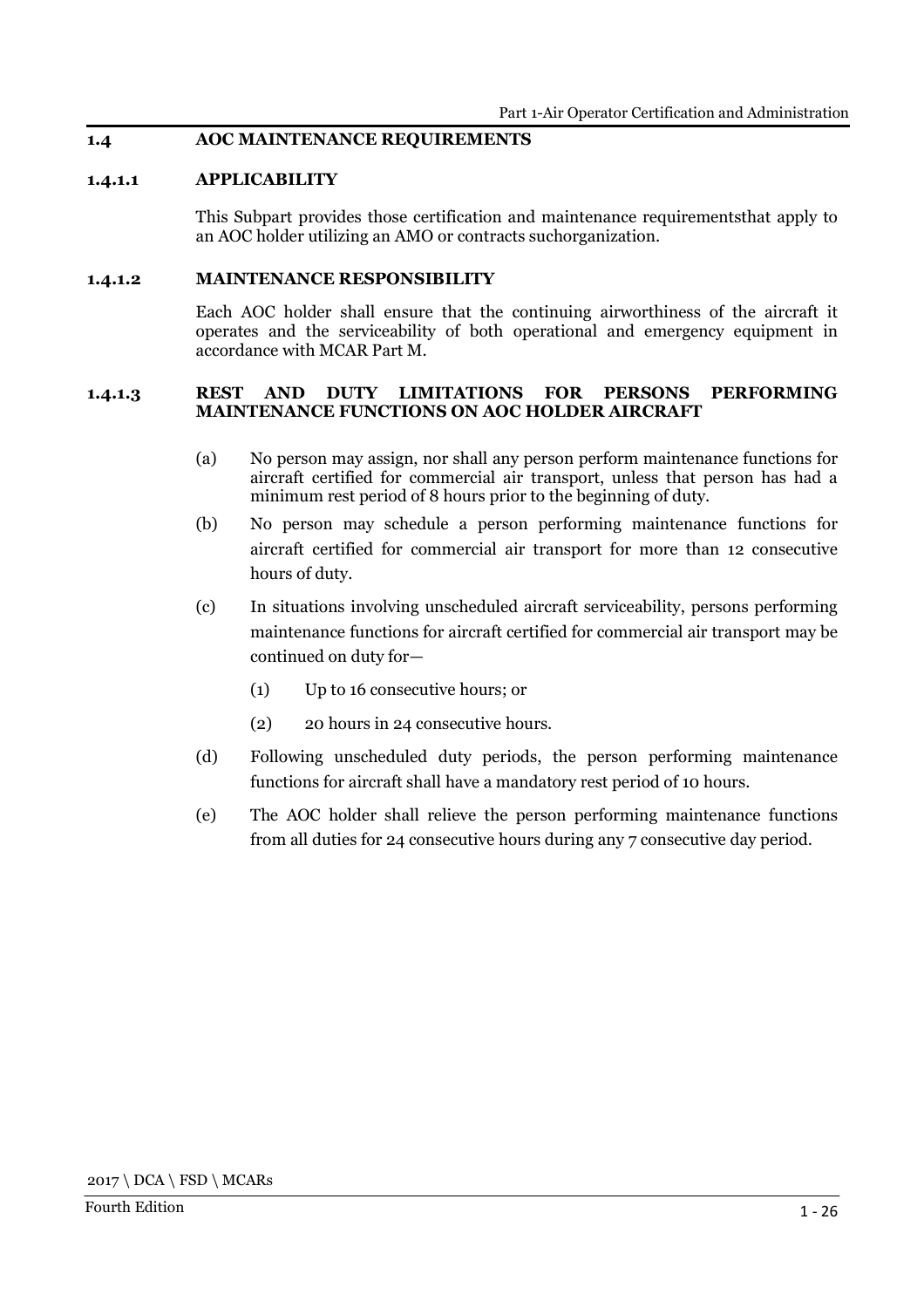## 1.4 AOC MAINTENANCE REQUIREMENTS

### 1.4.1.1 APPLICABILITY

This Subpart provides those certification and maintenance requirementsthat apply to an AOC holder utilizing an AMO or contracts suchorganization.

### 1.4.1.2 MAINTENANCE RESPONSIBILITY

Each AOC holder shall ensure that the continuing airworthiness of the aircraft it operates and the serviceability of both operational and emergency equipment in accordance with MCAR Part M.

### 1.4.1.3 REST AND DUTY LIMITATIONS FOR PERSONS PERFORMING MAINTENANCE FUNCTIONS ON AOC HOLDER AIRCRAFT

(a) No person may assign, nor shall any person perform maintenance functions for aircraft certified for commercial air transport, unless that person has had a minimum rest period of 8 hours prior to the beginning of duty.

(b) No person may schedule a person performing maintenance functions for aircraft certified for commercial air transport for more than 12 consecutive hours of duty.

(c) In situations involving unscheduled aircraft serviceability, persons performing maintenance functions for aircraft certified for commercial air transport may be continued on duty for—

  (1) Up to 16 consecutive hours; or

  (2) 20 hours in 24 consecutive hours.

(d) Following unscheduled duty periods, the person performing maintenance functions for aircraft shall have a mandatory rest period of 10 hours.

(e) The AOC holder shall relieve the person performing maintenance functions from all duties for 24 consecutive hours during any 7 consecutive day period.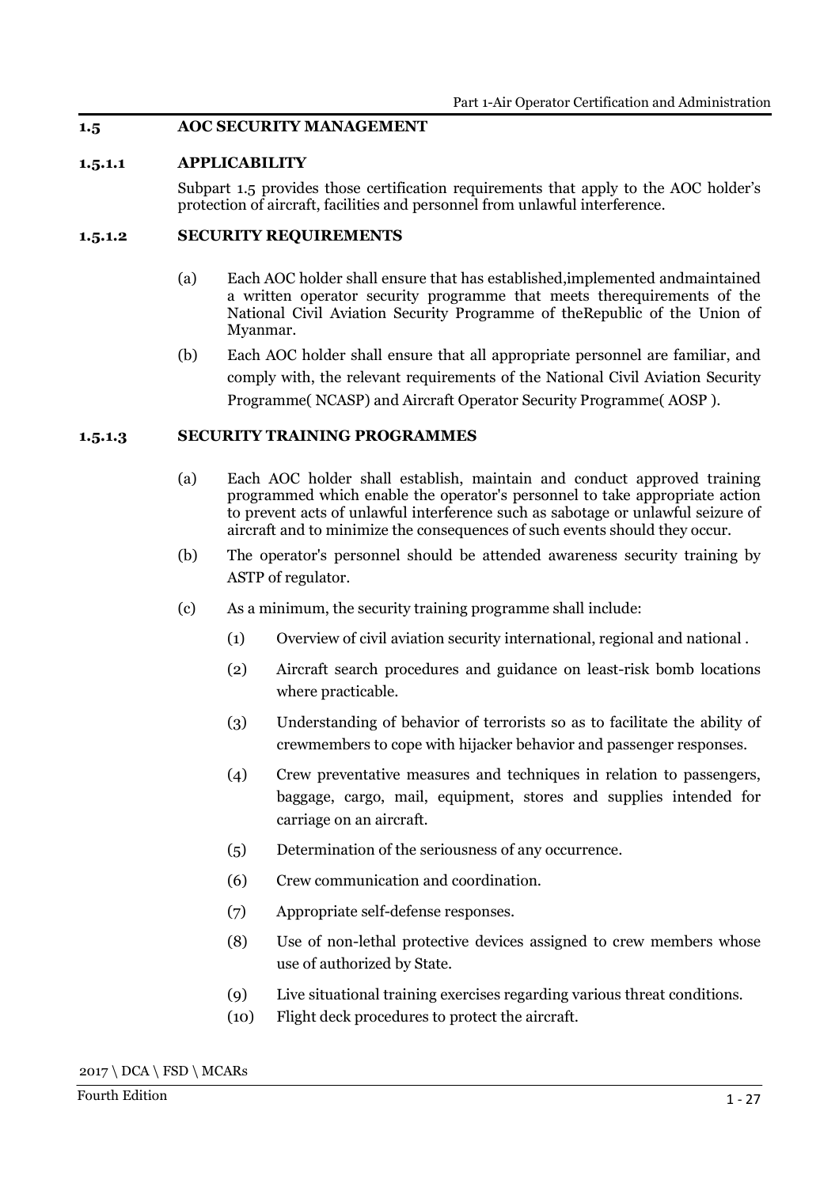## 1.5 AOC SECURITY MANAGEMENT

### 1.5.1.1 APPLICABILITY

Subpart 1.5 provides those certification requirements that apply to the AOC holder's protection of aircraft, facilities and personnel from unlawful interference.

### 1.5.1.2 SECURITY REQUIREMENTS

(a) Each AOC holder shall ensure that has established,implemented andmaintained a written operator security programme that meets therequirements of the National Civil Aviation Security Programme of theRepublic of the Union of Myanmar.

(b) Each AOC holder shall ensure that all appropriate personnel are familiar, and comply with, the relevant requirements of the National Civil Aviation Security Programme( NCASP) and Aircraft Operator Security Programme( AOSP ).

### 1.5.1.3 SECURITY TRAINING PROGRAMMES

(a) Each AOC holder shall establish, maintain and conduct approved training programmed which enable the operator's personnel to take appropriate action to prevent acts of unlawful interference such as sabotage or unlawful seizure of aircraft and to minimize the consequences of such events should they occur.

(b) The operator's personnel should be attended awareness security training by ASTP of regulator.

(c) As a minimum, the security training programme shall include:

(1) Overview of civil aviation security international, regional and national .

(2) Aircraft search procedures and guidance on least-risk bomb locations where practicable.

(3) Understanding of behavior of terrorists so as to facilitate the ability of crewmembers to cope with hijacker behavior and passenger responses.

(4) Crew preventative measures and techniques in relation to passengers, baggage, cargo, mail, equipment, stores and supplies intended for carriage on an aircraft.

(5) Determination of the seriousness of any occurrence.

(6) Crew communication and coordination.

(7) Appropriate self-defense responses.

(8) Use of non-lethal protective devices assigned to crew members whose use of authorized by State.

(9) Live situational training exercises regarding various threat conditions.

(10) Flight deck procedures to protect the aircraft.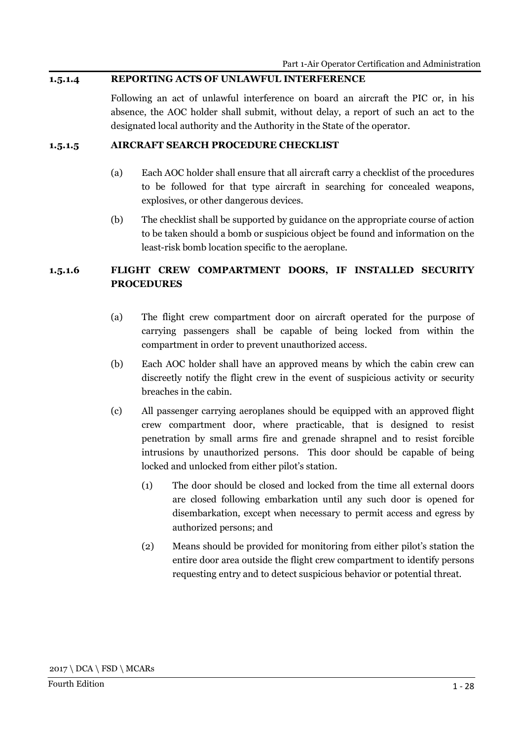### 1.5.1.4 REPORTING ACTS OF UNLAWFUL INTERFERENCE

Following an act of unlawful interference on board an aircraft the PIC or, in his absence, the AOC holder shall submit, without delay, a report of such an act to the designated local authority and the Authority in the State of the operator.

### 1.5.1.5 AIRCRAFT SEARCH PROCEDURE CHECKLIST

(a) Each AOC holder shall ensure that all aircraft carry a checklist of the procedures to be followed for that type aircraft in searching for concealed weapons, explosives, or other dangerous devices.

(b) The checklist shall be supported by guidance on the appropriate course of action to be taken should a bomb or suspicious object be found and information on the least-risk bomb location specific to the aeroplane.

### 1.5.1.6 FLIGHT CREW COMPARTMENT DOORS, IF INSTALLED SECURITY PROCEDURES

(a) The flight crew compartment door on aircraft operated for the purpose of carrying passengers shall be capable of being locked from within the compartment in order to prevent unauthorized access.

(b) Each AOC holder shall have an approved means by which the cabin crew can discreetly notify the flight crew in the event of suspicious activity or security breaches in the cabin.

(c) All passenger carrying aeroplanes should be equipped with an approved flight crew compartment door, where practicable, that is designed to resist penetration by small arms fire and grenade shrapnel and to resist forcible intrusions by unauthorized persons. This door should be capable of being locked and unlocked from either pilot's station.

   (1) The door should be closed and locked from the time all external doors are closed following embarkation until any such door is opened for disembarkation, except when necessary to permit access and egress by authorized persons; and

   (2) Means should be provided for monitoring from either pilot's station the entire door area outside the flight crew compartment to identify persons requesting entry and to detect suspicious behavior or potential threat.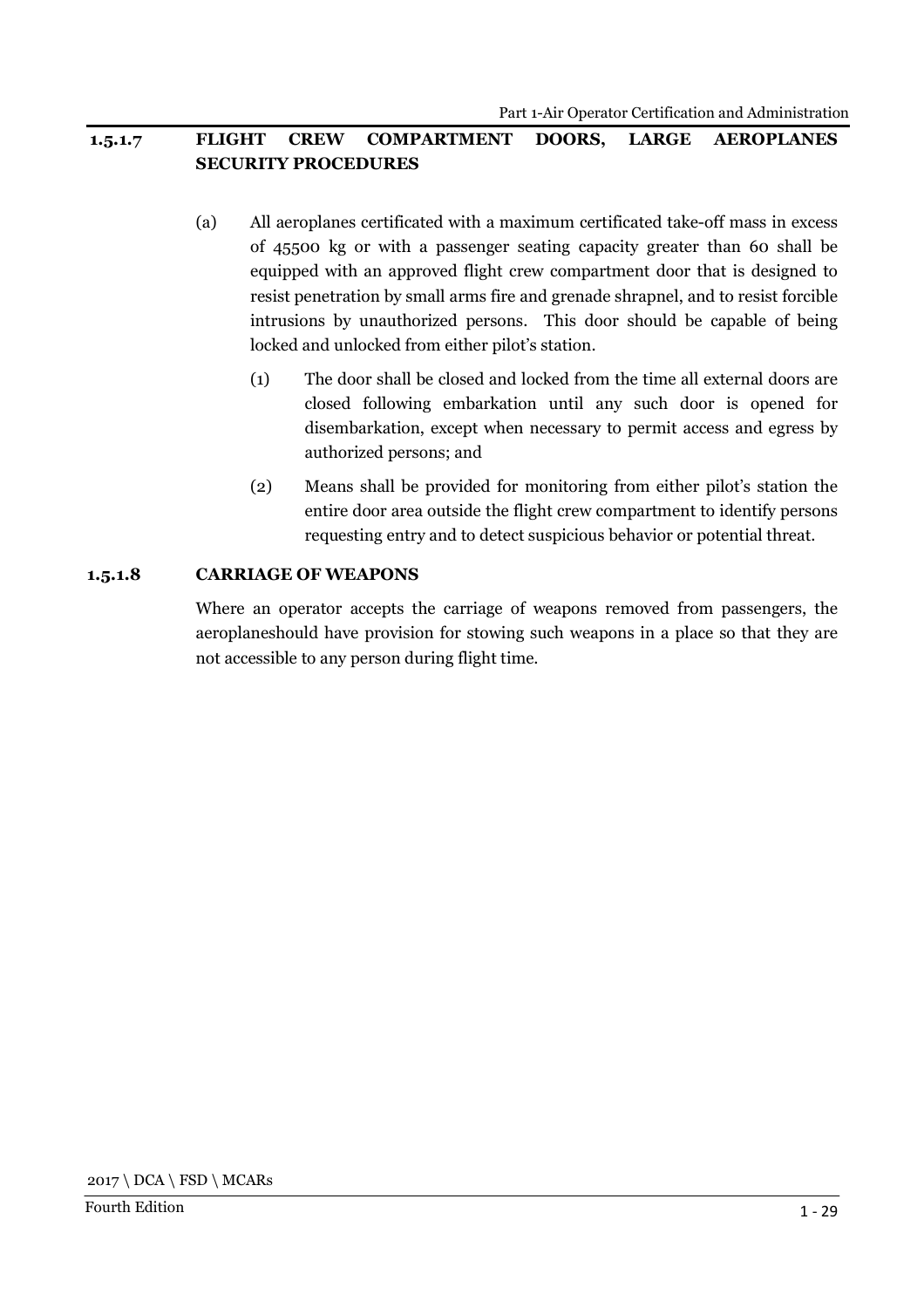### 1.5.1.7 FLIGHT CREW COMPARTMENT DOORS, LARGE AEROPLANES SECURITY PROCEDURES

(a) All aeroplanes certificated with a maximum certificated take-off mass in excess of 45500 kg or with a passenger seating capacity greater than 60 shall be equipped with an approved flight crew compartment door that is designed to resist penetration by small arms fire and grenade shrapnel, and to resist forcible intrusions by unauthorized persons. This door should be capable of being locked and unlocked from either pilot's station.

  (1) The door shall be closed and locked from the time all external doors are closed following embarkation until any such door is opened for disembarkation, except when necessary to permit access and egress by authorized persons; and

  (2) Means shall be provided for monitoring from either pilot's station the entire door area outside the flight crew compartment to identify persons requesting entry and to detect suspicious behavior or potential threat.

### 1.5.1.8 CARRIAGE OF WEAPONS

Where an operator accepts the carriage of weapons removed from passengers, the aeroplaneshould have provision for stowing such weapons in a place so that they are not accessible to any person during flight time.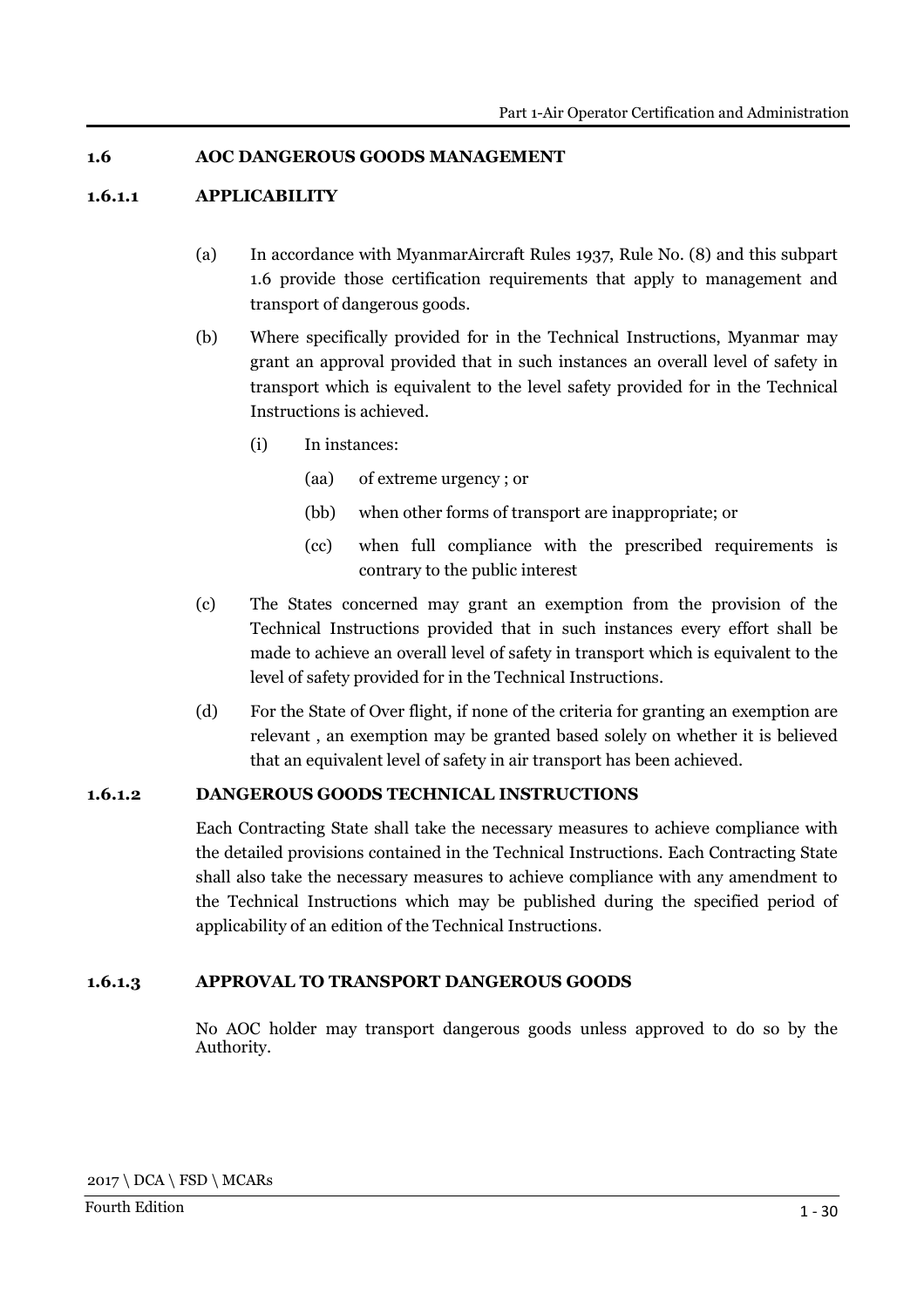## 1.6 AOC DANGEROUS GOODS MANAGEMENT

### 1.6.1.1 APPLICABILITY

(a) In accordance with MyanmarAircraft Rules 1937, Rule No. (8) and this subpart 1.6 provide those certification requirements that apply to management and transport of dangerous goods.

(b) Where specifically provided for in the Technical Instructions, Myanmar may grant an approval provided that in such instances an overall level of safety in transport which is equivalent to the level safety provided for in the Technical Instructions is achieved.

- (i) In instances:
  - (aa) of extreme urgency ; or
  - (bb) when other forms of transport are inappropriate; or
  - (cc) when full compliance with the prescribed requirements is contrary to the public interest

(c) The States concerned may grant an exemption from the provision of the Technical Instructions provided that in such instances every effort shall be made to achieve an overall level of safety in transport which is equivalent to the level of safety provided for in the Technical Instructions.

(d) For the State of Over flight, if none of the criteria for granting an exemption are relevant , an exemption may be granted based solely on whether it is believed that an equivalent level of safety in air transport has been achieved.

### 1.6.1.2 DANGEROUS GOODS TECHNICAL INSTRUCTIONS

Each Contracting State shall take the necessary measures to achieve compliance with the detailed provisions contained in the Technical Instructions. Each Contracting State shall also take the necessary measures to achieve compliance with any amendment to the Technical Instructions which may be published during the specified period of applicability of an edition of the Technical Instructions.

### 1.6.1.3 APPROVAL TO TRANSPORT DANGEROUS GOODS

No AOC holder may transport dangerous goods unless approved to do so by the Authority.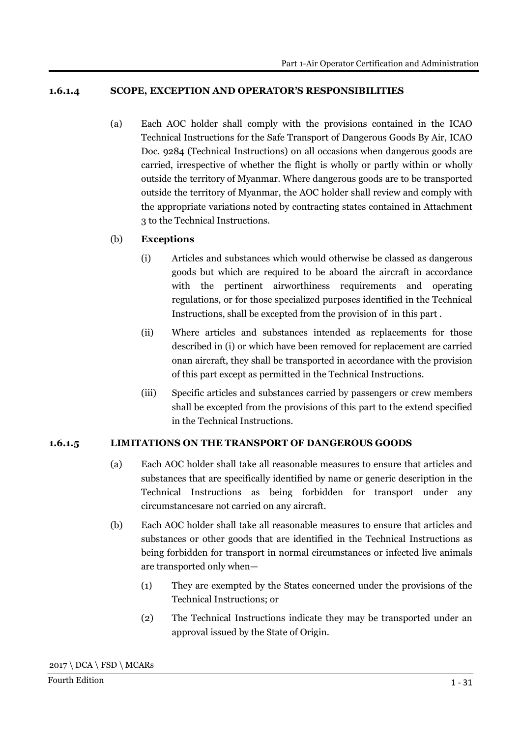### 1.6.1.4 SCOPE, EXCEPTION AND OPERATOR'S RESPONSIBILITIES

(a) Each AOC holder shall comply with the provisions contained in the ICAO Technical Instructions for the Safe Transport of Dangerous Goods By Air, ICAO Doc. 9284 (Technical Instructions) on all occasions when dangerous goods are carried, irrespective of whether the flight is wholly or partly within or wholly outside the territory of Myanmar. Where dangerous goods are to be transported outside the territory of Myanmar, the AOC holder shall review and comply with the appropriate variations noted by contracting states contained in Attachment 3 to the Technical Instructions.

(b) **Exceptions**

(i) Articles and substances which would otherwise be classed as dangerous goods but which are required to be aboard the aircraft in accordance with the pertinent airworthiness requirements and operating regulations, or for those specialized purposes identified in the Technical Instructions, shall be excepted from the provision of in this part .

(ii) Where articles and substances intended as replacements for those described in (i) or which have been removed for replacement are carried onan aircraft, they shall be transported in accordance with the provision of this part except as permitted in the Technical Instructions.

(iii) Specific articles and substances carried by passengers or crew members shall be excepted from the provisions of this part to the extend specified in the Technical Instructions.

### 1.6.1.5 LIMITATIONS ON THE TRANSPORT OF DANGEROUS GOODS

(a) Each AOC holder shall take all reasonable measures to ensure that articles and substances that are specifically identified by name or generic description in the Technical Instructions as being forbidden for transport under any circumstancesare not carried on any aircraft.

(b) Each AOC holder shall take all reasonable measures to ensure that articles and substances or other goods that are identified in the Technical Instructions as being forbidden for transport in normal circumstances or infected live animals are transported only when—

(1) They are exempted by the States concerned under the provisions of the Technical Instructions; or

(2) The Technical Instructions indicate they may be transported under an approval issued by the State of Origin.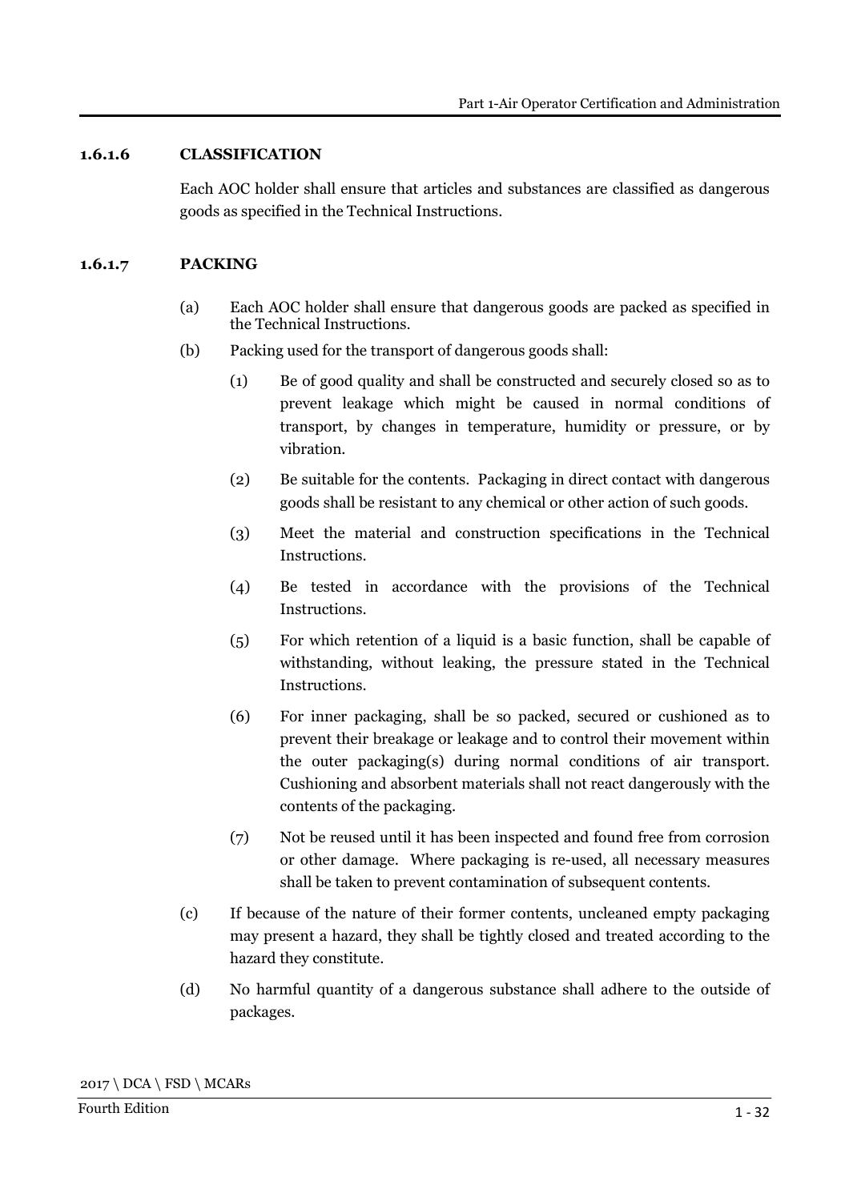### 1.6.1.6 CLASSIFICATION

Each AOC holder shall ensure that articles and substances are classified as dangerous goods as specified in the Technical Instructions.

### 1.6.1.7 PACKING

(a) Each AOC holder shall ensure that dangerous goods are packed as specified in the Technical Instructions.

(b) Packing used for the transport of dangerous goods shall:

  (1) Be of good quality and shall be constructed and securely closed so as to prevent leakage which might be caused in normal conditions of transport, by changes in temperature, humidity or pressure, or by vibration.

  (2) Be suitable for the contents. Packaging in direct contact with dangerous goods shall be resistant to any chemical or other action of such goods.

  (3) Meet the material and construction specifications in the Technical Instructions.

  (4) Be tested in accordance with the provisions of the Technical Instructions.

  (5) For which retention of a liquid is a basic function, shall be capable of withstanding, without leaking, the pressure stated in the Technical Instructions.

  (6) For inner packaging, shall be so packed, secured or cushioned as to prevent their breakage or leakage and to control their movement within the outer packaging(s) during normal conditions of air transport. Cushioning and absorbent materials shall not react dangerously with the contents of the packaging.

  (7) Not be reused until it has been inspected and found free from corrosion or other damage. Where packaging is re-used, all necessary measures shall be taken to prevent contamination of subsequent contents.

(c) If because of the nature of their former contents, uncleaned empty packaging may present a hazard, they shall be tightly closed and treated according to the hazard they constitute.

(d) No harmful quantity of a dangerous substance shall adhere to the outside of packages.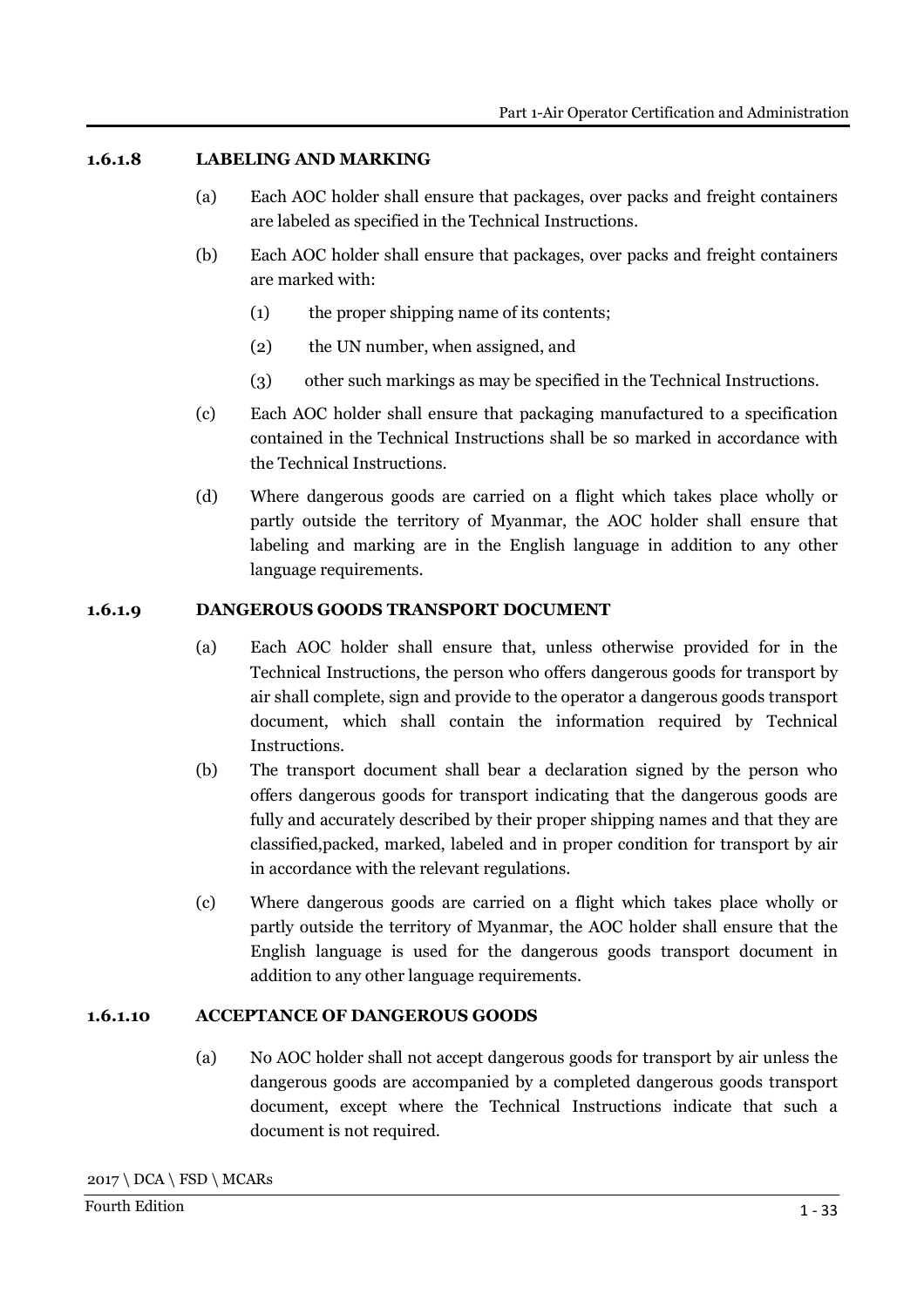### 1.6.1.8 LABELING AND MARKING

(a) Each AOC holder shall ensure that packages, over packs and freight containers are labeled as specified in the Technical Instructions.

(b) Each AOC holder shall ensure that packages, over packs and freight containers are marked with:

(1) the proper shipping name of its contents;

(2) the UN number, when assigned, and

(3) other such markings as may be specified in the Technical Instructions.

(c) Each AOC holder shall ensure that packaging manufactured to a specification contained in the Technical Instructions shall be so marked in accordance with the Technical Instructions.

(d) Where dangerous goods are carried on a flight which takes place wholly or partly outside the territory of Myanmar, the AOC holder shall ensure that labeling and marking are in the English language in addition to any other language requirements.

### 1.6.1.9 DANGEROUS GOODS TRANSPORT DOCUMENT

(a) Each AOC holder shall ensure that, unless otherwise provided for in the Technical Instructions, the person who offers dangerous goods for transport by air shall complete, sign and provide to the operator a dangerous goods transport document, which shall contain the information required by Technical Instructions.

(b) The transport document shall bear a declaration signed by the person who offers dangerous goods for transport indicating that the dangerous goods are fully and accurately described by their proper shipping names and that they are classified,packed, marked, labeled and in proper condition for transport by air in accordance with the relevant regulations.

(c) Where dangerous goods are carried on a flight which takes place wholly or partly outside the territory of Myanmar, the AOC holder shall ensure that the English language is used for the dangerous goods transport document in addition to any other language requirements.

### 1.6.1.10 ACCEPTANCE OF DANGEROUS GOODS

(a) No AOC holder shall not accept dangerous goods for transport by air unless the dangerous goods are accompanied by a completed dangerous goods transport document, except where the Technical Instructions indicate that such a document is not required.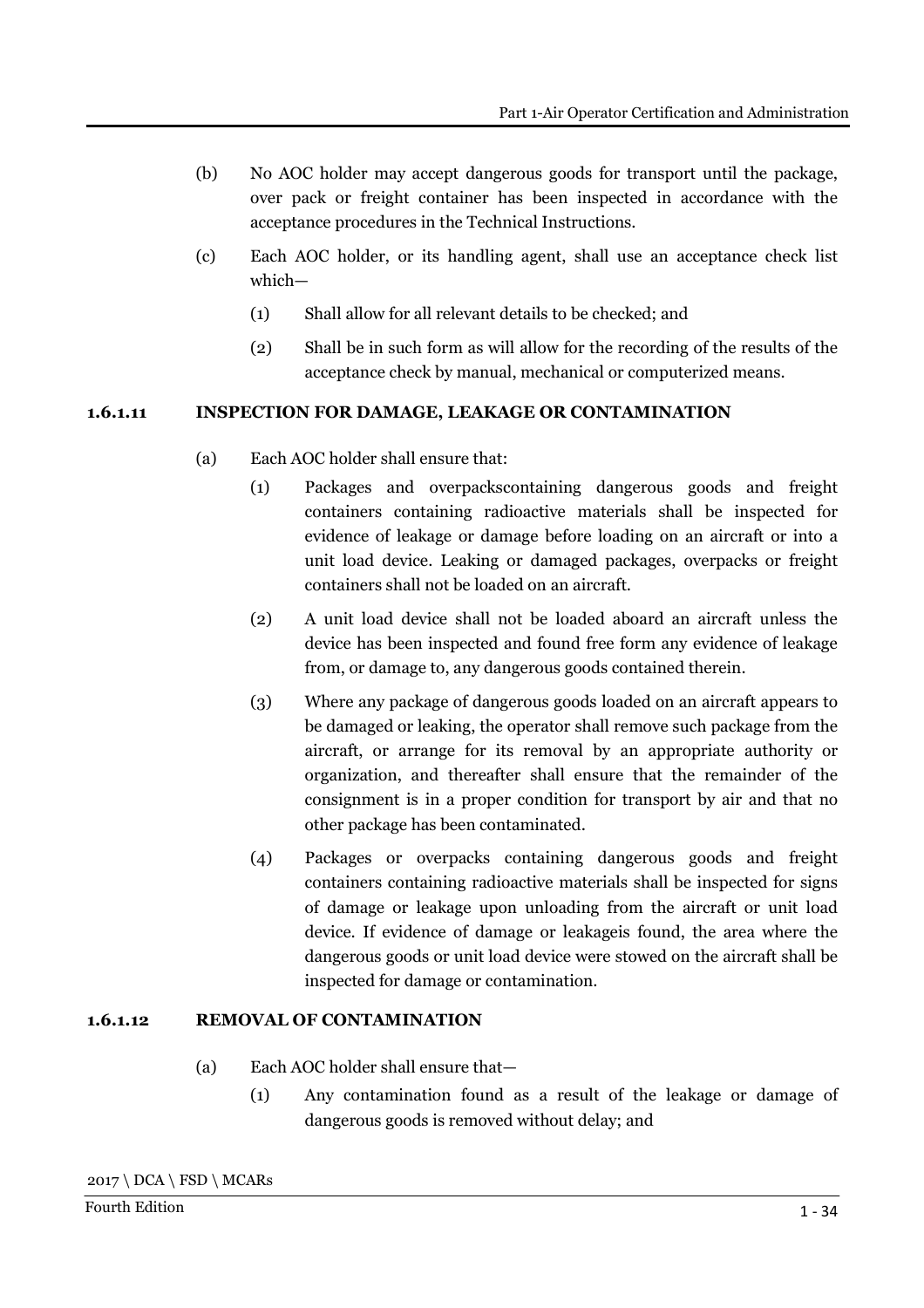(b) No AOC holder may accept dangerous goods for transport until the package, over pack or freight container has been inspected in accordance with the acceptance procedures in the Technical Instructions.

(c) Each AOC holder, or its handling agent, shall use an acceptance check list which—

(1) Shall allow for all relevant details to be checked; and

(2) Shall be in such form as will allow for the recording of the results of the acceptance check by manual, mechanical or computerized means.

### 1.6.1.11 INSPECTION FOR DAMAGE, LEAKAGE OR CONTAMINATION

(a) Each AOC holder shall ensure that:

(1) Packages and overpackscontaining dangerous goods and freight containers containing radioactive materials shall be inspected for evidence of leakage or damage before loading on an aircraft or into a unit load device. Leaking or damaged packages, overpacks or freight containers shall not be loaded on an aircraft.

(2) A unit load device shall not be loaded aboard an aircraft unless the device has been inspected and found free form any evidence of leakage from, or damage to, any dangerous goods contained therein.

(3) Where any package of dangerous goods loaded on an aircraft appears to be damaged or leaking, the operator shall remove such package from the aircraft, or arrange for its removal by an appropriate authority or organization, and thereafter shall ensure that the remainder of the consignment is in a proper condition for transport by air and that no other package has been contaminated.

(4) Packages or overpacks containing dangerous goods and freight containers containing radioactive materials shall be inspected for signs of damage or leakage upon unloading from the aircraft or unit load device. If evidence of damage or leakageis found, the area where the dangerous goods or unit load device were stowed on the aircraft shall be inspected for damage or contamination.

### 1.6.1.12 REMOVAL OF CONTAMINATION

(a) Each AOC holder shall ensure that—

(1) Any contamination found as a result of the leakage or damage of dangerous goods is removed without delay; and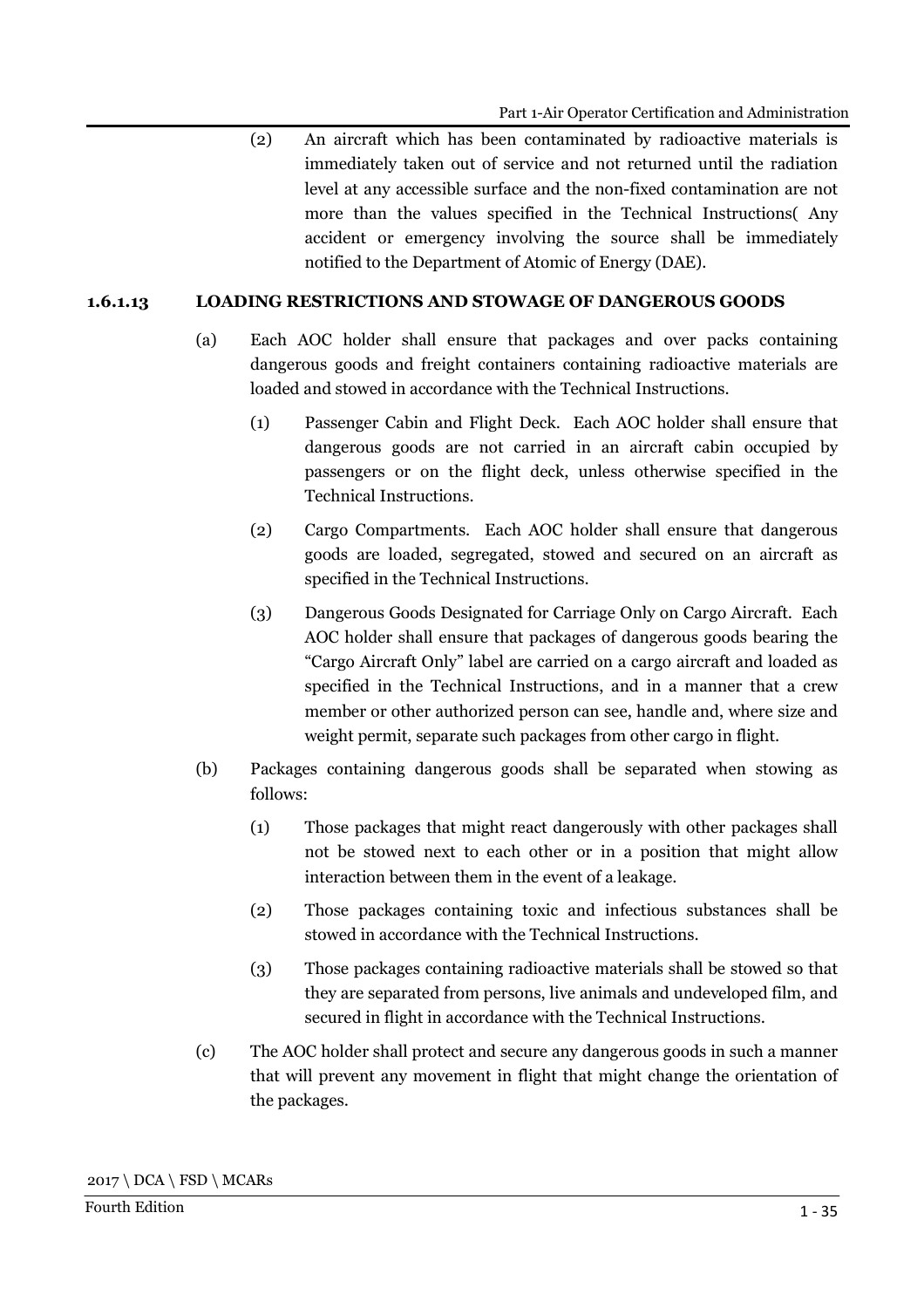(2) An aircraft which has been contaminated by radioactive materials is immediately taken out of service and not returned until the radiation level at any accessible surface and the non-fixed contamination are not more than the values specified in the Technical Instructions( Any accident or emergency involving the source shall be immediately notified to the Department of Atomic of Energy (DAE).

### 1.6.1.13 LOADING RESTRICTIONS AND STOWAGE OF DANGEROUS GOODS

(a) Each AOC holder shall ensure that packages and over packs containing dangerous goods and freight containers containing radioactive materials are loaded and stowed in accordance with the Technical Instructions.

(1) Passenger Cabin and Flight Deck. Each AOC holder shall ensure that dangerous goods are not carried in an aircraft cabin occupied by passengers or on the flight deck, unless otherwise specified in the Technical Instructions.

(2) Cargo Compartments. Each AOC holder shall ensure that dangerous goods are loaded, segregated, stowed and secured on an aircraft as specified in the Technical Instructions.

(3) Dangerous Goods Designated for Carriage Only on Cargo Aircraft. Each AOC holder shall ensure that packages of dangerous goods bearing the "Cargo Aircraft Only" label are carried on a cargo aircraft and loaded as specified in the Technical Instructions, and in a manner that a crew member or other authorized person can see, handle and, where size and weight permit, separate such packages from other cargo in flight.

(b) Packages containing dangerous goods shall be separated when stowing as follows:

(1) Those packages that might react dangerously with other packages shall not be stowed next to each other or in a position that might allow interaction between them in the event of a leakage.

(2) Those packages containing toxic and infectious substances shall be stowed in accordance with the Technical Instructions.

(3) Those packages containing radioactive materials shall be stowed so that they are separated from persons, live animals and undeveloped film, and secured in flight in accordance with the Technical Instructions.

(c) The AOC holder shall protect and secure any dangerous goods in such a manner that will prevent any movement in flight that might change the orientation of the packages.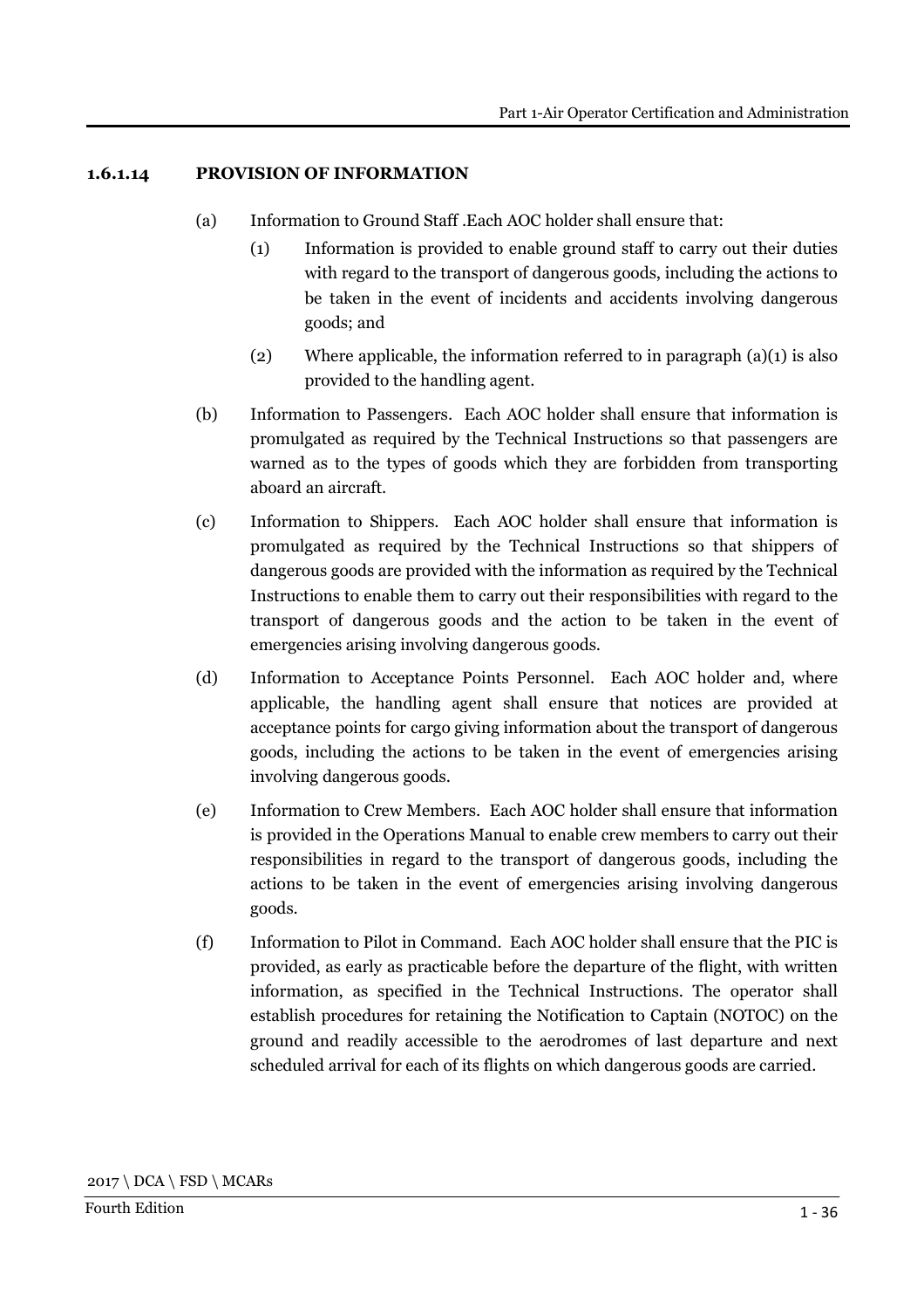#### 1.6.1.14 PROVISION OF INFORMATION

(a) Information to Ground Staff .Each AOC holder shall ensure that:

   (1) Information is provided to enable ground staff to carry out their duties with regard to the transport of dangerous goods, including the actions to be taken in the event of incidents and accidents involving dangerous goods; and

   (2) Where applicable, the information referred to in paragraph (a)(1) is also provided to the handling agent.

(b) Information to Passengers. Each AOC holder shall ensure that information is promulgated as required by the Technical Instructions so that passengers are warned as to the types of goods which they are forbidden from transporting aboard an aircraft.

(c) Information to Shippers. Each AOC holder shall ensure that information is promulgated as required by the Technical Instructions so that shippers of dangerous goods are provided with the information as required by the Technical Instructions to enable them to carry out their responsibilities with regard to the transport of dangerous goods and the action to be taken in the event of emergencies arising involving dangerous goods.

(d) Information to Acceptance Points Personnel. Each AOC holder and, where applicable, the handling agent shall ensure that notices are provided at acceptance points for cargo giving information about the transport of dangerous goods, including the actions to be taken in the event of emergencies arising involving dangerous goods.

(e) Information to Crew Members. Each AOC holder shall ensure that information is provided in the Operations Manual to enable crew members to carry out their responsibilities in regard to the transport of dangerous goods, including the actions to be taken in the event of emergencies arising involving dangerous goods.

(f) Information to Pilot in Command. Each AOC holder shall ensure that the PIC is provided, as early as practicable before the departure of the flight, with written information, as specified in the Technical Instructions. The operator shall establish procedures for retaining the Notification to Captain (NOTOC) on the ground and readily accessible to the aerodromes of last departure and next scheduled arrival for each of its flights on which dangerous goods are carried.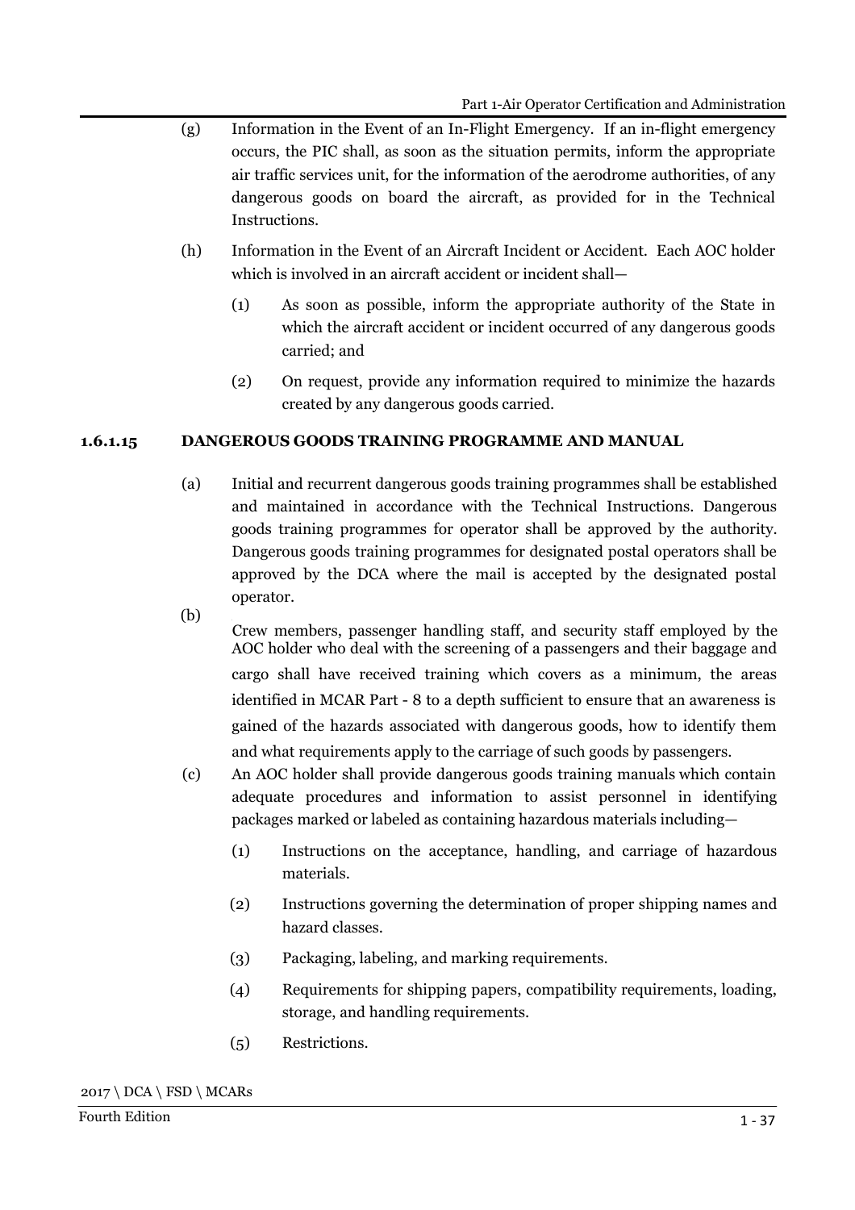(g) Information in the Event of an In-Flight Emergency. If an in-flight emergency occurs, the PIC shall, as soon as the situation permits, inform the appropriate air traffic services unit, for the information of the aerodrome authorities, of any dangerous goods on board the aircraft, as provided for in the Technical Instructions.

(h) Information in the Event of an Aircraft Incident or Accident. Each AOC holder which is involved in an aircraft accident or incident shall—

(1) As soon as possible, inform the appropriate authority of the State in which the aircraft accident or incident occurred of any dangerous goods carried; and

(2) On request, provide any information required to minimize the hazards created by any dangerous goods carried.

### 1.6.1.15 DANGEROUS GOODS TRAINING PROGRAMME AND MANUAL

(a) Initial and recurrent dangerous goods training programmes shall be established and maintained in accordance with the Technical Instructions. Dangerous goods training programmes for operator shall be approved by the authority. Dangerous goods training programmes for designated postal operators shall be approved by the DCA where the mail is accepted by the designated postal operator.

(b) Crew members, passenger handling staff, and security staff employed by the AOC holder who deal with the screening of a passengers and their baggage and cargo shall have received training which covers as a minimum, the areas identified in MCAR Part - 8 to a depth sufficient to ensure that an awareness is gained of the hazards associated with dangerous goods, how to identify them and what requirements apply to the carriage of such goods by passengers.

(c) An AOC holder shall provide dangerous goods training manuals which contain adequate procedures and information to assist personnel in identifying packages marked or labeled as containing hazardous materials including—

(1) Instructions on the acceptance, handling, and carriage of hazardous materials.

(2) Instructions governing the determination of proper shipping names and hazard classes.

(3) Packaging, labeling, and marking requirements.

(4) Requirements for shipping papers, compatibility requirements, loading, storage, and handling requirements.

(5) Restrictions.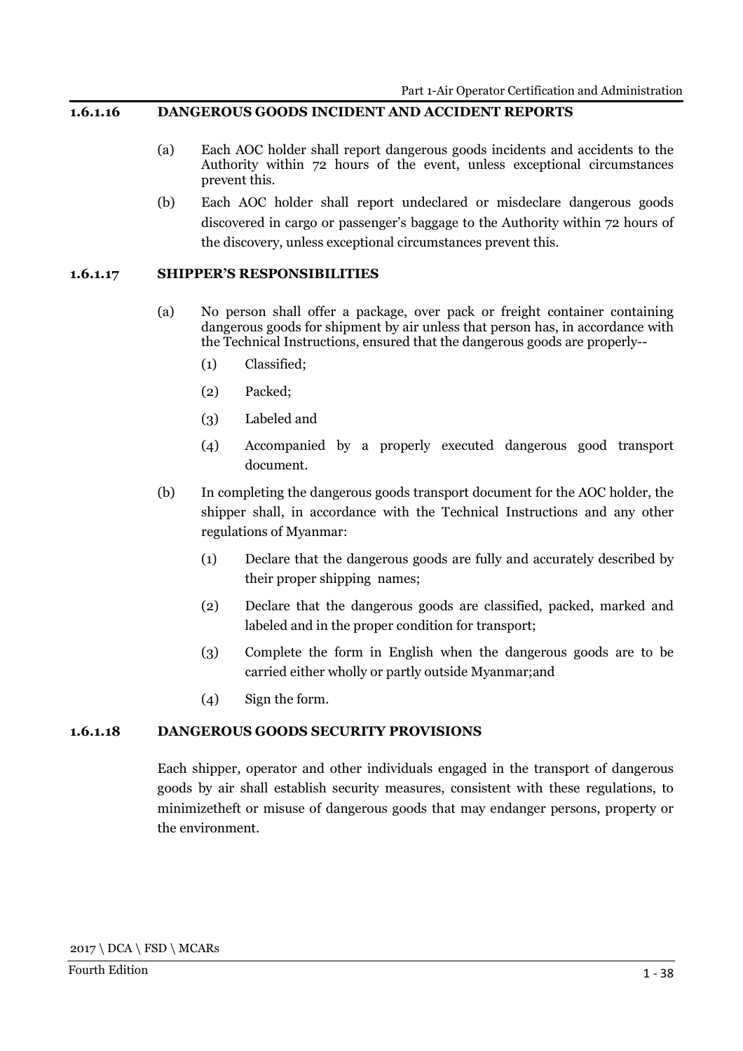### 1.6.1.16 DANGEROUS GOODS INCIDENT AND ACCIDENT REPORTS

(a) Each AOC holder shall report dangerous goods incidents and accidents to the Authority within 72 hours of the event, unless exceptional circumstances prevent this.

(b) Each AOC holder shall report undeclared or misdeclare dangerous goods discovered in cargo or passenger's baggage to the Authority within 72 hours of the discovery, unless exceptional circumstances prevent this.

### 1.6.1.17 SHIPPER'S RESPONSIBILITIES

(a) No person shall offer a package, over pack or freight container containing dangerous goods for shipment by air unless that person has, in accordance with the Technical Instructions, ensured that the dangerous goods are properly--

- (1) Classified;
- (2) Packed;
- (3) Labeled and
- (4) Accompanied by a properly executed dangerous good transport document.

(b) In completing the dangerous goods transport document for the AOC holder, the shipper shall, in accordance with the Technical Instructions and any other regulations of Myanmar:

- (1) Declare that the dangerous goods are fully and accurately described by their proper shipping names;
- (2) Declare that the dangerous goods are classified, packed, marked and labeled and in the proper condition for transport;
- (3) Complete the form in English when the dangerous goods are to be carried either wholly or partly outside Myanmar;and
- (4) Sign the form.

### 1.6.1.18 DANGEROUS GOODS SECURITY PROVISIONS

Each shipper, operator and other individuals engaged in the transport of dangerous goods by air shall establish security measures, consistent with these regulations, to minimizetheft or misuse of dangerous goods that may endanger persons, property or the environment.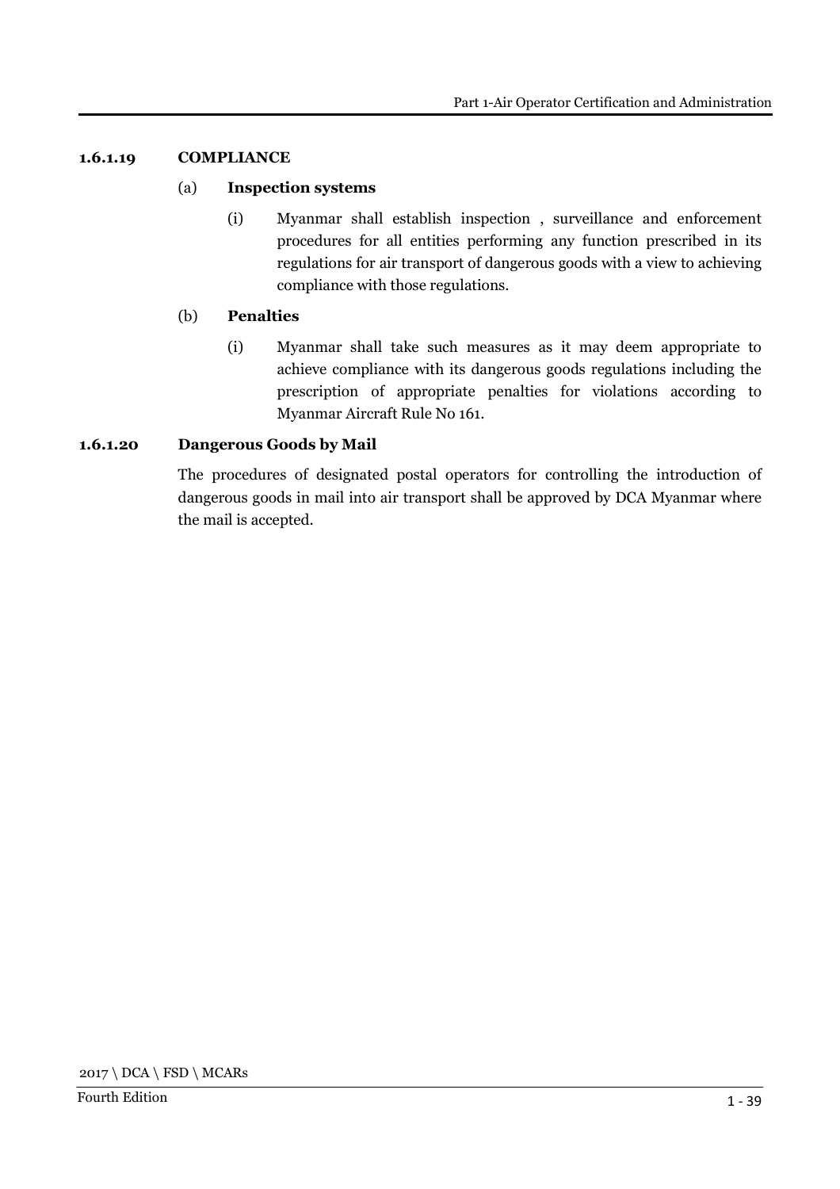### 1.6.1.19 COMPLIANCE

(a) **Inspection systems**

(i) Myanmar shall establish inspection , surveillance and enforcement procedures for all entities performing any function prescribed in its regulations for air transport of dangerous goods with a view to achieving compliance with those regulations.

(b) **Penalties**

(i) Myanmar shall take such measures as it may deem appropriate to achieve compliance with its dangerous goods regulations including the prescription of appropriate penalties for violations according to Myanmar Aircraft Rule No 161.

### 1.6.1.20 Dangerous Goods by Mail

The procedures of designated postal operators for controlling the introduction of dangerous goods in mail into air transport shall be approved by DCA Myanmar where the mail is accepted.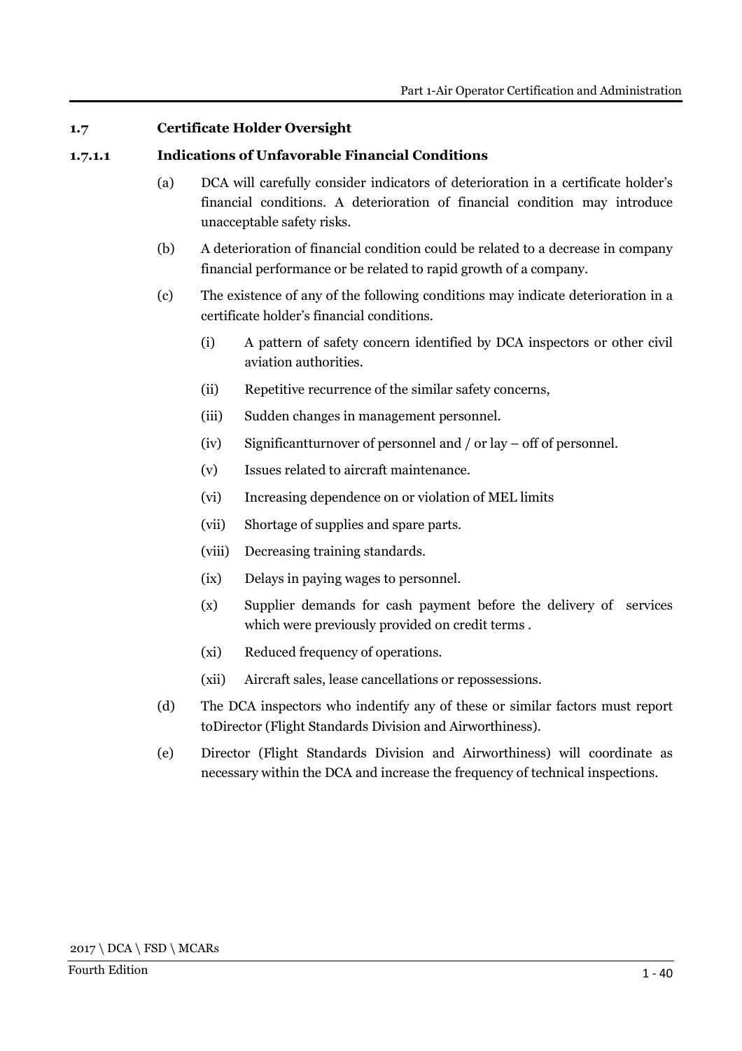## 1.7 Certificate Holder Oversight

### 1.7.1.1 Indications of Unfavorable Financial Conditions

(a) DCA will carefully consider indicators of deterioration in a certificate holder's financial conditions. A deterioration of financial condition may introduce unacceptable safety risks.

(b) A deterioration of financial condition could be related to a decrease in company financial performance or be related to rapid growth of a company.

(c) The existence of any of the following conditions may indicate deterioration in a certificate holder's financial conditions.

   (i) A pattern of safety concern identified by DCA inspectors or other civil aviation authorities.

   (ii) Repetitive recurrence of the similar safety concerns,

   (iii) Sudden changes in management personnel.

   (iv) Significantturnover of personnel and / or lay – off of personnel.

   (v) Issues related to aircraft maintenance.

   (vi) Increasing dependence on or violation of MEL limits

   (vii) Shortage of supplies and spare parts.

   (viii) Decreasing training standards.

   (ix) Delays in paying wages to personnel.

   (x) Supplier demands for cash payment before the delivery of services which were previously provided on credit terms .

   (xi) Reduced frequency of operations.

   (xii) Aircraft sales, lease cancellations or repossessions.

(d) The DCA inspectors who indentify any of these or similar factors must report toDirector (Flight Standards Division and Airworthiness).

(e) Director (Flight Standards Division and Airworthiness) will coordinate as necessary within the DCA and increase the frequency of technical inspections.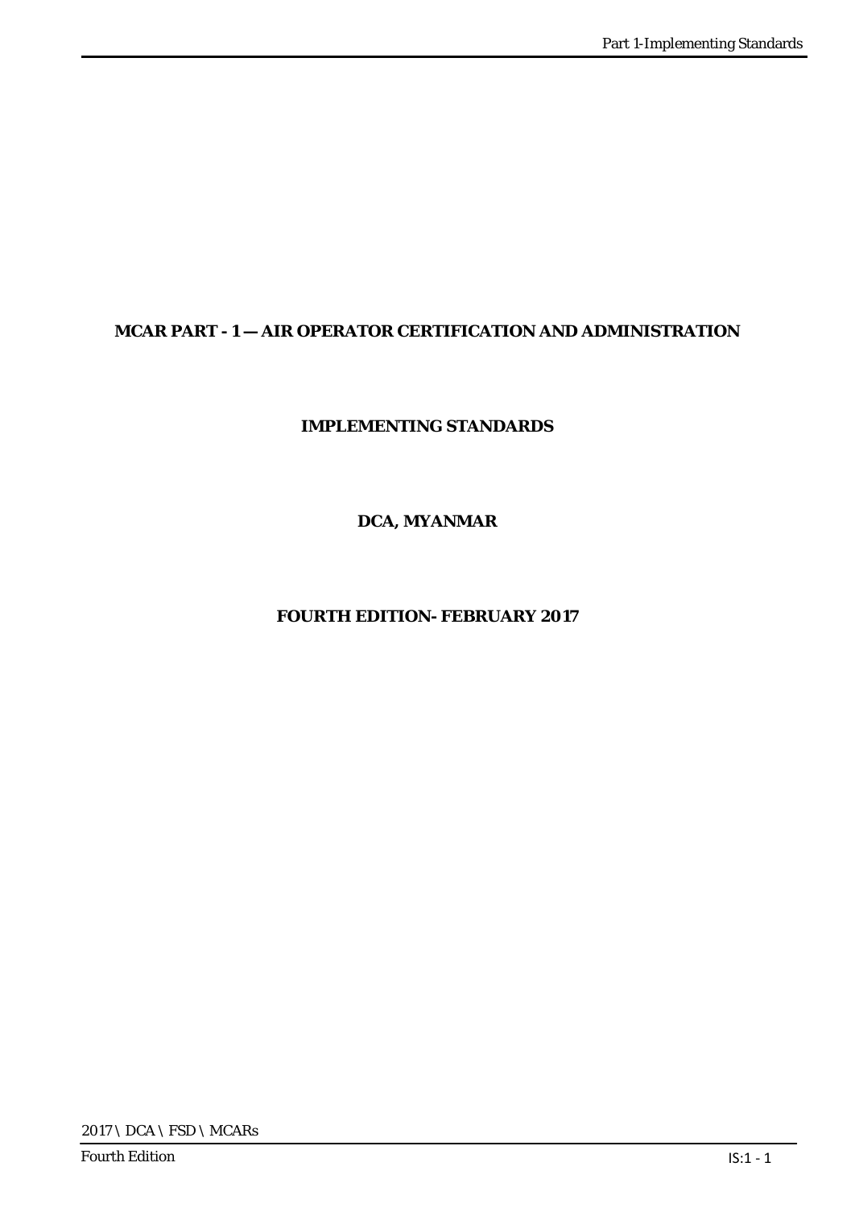**MCAR PART - 1 — AIR OPERATOR CERTIFICATION AND ADMINISTRATION**

**IMPLEMENTING STANDARDS**

**DCA, MYANMAR**

**FOURTH EDITION- FEBRUARY 2017**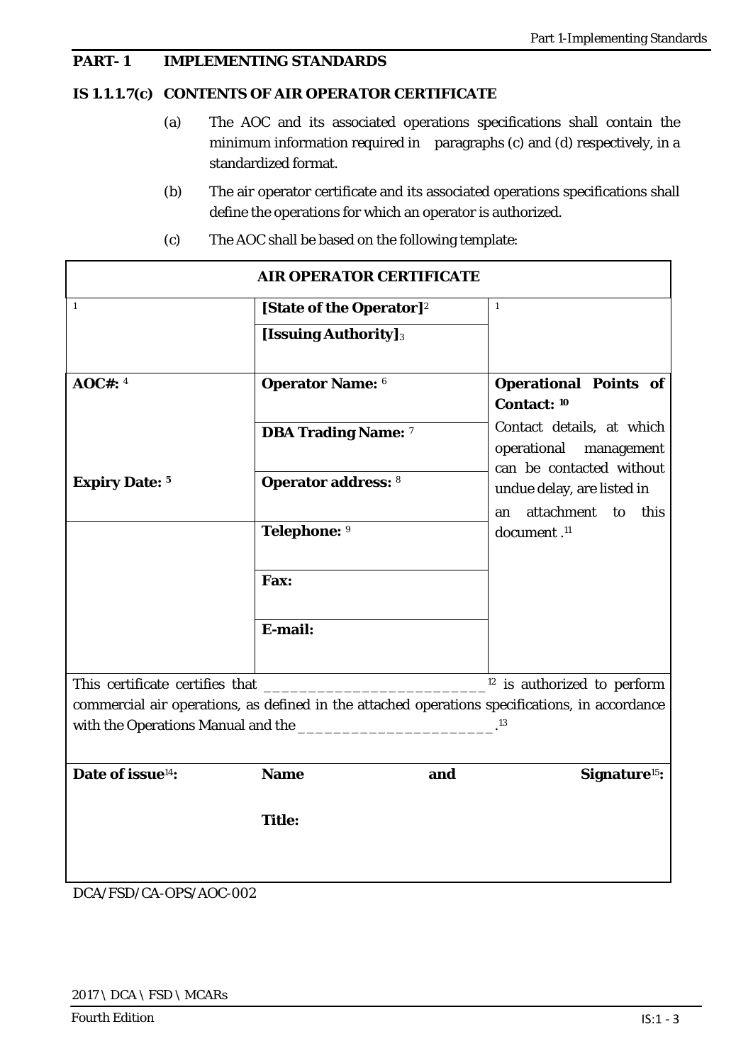## PART- 1 IMPLEMENTING STANDARDS

### IS 1.1.1.7(c) CONTENTS OF AIR OPERATOR CERTIFICATE

(a) The AOC and its associated operations specifications shall contain the minimum information required in paragraphs (c) and (d) respectively, in a standardized format.

(b) The air operator certificate and its associated operations specifications shall define the operations for which an operator is authorized.

(c) The AOC shall be based on the following template:

| AIR OPERATOR CERTIFICATE | | |
|---|---|---|
| [1] | **[State of the Operator]**[2] | [1] |
| | **[Issuing Authority]**[3] | |
| **AOC#:** [4] | **Operator Name:** [6] | **Operational Points of Contact:** [10] |
| | **DBA Trading Name:** [7] | Contact details, at which operational management can be contacted without undue delay, are listed in an attachment to this document .[11] |
| **Expiry Date:** [5] | **Operator address:** [8] | |
| | **Telephone:** [9] | |
| | **Fax:** | |
| | **E-mail:** | |
| This certificate certifies that ________________________ [12] is authorized to perform commercial air operations, as defined in the attached operations specifications, in accordance with the Operations Manual and the _____________________.[13] | | |
| **Date of issue**[14]**:** | **Name and** **Title:** | **Signature**[15]**:** |

DCA/FSD/CA-OPS/AOC-002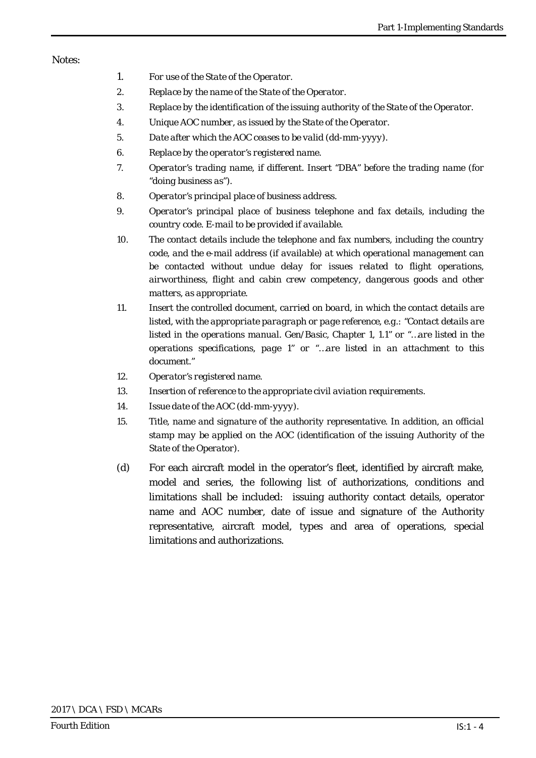Notes:

1. *For use of the State of the Operator.*
2. *Replace by the name of the State of the Operator.*
3. *Replace by the identification of the issuing authority of the State of the Operator.*
4. *Unique AOC number, as issued by the State of the Operator.*
5. *Date after which the AOC ceases to be valid (dd-mm-yyyy).*
6. *Replace by the operator's registered name.*
7. *Operator's trading name, if different. Insert "DBA" before the trading name (for "doing business as").*
8. *Operator's principal place of business address.*
9. *Operator's principal place of business telephone and fax details, including the country code. E-mail to be provided if available.*
10. *The contact details include the telephone and fax numbers, including the country code, and the e-mail address (if available) at which operational management can be contacted without undue delay for issues related to flight operations, airworthiness, flight and cabin crew competency, dangerous goods and other matters, as appropriate.*
11. *Insert the controlled document, carried on board, in which the contact details are listed, with the appropriate paragraph or page reference, e.g.: "Contact details are listed in the operations manual. Gen/Basic, Chapter 1, 1.1" or "…are listed in the operations specifications, page 1" or "…are listed in an attachment to this document."*
12. *Operator's registered name.*
13. *Insertion of reference to the appropriate civil aviation requirements.*
14. *Issue date of the AOC (dd-mm-yyyy).*
15. *Title, name and signature of the authority representative. In addition, an official stamp may be applied on the AOC (identification of the issuing Authority of the State of the Operator).*

(d) For each aircraft model in the operator's fleet, identified by aircraft make, model and series, the following list of authorizations, conditions and limitations shall be included: issuing authority contact details, operator name and AOC number, date of issue and signature of the Authority representative, aircraft model, types and area of operations, special limitations and authorizations.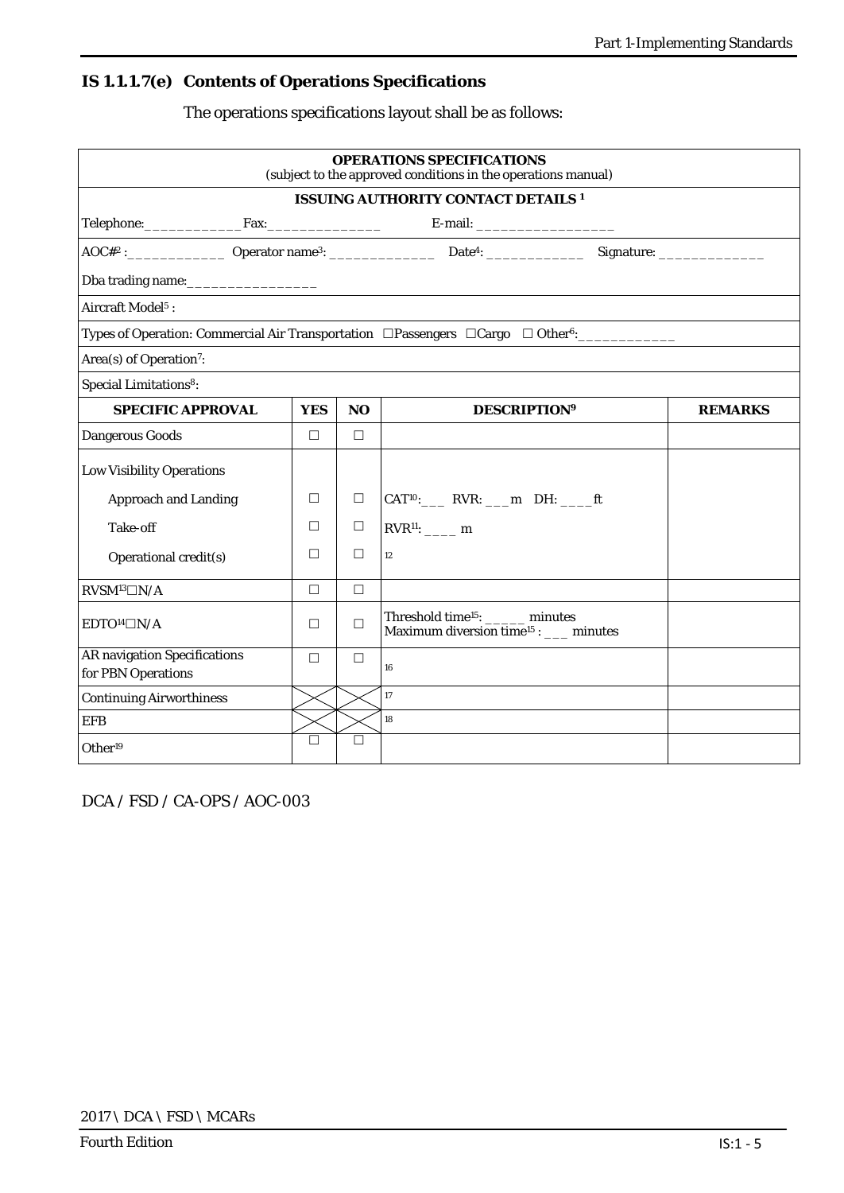## IS 1.1.1.7(e) Contents of Operations Specifications

The operations specifications layout shall be as follows:

| **OPERATIONS SPECIFICATIONS**<br>(subject to the approved conditions in the operations manual) | | | | |
|---|---|---|---|---|
| **ISSUING AUTHORITY CONTACT DETAILS [1]** | | | | |
| Telephone:____________ Fax:______________ E-mail: _________________ | | | | |
| AOC#[2] :____________ Operator name[3]: _____________ Date[4]: ____________ Signature: _____________ | | | | |
| Dba trading name:________________ | | | | |
| Aircraft Model[5] : | | | | |
| Types of Operation: Commercial Air Transportation ☐Passengers ☐Cargo ☐ Other[6]:____________ | | | | |
| Area(s) of Operation[7]: | | | | |
| Special Limitations[8]: | | | | |
| **SPECIFIC APPROVAL** | **YES** | **NO** | **DESCRIPTION[9]** | **REMARKS** |
| Dangerous Goods | ☐ | ☐ | | |
| Low Visibility Operations | | | | |
| Approach and Landing | ☐ | ☐ | CAT[10]:___ RVR: ___m DH: ____ft | |
| Take-off | ☐ | ☐ | RVR[11]: ____ m | |
| Operational credit(s) | ☐ | ☐ | [12] | |
| RVSM[13] ☐N/A | ☐ | ☐ | | |
| EDTO[14] ☐N/A | ☐ | ☐ | Threshold time[15]: _____ minutes<br>Maximum diversion time[15] : ___ minutes | |
| AR navigation Specifications for PBN Operations | ☐ | ☐ | [16] | |
| Continuing Airworthiness | | | [17] | |
| EFB | | | [18] | |
| Other[19] | ☐ | ☐ | | |

DCA / FSD / CA-OPS / AOC-003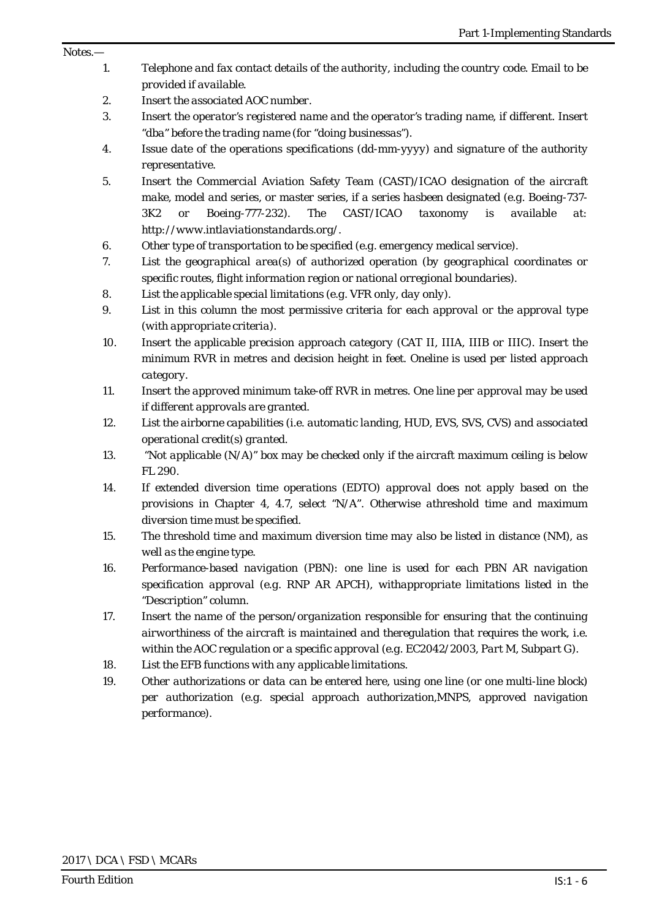*Notes.—*

1. *Telephone and fax contact details of the authority, including the country code. Email to be provided if available.*
2. *Insert the associated AOC number.*
3. *Insert the operator's registered name and the operator's trading name, if different. Insert "dba" before the trading name (for "doing businessas").*
4. *Issue date of the operations specifications (dd-mm-yyyy) and signature of the authority representative.*
5. *Insert the Commercial Aviation Safety Team (CAST)/ICAO designation of the aircraft make, model and series, or master series, if a series hasbeen designated (e.g. Boeing-737-3K2 or Boeing-777-232). The CAST/ICAO taxonomy is available at: http://www.intlaviationstandards.org/.*
6. *Other type of transportation to be specified (e.g. emergency medical service).*
7. *List the geographical area(s) of authorized operation (by geographical coordinates or specific routes, flight information region or national orregional boundaries).*
8. *List the applicable special limitations (e.g. VFR only, day only).*
9. *List in this column the most permissive criteria for each approval or the approval type (with appropriate criteria).*
10. *Insert the applicable precision approach category (CAT II, IIIA, IIIB or IIIC). Insert the minimum RVR in metres and decision height in feet. Oneline is used per listed approach category.*
11. *Insert the approved minimum take-off RVR in metres. One line per approval may be used if different approvals are granted.*
12. *List the airborne capabilities (i.e. automatic landing, HUD, EVS, SVS, CVS) and associated operational credit(s) granted.*
13. *"Not applicable (N/A)" box may be checked only if the aircraft maximum ceiling is below FL 290.*
14. *If extended diversion time operations (EDTO) approval does not apply based on the provisions in Chapter 4, 4.7, select "N/A". Otherwise athreshold time and maximum diversion time must be specified.*
15. *The threshold time and maximum diversion time may also be listed in distance (NM), as well as the engine type.*
16. *Performance-based navigation (PBN): one line is used for each PBN AR navigation specification approval (e.g. RNP AR APCH), withappropriate limitations listed in the "Description" column.*
17. *Insert the name of the person/organization responsible for ensuring that the continuing airworthiness of the aircraft is maintained and theregulation that requires the work, i.e. within the AOC regulation or a specific approval (e.g. EC2042/2003, Part M, Subpart G).*
18. *List the EFB functions with any applicable limitations.*
19. *Other authorizations or data can be entered here, using one line (or one multi-line block) per authorization (e.g. special approach authorization,MNPS, approved navigation performance).*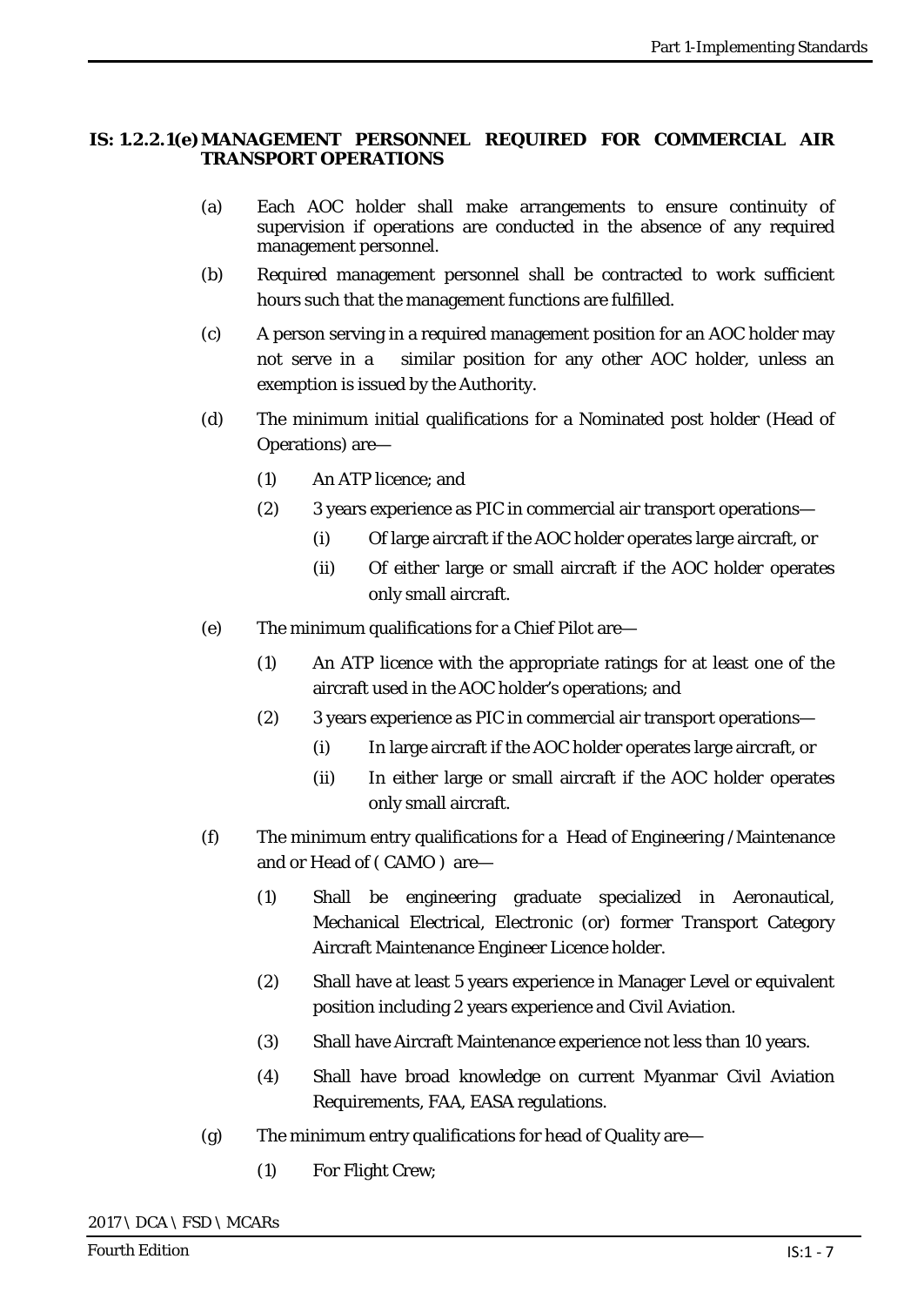## IS: 1.2.2.1(e) MANAGEMENT PERSONNEL REQUIRED FOR COMMERCIAL AIR TRANSPORT OPERATIONS

(a) Each AOC holder shall make arrangements to ensure continuity of supervision if operations are conducted in the absence of any required management personnel.

(b) Required management personnel shall be contracted to work sufficient hours such that the management functions are fulfilled.

(c) A person serving in a required management position for an AOC holder may not serve in a similar position for any other AOC holder, unless an exemption is issued by the Authority.

(d) The minimum initial qualifications for a Nominated post holder (Head of Operations) are—

- (1) An ATP licence; and
- (2) 3 years experience as PIC in commercial air transport operations—
  - (i) Of large aircraft if the AOC holder operates large aircraft, or
  - (ii) Of either large or small aircraft if the AOC holder operates only small aircraft.

(e) The minimum qualifications for a Chief Pilot are—

- (1) An ATP licence with the appropriate ratings for at least one of the aircraft used in the AOC holder's operations; and
- (2) 3 years experience as PIC in commercial air transport operations—
  - (i) In large aircraft if the AOC holder operates large aircraft, or
  - (ii) In either large or small aircraft if the AOC holder operates only small aircraft.

(f) The minimum entry qualifications for a Head of Engineering /Maintenance and or Head of ( CAMO ) are—

- (1) Shall be engineering graduate specialized in Aeronautical, Mechanical Electrical, Electronic (or) former Transport Category Aircraft Maintenance Engineer Licence holder.
- (2) Shall have at least 5 years experience in Manager Level or equivalent position including 2 years experience and Civil Aviation.
- (3) Shall have Aircraft Maintenance experience not less than 10 years.
- (4) Shall have broad knowledge on current Myanmar Civil Aviation Requirements, FAA, EASA regulations.

(g) The minimum entry qualifications for head of Quality are—

- (1) For Flight Crew;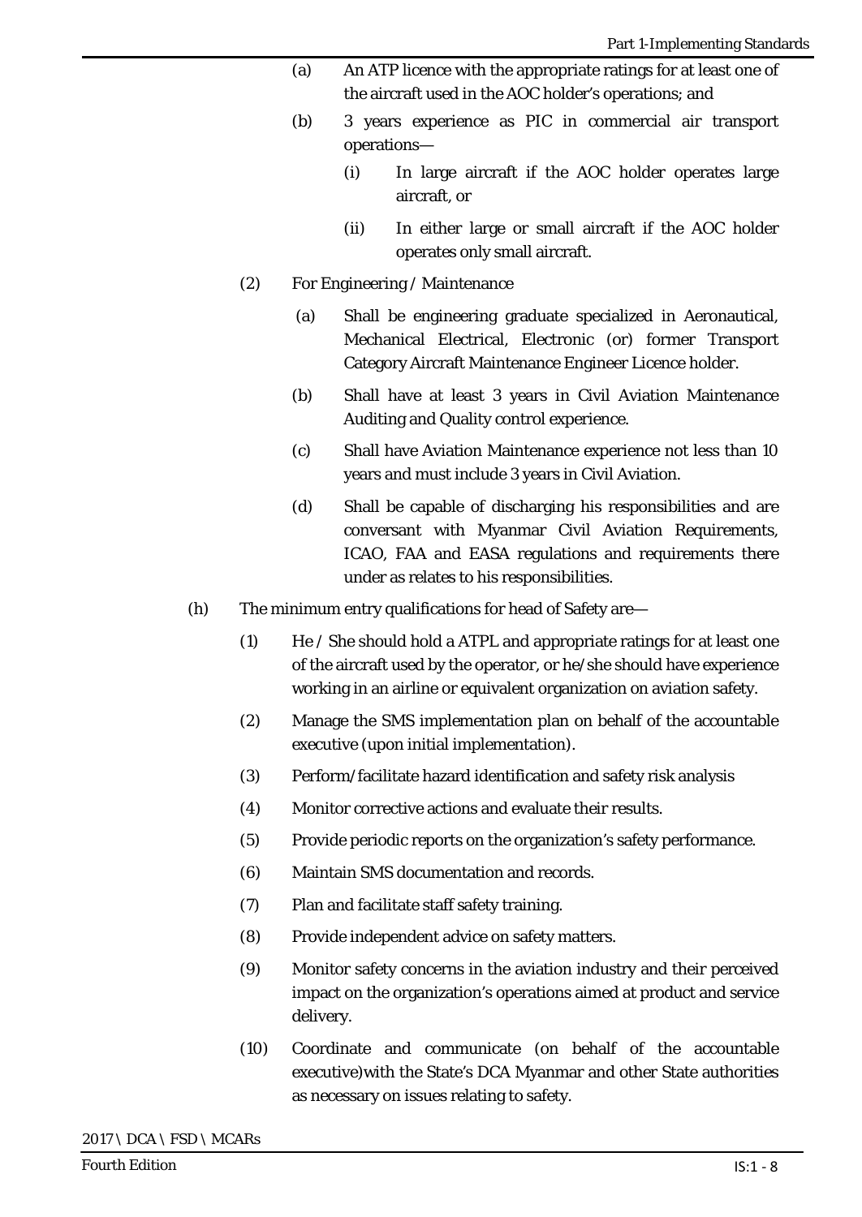(a) An ATP licence with the appropriate ratings for at least one of the aircraft used in the AOC holder's operations; and

(b) 3 years experience as PIC in commercial air transport operations—

(i) In large aircraft if the AOC holder operates large aircraft, or

(ii) In either large or small aircraft if the AOC holder operates only small aircraft.

(2) For Engineering / Maintenance

(a) Shall be engineering graduate specialized in Aeronautical, Mechanical Electrical, Electronic (or) former Transport Category Aircraft Maintenance Engineer Licence holder.

(b) Shall have at least 3 years in Civil Aviation Maintenance Auditing and Quality control experience.

(c) Shall have Aviation Maintenance experience not less than 10 years and must include 3 years in Civil Aviation.

(d) Shall be capable of discharging his responsibilities and are conversant with Myanmar Civil Aviation Requirements, ICAO, FAA and EASA regulations and requirements there under as relates to his responsibilities.

(h) The minimum entry qualifications for head of Safety are—

(1) He / She should hold a ATPL and appropriate ratings for at least one of the aircraft used by the operator, or he/she should have experience working in an airline or equivalent organization on aviation safety.

(2) Manage the SMS implementation plan on behalf of the accountable executive (upon initial implementation).

(3) Perform/facilitate hazard identification and safety risk analysis

(4) Monitor corrective actions and evaluate their results.

(5) Provide periodic reports on the organization's safety performance.

(6) Maintain SMS documentation and records.

(7) Plan and facilitate staff safety training.

(8) Provide independent advice on safety matters.

(9) Monitor safety concerns in the aviation industry and their perceived impact on the organization's operations aimed at product and service delivery.

(10) Coordinate and communicate (on behalf of the accountable executive)with the State's DCA Myanmar and other State authorities as necessary on issues relating to safety.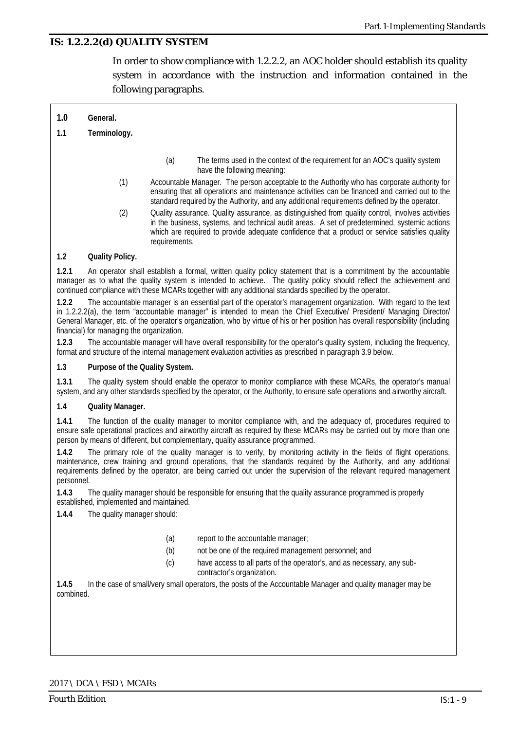## IS: 1.2.2.2(d) QUALITY SYSTEM

In order to show compliance with 1.2.2.2, an AOC holder should establish its quality system in accordance with the instruction and information contained in the following paragraphs.

**1.0 General.**

**1.1 Terminology.**

(a) The terms used in the context of the requirement for an AOC's quality system have the following meaning:

(1) Accountable Manager. The person acceptable to the Authority who has corporate authority for ensuring that all operations and maintenance activities can be financed and carried out to the standard required by the Authority, and any additional requirements defined by the operator.

(2) Quality assurance. Quality assurance, as distinguished from quality control, involves activities in the business, systems, and technical audit areas. A set of predetermined, systemic actions which are required to provide adequate confidence that a product or service satisfies quality requirements.

**1.2 Quality Policy.**

**1.2.1** An operator shall establish a formal, written quality policy statement that is a commitment by the accountable manager as to what the quality system is intended to achieve. The quality policy should reflect the achievement and continued compliance with these MCARs together with any additional standards specified by the operator.

**1.2.2** The accountable manager is an essential part of the operator's management organization. With regard to the text in 1.2.2.2(a), the term "accountable manager" is intended to mean the Chief Executive/ President/ Managing Director/ General Manager, etc. of the operator's organization, who by virtue of his or her position has overall responsibility (including financial) for managing the organization.

**1.2.3** The accountable manager will have overall responsibility for the operator's quality system, including the frequency, format and structure of the internal management evaluation activities as prescribed in paragraph 3.9 below.

**1.3 Purpose of the Quality System.**

**1.3.1** The quality system should enable the operator to monitor compliance with these MCARs, the operator's manual system, and any other standards specified by the operator, or the Authority, to ensure safe operations and airworthy aircraft.

**1.4 Quality Manager.**

**1.4.1** The function of the quality manager to monitor compliance with, and the adequacy of, procedures required to ensure safe operational practices and airworthy aircraft as required by these MCARs may be carried out by more than one person by means of different, but complementary, quality assurance programmed.

**1.4.2** The primary role of the quality manager is to verify, by monitoring activity in the fields of flight operations, maintenance, crew training and ground operations, that the standards required by the Authority, and any additional requirements defined by the operator, are being carried out under the supervision of the relevant required management personnel.

**1.4.3** The quality manager should be responsible for ensuring that the quality assurance programmed is properly established, implemented and maintained.

**1.4.4** The quality manager should:

(a) report to the accountable manager;

(b) not be one of the required management personnel; and

(c) have access to all parts of the operator's, and as necessary, any sub-contractor's organization.

**1.4.5** In the case of small/very small operators, the posts of the Accountable Manager and quality manager may be combined.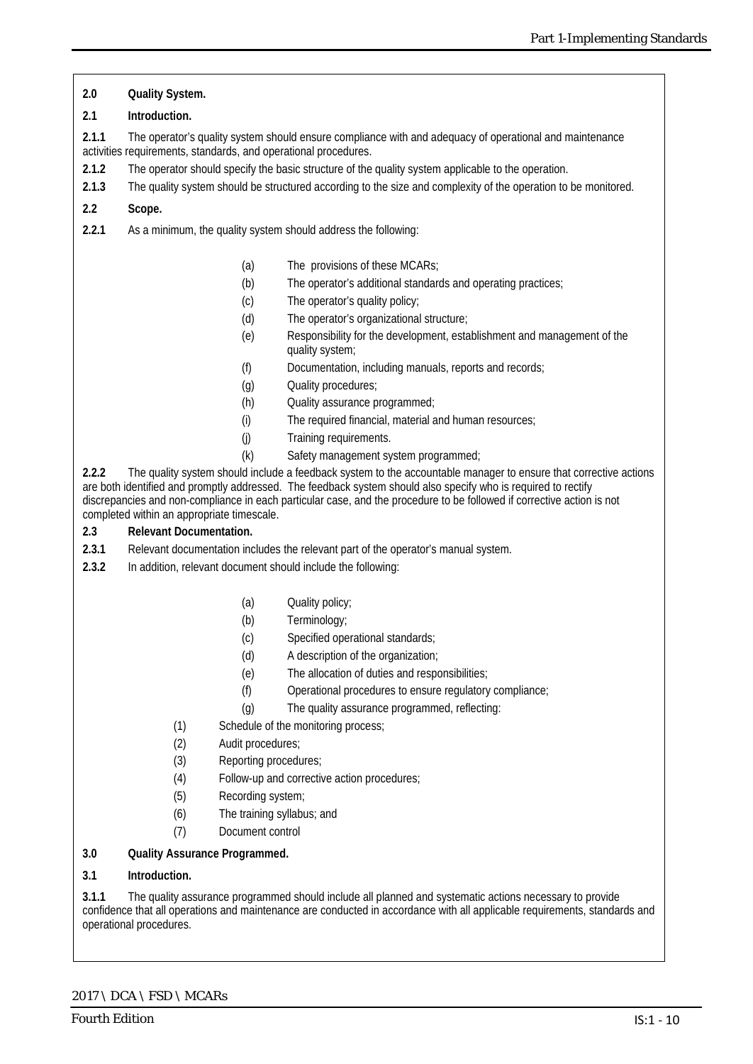**2.0 Quality System.**

**2.1 Introduction.**

**2.1.1** The operator's quality system should ensure compliance with and adequacy of operational and maintenance activities requirements, standards, and operational procedures.

**2.1.2** The operator should specify the basic structure of the quality system applicable to the operation.

**2.1.3** The quality system should be structured according to the size and complexity of the operation to be monitored.

**2.2 Scope.**

**2.2.1** As a minimum, the quality system should address the following:

- (a) The provisions of these MCARs;
- (b) The operator's additional standards and operating practices;
- (c) The operator's quality policy;
- (d) The operator's organizational structure;
- (e) Responsibility for the development, establishment and management of the quality system;
- (f) Documentation, including manuals, reports and records;
- (g) Quality procedures;
- (h) Quality assurance programmed;
- (i) The required financial, material and human resources;
- (j) Training requirements.
- (k) Safety management system programmed;

**2.2.2** The quality system should include a feedback system to the accountable manager to ensure that corrective actions are both identified and promptly addressed. The feedback system should also specify who is required to rectify discrepancies and non-compliance in each particular case, and the procedure to be followed if corrective action is not completed within an appropriate timescale.

**2.3 Relevant Documentation.**

**2.3.1** Relevant documentation includes the relevant part of the operator's manual system.

**2.3.2** In addition, relevant document should include the following:

- (a) Quality policy;
- (b) Terminology;
- (c) Specified operational standards;
- (d) A description of the organization;
- (e) The allocation of duties and responsibilities;
- (f) Operational procedures to ensure regulatory compliance;
- (g) The quality assurance programmed, reflecting:
  - (1) Schedule of the monitoring process;
  - (2) Audit procedures;
  - (3) Reporting procedures;
  - (4) Follow-up and corrective action procedures;
  - (5) Recording system;
  - (6) The training syllabus; and
  - (7) Document control

**3.0 Quality Assurance Programmed.**

**3.1 Introduction.**

**3.1.1** The quality assurance programmed should include all planned and systematic actions necessary to provide confidence that all operations and maintenance are conducted in accordance with all applicable requirements, standards and operational procedures.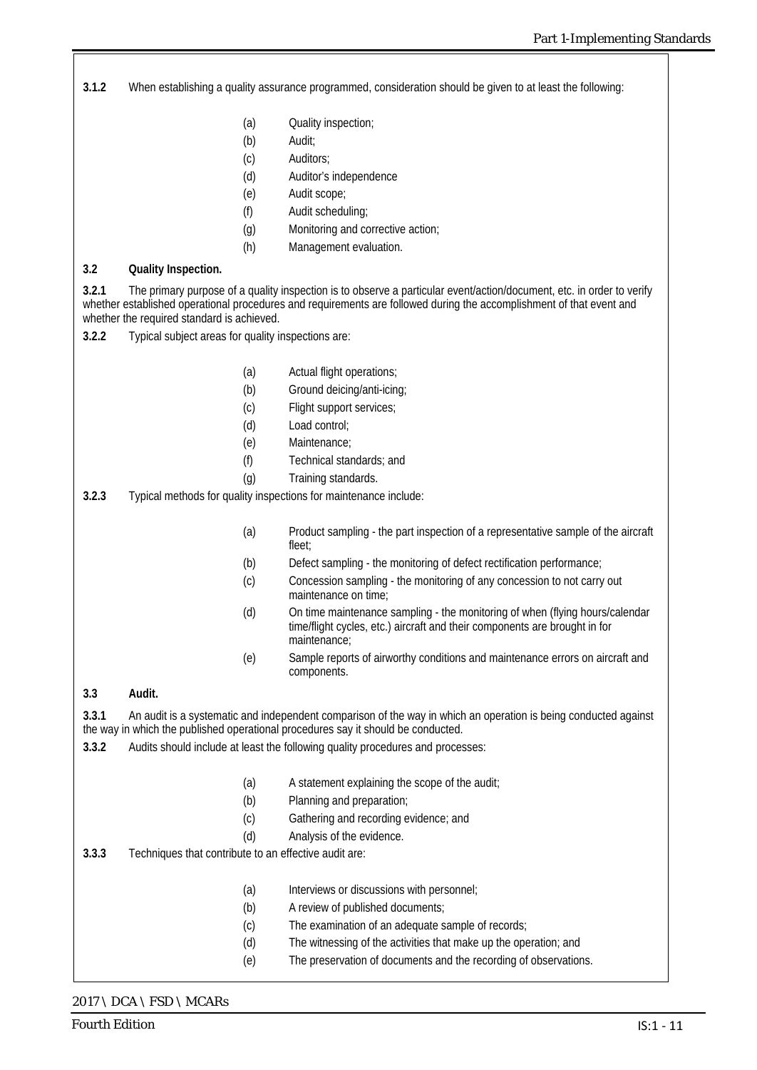**3.1.2** When establishing a quality assurance programmed, consideration should be given to at least the following:

(a) Quality inspection;
(b) Audit;
(c) Auditors;
(d) Auditor's independence
(e) Audit scope;
(f) Audit scheduling;
(g) Monitoring and corrective action;
(h) Management evaluation.

**3.2 Quality Inspection.**

**3.2.1** The primary purpose of a quality inspection is to observe a particular event/action/document, etc. in order to verify whether established operational procedures and requirements are followed during the accomplishment of that event and whether the required standard is achieved.

**3.2.2** Typical subject areas for quality inspections are:

(a) Actual flight operations;
(b) Ground deicing/anti-icing;
(c) Flight support services;
(d) Load control;
(e) Maintenance;
(f) Technical standards; and
(g) Training standards.

**3.2.3** Typical methods for quality inspections for maintenance include:

(a) Product sampling - the part inspection of a representative sample of the aircraft fleet;
(b) Defect sampling - the monitoring of defect rectification performance;
(c) Concession sampling - the monitoring of any concession to not carry out maintenance on time;
(d) On time maintenance sampling - the monitoring of when (flying hours/calendar time/flight cycles, etc.) aircraft and their components are brought in for maintenance;
(e) Sample reports of airworthy conditions and maintenance errors on aircraft and components.

**3.3 Audit.**

**3.3.1** An audit is a systematic and independent comparison of the way in which an operation is being conducted against the way in which the published operational procedures say it should be conducted.

**3.3.2** Audits should include at least the following quality procedures and processes:

(a) A statement explaining the scope of the audit;
(b) Planning and preparation;
(c) Gathering and recording evidence; and
(d) Analysis of the evidence.

**3.3.3** Techniques that contribute to an effective audit are:

(a) Interviews or discussions with personnel;
(b) A review of published documents;
(c) The examination of an adequate sample of records;
(d) The witnessing of the activities that make up the operation; and
(e) The preservation of documents and the recording of observations.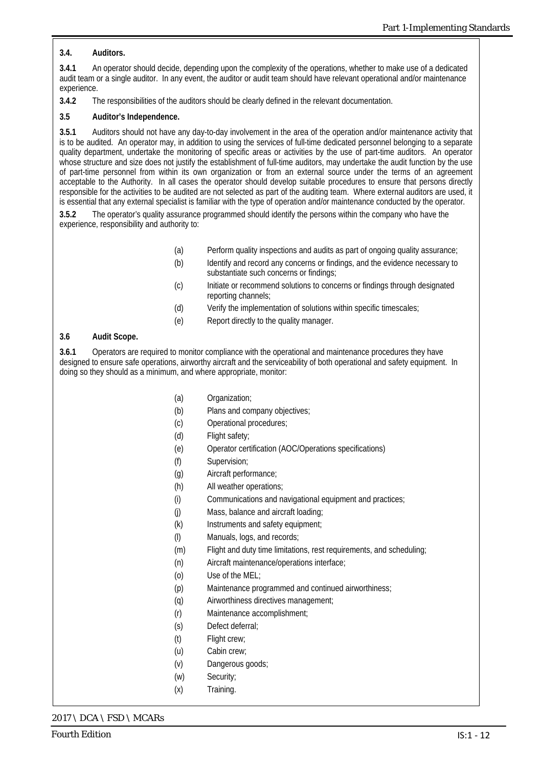**3.4. Auditors.**

**3.4.1** An operator should decide, depending upon the complexity of the operations, whether to make use of a dedicated audit team or a single auditor. In any event, the auditor or audit team should have relevant operational and/or maintenance experience.

**3.4.2** The responsibilities of the auditors should be clearly defined in the relevant documentation.

**3.5 Auditor's Independence.**

**3.5.1** Auditors should not have any day-to-day involvement in the area of the operation and/or maintenance activity that is to be audited. An operator may, in addition to using the services of full-time dedicated personnel belonging to a separate quality department, undertake the monitoring of specific areas or activities by the use of part-time auditors. An operator whose structure and size does not justify the establishment of full-time auditors, may undertake the audit function by the use of part-time personnel from within its own organization or from an external source under the terms of an agreement acceptable to the Authority. In all cases the operator should develop suitable procedures to ensure that persons directly responsible for the activities to be audited are not selected as part of the auditing team. Where external auditors are used, it is essential that any external specialist is familiar with the type of operation and/or maintenance conducted by the operator.

**3.5.2** The operator's quality assurance programmed should identify the persons within the company who have the experience, responsibility and authority to:

(a) Perform quality inspections and audits as part of ongoing quality assurance;

(b) Identify and record any concerns or findings, and the evidence necessary to substantiate such concerns or findings;

(c) Initiate or recommend solutions to concerns or findings through designated reporting channels;

(d) Verify the implementation of solutions within specific timescales;

(e) Report directly to the quality manager.

**3.6 Audit Scope.**

**3.6.1** Operators are required to monitor compliance with the operational and maintenance procedures they have designed to ensure safe operations, airworthy aircraft and the serviceability of both operational and safety equipment. In doing so they should as a minimum, and where appropriate, monitor:

(a) Organization;

(b) Plans and company objectives;

(c) Operational procedures;

(d) Flight safety;

(e) Operator certification (AOC/Operations specifications)

(f) Supervision;

(g) Aircraft performance;

(h) All weather operations;

(i) Communications and navigational equipment and practices;

(j) Mass, balance and aircraft loading;

(k) Instruments and safety equipment;

(l) Manuals, logs, and records;

(m) Flight and duty time limitations, rest requirements, and scheduling;

(n) Aircraft maintenance/operations interface;

(o) Use of the MEL;

(p) Maintenance programmed and continued airworthiness;

(q) Airworthiness directives management;

(r) Maintenance accomplishment;

(s) Defect deferral;

(t) Flight crew;

(u) Cabin crew;

(v) Dangerous goods;

(w) Security;

(x) Training.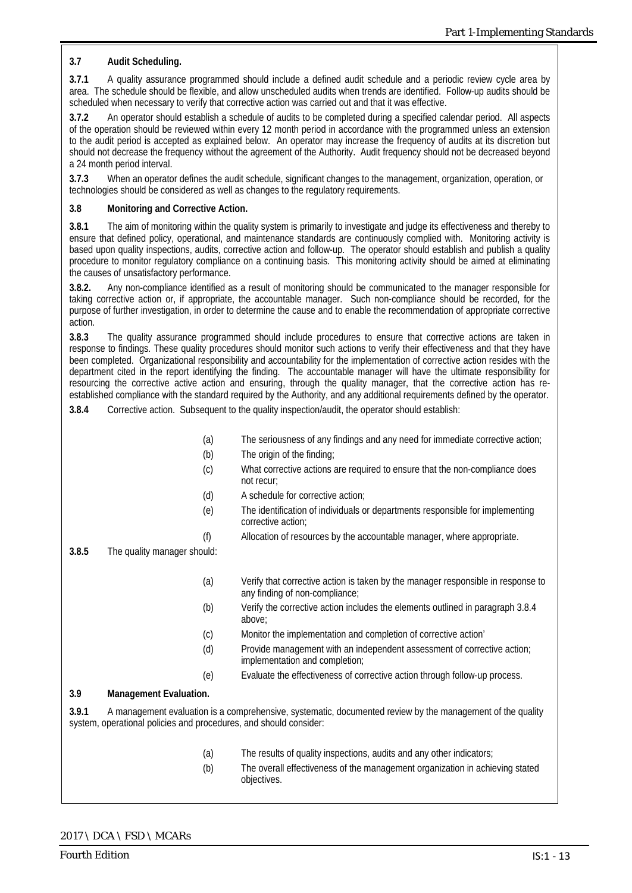**3.7 Audit Scheduling.**

**3.7.1** A quality assurance programmed should include a defined audit schedule and a periodic review cycle area by area. The schedule should be flexible, and allow unscheduled audits when trends are identified. Follow-up audits should be scheduled when necessary to verify that corrective action was carried out and that it was effective.

**3.7.2** An operator should establish a schedule of audits to be completed during a specified calendar period. All aspects of the operation should be reviewed within every 12 month period in accordance with the programmed unless an extension to the audit period is accepted as explained below. An operator may increase the frequency of audits at its discretion but should not decrease the frequency without the agreement of the Authority. Audit frequency should not be decreased beyond a 24 month period interval.

**3.7.3** When an operator defines the audit schedule, significant changes to the management, organization, operation, or technologies should be considered as well as changes to the regulatory requirements.

**3.8 Monitoring and Corrective Action.**

**3.8.1** The aim of monitoring within the quality system is primarily to investigate and judge its effectiveness and thereby to ensure that defined policy, operational, and maintenance standards are continuously complied with. Monitoring activity is based upon quality inspections, audits, corrective action and follow-up. The operator should establish and publish a quality procedure to monitor regulatory compliance on a continuing basis. This monitoring activity should be aimed at eliminating the causes of unsatisfactory performance.

**3.8.2.** Any non-compliance identified as a result of monitoring should be communicated to the manager responsible for taking corrective action or, if appropriate, the accountable manager. Such non-compliance should be recorded, for the purpose of further investigation, in order to determine the cause and to enable the recommendation of appropriate corrective action.

**3.8.3** The quality assurance programmed should include procedures to ensure that corrective actions are taken in response to findings. These quality procedures should monitor such actions to verify their effectiveness and that they have been completed. Organizational responsibility and accountability for the implementation of corrective action resides with the department cited in the report identifying the finding. The accountable manager will have the ultimate responsibility for resourcing the corrective active action and ensuring, through the quality manager, that the corrective action has re-established compliance with the standard required by the Authority, and any additional requirements defined by the operator.

**3.8.4** Corrective action. Subsequent to the quality inspection/audit, the operator should establish:

(a) The seriousness of any findings and any need for immediate corrective action;

(b) The origin of the finding;

(c) What corrective actions are required to ensure that the non-compliance does not recur;

(d) A schedule for corrective action;

(e) The identification of individuals or departments responsible for implementing corrective action;

(f) Allocation of resources by the accountable manager, where appropriate.

**3.8.5** The quality manager should:

(a) Verify that corrective action is taken by the manager responsible in response to any finding of non-compliance;

(b) Verify the corrective action includes the elements outlined in paragraph 3.8.4 above;

(c) Monitor the implementation and completion of corrective action'

(d) Provide management with an independent assessment of corrective action; implementation and completion;

(e) Evaluate the effectiveness of corrective action through follow-up process.

**3.9 Management Evaluation.**

**3.9.1** A management evaluation is a comprehensive, systematic, documented review by the management of the quality system, operational policies and procedures, and should consider:

(a) The results of quality inspections, audits and any other indicators;

(b) The overall effectiveness of the management organization in achieving stated objectives.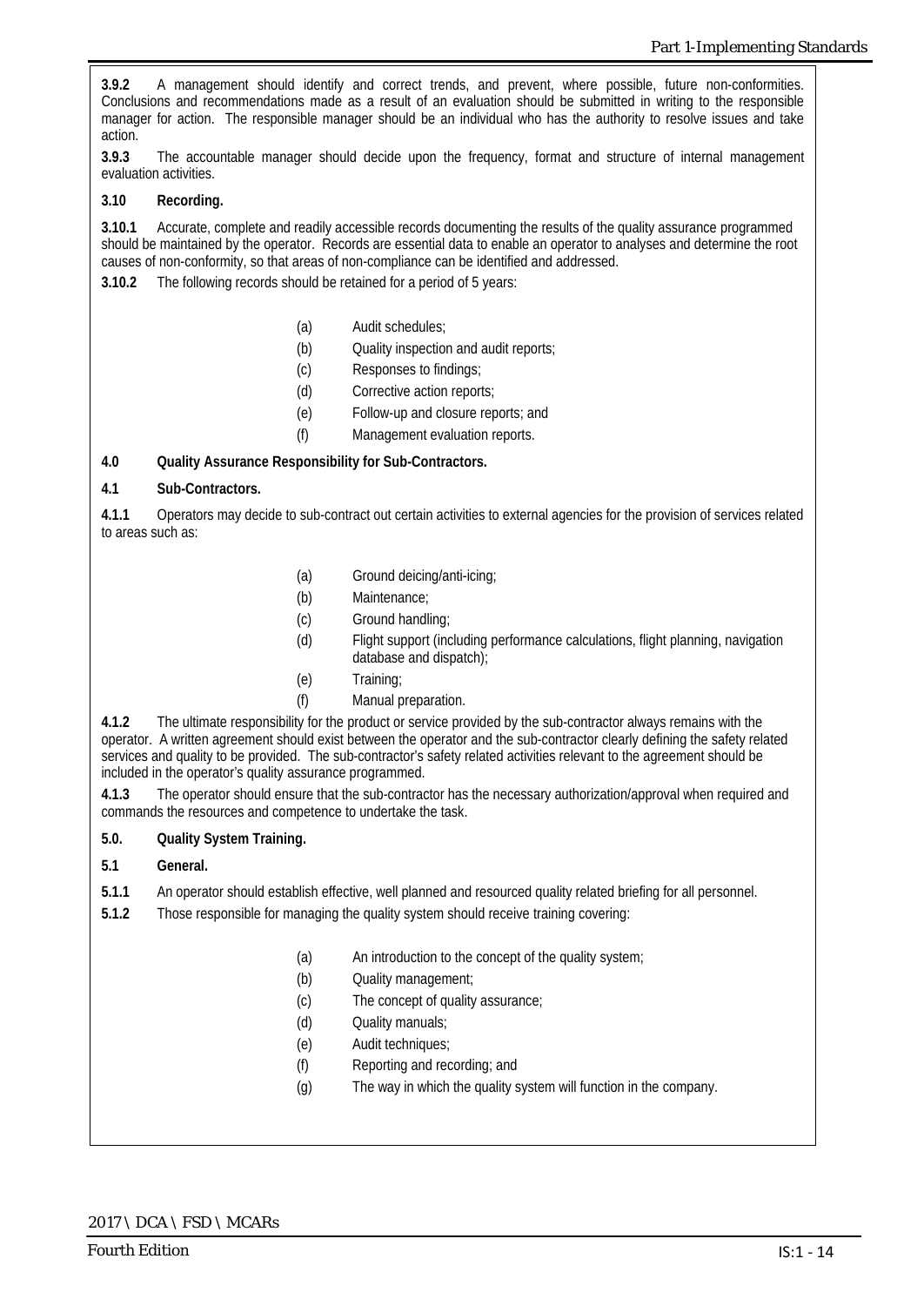**3.9.2** A management should identify and correct trends, and prevent, where possible, future non-conformities. Conclusions and recommendations made as a result of an evaluation should be submitted in writing to the responsible manager for action. The responsible manager should be an individual who has the authority to resolve issues and take action.

**3.9.3** The accountable manager should decide upon the frequency, format and structure of internal management evaluation activities.

**3.10 Recording.**

**3.10.1** Accurate, complete and readily accessible records documenting the results of the quality assurance programmed should be maintained by the operator. Records are essential data to enable an operator to analyses and determine the root causes of non-conformity, so that areas of non-compliance can be identified and addressed.

**3.10.2** The following records should be retained for a period of 5 years:

(a) Audit schedules;

(b) Quality inspection and audit reports;

(c) Responses to findings;

(d) Corrective action reports;

(e) Follow-up and closure reports; and

(f) Management evaluation reports.

**4.0 Quality Assurance Responsibility for Sub-Contractors.**

**4.1 Sub-Contractors.**

**4.1.1** Operators may decide to sub-contract out certain activities to external agencies for the provision of services related to areas such as:

(a) Ground deicing/anti-icing;

(b) Maintenance;

(c) Ground handling;

(d) Flight support (including performance calculations, flight planning, navigation database and dispatch);

(e) Training;

(f) Manual preparation.

**4.1.2** The ultimate responsibility for the product or service provided by the sub-contractor always remains with the operator. A written agreement should exist between the operator and the sub-contractor clearly defining the safety related services and quality to be provided. The sub-contractor's safety related activities relevant to the agreement should be included in the operator's quality assurance programmed.

**4.1.3** The operator should ensure that the sub-contractor has the necessary authorization/approval when required and commands the resources and competence to undertake the task.

**5.0. Quality System Training.**

**5.1 General.**

**5.1.1** An operator should establish effective, well planned and resourced quality related briefing for all personnel.

**5.1.2** Those responsible for managing the quality system should receive training covering:

(a) An introduction to the concept of the quality system;

(b) Quality management;

(c) The concept of quality assurance;

(d) Quality manuals;

(e) Audit techniques;

(f) Reporting and recording; and

(g) The way in which the quality system will function in the company.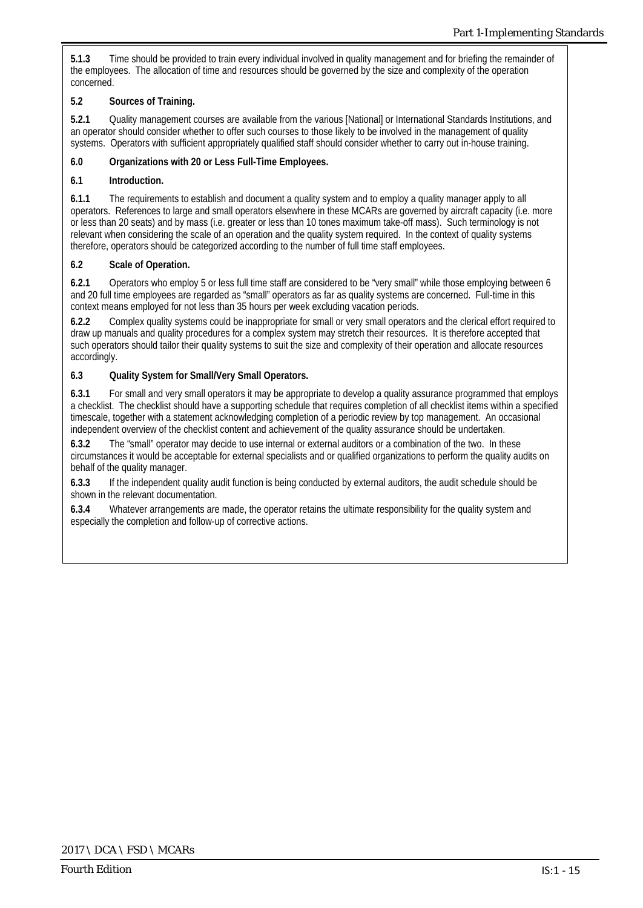**5.1.3** Time should be provided to train every individual involved in quality management and for briefing the remainder of the employees. The allocation of time and resources should be governed by the size and complexity of the operation concerned.

**5.2 Sources of Training.**

**5.2.1** Quality management courses are available from the various [National] or International Standards Institutions, and an operator should consider whether to offer such courses to those likely to be involved in the management of quality systems. Operators with sufficient appropriately qualified staff should consider whether to carry out in-house training.

**6.0 Organizations with 20 or Less Full-Time Employees.**

**6.1 Introduction.**

**6.1.1** The requirements to establish and document a quality system and to employ a quality manager apply to all operators. References to large and small operators elsewhere in these MCARs are governed by aircraft capacity (i.e. more or less than 20 seats) and by mass (i.e. greater or less than 10 tones maximum take-off mass). Such terminology is not relevant when considering the scale of an operation and the quality system required. In the context of quality systems therefore, operators should be categorized according to the number of full time staff employees.

**6.2 Scale of Operation.**

**6.2.1** Operators who employ 5 or less full time staff are considered to be "very small" while those employing between 6 and 20 full time employees are regarded as "small" operators as far as quality systems are concerned. Full-time in this context means employed for not less than 35 hours per week excluding vacation periods.

**6.2.2** Complex quality systems could be inappropriate for small or very small operators and the clerical effort required to draw up manuals and quality procedures for a complex system may stretch their resources. It is therefore accepted that such operators should tailor their quality systems to suit the size and complexity of their operation and allocate resources accordingly.

**6.3 Quality System for Small/Very Small Operators.**

**6.3.1** For small and very small operators it may be appropriate to develop a quality assurance programmed that employs a checklist. The checklist should have a supporting schedule that requires completion of all checklist items within a specified timescale, together with a statement acknowledging completion of a periodic review by top management. An occasional independent overview of the checklist content and achievement of the quality assurance should be undertaken.

**6.3.2** The "small" operator may decide to use internal or external auditors or a combination of the two. In these circumstances it would be acceptable for external specialists and or qualified organizations to perform the quality audits on behalf of the quality manager.

**6.3.3** If the independent quality audit function is being conducted by external auditors, the audit schedule should be shown in the relevant documentation.

**6.3.4** Whatever arrangements are made, the operator retains the ultimate responsibility for the quality system and especially the completion and follow-up of corrective actions.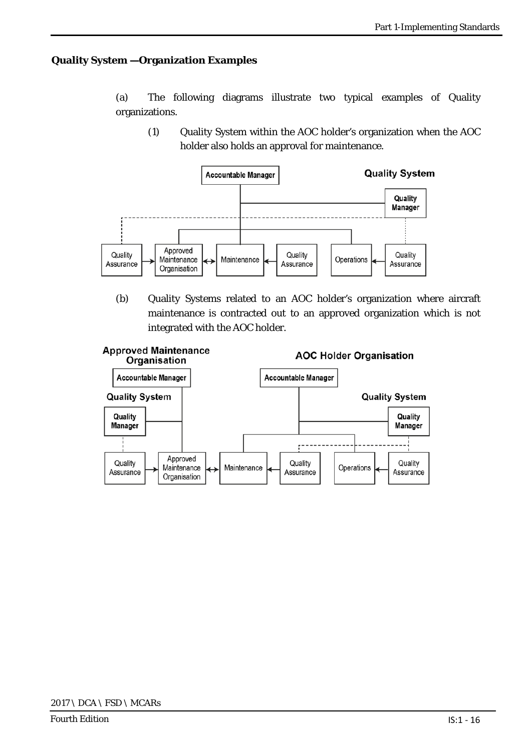**Quality System —Organization Examples**

(a) The following diagrams illustrate two typical examples of Quality organizations.

(1) Quality System within the AOC holder's organization when the AOC holder also holds an approval for maintenance.

(b) Quality Systems related to an AOC holder's organization where aircraft maintenance is contracted out to an approved organization which is not integrated with the AOC holder.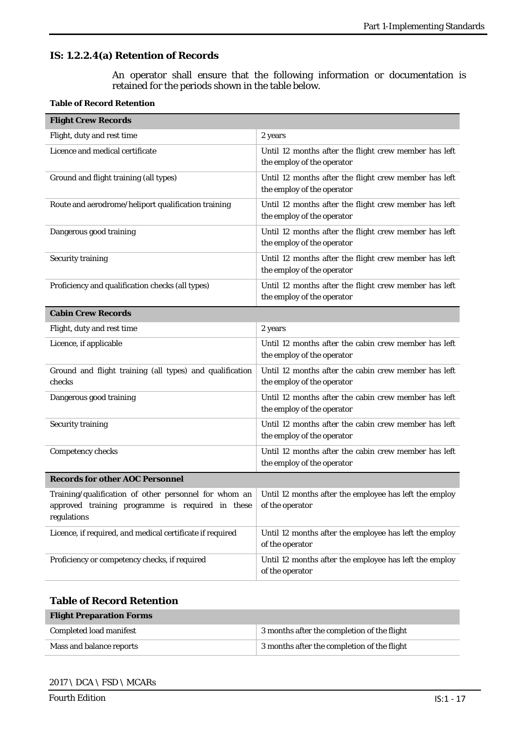### IS: 1.2.2.4(a) Retention of Records

An operator shall ensure that the following information or documentation is retained for the periods shown in the table below.

**Table of Record Retention**

| **Flight Crew Records** | |
|---|---|
| Flight, duty and rest time | 2 years |
| Licence and medical certificate | Until 12 months after the flight crew member has left the employ of the operator |
| Ground and flight training (all types) | Until 12 months after the flight crew member has left the employ of the operator |
| Route and aerodrome/heliport qualification training | Until 12 months after the flight crew member has left the employ of the operator |
| Dangerous good training | Until 12 months after the flight crew member has left the employ of the operator |
| Security training | Until 12 months after the flight crew member has left the employ of the operator |
| Proficiency and qualification checks (all types) | Until 12 months after the flight crew member has left the employ of the operator |
| **Cabin Crew Records** | |
| Flight, duty and rest time | 2 years |
| Licence, if applicable | Until 12 months after the cabin crew member has left the employ of the operator |
| Ground and flight training (all types) and qualification checks | Until 12 months after the cabin crew member has left the employ of the operator |
| Dangerous good training | Until 12 months after the cabin crew member has left the employ of the operator |
| Security training | Until 12 months after the cabin crew member has left the employ of the operator |
| Competency checks | Until 12 months after the cabin crew member has left the employ of the operator |
| **Records for other AOC Personnel** | |
| Training/qualification of other personnel for whom an approved training programme is required in these regulations | Until 12 months after the employee has left the employ of the operator |
| Licence, if required, and medical certificate if required | Until 12 months after the employee has left the employ of the operator |
| Proficiency or competency checks, if required | Until 12 months after the employee has left the employ of the operator |

### Table of Record Retention

| **Flight Preparation Forms** | |
|---|---|
| Completed load manifest | 3 months after the completion of the flight |
| Mass and balance reports | 3 months after the completion of the flight |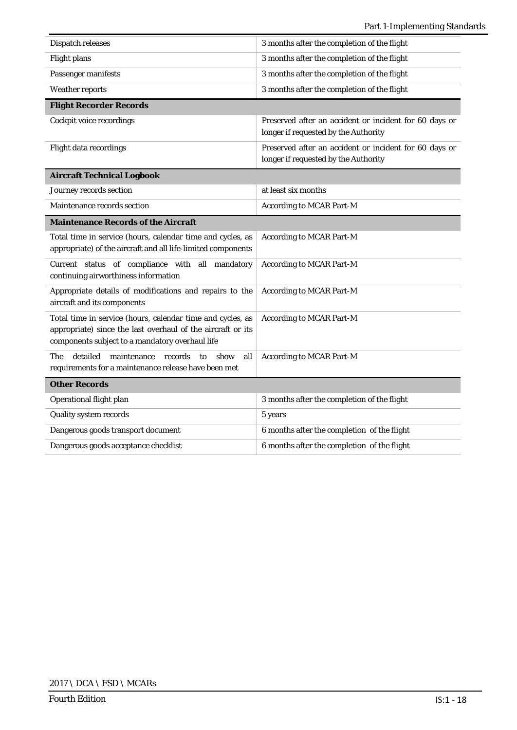| | |
|---|---|
| Dispatch releases | 3 months after the completion of the flight |
| Flight plans | 3 months after the completion of the flight |
| Passenger manifests | 3 months after the completion of the flight |
| Weather reports | 3 months after the completion of the flight |
| **Flight Recorder Records** | |
| Cockpit voice recordings | Preserved after an accident or incident for 60 days or longer if requested by the Authority |
| Flight data recordings | Preserved after an accident or incident for 60 days or longer if requested by the Authority |
| **Aircraft Technical Logbook** | |
| Journey records section | at least six months |
| Maintenance records section | According to MCAR Part-M |
| **Maintenance Records of the Aircraft** | |
| Total time in service (hours, calendar time and cycles, as appropriate) of the aircraft and all life-limited components | According to MCAR Part-M |
| Current status of compliance with all mandatory continuing airworthiness information | According to MCAR Part-M |
| Appropriate details of modifications and repairs to the aircraft and its components | According to MCAR Part-M |
| Total time in service (hours, calendar time and cycles, as appropriate) since the last overhaul of the aircraft or its components subject to a mandatory overhaul life | According to MCAR Part-M |
| The detailed maintenance records to show all requirements for a maintenance release have been met | According to MCAR Part-M |
| **Other Records** | |
| Operational flight plan | 3 months after the completion of the flight |
| Quality system records | 5 years |
| Dangerous goods transport document | 6 months after the completion of the flight |
| Dangerous goods acceptance checklist | 6 months after the completion of the flight |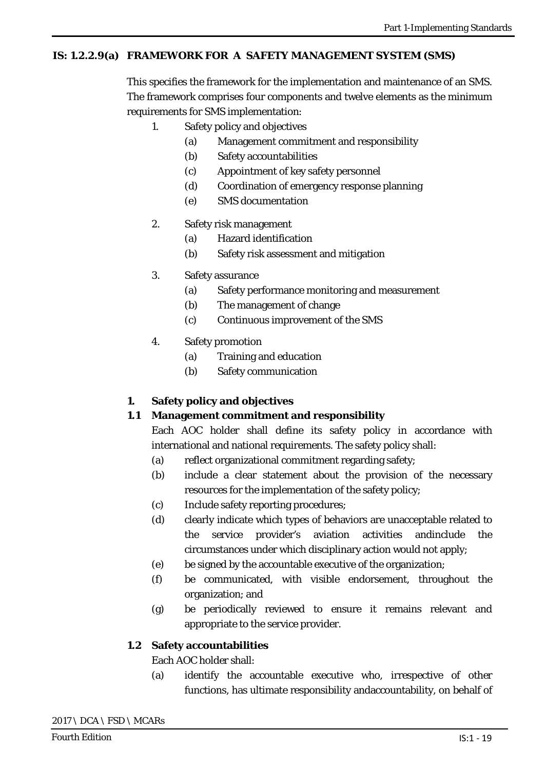## IS: 1.2.2.9(a) FRAMEWORK FOR A SAFETY MANAGEMENT SYSTEM (SMS)

This specifies the framework for the implementation and maintenance of an SMS. The framework comprises four components and twelve elements as the minimum requirements for SMS implementation:

1. Safety policy and objectives
   - (a) Management commitment and responsibility
   - (b) Safety accountabilities
   - (c) Appointment of key safety personnel
   - (d) Coordination of emergency response planning
   - (e) SMS documentation
2. Safety risk management
   - (a) Hazard identification
   - (b) Safety risk assessment and mitigation
3. Safety assurance
   - (a) Safety performance monitoring and measurement
   - (b) The management of change
   - (c) Continuous improvement of the SMS
4. Safety promotion
   - (a) Training and education
   - (b) Safety communication

### 1. Safety policy and objectives

#### 1.1 Management commitment and responsibility

Each AOC holder shall define its safety policy in accordance with international and national requirements. The safety policy shall:

- (a) reflect organizational commitment regarding safety;
- (b) include a clear statement about the provision of the necessary resources for the implementation of the safety policy;
- (c) Include safety reporting procedures;
- (d) clearly indicate which types of behaviors are unacceptable related to the service provider's aviation activities andinclude the circumstances under which disciplinary action would not apply;
- (e) be signed by the accountable executive of the organization;
- (f) be communicated, with visible endorsement, throughout the organization; and
- (g) be periodically reviewed to ensure it remains relevant and appropriate to the service provider.

#### 1.2 Safety accountabilities

Each AOC holder shall:

- (a) identify the accountable executive who, irrespective of other functions, has ultimate responsibility andaccountability, on behalf of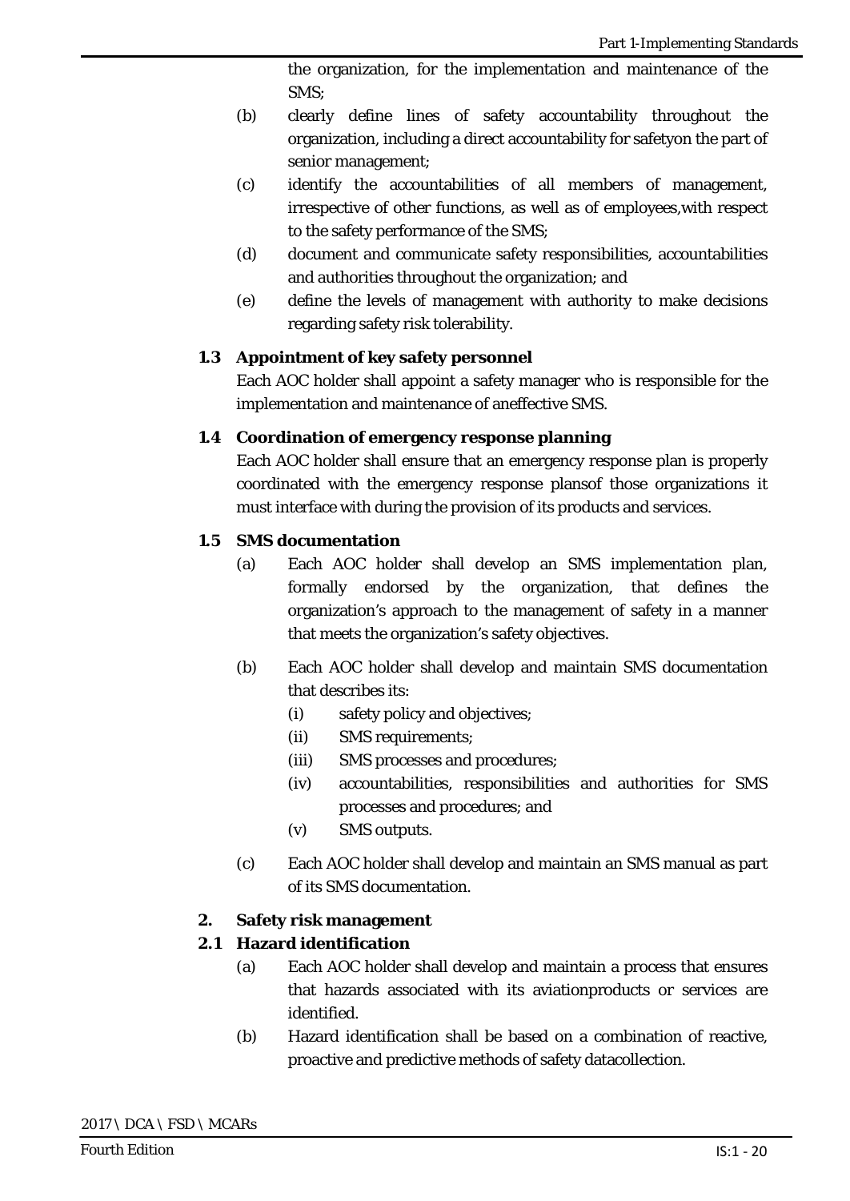the organization, for the implementation and maintenance of the SMS;

(b) clearly define lines of safety accountability throughout the organization, including a direct accountability for safetyon the part of senior management;

(c) identify the accountabilities of all members of management, irrespective of other functions, as well as of employees,with respect to the safety performance of the SMS;

(d) document and communicate safety responsibilities, accountabilities and authorities throughout the organization; and

(e) define the levels of management with authority to make decisions regarding safety risk tolerability.

**1.3 Appointment of key safety personnel**

Each AOC holder shall appoint a safety manager who is responsible for the implementation and maintenance of aneffective SMS.

**1.4 Coordination of emergency response planning**

Each AOC holder shall ensure that an emergency response plan is properly coordinated with the emergency response plansof those organizations it must interface with during the provision of its products and services.

**1.5 SMS documentation**

(a) Each AOC holder shall develop an SMS implementation plan, formally endorsed by the organization, that defines the organization's approach to the management of safety in a manner that meets the organization's safety objectives.

(b) Each AOC holder shall develop and maintain SMS documentation that describes its:

- (i) safety policy and objectives;
- (ii) SMS requirements;
- (iii) SMS processes and procedures;
- (iv) accountabilities, responsibilities and authorities for SMS processes and procedures; and
- (v) SMS outputs.

(c) Each AOC holder shall develop and maintain an SMS manual as part of its SMS documentation.

**2. Safety risk management**

**2.1 Hazard identification**

(a) Each AOC holder shall develop and maintain a process that ensures that hazards associated with its aviationproducts or services are identified.

(b) Hazard identification shall be based on a combination of reactive, proactive and predictive methods of safety datacollection.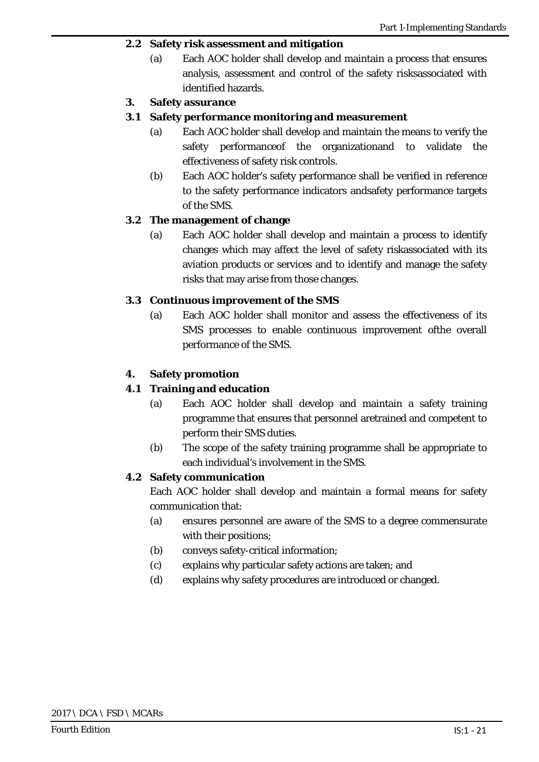### 2.2 Safety risk assessment and mitigation

(a) Each AOC holder shall develop and maintain a process that ensures analysis, assessment and control of the safety risksassociated with identified hazards.

## 3. Safety assurance

### 3.1 Safety performance monitoring and measurement

(a) Each AOC holder shall develop and maintain the means to verify the safety performanceof the organizationand to validate the effectiveness of safety risk controls.

(b) Each AOC holder's safety performance shall be verified in reference to the safety performance indicators andsafety performance targets of the SMS.

### 3.2 The management of change

(a) Each AOC holder shall develop and maintain a process to identify changes which may affect the level of safety riskassociated with its aviation products or services and to identify and manage the safety risks that may arise from those changes.

### 3.3 Continuous improvement of the SMS

(a) Each AOC holder shall monitor and assess the effectiveness of its SMS processes to enable continuous improvement ofthe overall performance of the SMS.

## 4. Safety promotion

### 4.1 Training and education

(a) Each AOC holder shall develop and maintain a safety training programme that ensures that personnel aretrained and competent to perform their SMS duties.

(b) The scope of the safety training programme shall be appropriate to each individual's involvement in the SMS.

### 4.2 Safety communication

Each AOC holder shall develop and maintain a formal means for safety communication that:

(a) ensures personnel are aware of the SMS to a degree commensurate with their positions;

(b) conveys safety-critical information;

(c) explains why particular safety actions are taken; and

(d) explains why safety procedures are introduced or changed.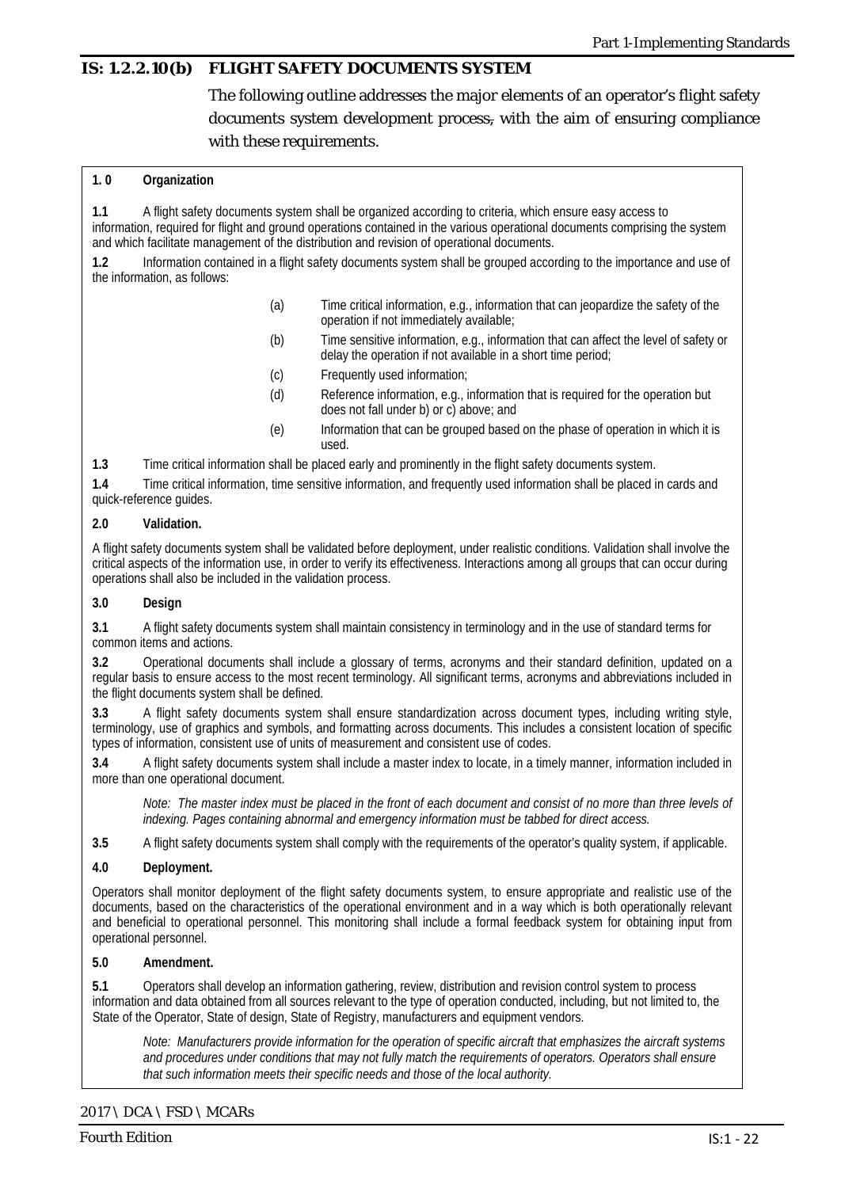## IS: 1.2.2.10(b) FLIGHT SAFETY DOCUMENTS SYSTEM

The following outline addresses the major elements of an operator's flight safety documents system development process, with the aim of ensuring compliance with these requirements.

**1. 0 Organization**

**1.1** A flight safety documents system shall be organized according to criteria, which ensure easy access to information, required for flight and ground operations contained in the various operational documents comprising the system and which facilitate management of the distribution and revision of operational documents.

**1.2** Information contained in a flight safety documents system shall be grouped according to the importance and use of the information, as follows:

- (a) Time critical information, e.g., information that can jeopardize the safety of the operation if not immediately available;
- (b) Time sensitive information, e.g., information that can affect the level of safety or delay the operation if not available in a short time period;
- (c) Frequently used information;
- (d) Reference information, e.g., information that is required for the operation but does not fall under b) or c) above; and
- (e) Information that can be grouped based on the phase of operation in which it is used.

**1.3** Time critical information shall be placed early and prominently in the flight safety documents system.

**1.4** Time critical information, time sensitive information, and frequently used information shall be placed in cards and quick-reference guides.

**2.0 Validation.**

A flight safety documents system shall be validated before deployment, under realistic conditions. Validation shall involve the critical aspects of the information use, in order to verify its effectiveness. Interactions among all groups that can occur during operations shall also be included in the validation process.

**3.0 Design**

**3.1** A flight safety documents system shall maintain consistency in terminology and in the use of standard terms for common items and actions.

**3.2** Operational documents shall include a glossary of terms, acronyms and their standard definition, updated on a regular basis to ensure access to the most recent terminology. All significant terms, acronyms and abbreviations included in the flight documents system shall be defined.

**3.3** A flight safety documents system shall ensure standardization across document types, including writing style, terminology, use of graphics and symbols, and formatting across documents. This includes a consistent location of specific types of information, consistent use of units of measurement and consistent use of codes.

**3.4** A flight safety documents system shall include a master index to locate, in a timely manner, information included in more than one operational document.

*Note: The master index must be placed in the front of each document and consist of no more than three levels of indexing. Pages containing abnormal and emergency information must be tabbed for direct access.*

**3.5** A flight safety documents system shall comply with the requirements of the operator's quality system, if applicable.

**4.0 Deployment.**

Operators shall monitor deployment of the flight safety documents system, to ensure appropriate and realistic use of the documents, based on the characteristics of the operational environment and in a way which is both operationally relevant and beneficial to operational personnel. This monitoring shall include a formal feedback system for obtaining input from operational personnel.

**5.0 Amendment.**

**5.1** Operators shall develop an information gathering, review, distribution and revision control system to process information and data obtained from all sources relevant to the type of operation conducted, including, but not limited to, the State of the Operator, State of design, State of Registry, manufacturers and equipment vendors.

*Note: Manufacturers provide information for the operation of specific aircraft that emphasizes the aircraft systems and procedures under conditions that may not fully match the requirements of operators. Operators shall ensure that such information meets their specific needs and those of the local authority.*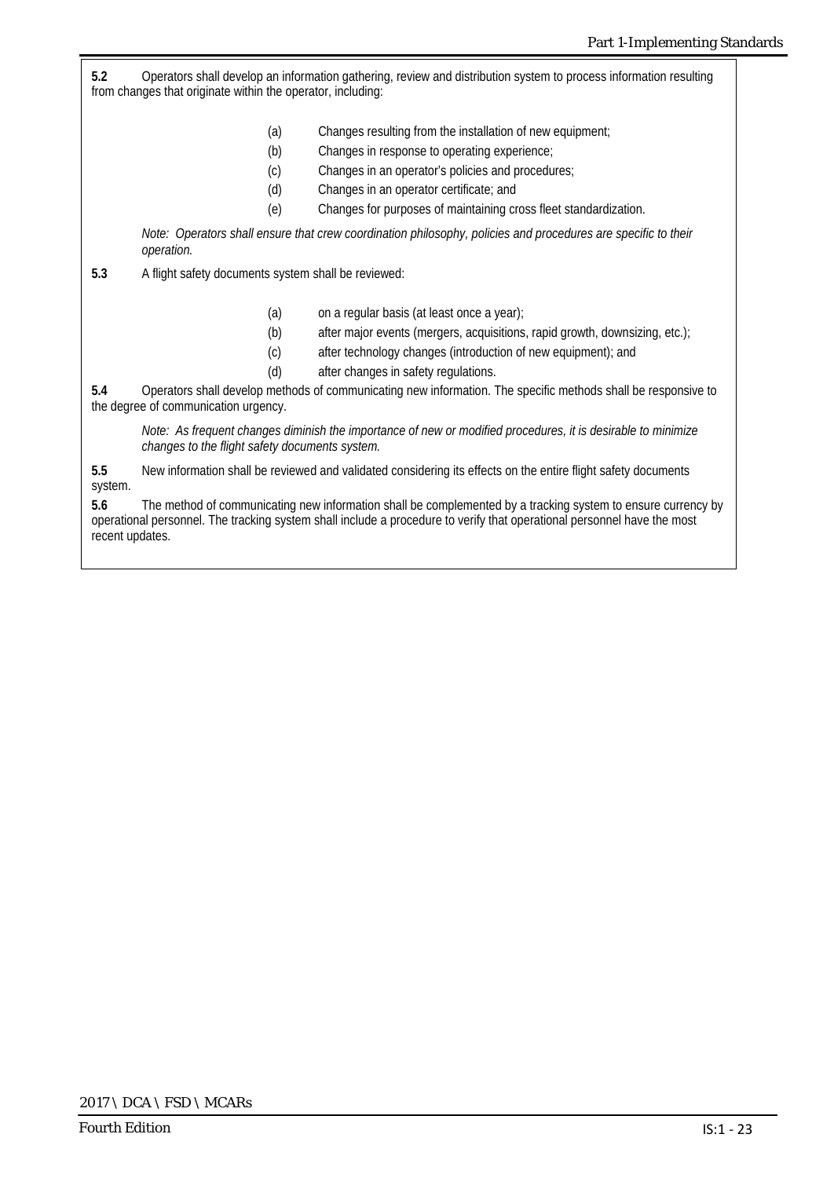**5.2** Operators shall develop an information gathering, review and distribution system to process information resulting from changes that originate within the operator, including:

(a) Changes resulting from the installation of new equipment;

(b) Changes in response to operating experience;

(c) Changes in an operator's policies and procedures;

(d) Changes in an operator certificate; and

(e) Changes for purposes of maintaining cross fleet standardization.

*Note: Operators shall ensure that crew coordination philosophy, policies and procedures are specific to their operation.*

**5.3** A flight safety documents system shall be reviewed:

(a) on a regular basis (at least once a year);

(b) after major events (mergers, acquisitions, rapid growth, downsizing, etc.);

(c) after technology changes (introduction of new equipment); and

(d) after changes in safety regulations.

**5.4** Operators shall develop methods of communicating new information. The specific methods shall be responsive to the degree of communication urgency.

*Note: As frequent changes diminish the importance of new or modified procedures, it is desirable to minimize changes to the flight safety documents system.*

**5.5** New information shall be reviewed and validated considering its effects on the entire flight safety documents system.

**5.6** The method of communicating new information shall be complemented by a tracking system to ensure currency by operational personnel. The tracking system shall include a procedure to verify that operational personnel have the most recent updates.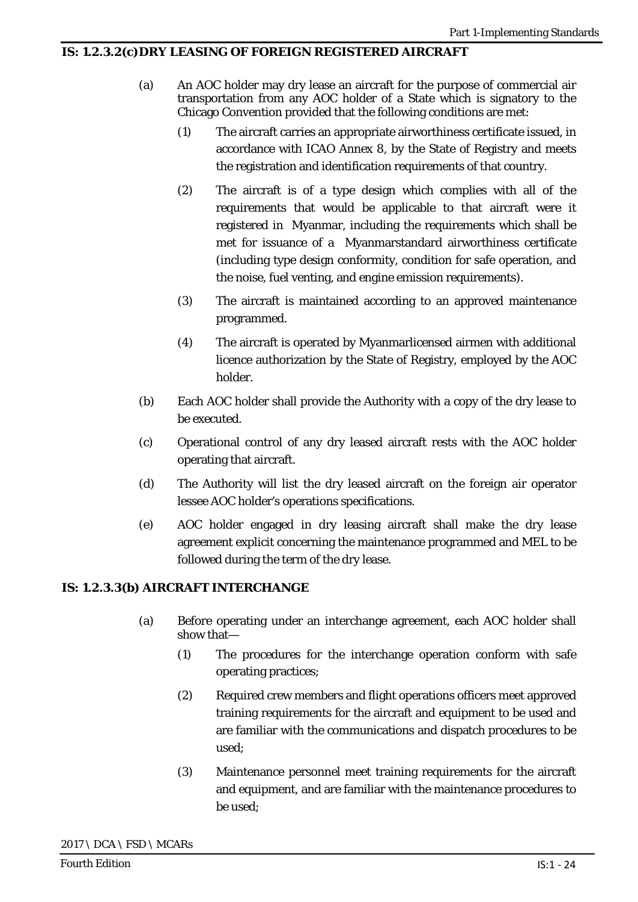### IS: 1.2.3.2(c) DRY LEASING OF FOREIGN REGISTERED AIRCRAFT

(a) An AOC holder may dry lease an aircraft for the purpose of commercial air transportation from any AOC holder of a State which is signatory to the Chicago Convention provided that the following conditions are met:

(1) The aircraft carries an appropriate airworthiness certificate issued, in accordance with ICAO Annex 8, by the State of Registry and meets the registration and identification requirements of that country.

(2) The aircraft is of a type design which complies with all of the requirements that would be applicable to that aircraft were it registered in Myanmar, including the requirements which shall be met for issuance of a Myanmarstandard airworthiness certificate (including type design conformity, condition for safe operation, and the noise, fuel venting, and engine emission requirements).

(3) The aircraft is maintained according to an approved maintenance programmed.

(4) The aircraft is operated by Myanmarlicensed airmen with additional licence authorization by the State of Registry, employed by the AOC holder.

(b) Each AOC holder shall provide the Authority with a copy of the dry lease to be executed.

(c) Operational control of any dry leased aircraft rests with the AOC holder operating that aircraft.

(d) The Authority will list the dry leased aircraft on the foreign air operator lessee AOC holder's operations specifications.

(e) AOC holder engaged in dry leasing aircraft shall make the dry lease agreement explicit concerning the maintenance programmed and MEL to be followed during the term of the dry lease.

### IS: 1.2.3.3(b) AIRCRAFT INTERCHANGE

(a) Before operating under an interchange agreement, each AOC holder shall show that—

(1) The procedures for the interchange operation conform with safe operating practices;

(2) Required crew members and flight operations officers meet approved training requirements for the aircraft and equipment to be used and are familiar with the communications and dispatch procedures to be used;

(3) Maintenance personnel meet training requirements for the aircraft and equipment, and are familiar with the maintenance procedures to be used;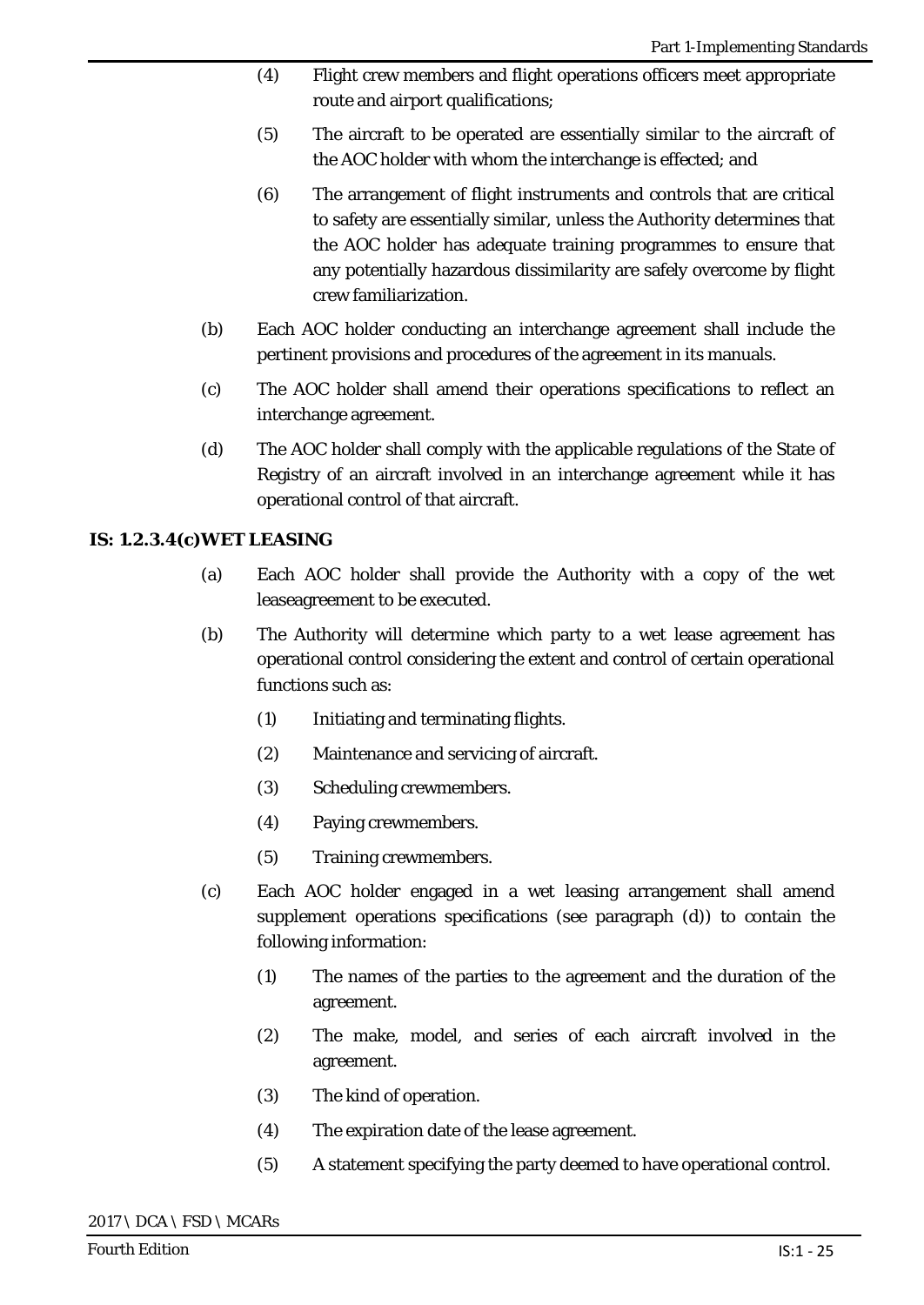(4) Flight crew members and flight operations officers meet appropriate route and airport qualifications;

(5) The aircraft to be operated are essentially similar to the aircraft of the AOC holder with whom the interchange is effected; and

(6) The arrangement of flight instruments and controls that are critical to safety are essentially similar, unless the Authority determines that the AOC holder has adequate training programmes to ensure that any potentially hazardous dissimilarity are safely overcome by flight crew familiarization.

(b) Each AOC holder conducting an interchange agreement shall include the pertinent provisions and procedures of the agreement in its manuals.

(c) The AOC holder shall amend their operations specifications to reflect an interchange agreement.

(d) The AOC holder shall comply with the applicable regulations of the State of Registry of an aircraft involved in an interchange agreement while it has operational control of that aircraft.

**IS: 1.2.3.4(c)WET LEASING**

(a) Each AOC holder shall provide the Authority with a copy of the wet leaseagreement to be executed.

(b) The Authority will determine which party to a wet lease agreement has operational control considering the extent and control of certain operational functions such as:

(1) Initiating and terminating flights.

(2) Maintenance and servicing of aircraft.

(3) Scheduling crewmembers.

(4) Paying crewmembers.

(5) Training crewmembers.

(c) Each AOC holder engaged in a wet leasing arrangement shall amend supplement operations specifications (see paragraph (d)) to contain the following information:

(1) The names of the parties to the agreement and the duration of the agreement.

(2) The make, model, and series of each aircraft involved in the agreement.

(3) The kind of operation.

(4) The expiration date of the lease agreement.

(5) A statement specifying the party deemed to have operational control.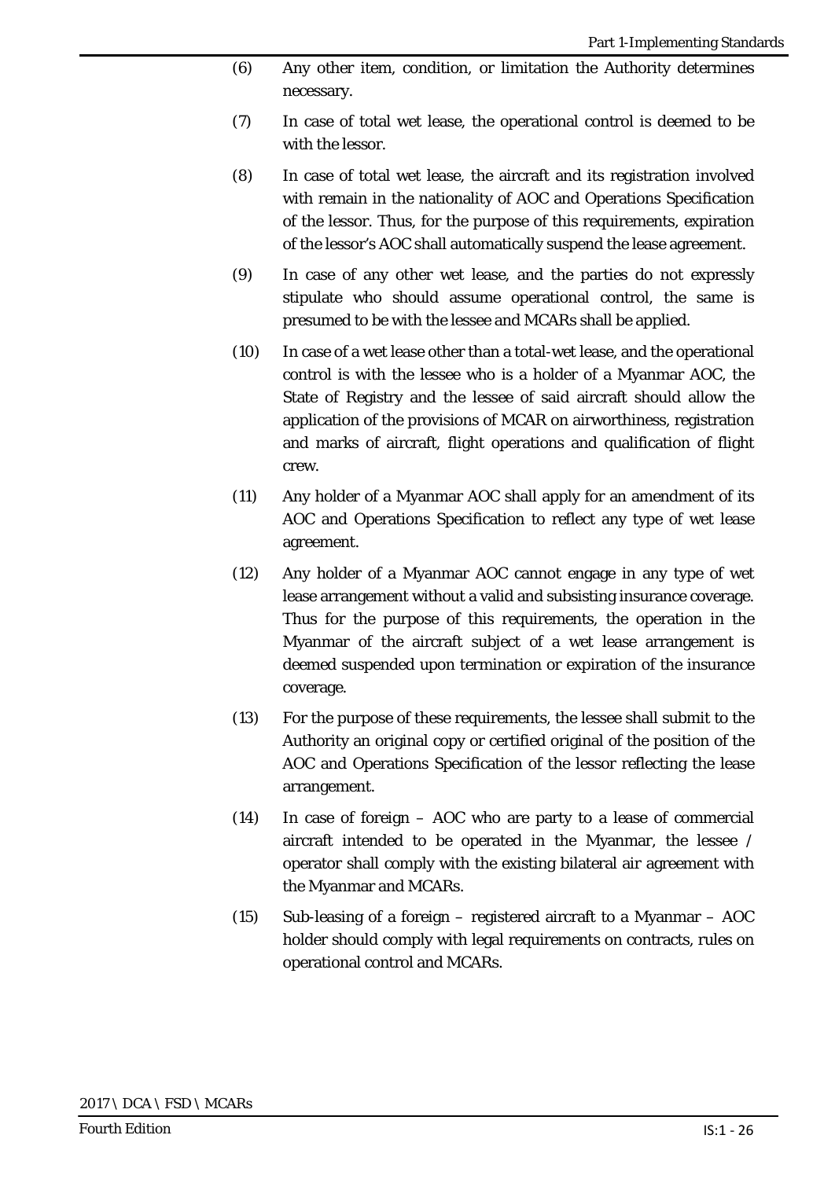(6) Any other item, condition, or limitation the Authority determines necessary.

(7) In case of total wet lease, the operational control is deemed to be with the lessor.

(8) In case of total wet lease, the aircraft and its registration involved with remain in the nationality of AOC and Operations Specification of the lessor. Thus, for the purpose of this requirements, expiration of the lessor's AOC shall automatically suspend the lease agreement.

(9) In case of any other wet lease, and the parties do not expressly stipulate who should assume operational control, the same is presumed to be with the lessee and MCARs shall be applied.

(10) In case of a wet lease other than a total-wet lease, and the operational control is with the lessee who is a holder of a Myanmar AOC, the State of Registry and the lessee of said aircraft should allow the application of the provisions of MCAR on airworthiness, registration and marks of aircraft, flight operations and qualification of flight crew.

(11) Any holder of a Myanmar AOC shall apply for an amendment of its AOC and Operations Specification to reflect any type of wet lease agreement.

(12) Any holder of a Myanmar AOC cannot engage in any type of wet lease arrangement without a valid and subsisting insurance coverage. Thus for the purpose of this requirements, the operation in the Myanmar of the aircraft subject of a wet lease arrangement is deemed suspended upon termination or expiration of the insurance coverage.

(13) For the purpose of these requirements, the lessee shall submit to the Authority an original copy or certified original of the position of the AOC and Operations Specification of the lessor reflecting the lease arrangement.

(14) In case of foreign – AOC who are party to a lease of commercial aircraft intended to be operated in the Myanmar, the lessee / operator shall comply with the existing bilateral air agreement with the Myanmar and MCARs.

(15) Sub-leasing of a foreign – registered aircraft to a Myanmar – AOC holder should comply with legal requirements on contracts, rules on operational control and MCARs.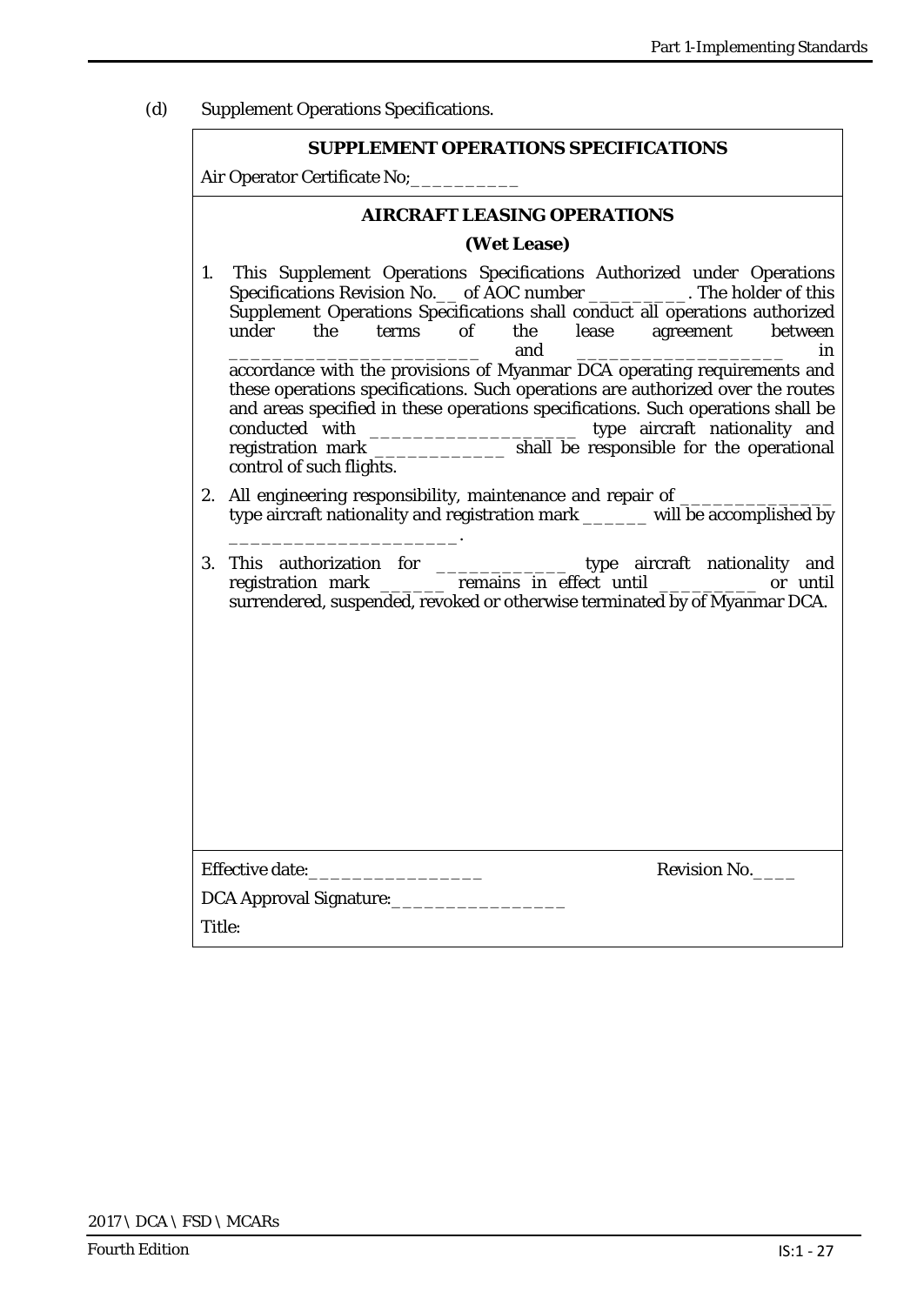(d) Supplement Operations Specifications.

**SUPPLEMENT OPERATIONS SPECIFICATIONS**

Air Operator Certificate No;__________

**AIRCRAFT LEASING OPERATIONS**

**(Wet Lease)**

1. This Supplement Operations Specifications Authorized under Operations Specifications Revision No.__ of AOC number __________. The holder of this Supplement Operations Specifications shall conduct all operations authorized under the terms of the lease agreement between ________________________ and ____________________ in accordance with the provisions of Myanmar DCA operating requirements and these operations specifications. Such operations are authorized over the routes and areas specified in these operations specifications. Such operations shall be conducted with ____________________ type aircraft nationality and registration mark ____________ shall be responsible for the operational control of such flights.
2. All engineering responsibility, maintenance and repair of _______________ type aircraft nationality and registration mark ______ will be accomplished by _____________________.
3. This authorization for _____________ type aircraft nationality and registration mark ______ remains in effect until __________ or until surrendered, suspended, revoked or otherwise terminated by of Myanmar DCA.

Effective date:_________________ Revision No.____

DCA Approval Signature:_________________

Title: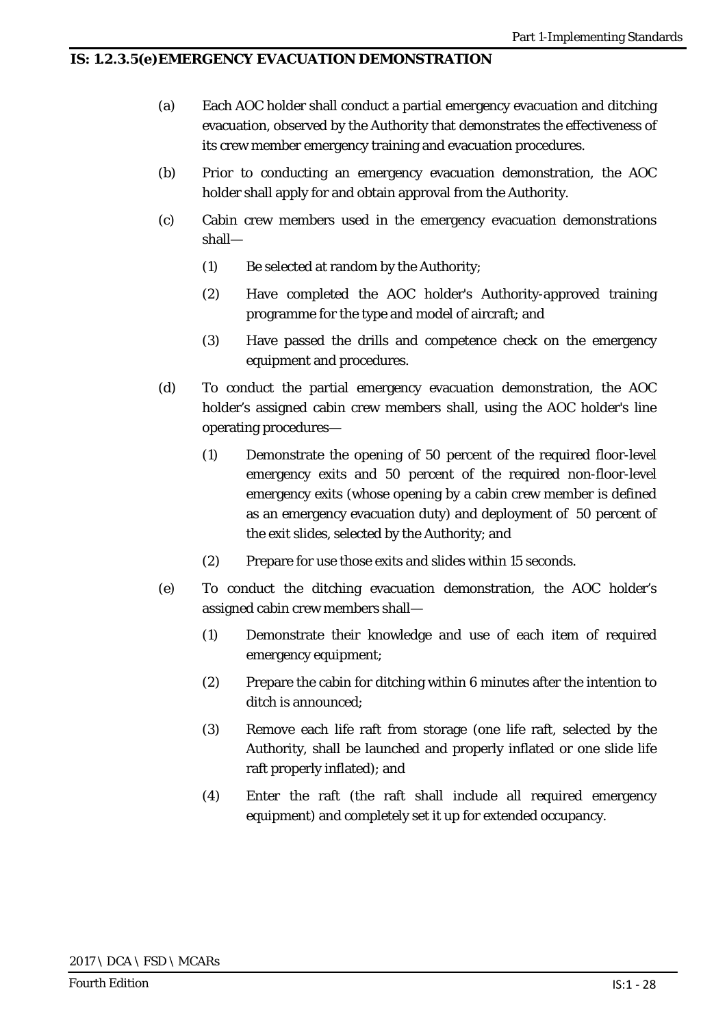## IS: 1.2.3.5(e)EMERGENCY EVACUATION DEMONSTRATION

(a) Each AOC holder shall conduct a partial emergency evacuation and ditching evacuation, observed by the Authority that demonstrates the effectiveness of its crew member emergency training and evacuation procedures.

(b) Prior to conducting an emergency evacuation demonstration, the AOC holder shall apply for and obtain approval from the Authority.

(c) Cabin crew members used in the emergency evacuation demonstrations shall—

  (1) Be selected at random by the Authority;

  (2) Have completed the AOC holder's Authority-approved training programme for the type and model of aircraft; and

  (3) Have passed the drills and competence check on the emergency equipment and procedures.

(d) To conduct the partial emergency evacuation demonstration, the AOC holder's assigned cabin crew members shall, using the AOC holder's line operating procedures—

  (1) Demonstrate the opening of 50 percent of the required floor-level emergency exits and 50 percent of the required non-floor-level emergency exits (whose opening by a cabin crew member is defined as an emergency evacuation duty) and deployment of 50 percent of the exit slides, selected by the Authority; and

  (2) Prepare for use those exits and slides within 15 seconds.

(e) To conduct the ditching evacuation demonstration, the AOC holder's assigned cabin crew members shall—

  (1) Demonstrate their knowledge and use of each item of required emergency equipment;

  (2) Prepare the cabin for ditching within 6 minutes after the intention to ditch is announced;

  (3) Remove each life raft from storage (one life raft, selected by the Authority, shall be launched and properly inflated or one slide life raft properly inflated); and

  (4) Enter the raft (the raft shall include all required emergency equipment) and completely set it up for extended occupancy.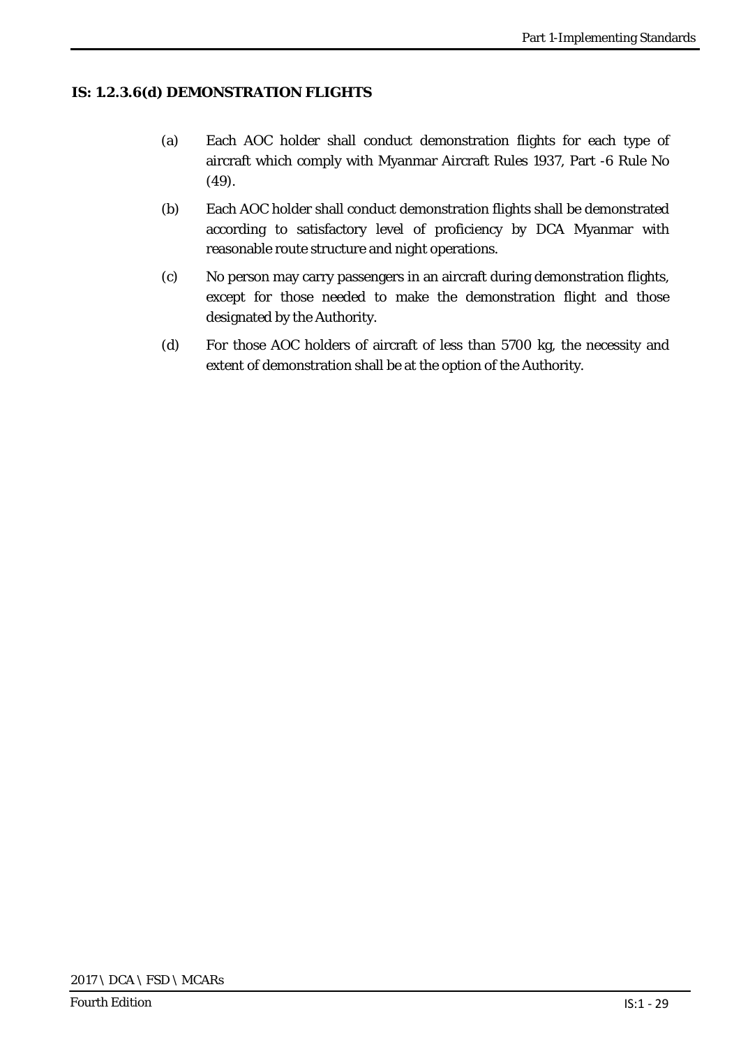## IS: 1.2.3.6(d) DEMONSTRATION FLIGHTS

(a) Each AOC holder shall conduct demonstration flights for each type of aircraft which comply with Myanmar Aircraft Rules 1937, Part -6 Rule No (49).

(b) Each AOC holder shall conduct demonstration flights shall be demonstrated according to satisfactory level of proficiency by DCA Myanmar with reasonable route structure and night operations.

(c) No person may carry passengers in an aircraft during demonstration flights, except for those needed to make the demonstration flight and those designated by the Authority.

(d) For those AOC holders of aircraft of less than 5700 kg, the necessity and extent of demonstration shall be at the option of the Authority.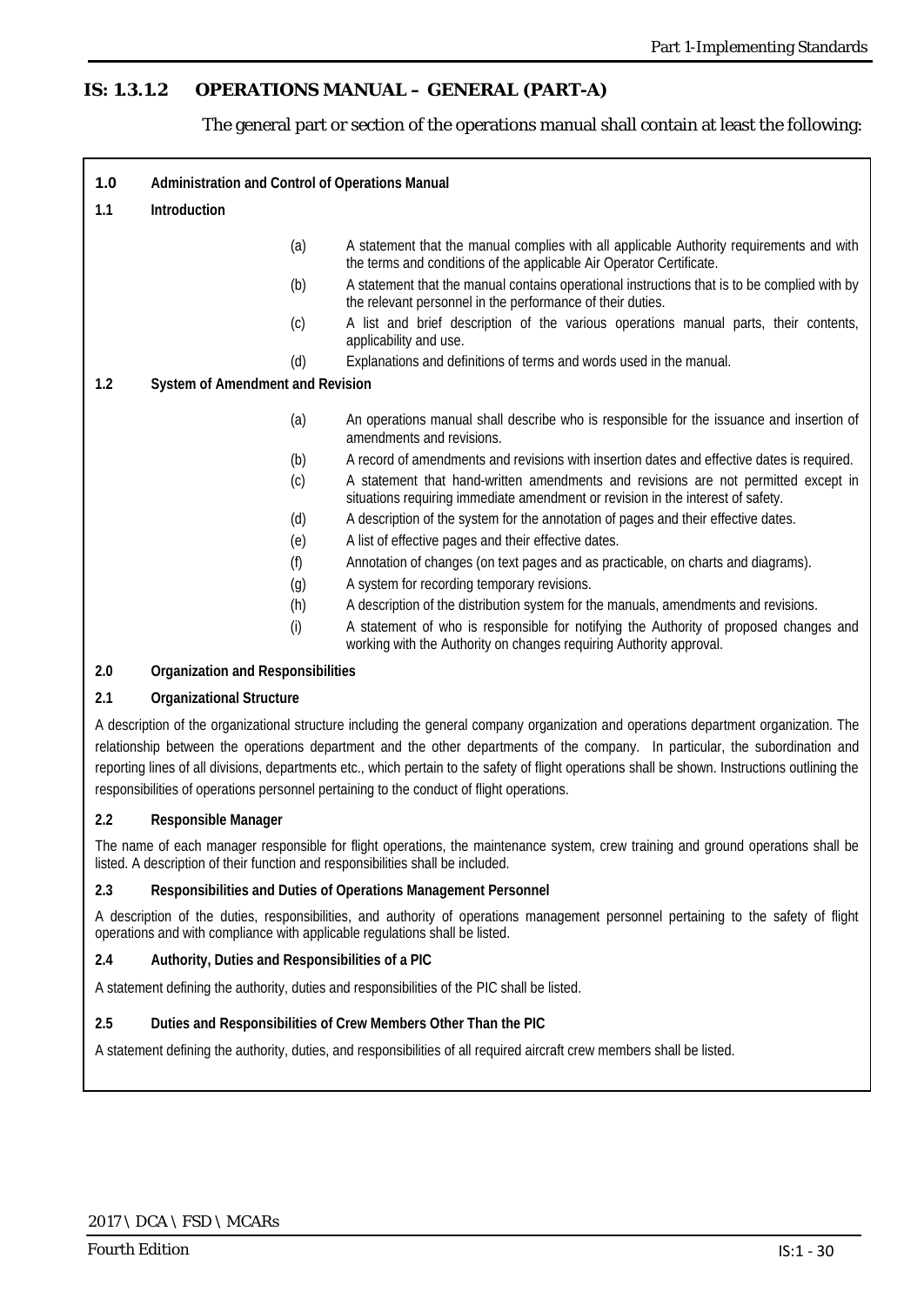## IS: 1.3.1.2 OPERATIONS MANUAL – GENERAL (PART-A)

The general part or section of the operations manual shall contain at least the following:

**1.0 Administration and Control of Operations Manual**

**1.1 Introduction**

(a) A statement that the manual complies with all applicable Authority requirements and with the terms and conditions of the applicable Air Operator Certificate.

(b) A statement that the manual contains operational instructions that is to be complied with by the relevant personnel in the performance of their duties.

(c) A list and brief description of the various operations manual parts, their contents, applicability and use.

(d) Explanations and definitions of terms and words used in the manual.

**1.2 System of Amendment and Revision**

(a) An operations manual shall describe who is responsible for the issuance and insertion of amendments and revisions.

(b) A record of amendments and revisions with insertion dates and effective dates is required.

(c) A statement that hand-written amendments and revisions are not permitted except in situations requiring immediate amendment or revision in the interest of safety.

(d) A description of the system for the annotation of pages and their effective dates.

(e) A list of effective pages and their effective dates.

(f) Annotation of changes (on text pages and as practicable, on charts and diagrams).

(g) A system for recording temporary revisions.

(h) A description of the distribution system for the manuals, amendments and revisions.

(i) A statement of who is responsible for notifying the Authority of proposed changes and working with the Authority on changes requiring Authority approval.

**2.0 Organization and Responsibilities**

**2.1 Organizational Structure**

A description of the organizational structure including the general company organization and operations department organization. The relationship between the operations department and the other departments of the company. In particular, the subordination and reporting lines of all divisions, departments etc., which pertain to the safety of flight operations shall be shown. Instructions outlining the responsibilities of operations personnel pertaining to the conduct of flight operations.

**2.2 Responsible Manager**

The name of each manager responsible for flight operations, the maintenance system, crew training and ground operations shall be listed. A description of their function and responsibilities shall be included.

**2.3 Responsibilities and Duties of Operations Management Personnel**

A description of the duties, responsibilities, and authority of operations management personnel pertaining to the safety of flight operations and with compliance with applicable regulations shall be listed.

**2.4 Authority, Duties and Responsibilities of a PIC**

A statement defining the authority, duties and responsibilities of the PIC shall be listed.

**2.5 Duties and Responsibilities of Crew Members Other Than the PIC**

A statement defining the authority, duties, and responsibilities of all required aircraft crew members shall be listed.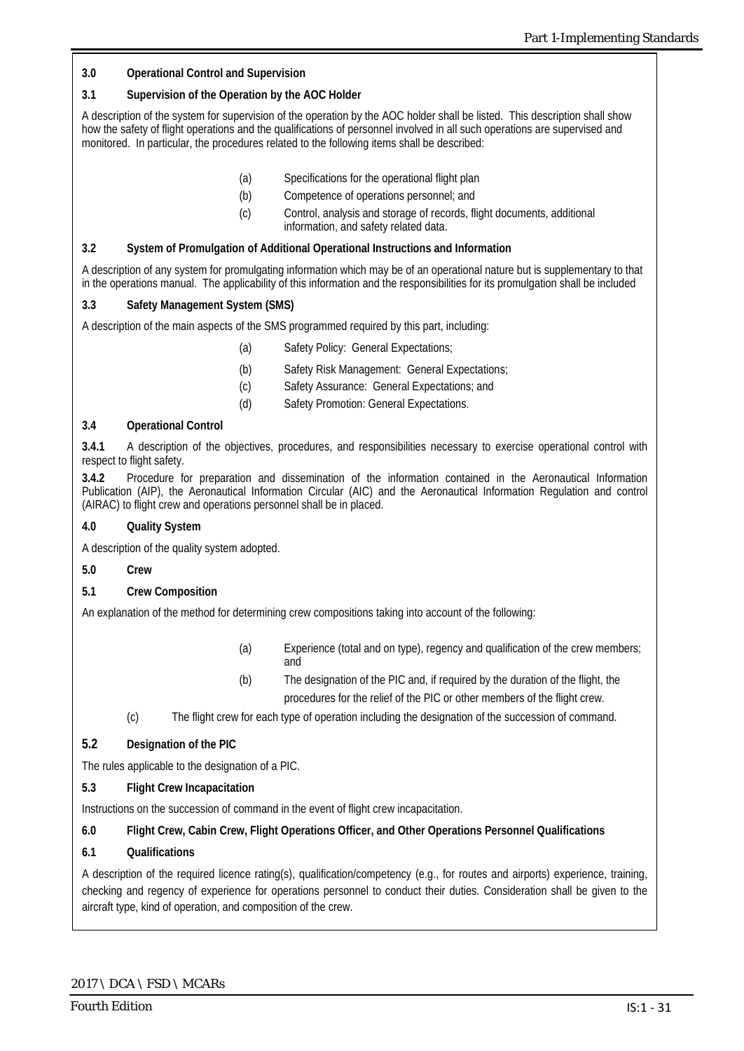**3.0 Operational Control and Supervision**

**3.1 Supervision of the Operation by the AOC Holder**

A description of the system for supervision of the operation by the AOC holder shall be listed. This description shall show how the safety of flight operations and the qualifications of personnel involved in all such operations are supervised and monitored. In particular, the procedures related to the following items shall be described:

(a) Specifications for the operational flight plan

(b) Competence of operations personnel; and

(c) Control, analysis and storage of records, flight documents, additional information, and safety related data.

**3.2 System of Promulgation of Additional Operational Instructions and Information**

A description of any system for promulgating information which may be of an operational nature but is supplementary to that in the operations manual. The applicability of this information and the responsibilities for its promulgation shall be included

**3.3 Safety Management System (SMS)**

A description of the main aspects of the SMS programmed required by this part, including:

(a) Safety Policy: General Expectations;

(b) Safety Risk Management: General Expectations;

(c) Safety Assurance: General Expectations; and

(d) Safety Promotion: General Expectations.

**3.4 Operational Control**

**3.4.1** A description of the objectives, procedures, and responsibilities necessary to exercise operational control with respect to flight safety.

**3.4.2** Procedure for preparation and dissemination of the information contained in the Aeronautical Information Publication (AIP), the Aeronautical Information Circular (AIC) and the Aeronautical Information Regulation and control (AIRAC) to flight crew and operations personnel shall be in placed.

**4.0 Quality System**

A description of the quality system adopted.

**5.0 Crew**

**5.1 Crew Composition**

An explanation of the method for determining crew compositions taking into account of the following:

(a) Experience (total and on type), regency and qualification of the crew members; and

(b) The designation of the PIC and, if required by the duration of the flight, the procedures for the relief of the PIC or other members of the flight crew.

(c) The flight crew for each type of operation including the designation of the succession of command.

**5.2 Designation of the PIC**

The rules applicable to the designation of a PIC.

**5.3 Flight Crew Incapacitation**

Instructions on the succession of command in the event of flight crew incapacitation.

**6.0 Flight Crew, Cabin Crew, Flight Operations Officer, and Other Operations Personnel Qualifications**

**6.1 Qualifications**

A description of the required licence rating(s), qualification/competency (e.g., for routes and airports) experience, training, checking and regency of experience for operations personnel to conduct their duties. Consideration shall be given to the aircraft type, kind of operation, and composition of the crew.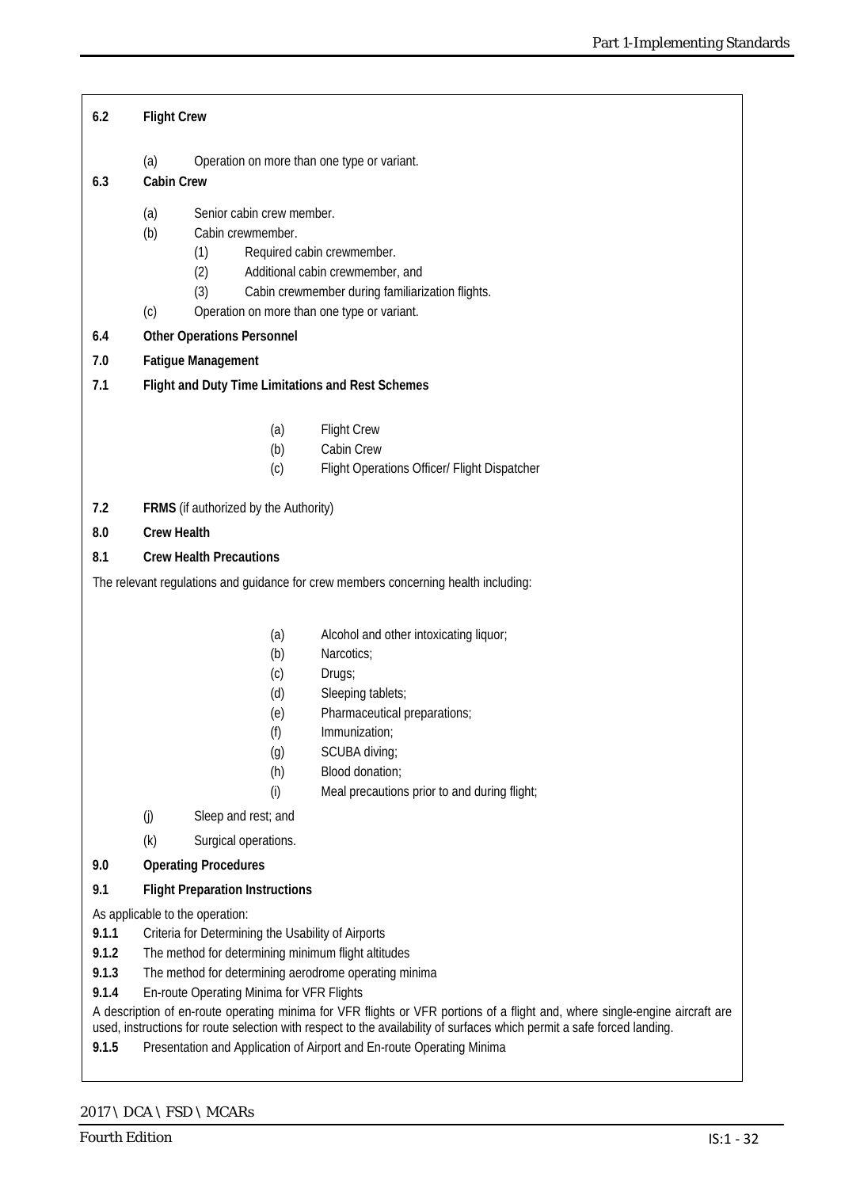**6.2 Flight Crew**

(a) Operation on more than one type or variant.

**6.3 Cabin Crew**

(a) Senior cabin crew member.

(b) Cabin crewmember.

(1) Required cabin crewmember.

(2) Additional cabin crewmember, and

(3) Cabin crewmember during familiarization flights.

(c) Operation on more than one type or variant.

**6.4 Other Operations Personnel**

**7.0 Fatigue Management**

**7.1 Flight and Duty Time Limitations and Rest Schemes**

(a) Flight Crew

(b) Cabin Crew

(c) Flight Operations Officer/ Flight Dispatcher

**7.2 FRMS** (if authorized by the Authority)

**8.0 Crew Health**

**8.1 Crew Health Precautions**

The relevant regulations and guidance for crew members concerning health including:

(a) Alcohol and other intoxicating liquor;

(b) Narcotics;

(c) Drugs;

(d) Sleeping tablets;

(e) Pharmaceutical preparations;

(f) Immunization;

(g) SCUBA diving;

(h) Blood donation;

(i) Meal precautions prior to and during flight;

(j) Sleep and rest; and

(k) Surgical operations.

**9.0 Operating Procedures**

**9.1 Flight Preparation Instructions**

As applicable to the operation:

**9.1.1** Criteria for Determining the Usability of Airports

**9.1.2** The method for determining minimum flight altitudes

**9.1.3** The method for determining aerodrome operating minima

**9.1.4** En-route Operating Minima for VFR Flights

A description of en-route operating minima for VFR flights or VFR portions of a flight and, where single-engine aircraft are used, instructions for route selection with respect to the availability of surfaces which permit a safe forced landing.

**9.1.5** Presentation and Application of Airport and En-route Operating Minima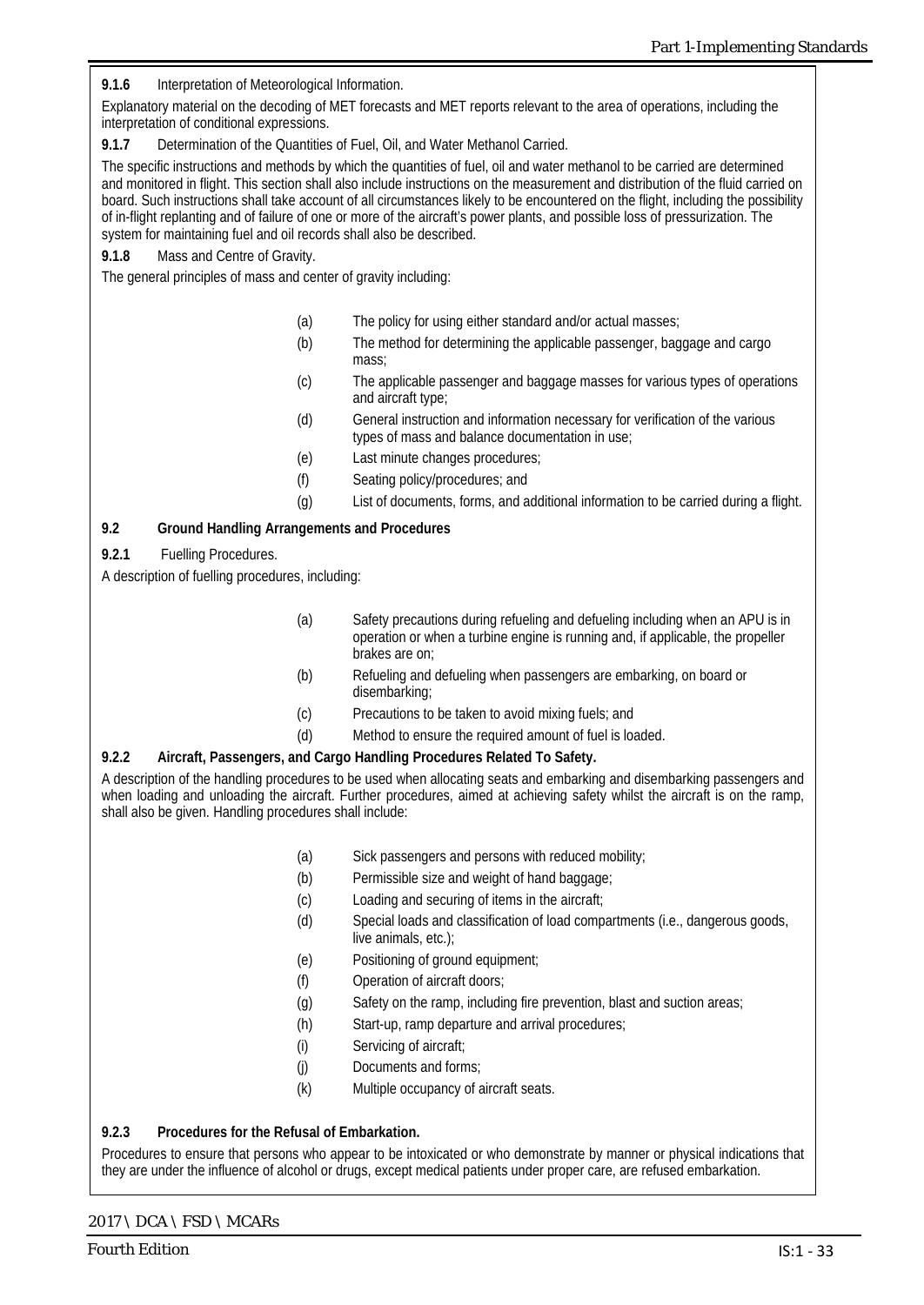**9.1.6** Interpretation of Meteorological Information.

Explanatory material on the decoding of MET forecasts and MET reports relevant to the area of operations, including the interpretation of conditional expressions.

**9.1.7** Determination of the Quantities of Fuel, Oil, and Water Methanol Carried.

The specific instructions and methods by which the quantities of fuel, oil and water methanol to be carried are determined and monitored in flight. This section shall also include instructions on the measurement and distribution of the fluid carried on board. Such instructions shall take account of all circumstances likely to be encountered on the flight, including the possibility of in-flight replanting and of failure of one or more of the aircraft's power plants, and possible loss of pressurization. The system for maintaining fuel and oil records shall also be described.

**9.1.8** Mass and Centre of Gravity.

The general principles of mass and center of gravity including:

(a) The policy for using either standard and/or actual masses;

(b) The method for determining the applicable passenger, baggage and cargo mass;

(c) The applicable passenger and baggage masses for various types of operations and aircraft type;

(d) General instruction and information necessary for verification of the various types of mass and balance documentation in use;

(e) Last minute changes procedures;

(f) Seating policy/procedures; and

(g) List of documents, forms, and additional information to be carried during a flight.

**9.2 Ground Handling Arrangements and Procedures**

**9.2.1** Fuelling Procedures.

A description of fuelling procedures, including:

(a) Safety precautions during refueling and defueling including when an APU is in operation or when a turbine engine is running and, if applicable, the propeller brakes are on;

(b) Refueling and defueling when passengers are embarking, on board or disembarking;

(c) Precautions to be taken to avoid mixing fuels; and

(d) Method to ensure the required amount of fuel is loaded.

**9.2.2 Aircraft, Passengers, and Cargo Handling Procedures Related To Safety.**

A description of the handling procedures to be used when allocating seats and embarking and disembarking passengers and when loading and unloading the aircraft. Further procedures, aimed at achieving safety whilst the aircraft is on the ramp, shall also be given. Handling procedures shall include:

(a) Sick passengers and persons with reduced mobility;

(b) Permissible size and weight of hand baggage;

(c) Loading and securing of items in the aircraft;

(d) Special loads and classification of load compartments (i.e., dangerous goods, live animals, etc.);

(e) Positioning of ground equipment;

(f) Operation of aircraft doors;

(g) Safety on the ramp, including fire prevention, blast and suction areas;

(h) Start-up, ramp departure and arrival procedures;

(i) Servicing of aircraft;

(j) Documents and forms;

(k) Multiple occupancy of aircraft seats.

**9.2.3 Procedures for the Refusal of Embarkation.**

Procedures to ensure that persons who appear to be intoxicated or who demonstrate by manner or physical indications that they are under the influence of alcohol or drugs, except medical patients under proper care, are refused embarkation.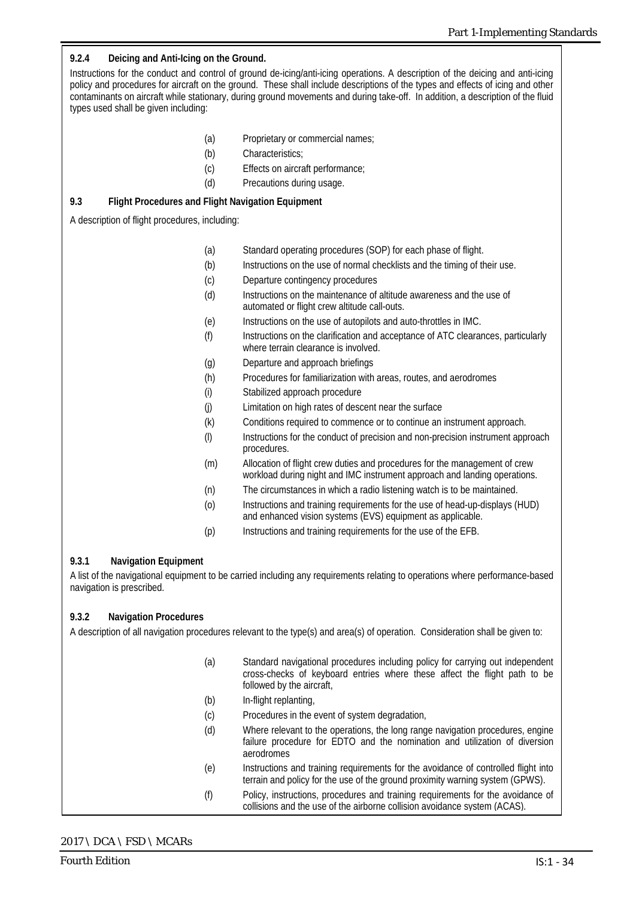#### 9.2.4 Deicing and Anti-Icing on the Ground.

Instructions for the conduct and control of ground de-icing/anti-icing operations. A description of the deicing and anti-icing policy and procedures for aircraft on the ground. These shall include descriptions of the types and effects of icing and other contaminants on aircraft while stationary, during ground movements and during take-off. In addition, a description of the fluid types used shall be given including:

(a) Proprietary or commercial names;

(b) Characteristics;

(c) Effects on aircraft performance;

(d) Precautions during usage.

### 9.3 Flight Procedures and Flight Navigation Equipment

A description of flight procedures, including:

(a) Standard operating procedures (SOP) for each phase of flight.

(b) Instructions on the use of normal checklists and the timing of their use.

(c) Departure contingency procedures

(d) Instructions on the maintenance of altitude awareness and the use of automated or flight crew altitude call-outs.

(e) Instructions on the use of autopilots and auto-throttles in IMC.

(f) Instructions on the clarification and acceptance of ATC clearances, particularly where terrain clearance is involved.

(g) Departure and approach briefings

(h) Procedures for familiarization with areas, routes, and aerodromes

(i) Stabilized approach procedure

(j) Limitation on high rates of descent near the surface

(k) Conditions required to commence or to continue an instrument approach.

(l) Instructions for the conduct of precision and non-precision instrument approach procedures.

(m) Allocation of flight crew duties and procedures for the management of crew workload during night and IMC instrument approach and landing operations.

(n) The circumstances in which a radio listening watch is to be maintained.

(o) Instructions and training requirements for the use of head-up-displays (HUD) and enhanced vision systems (EVS) equipment as applicable.

(p) Instructions and training requirements for the use of the EFB.

#### 9.3.1 Navigation Equipment

A list of the navigational equipment to be carried including any requirements relating to operations where performance-based navigation is prescribed.

#### 9.3.2 Navigation Procedures

A description of all navigation procedures relevant to the type(s) and area(s) of operation. Consideration shall be given to:

(a) Standard navigational procedures including policy for carrying out independent cross-checks of keyboard entries where these affect the flight path to be followed by the aircraft,

(b) In-flight replanting,

(c) Procedures in the event of system degradation,

(d) Where relevant to the operations, the long range navigation procedures, engine failure procedure for EDTO and the nomination and utilization of diversion aerodromes

(e) Instructions and training requirements for the avoidance of controlled flight into terrain and policy for the use of the ground proximity warning system (GPWS).

(f) Policy, instructions, procedures and training requirements for the avoidance of collisions and the use of the airborne collision avoidance system (ACAS).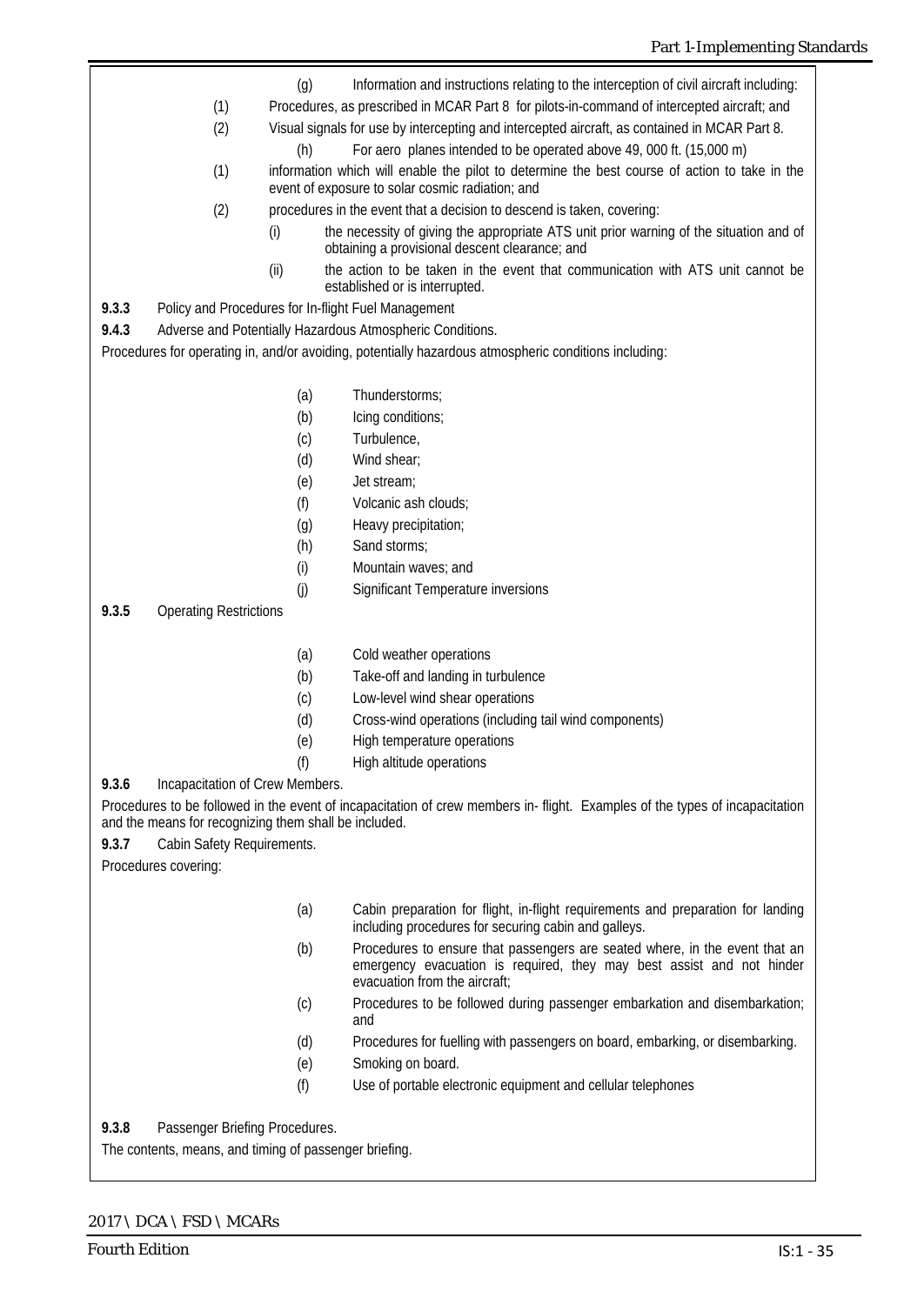(g) Information and instructions relating to the interception of civil aircraft including:

(1) Procedures, as prescribed in MCAR Part 8 for pilots-in-command of intercepted aircraft; and

(2) Visual signals for use by intercepting and intercepted aircraft, as contained in MCAR Part 8.

(h) For aero planes intended to be operated above 49, 000 ft. (15,000 m)

(1) information which will enable the pilot to determine the best course of action to take in the event of exposure to solar cosmic radiation; and

(2) procedures in the event that a decision to descend is taken, covering:

(i) the necessity of giving the appropriate ATS unit prior warning of the situation and of obtaining a provisional descent clearance; and

(ii) the action to be taken in the event that communication with ATS unit cannot be established or is interrupted.

**9.3.3** Policy and Procedures for In-flight Fuel Management

**9.4.3** Adverse and Potentially Hazardous Atmospheric Conditions.

Procedures for operating in, and/or avoiding, potentially hazardous atmospheric conditions including:

(a) Thunderstorms;

(b) Icing conditions;

(c) Turbulence,

(d) Wind shear;

(e) Jet stream;

(f) Volcanic ash clouds;

(g) Heavy precipitation;

(h) Sand storms;

(i) Mountain waves; and

(j) Significant Temperature inversions

**9.3.5** Operating Restrictions

(a) Cold weather operations

(b) Take-off and landing in turbulence

(c) Low-level wind shear operations

(d) Cross-wind operations (including tail wind components)

(e) High temperature operations

(f) High altitude operations

**9.3.6** Incapacitation of Crew Members.

Procedures to be followed in the event of incapacitation of crew members in- flight. Examples of the types of incapacitation and the means for recognizing them shall be included.

**9.3.7** Cabin Safety Requirements.

Procedures covering:

(a) Cabin preparation for flight, in-flight requirements and preparation for landing including procedures for securing cabin and galleys.

(b) Procedures to ensure that passengers are seated where, in the event that an emergency evacuation is required, they may best assist and not hinder evacuation from the aircraft;

(c) Procedures to be followed during passenger embarkation and disembarkation; and

(d) Procedures for fuelling with passengers on board, embarking, or disembarking.

(e) Smoking on board.

(f) Use of portable electronic equipment and cellular telephones

**9.3.8** Passenger Briefing Procedures.

The contents, means, and timing of passenger briefing.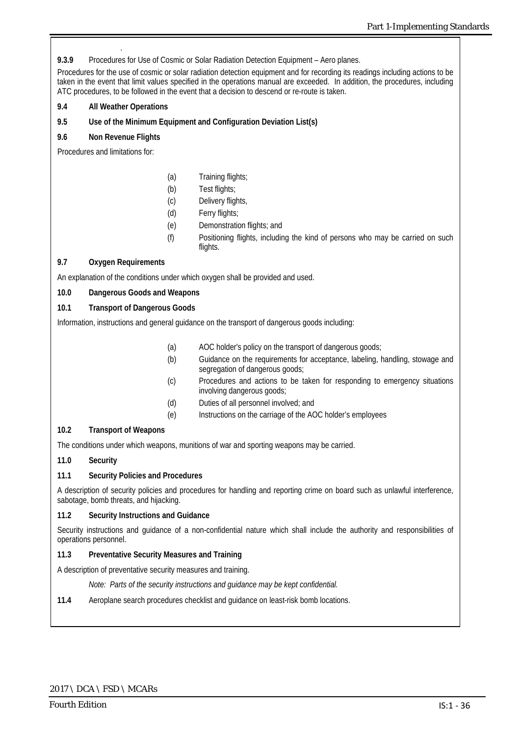**9.3.9** Procedures for Use of Cosmic or Solar Radiation Detection Equipment – Aero planes.

Procedures for the use of cosmic or solar radiation detection equipment and for recording its readings including actions to be taken in the event that limit values specified in the operations manual are exceeded. In addition, the procedures, including ATC procedures, to be followed in the event that a decision to descend or re-route is taken.

**9.4 All Weather Operations**

**9.5 Use of the Minimum Equipment and Configuration Deviation List(s)**

**9.6 Non Revenue Flights**

Procedures and limitations for:

(a) Training flights;
(b) Test flights;
(c) Delivery flights,
(d) Ferry flights;
(e) Demonstration flights; and
(f) Positioning flights, including the kind of persons who may be carried on such flights.

**9.7 Oxygen Requirements**

An explanation of the conditions under which oxygen shall be provided and used.

**10.0 Dangerous Goods and Weapons**

**10.1 Transport of Dangerous Goods**

Information, instructions and general guidance on the transport of dangerous goods including:

(a) AOC holder's policy on the transport of dangerous goods;
(b) Guidance on the requirements for acceptance, labeling, handling, stowage and segregation of dangerous goods;
(c) Procedures and actions to be taken for responding to emergency situations involving dangerous goods;
(d) Duties of all personnel involved; and
(e) Instructions on the carriage of the AOC holder's employees

**10.2 Transport of Weapons**

The conditions under which weapons, munitions of war and sporting weapons may be carried.

**11.0 Security**

**11.1 Security Policies and Procedures**

A description of security policies and procedures for handling and reporting crime on board such as unlawful interference, sabotage, bomb threats, and hijacking.

**11.2 Security Instructions and Guidance**

Security instructions and guidance of a non-confidential nature which shall include the authority and responsibilities of operations personnel.

**11.3 Preventative Security Measures and Training**

A description of preventative security measures and training.

*Note: Parts of the security instructions and guidance may be kept confidential.*

**11.4** Aeroplane search procedures checklist and guidance on least-risk bomb locations.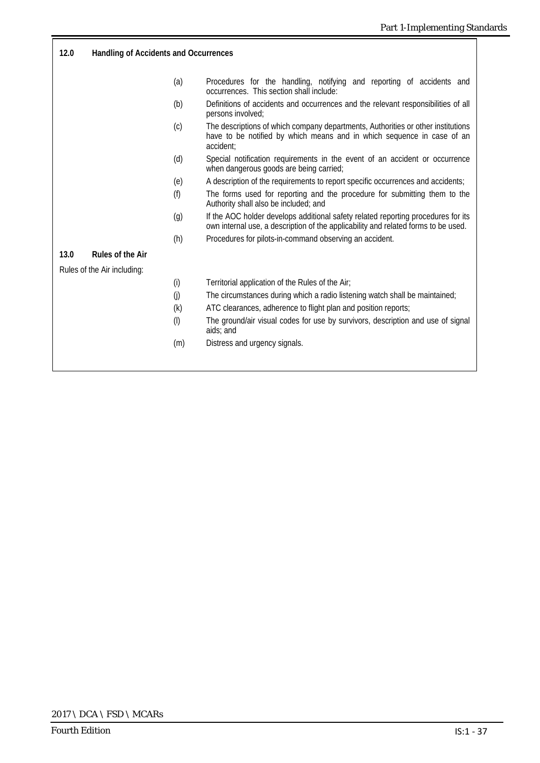**12.0 Handling of Accidents and Occurrences**

(a) Procedures for the handling, notifying and reporting of accidents and occurrences. This section shall include:

(b) Definitions of accidents and occurrences and the relevant responsibilities of all persons involved;

(c) The descriptions of which company departments, Authorities or other institutions have to be notified by which means and in which sequence in case of an accident;

(d) Special notification requirements in the event of an accident or occurrence when dangerous goods are being carried;

(e) A description of the requirements to report specific occurrences and accidents;

(f) The forms used for reporting and the procedure for submitting them to the Authority shall also be included; and

(g) If the AOC holder develops additional safety related reporting procedures for its own internal use, a description of the applicability and related forms to be used.

(h) Procedures for pilots-in-command observing an accident.

**13.0 Rules of the Air**

Rules of the Air including:

(i) Territorial application of the Rules of the Air;

(j) The circumstances during which a radio listening watch shall be maintained;

(k) ATC clearances, adherence to flight plan and position reports;

(l) The ground/air visual codes for use by survivors, description and use of signal aids; and

(m) Distress and urgency signals.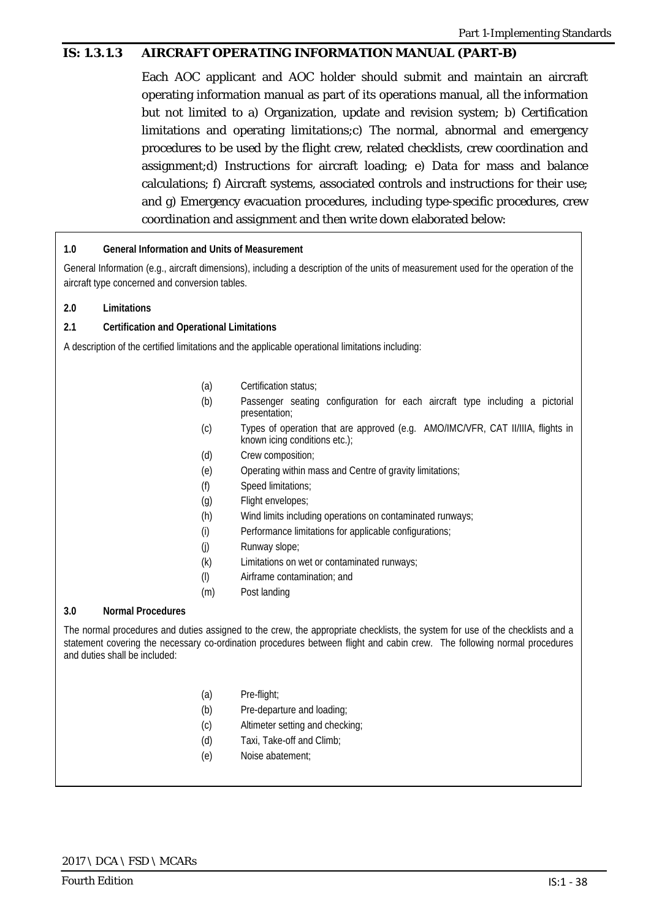## IS: 1.3.1.3 AIRCRAFT OPERATING INFORMATION MANUAL (PART-B)

Each AOC applicant and AOC holder should submit and maintain an aircraft operating information manual as part of its operations manual, all the information but not limited to a) Organization, update and revision system; b) Certification limitations and operating limitations;c) The normal, abnormal and emergency procedures to be used by the flight crew, related checklists, crew coordination and assignment;d) Instructions for aircraft loading; e) Data for mass and balance calculations; f) Aircraft systems, associated controls and instructions for their use; and g) Emergency evacuation procedures, including type-specific procedures, crew coordination and assignment and then write down elaborated below:

**1.0 General Information and Units of Measurement**

General Information (e.g., aircraft dimensions), including a description of the units of measurement used for the operation of the aircraft type concerned and conversion tables.

**2.0 Limitations**

**2.1 Certification and Operational Limitations**

A description of the certified limitations and the applicable operational limitations including:

- (a) Certification status;
- (b) Passenger seating configuration for each aircraft type including a pictorial presentation;
- (c) Types of operation that are approved (e.g. AMO/IMC/VFR, CAT II/IIIA, flights in known icing conditions etc.);
- (d) Crew composition;
- (e) Operating within mass and Centre of gravity limitations;
- (f) Speed limitations;
- (g) Flight envelopes;
- (h) Wind limits including operations on contaminated runways;
- (i) Performance limitations for applicable configurations;
- (j) Runway slope;
- (k) Limitations on wet or contaminated runways;
- (l) Airframe contamination; and
- (m) Post landing

**3.0 Normal Procedures**

The normal procedures and duties assigned to the crew, the appropriate checklists, the system for use of the checklists and a statement covering the necessary co-ordination procedures between flight and cabin crew. The following normal procedures and duties shall be included:

- (a) Pre-flight;
- (b) Pre-departure and loading;
- (c) Altimeter setting and checking;
- (d) Taxi, Take-off and Climb;
- (e) Noise abatement;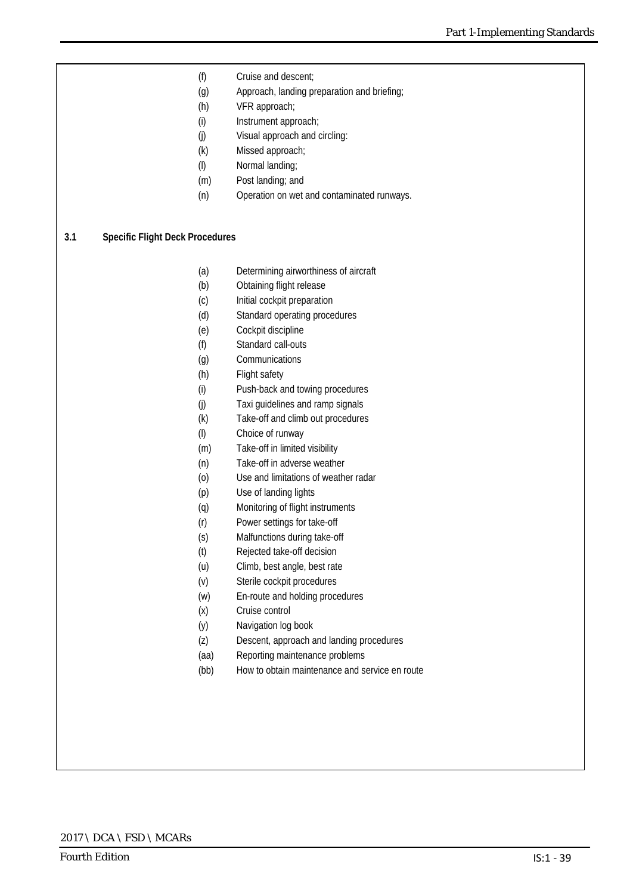(f) Cruise and descent;
(g) Approach, landing preparation and briefing;
(h) VFR approach;
(i) Instrument approach;
(j) Visual approach and circling:
(k) Missed approach;
(l) Normal landing;
(m) Post landing; and
(n) Operation on wet and contaminated runways.

**3.1 Specific Flight Deck Procedures**

(a) Determining airworthiness of aircraft
(b) Obtaining flight release
(c) Initial cockpit preparation
(d) Standard operating procedures
(e) Cockpit discipline
(f) Standard call-outs
(g) Communications
(h) Flight safety
(i) Push-back and towing procedures
(j) Taxi guidelines and ramp signals
(k) Take-off and climb out procedures
(l) Choice of runway
(m) Take-off in limited visibility
(n) Take-off in adverse weather
(o) Use and limitations of weather radar
(p) Use of landing lights
(q) Monitoring of flight instruments
(r) Power settings for take-off
(s) Malfunctions during take-off
(t) Rejected take-off decision
(u) Climb, best angle, best rate
(v) Sterile cockpit procedures
(w) En-route and holding procedures
(x) Cruise control
(y) Navigation log book
(z) Descent, approach and landing procedures
(aa) Reporting maintenance problems
(bb) How to obtain maintenance and service en route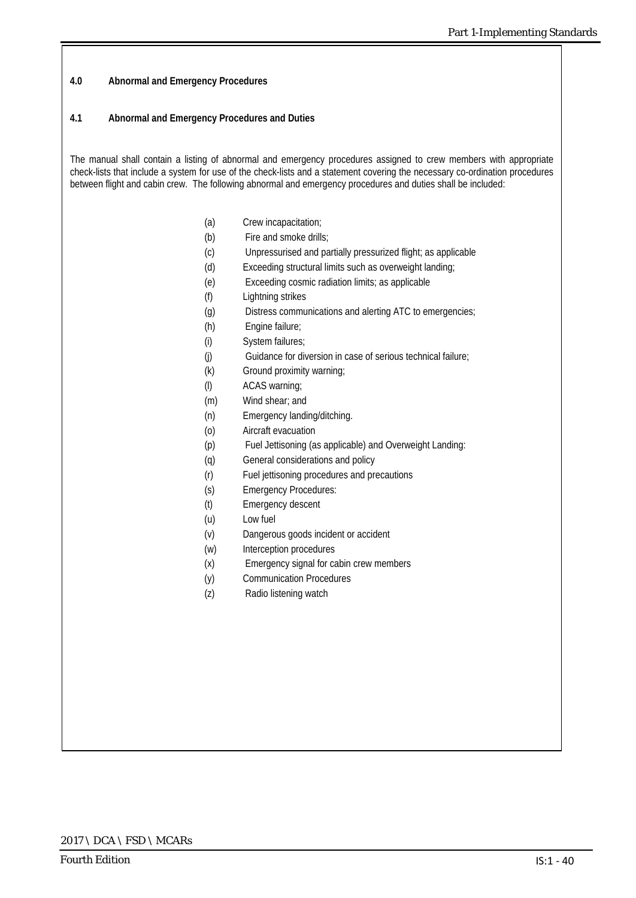**4.0 Abnormal and Emergency Procedures**

**4.1 Abnormal and Emergency Procedures and Duties**

The manual shall contain a listing of abnormal and emergency procedures assigned to crew members with appropriate check-lists that include a system for use of the check-lists and a statement covering the necessary co-ordination procedures between flight and cabin crew. The following abnormal and emergency procedures and duties shall be included:

(a) Crew incapacitation;
(b) Fire and smoke drills;
(c) Unpressurised and partially pressurized flight; as applicable
(d) Exceeding structural limits such as overweight landing;
(e) Exceeding cosmic radiation limits; as applicable
(f) Lightning strikes
(g) Distress communications and alerting ATC to emergencies;
(h) Engine failure;
(i) System failures;
(j) Guidance for diversion in case of serious technical failure;
(k) Ground proximity warning;
(l) ACAS warning;
(m) Wind shear; and
(n) Emergency landing/ditching.
(o) Aircraft evacuation
(p) Fuel Jettisoning (as applicable) and Overweight Landing:
(q) General considerations and policy
(r) Fuel jettisoning procedures and precautions
(s) Emergency Procedures:
(t) Emergency descent
(u) Low fuel
(v) Dangerous goods incident or accident
(w) Interception procedures
(x) Emergency signal for cabin crew members
(y) Communication Procedures
(z) Radio listening watch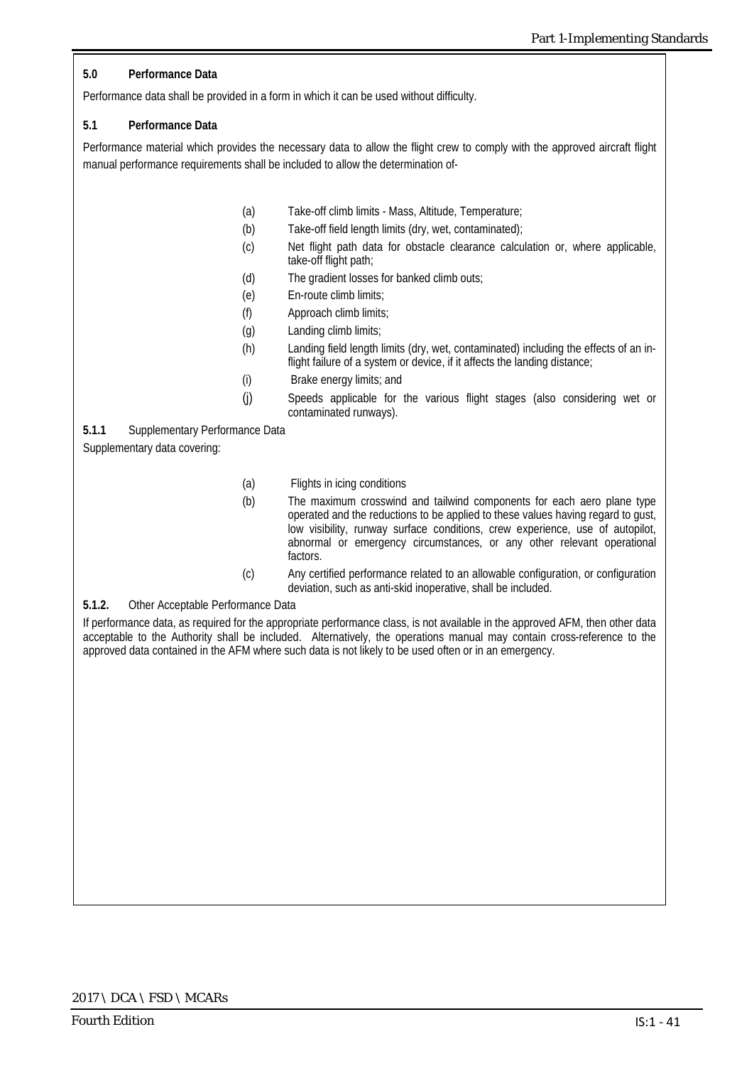**5.0 Performance Data**

Performance data shall be provided in a form in which it can be used without difficulty.

**5.1 Performance Data**

Performance material which provides the necessary data to allow the flight crew to comply with the approved aircraft flight manual performance requirements shall be included to allow the determination of-

(a) Take-off climb limits - Mass, Altitude, Temperature;

(b) Take-off field length limits (dry, wet, contaminated);

(c) Net flight path data for obstacle clearance calculation or, where applicable, take-off flight path;

(d) The gradient losses for banked climb outs;

(e) En-route climb limits;

(f) Approach climb limits;

(g) Landing climb limits;

(h) Landing field length limits (dry, wet, contaminated) including the effects of an in-flight failure of a system or device, if it affects the landing distance;

(i) Brake energy limits; and

(j) Speeds applicable for the various flight stages (also considering wet or contaminated runways).

**5.1.1** Supplementary Performance Data

Supplementary data covering:

(a) Flights in icing conditions

(b) The maximum crosswind and tailwind components for each aero plane type operated and the reductions to be applied to these values having regard to gust, low visibility, runway surface conditions, crew experience, use of autopilot, abnormal or emergency circumstances, or any other relevant operational factors.

(c) Any certified performance related to an allowable configuration, or configuration deviation, such as anti-skid inoperative, shall be included.

**5.1.2.** Other Acceptable Performance Data

If performance data, as required for the appropriate performance class, is not available in the approved AFM, then other data acceptable to the Authority shall be included. Alternatively, the operations manual may contain cross-reference to the approved data contained in the AFM where such data is not likely to be used often or in an emergency.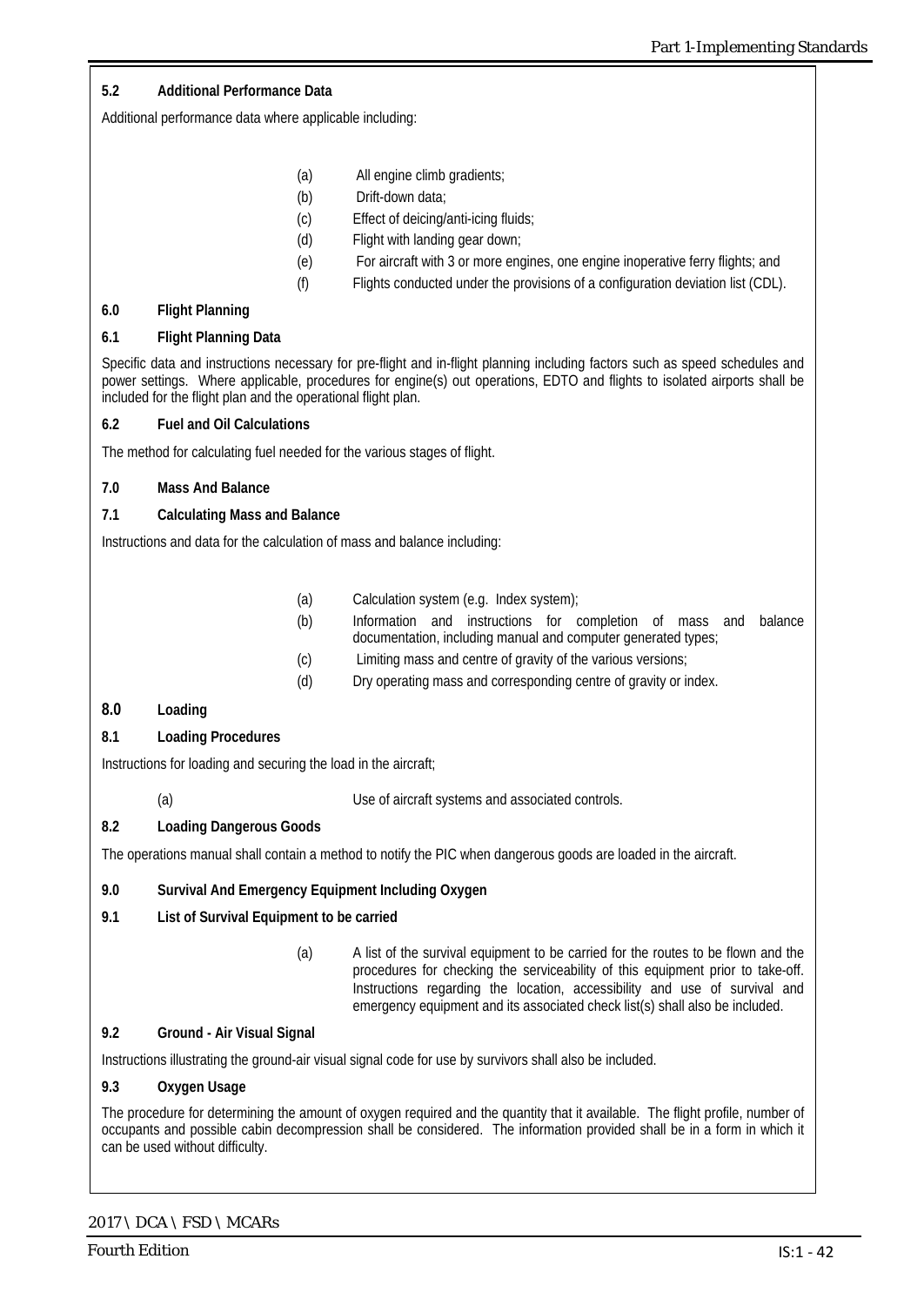**5.2 Additional Performance Data**

Additional performance data where applicable including:

(a) All engine climb gradients;

(b) Drift-down data;

(c) Effect of deicing/anti-icing fluids;

(d) Flight with landing gear down;

(e) For aircraft with 3 or more engines, one engine inoperative ferry flights; and

(f) Flights conducted under the provisions of a configuration deviation list (CDL).

**6.0 Flight Planning**

**6.1 Flight Planning Data**

Specific data and instructions necessary for pre-flight and in-flight planning including factors such as speed schedules and power settings. Where applicable, procedures for engine(s) out operations, EDTO and flights to isolated airports shall be included for the flight plan and the operational flight plan.

**6.2 Fuel and Oil Calculations**

The method for calculating fuel needed for the various stages of flight.

**7.0 Mass And Balance**

**7.1 Calculating Mass and Balance**

Instructions and data for the calculation of mass and balance including:

(a) Calculation system (e.g. Index system);

(b) Information and instructions for completion of mass and balance documentation, including manual and computer generated types;

(c) Limiting mass and centre of gravity of the various versions;

(d) Dry operating mass and corresponding centre of gravity or index.

**8.0 Loading**

**8.1 Loading Procedures**

Instructions for loading and securing the load in the aircraft;

(a) Use of aircraft systems and associated controls.

**8.2 Loading Dangerous Goods**

The operations manual shall contain a method to notify the PIC when dangerous goods are loaded in the aircraft.

**9.0 Survival And Emergency Equipment Including Oxygen**

**9.1 List of Survival Equipment to be carried**

(a) A list of the survival equipment to be carried for the routes to be flown and the procedures for checking the serviceability of this equipment prior to take-off. Instructions regarding the location, accessibility and use of survival and emergency equipment and its associated check list(s) shall also be included.

**9.2 Ground - Air Visual Signal**

Instructions illustrating the ground-air visual signal code for use by survivors shall also be included.

**9.3 Oxygen Usage**

The procedure for determining the amount of oxygen required and the quantity that it available. The flight profile, number of occupants and possible cabin decompression shall be considered. The information provided shall be in a form in which it can be used without difficulty.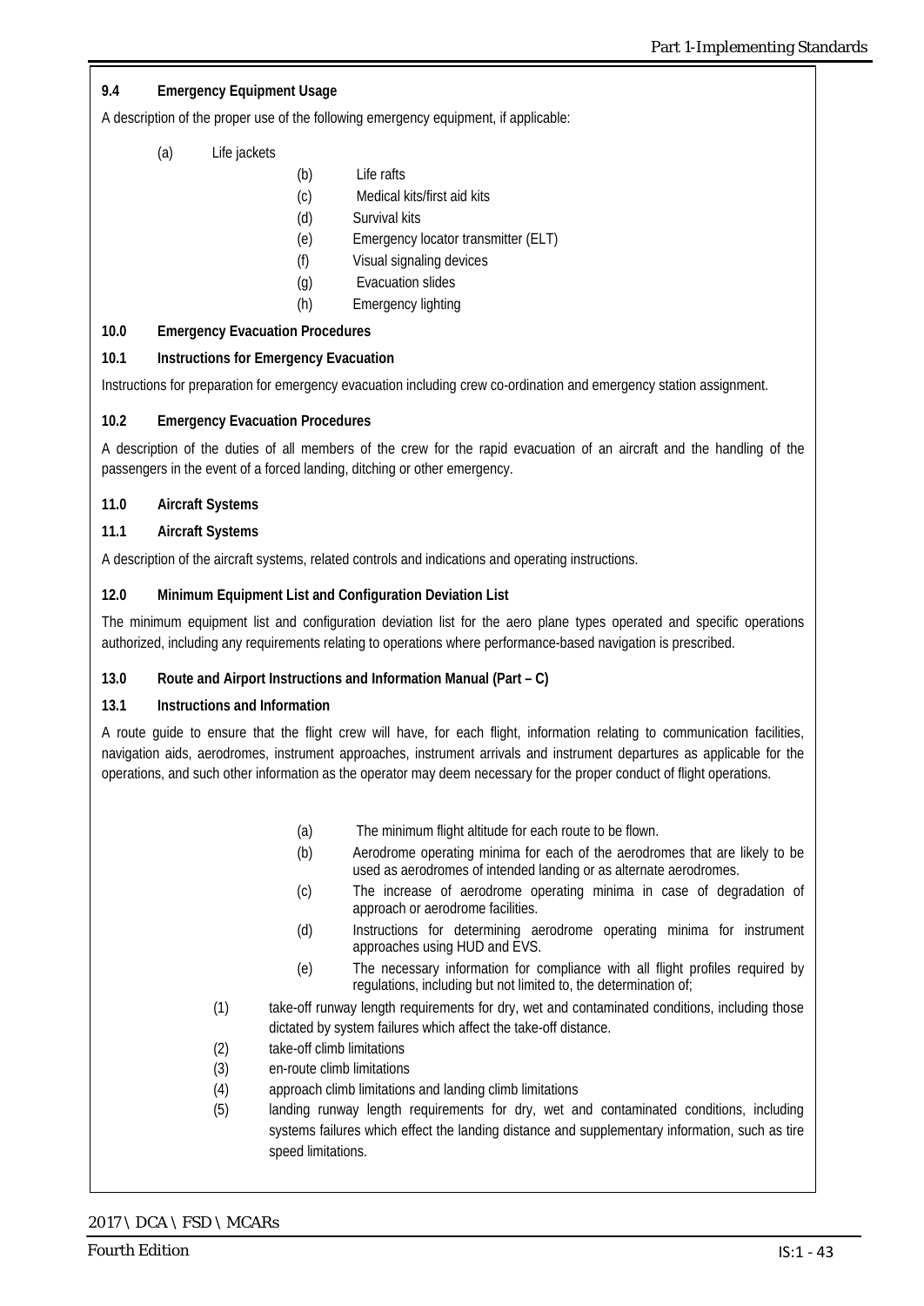**9.4 Emergency Equipment Usage**

A description of the proper use of the following emergency equipment, if applicable:

(a) Life jackets

(b) Life rafts

(c) Medical kits/first aid kits

(d) Survival kits

(e) Emergency locator transmitter (ELT)

(f) Visual signaling devices

(g) Evacuation slides

(h) Emergency lighting

**10.0 Emergency Evacuation Procedures**

**10.1 Instructions for Emergency Evacuation**

Instructions for preparation for emergency evacuation including crew co-ordination and emergency station assignment.

**10.2 Emergency Evacuation Procedures**

A description of the duties of all members of the crew for the rapid evacuation of an aircraft and the handling of the passengers in the event of a forced landing, ditching or other emergency.

**11.0 Aircraft Systems**

**11.1 Aircraft Systems**

A description of the aircraft systems, related controls and indications and operating instructions.

**12.0 Minimum Equipment List and Configuration Deviation List**

The minimum equipment list and configuration deviation list for the aero plane types operated and specific operations authorized, including any requirements relating to operations where performance-based navigation is prescribed.

**13.0 Route and Airport Instructions and Information Manual (Part – C)**

**13.1 Instructions and Information**

A route guide to ensure that the flight crew will have, for each flight, information relating to communication facilities, navigation aids, aerodromes, instrument approaches, instrument arrivals and instrument departures as applicable for the operations, and such other information as the operator may deem necessary for the proper conduct of flight operations.

(a) The minimum flight altitude for each route to be flown.

(b) Aerodrome operating minima for each of the aerodromes that are likely to be used as aerodromes of intended landing or as alternate aerodromes.

(c) The increase of aerodrome operating minima in case of degradation of approach or aerodrome facilities.

(d) Instructions for determining aerodrome operating minima for instrument approaches using HUD and EVS.

(e) The necessary information for compliance with all flight profiles required by regulations, including but not limited to, the determination of;

(1) take-off runway length requirements for dry, wet and contaminated conditions, including those dictated by system failures which affect the take-off distance.

(2) take-off climb limitations

(3) en-route climb limitations

(4) approach climb limitations and landing climb limitations

(5) landing runway length requirements for dry, wet and contaminated conditions, including systems failures which effect the landing distance and supplementary information, such as tire speed limitations.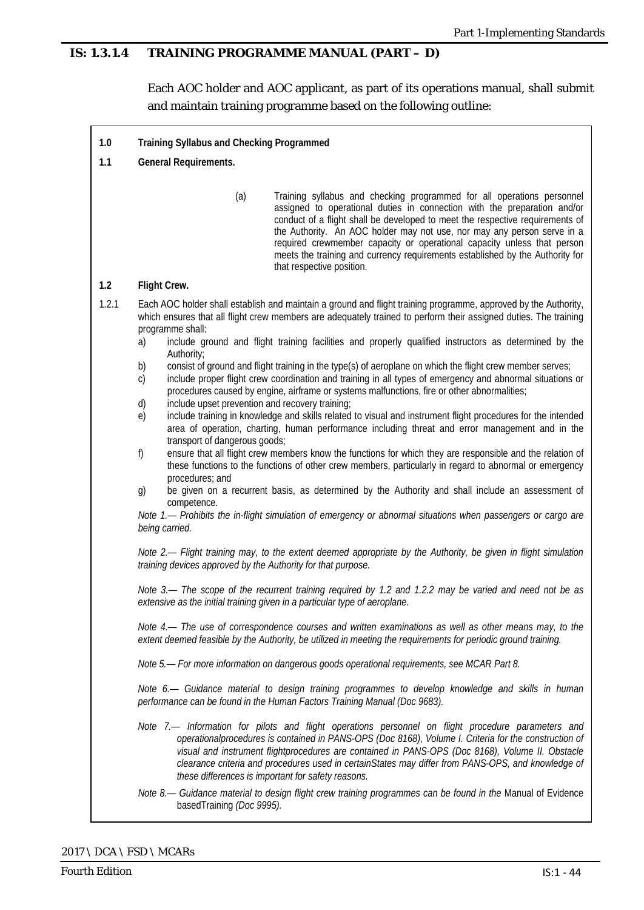## IS: 1.3.1.4 TRAINING PROGRAMME MANUAL (PART – D)

Each AOC holder and AOC applicant, as part of its operations manual, shall submit and maintain training programme based on the following outline:

**1.0 Training Syllabus and Checking Programmed**

**1.1 General Requirements.**

(a) Training syllabus and checking programmed for all operations personnel assigned to operational duties in connection with the preparation and/or conduct of a flight shall be developed to meet the respective requirements of the Authority. An AOC holder may not use, nor may any person serve in a required crewmember capacity or operational capacity unless that person meets the training and currency requirements established by the Authority for that respective position.

**1.2 Flight Crew.**

1.2.1 Each AOC holder shall establish and maintain a ground and flight training programme, approved by the Authority, which ensures that all flight crew members are adequately trained to perform their assigned duties. The training programme shall:

a) include ground and flight training facilities and properly qualified instructors as determined by the Authority;
b) consist of ground and flight training in the type(s) of aeroplane on which the flight crew member serves;
c) include proper flight crew coordination and training in all types of emergency and abnormal situations or procedures caused by engine, airframe or systems malfunctions, fire or other abnormalities;
d) include upset prevention and recovery training;
e) include training in knowledge and skills related to visual and instrument flight procedures for the intended area of operation, charting, human performance including threat and error management and in the transport of dangerous goods;
f) ensure that all flight crew members know the functions for which they are responsible and the relation of these functions to the functions of other crew members, particularly in regard to abnormal or emergency procedures; and
g) be given on a recurrent basis, as determined by the Authority and shall include an assessment of competence.

*Note 1.— Prohibits the in-flight simulation of emergency or abnormal situations when passengers or cargo are being carried.*

*Note 2.— Flight training may, to the extent deemed appropriate by the Authority, be given in flight simulation training devices approved by the Authority for that purpose.*

*Note 3.— The scope of the recurrent training required by 1.2 and 1.2.2 may be varied and need not be as extensive as the initial training given in a particular type of aeroplane.*

*Note 4.— The use of correspondence courses and written examinations as well as other means may, to the extent deemed feasible by the Authority, be utilized in meeting the requirements for periodic ground training.*

*Note 5.— For more information on dangerous goods operational requirements, see MCAR Part 8.*

*Note 6.— Guidance material to design training programmes to develop knowledge and skills in human performance can be found in the Human Factors Training Manual (Doc 9683).*

*Note 7.— Information for pilots and flight operations personnel on flight procedure parameters and operationalprocedures is contained in PANS-OPS (Doc 8168), Volume I. Criteria for the construction of visual and instrument flightprocedures are contained in PANS-OPS (Doc 8168), Volume II. Obstacle clearance criteria and procedures used in certainStates may differ from PANS-OPS, and knowledge of these differences is important for safety reasons.*

*Note 8.— Guidance material to design flight crew training programmes can be found in the* Manual of Evidence basedTraining *(Doc 9995).*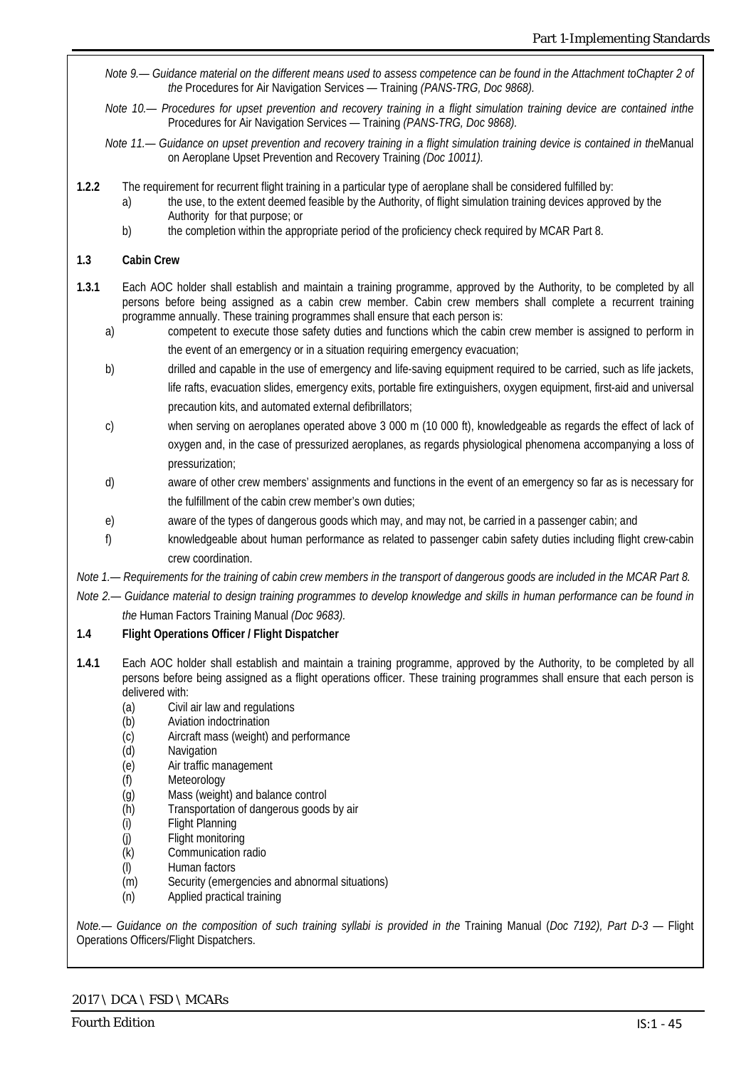*Note 9.— Guidance material on the different means used to assess competence can be found in the Attachment toChapter 2 of the* Procedures for Air Navigation Services — Training *(PANS-TRG, Doc 9868).*

*Note 10.— Procedures for upset prevention and recovery training in a flight simulation training device are contained inthe* Procedures for Air Navigation Services — Training *(PANS-TRG, Doc 9868).*

*Note 11.— Guidance on upset prevention and recovery training in a flight simulation training device is contained in the*Manual on Aeroplane Upset Prevention and Recovery Training *(Doc 10011).*

**1.2.2** The requirement for recurrent flight training in a particular type of aeroplane shall be considered fulfilled by:

a) the use, to the extent deemed feasible by the Authority, of flight simulation training devices approved by the Authority for that purpose; or

b) the completion within the appropriate period of the proficiency check required by MCAR Part 8.

### 1.3 Cabin Crew

**1.3.1** Each AOC holder shall establish and maintain a training programme, approved by the Authority, to be completed by all persons before being assigned as a cabin crew member. Cabin crew members shall complete a recurrent training programme annually. These training programmes shall ensure that each person is:

a) competent to execute those safety duties and functions which the cabin crew member is assigned to perform in the event of an emergency or in a situation requiring emergency evacuation;

b) drilled and capable in the use of emergency and life-saving equipment required to be carried, such as life jackets, life rafts, evacuation slides, emergency exits, portable fire extinguishers, oxygen equipment, first-aid and universal precaution kits, and automated external defibrillators;

c) when serving on aeroplanes operated above 3 000 m (10 000 ft), knowledgeable as regards the effect of lack of oxygen and, in the case of pressurized aeroplanes, as regards physiological phenomena accompanying a loss of pressurization;

d) aware of other crew members' assignments and functions in the event of an emergency so far as is necessary for the fulfillment of the cabin crew member's own duties;

e) aware of the types of dangerous goods which may, and may not, be carried in a passenger cabin; and

f) knowledgeable about human performance as related to passenger cabin safety duties including flight crew-cabin crew coordination.

*Note 1.— Requirements for the training of cabin crew members in the transport of dangerous goods are included in the MCAR Part 8.*

*Note 2.— Guidance material to design training programmes to develop knowledge and skills in human performance can be found in the* Human Factors Training Manual *(Doc 9683).*

### 1.4 Flight Operations Officer / Flight Dispatcher

**1.4.1** Each AOC holder shall establish and maintain a training programme, approved by the Authority, to be completed by all persons before being assigned as a flight operations officer. These training programmes shall ensure that each person is delivered with:

(a) Civil air law and regulations
(b) Aviation indoctrination
(c) Aircraft mass (weight) and performance
(d) Navigation
(e) Air traffic management
(f) Meteorology
(g) Mass (weight) and balance control
(h) Transportation of dangerous goods by air
(i) Flight Planning
(j) Flight monitoring
(k) Communication radio
(l) Human factors
(m) Security (emergencies and abnormal situations)
(n) Applied practical training

*Note.— Guidance on the composition of such training syllabi is provided in the* Training Manual (*Doc 7192), Part D-3 —* Flight Operations Officers/Flight Dispatchers.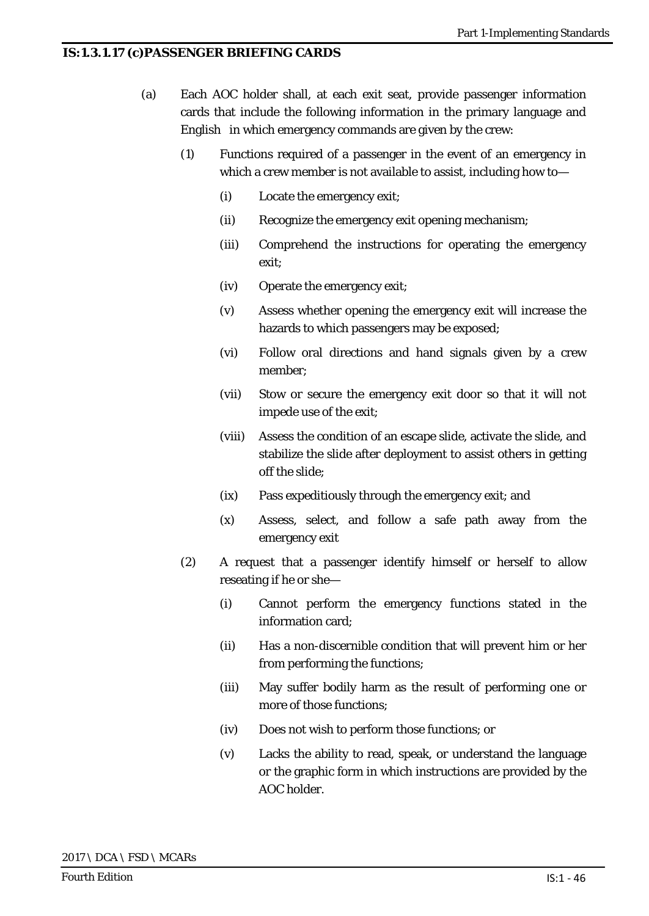## IS: 1.3.1.17 (c) PASSENGER BRIEFING CARDS

(a) Each AOC holder shall, at each exit seat, provide passenger information cards that include the following information in the primary language and English in which emergency commands are given by the crew:

(1) Functions required of a passenger in the event of an emergency in which a crew member is not available to assist, including how to—

(i) Locate the emergency exit;

(ii) Recognize the emergency exit opening mechanism;

(iii) Comprehend the instructions for operating the emergency exit;

(iv) Operate the emergency exit;

(v) Assess whether opening the emergency exit will increase the hazards to which passengers may be exposed;

(vi) Follow oral directions and hand signals given by a crew member;

(vii) Stow or secure the emergency exit door so that it will not impede use of the exit;

(viii) Assess the condition of an escape slide, activate the slide, and stabilize the slide after deployment to assist others in getting off the slide;

(ix) Pass expeditiously through the emergency exit; and

(x) Assess, select, and follow a safe path away from the emergency exit

(2) A request that a passenger identify himself or herself to allow reseating if he or she—

(i) Cannot perform the emergency functions stated in the information card;

(ii) Has a non-discernible condition that will prevent him or her from performing the functions;

(iii) May suffer bodily harm as the result of performing one or more of those functions;

(iv) Does not wish to perform those functions; or

(v) Lacks the ability to read, speak, or understand the language or the graphic form in which instructions are provided by the AOC holder.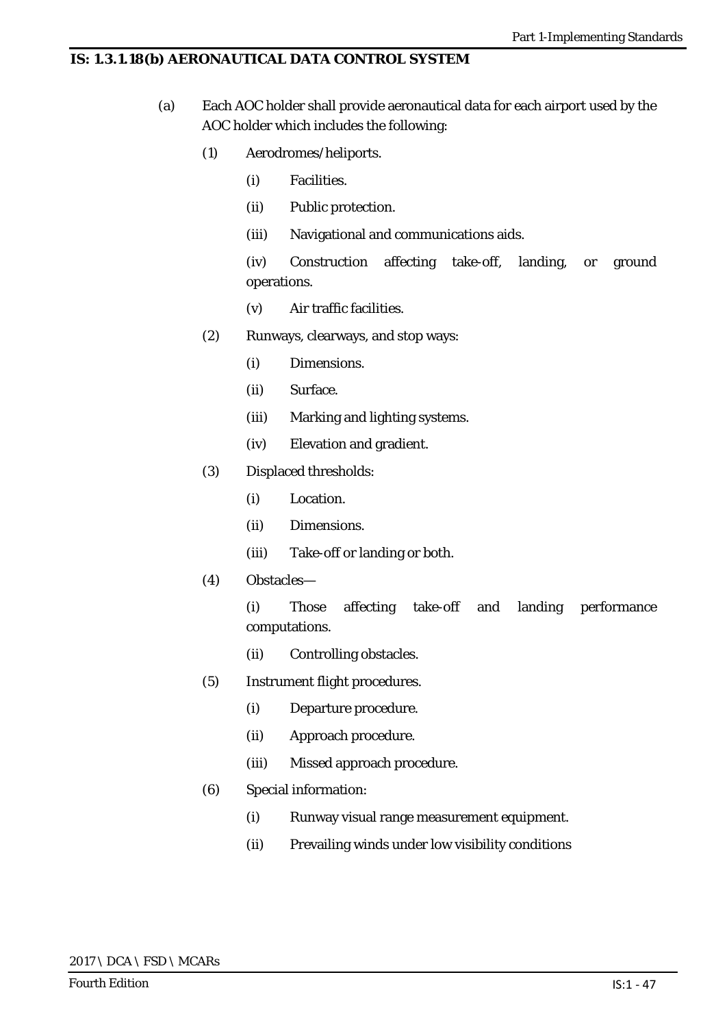## IS: 1.3.1.18(b) AERONAUTICAL DATA CONTROL SYSTEM

(a) Each AOC holder shall provide aeronautical data for each airport used by the AOC holder which includes the following:

(1) Aerodromes/heliports.

(i) Facilities.

(ii) Public protection.

(iii) Navigational and communications aids.

(iv) Construction affecting take-off, landing, or ground operations.

(v) Air traffic facilities.

(2) Runways, clearways, and stop ways:

(i) Dimensions.

(ii) Surface.

(iii) Marking and lighting systems.

(iv) Elevation and gradient.

(3) Displaced thresholds:

(i) Location.

(ii) Dimensions.

(iii) Take-off or landing or both.

(4) Obstacles—

(i) Those affecting take-off and landing performance computations.

(ii) Controlling obstacles.

(5) Instrument flight procedures.

(i) Departure procedure.

(ii) Approach procedure.

(iii) Missed approach procedure.

(6) Special information:

(i) Runway visual range measurement equipment.

(ii) Prevailing winds under low visibility conditions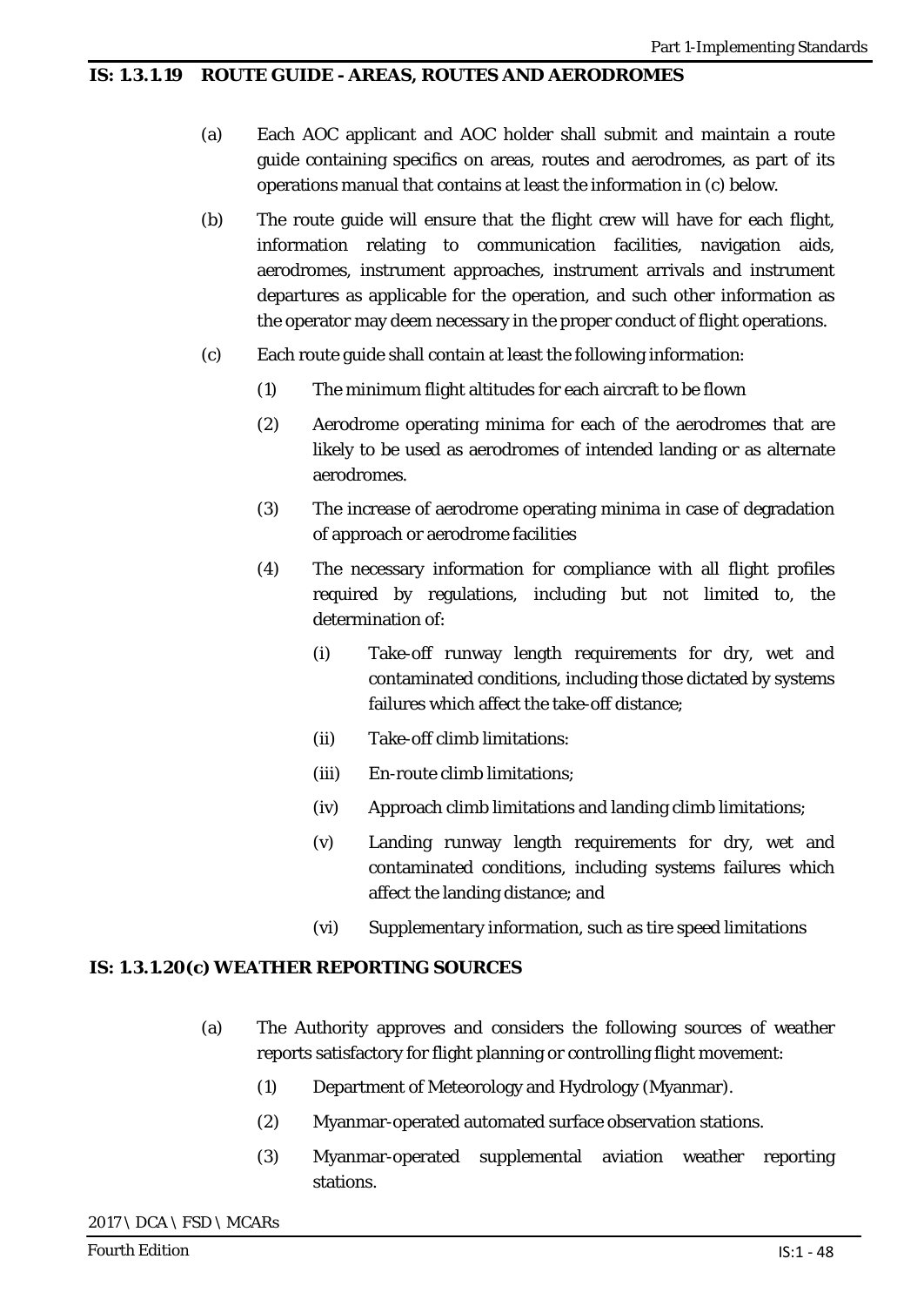## IS: 1.3.1.19 ROUTE GUIDE - AREAS, ROUTES AND AERODROMES

(a) Each AOC applicant and AOC holder shall submit and maintain a route guide containing specifics on areas, routes and aerodromes, as part of its operations manual that contains at least the information in (c) below.

(b) The route guide will ensure that the flight crew will have for each flight, information relating to communication facilities, navigation aids, aerodromes, instrument approaches, instrument arrivals and instrument departures as applicable for the operation, and such other information as the operator may deem necessary in the proper conduct of flight operations.

(c) Each route guide shall contain at least the following information:

(1) The minimum flight altitudes for each aircraft to be flown

(2) Aerodrome operating minima for each of the aerodromes that are likely to be used as aerodromes of intended landing or as alternate aerodromes.

(3) The increase of aerodrome operating minima in case of degradation of approach or aerodrome facilities

(4) The necessary information for compliance with all flight profiles required by regulations, including but not limited to, the determination of:

(i) Take-off runway length requirements for dry, wet and contaminated conditions, including those dictated by systems failures which affect the take-off distance;

(ii) Take-off climb limitations:

(iii) En-route climb limitations;

(iv) Approach climb limitations and landing climb limitations;

(v) Landing runway length requirements for dry, wet and contaminated conditions, including systems failures which affect the landing distance; and

(vi) Supplementary information, such as tire speed limitations

## IS: 1.3.1.20 (c) WEATHER REPORTING SOURCES

(a) The Authority approves and considers the following sources of weather reports satisfactory for flight planning or controlling flight movement:

(1) Department of Meteorology and Hydrology (Myanmar).

(2) Myanmar-operated automated surface observation stations.

(3) Myanmar-operated supplemental aviation weather reporting stations.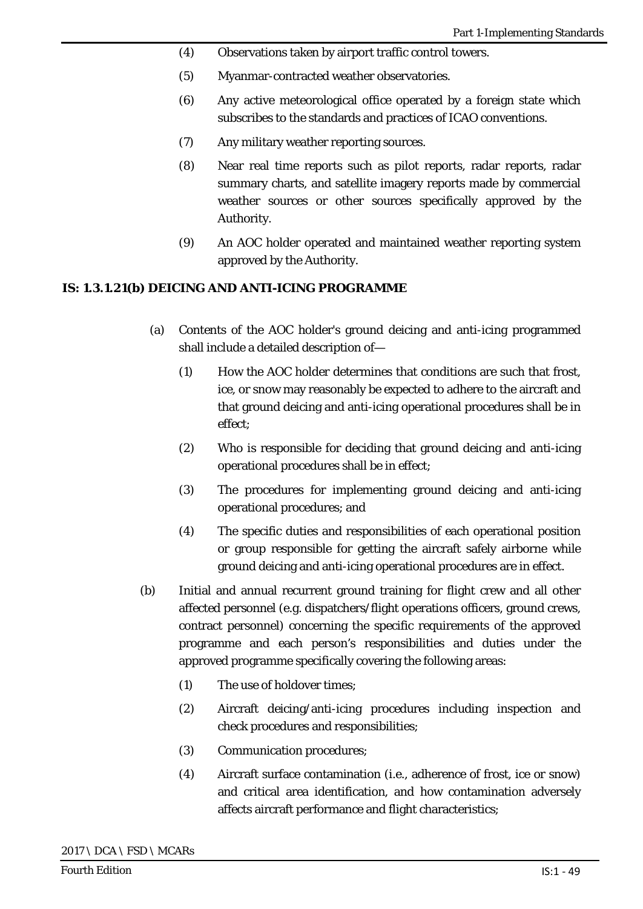(4) Observations taken by airport traffic control towers.

(5) Myanmar-contracted weather observatories.

(6) Any active meteorological office operated by a foreign state which subscribes to the standards and practices of ICAO conventions.

(7) Any military weather reporting sources.

(8) Near real time reports such as pilot reports, radar reports, radar summary charts, and satellite imagery reports made by commercial weather sources or other sources specifically approved by the Authority.

(9) An AOC holder operated and maintained weather reporting system approved by the Authority.

## IS: 1.3.1.21(b) DEICING AND ANTI-ICING PROGRAMME

(a) Contents of the AOC holder's ground deicing and anti-icing programmed shall include a detailed description of—

(1) How the AOC holder determines that conditions are such that frost, ice, or snow may reasonably be expected to adhere to the aircraft and that ground deicing and anti-icing operational procedures shall be in effect;

(2) Who is responsible for deciding that ground deicing and anti-icing operational procedures shall be in effect;

(3) The procedures for implementing ground deicing and anti-icing operational procedures; and

(4) The specific duties and responsibilities of each operational position or group responsible for getting the aircraft safely airborne while ground deicing and anti-icing operational procedures are in effect.

(b) Initial and annual recurrent ground training for flight crew and all other affected personnel (e.g. dispatchers/flight operations officers, ground crews, contract personnel) concerning the specific requirements of the approved programme and each person's responsibilities and duties under the approved programme specifically covering the following areas:

(1) The use of holdover times;

(2) Aircraft deicing/anti-icing procedures including inspection and check procedures and responsibilities;

(3) Communication procedures;

(4) Aircraft surface contamination (i.e., adherence of frost, ice or snow) and critical area identification, and how contamination adversely affects aircraft performance and flight characteristics;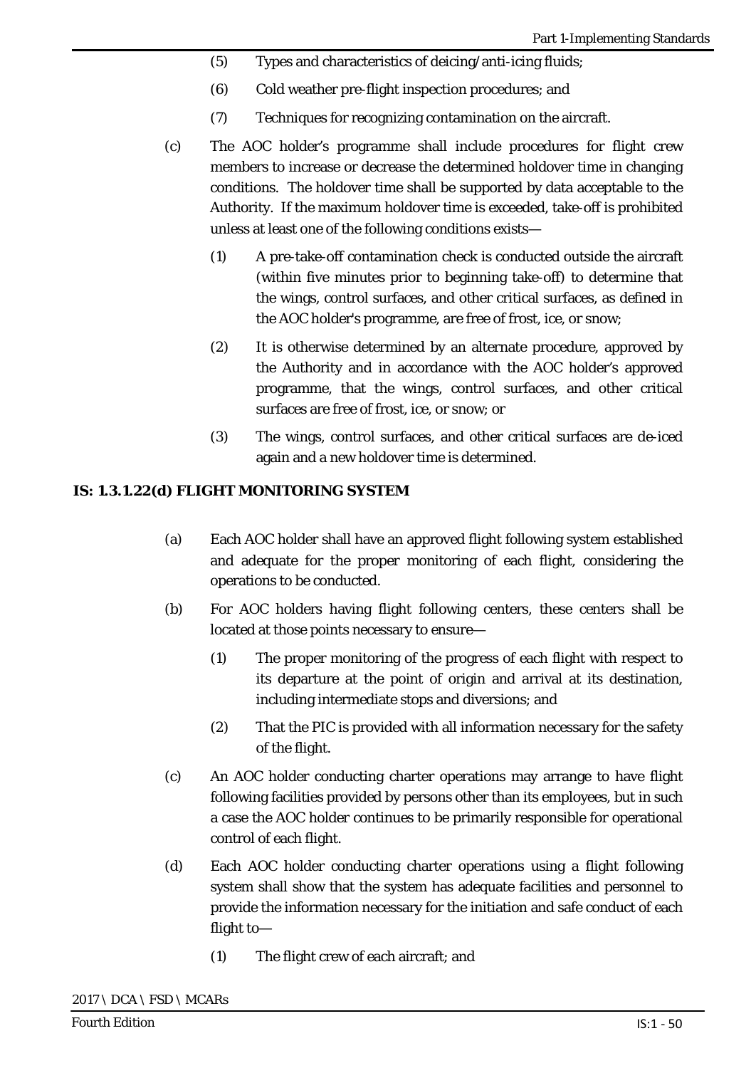(5) Types and characteristics of deicing/anti-icing fluids;

(6) Cold weather pre-flight inspection procedures; and

(7) Techniques for recognizing contamination on the aircraft.

(c) The AOC holder's programme shall include procedures for flight crew members to increase or decrease the determined holdover time in changing conditions. The holdover time shall be supported by data acceptable to the Authority. If the maximum holdover time is exceeded, take-off is prohibited unless at least one of the following conditions exists—

(1) A pre-take-off contamination check is conducted outside the aircraft (within five minutes prior to beginning take-off) to determine that the wings, control surfaces, and other critical surfaces, as defined in the AOC holder's programme, are free of frost, ice, or snow;

(2) It is otherwise determined by an alternate procedure, approved by the Authority and in accordance with the AOC holder's approved programme, that the wings, control surfaces, and other critical surfaces are free of frost, ice, or snow; or

(3) The wings, control surfaces, and other critical surfaces are de-iced again and a new holdover time is determined.

## IS: 1.3.1.22(d) FLIGHT MONITORING SYSTEM

(a) Each AOC holder shall have an approved flight following system established and adequate for the proper monitoring of each flight, considering the operations to be conducted.

(b) For AOC holders having flight following centers, these centers shall be located at those points necessary to ensure—

(1) The proper monitoring of the progress of each flight with respect to its departure at the point of origin and arrival at its destination, including intermediate stops and diversions; and

(2) That the PIC is provided with all information necessary for the safety of the flight.

(c) An AOC holder conducting charter operations may arrange to have flight following facilities provided by persons other than its employees, but in such a case the AOC holder continues to be primarily responsible for operational control of each flight.

(d) Each AOC holder conducting charter operations using a flight following system shall show that the system has adequate facilities and personnel to provide the information necessary for the initiation and safe conduct of each flight to—

(1) The flight crew of each aircraft; and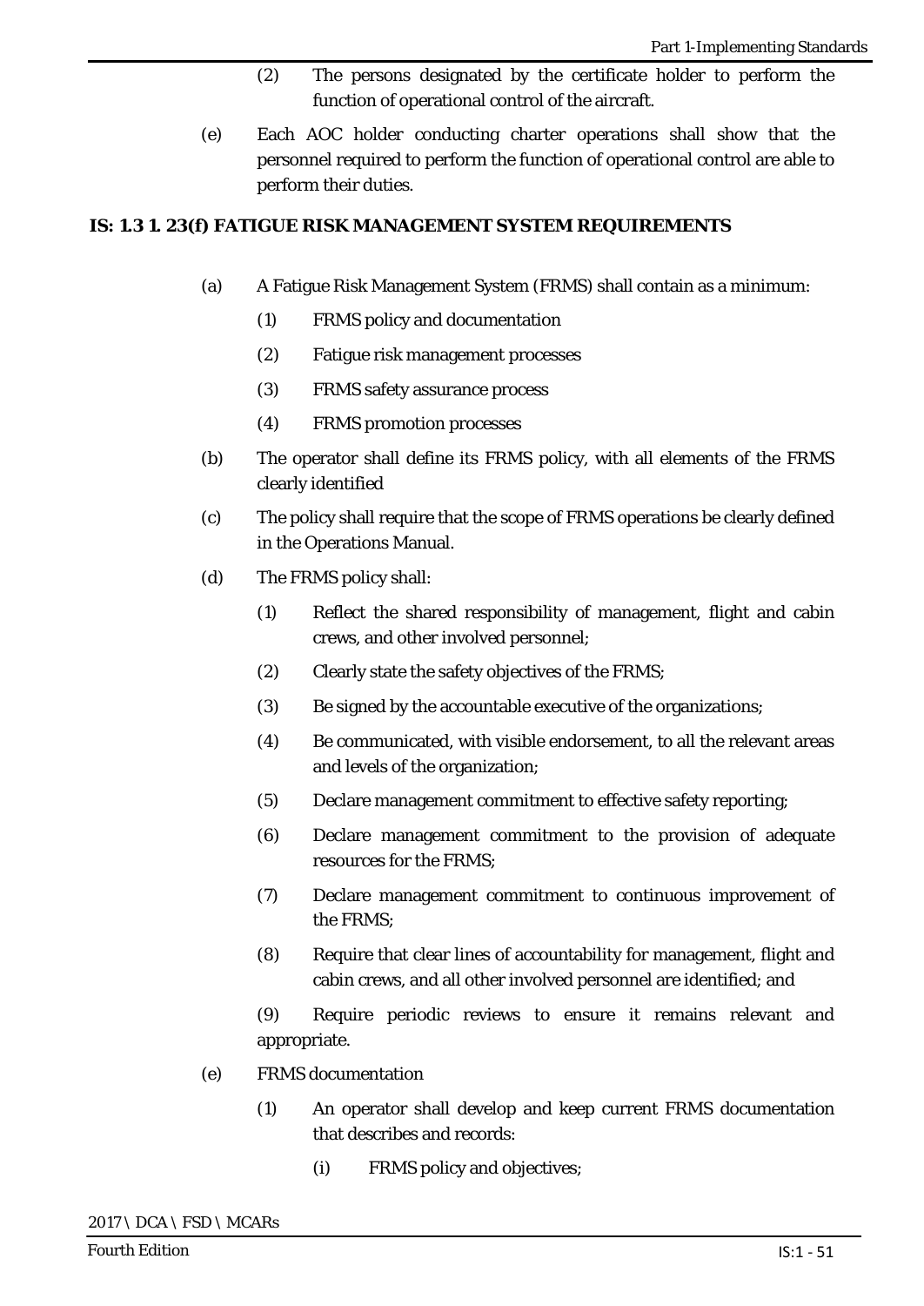(2) The persons designated by the certificate holder to perform the function of operational control of the aircraft.

(e) Each AOC holder conducting charter operations shall show that the personnel required to perform the function of operational control are able to perform their duties.

**IS: 1.3 1. 23(f) FATIGUE RISK MANAGEMENT SYSTEM REQUIREMENTS**

(a) A Fatigue Risk Management System (FRMS) shall contain as a minimum:

(1) FRMS policy and documentation

(2) Fatigue risk management processes

(3) FRMS safety assurance process

(4) FRMS promotion processes

(b) The operator shall define its FRMS policy, with all elements of the FRMS clearly identified

(c) The policy shall require that the scope of FRMS operations be clearly defined in the Operations Manual.

(d) The FRMS policy shall:

(1) Reflect the shared responsibility of management, flight and cabin crews, and other involved personnel;

(2) Clearly state the safety objectives of the FRMS;

(3) Be signed by the accountable executive of the organizations;

(4) Be communicated, with visible endorsement, to all the relevant areas and levels of the organization;

(5) Declare management commitment to effective safety reporting;

(6) Declare management commitment to the provision of adequate resources for the FRMS;

(7) Declare management commitment to continuous improvement of the FRMS;

(8) Require that clear lines of accountability for management, flight and cabin crews, and all other involved personnel are identified; and

(9) Require periodic reviews to ensure it remains relevant and appropriate.

(e) FRMS documentation

(1) An operator shall develop and keep current FRMS documentation that describes and records:

(i) FRMS policy and objectives;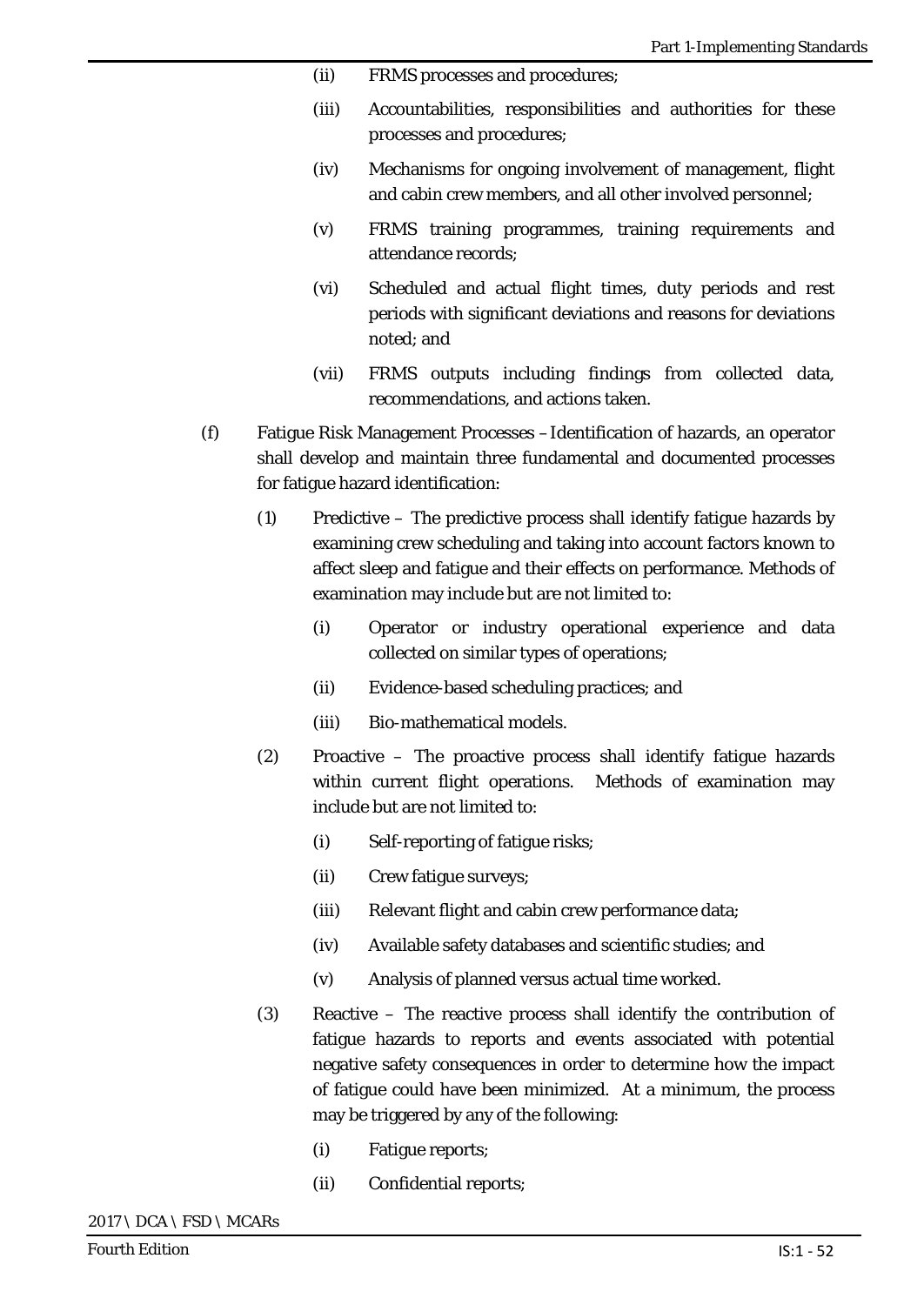(ii) FRMS processes and procedures;

(iii) Accountabilities, responsibilities and authorities for these processes and procedures;

(iv) Mechanisms for ongoing involvement of management, flight and cabin crew members, and all other involved personnel;

(v) FRMS training programmes, training requirements and attendance records;

(vi) Scheduled and actual flight times, duty periods and rest periods with significant deviations and reasons for deviations noted; and

(vii) FRMS outputs including findings from collected data, recommendations, and actions taken.

(f) Fatigue Risk Management Processes – Identification of hazards, an operator shall develop and maintain three fundamental and documented processes for fatigue hazard identification:

(1) Predictive – The predictive process shall identify fatigue hazards by examining crew scheduling and taking into account factors known to affect sleep and fatigue and their effects on performance. Methods of examination may include but are not limited to:

(i) Operator or industry operational experience and data collected on similar types of operations;

(ii) Evidence-based scheduling practices; and

(iii) Bio-mathematical models.

(2) Proactive – The proactive process shall identify fatigue hazards within current flight operations. Methods of examination may include but are not limited to:

(i) Self-reporting of fatigue risks;

(ii) Crew fatigue surveys;

(iii) Relevant flight and cabin crew performance data;

(iv) Available safety databases and scientific studies; and

(v) Analysis of planned versus actual time worked.

(3) Reactive – The reactive process shall identify the contribution of fatigue hazards to reports and events associated with potential negative safety consequences in order to determine how the impact of fatigue could have been minimized. At a minimum, the process may be triggered by any of the following:

(i) Fatigue reports;

(ii) Confidential reports;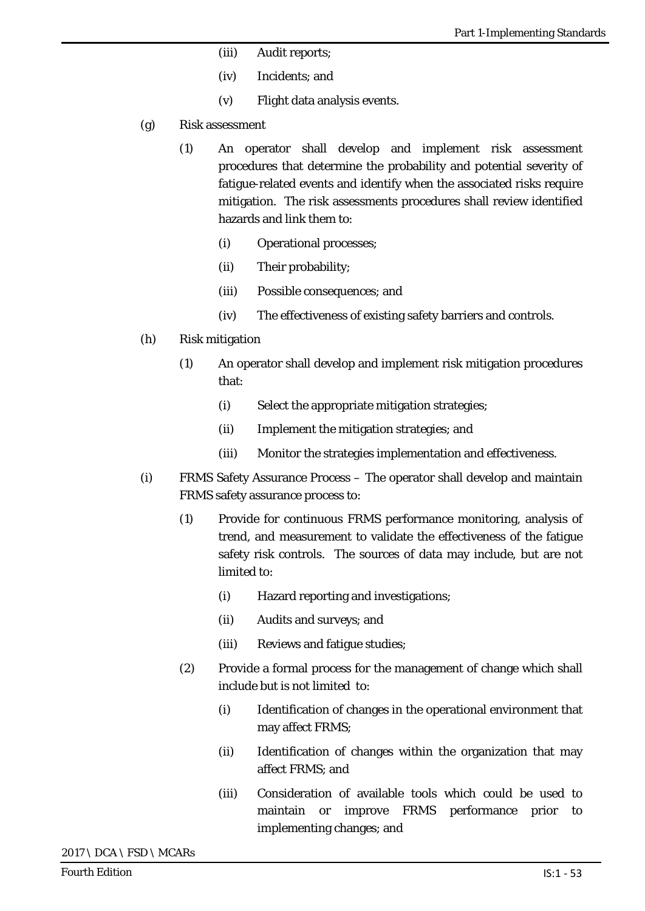(iii) Audit reports;

(iv) Incidents; and

(v) Flight data analysis events.

(g) Risk assessment

(1) An operator shall develop and implement risk assessment procedures that determine the probability and potential severity of fatigue-related events and identify when the associated risks require mitigation. The risk assessments procedures shall review identified hazards and link them to:

(i) Operational processes;

(ii) Their probability;

(iii) Possible consequences; and

(iv) The effectiveness of existing safety barriers and controls.

(h) Risk mitigation

(1) An operator shall develop and implement risk mitigation procedures that:

(i) Select the appropriate mitigation strategies;

(ii) Implement the mitigation strategies; and

(iii) Monitor the strategies implementation and effectiveness.

(i) FRMS Safety Assurance Process – The operator shall develop and maintain FRMS safety assurance process to:

(1) Provide for continuous FRMS performance monitoring, analysis of trend, and measurement to validate the effectiveness of the fatigue safety risk controls. The sources of data may include, but are not limited to:

(i) Hazard reporting and investigations;

(ii) Audits and surveys; and

(iii) Reviews and fatigue studies;

(2) Provide a formal process for the management of change which shall include but is not limited to:

(i) Identification of changes in the operational environment that may affect FRMS;

(ii) Identification of changes within the organization that may affect FRMS; and

(iii) Consideration of available tools which could be used to maintain or improve FRMS performance prior to implementing changes; and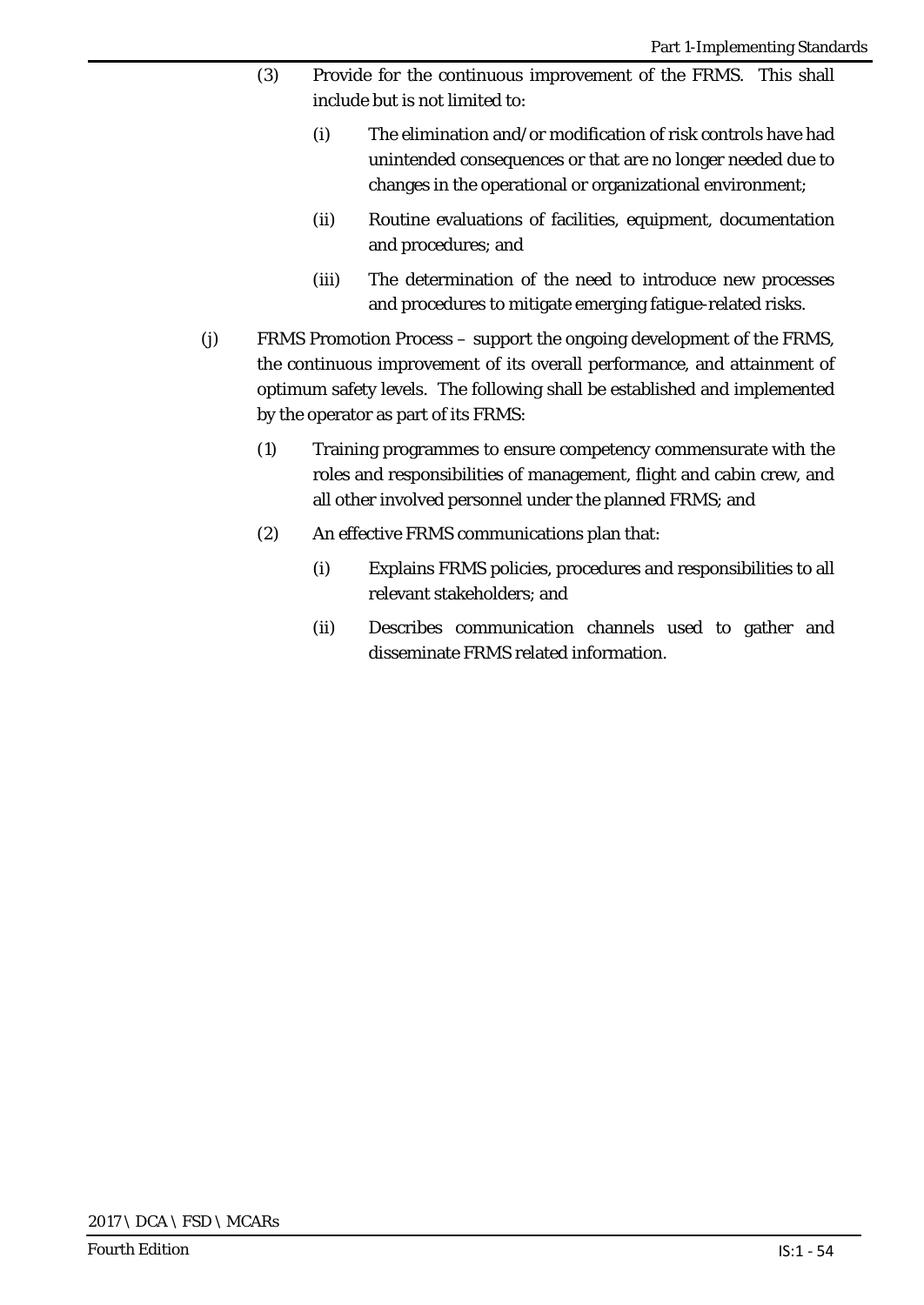(3) Provide for the continuous improvement of the FRMS. This shall include but is not limited to:

(i) The elimination and/or modification of risk controls have had unintended consequences or that are no longer needed due to changes in the operational or organizational environment;

(ii) Routine evaluations of facilities, equipment, documentation and procedures; and

(iii) The determination of the need to introduce new processes and procedures to mitigate emerging fatigue-related risks.

(j) FRMS Promotion Process – support the ongoing development of the FRMS, the continuous improvement of its overall performance, and attainment of optimum safety levels. The following shall be established and implemented by the operator as part of its FRMS:

(1) Training programmes to ensure competency commensurate with the roles and responsibilities of management, flight and cabin crew, and all other involved personnel under the planned FRMS; and

(2) An effective FRMS communications plan that:

(i) Explains FRMS policies, procedures and responsibilities to all relevant stakeholders; and

(ii) Describes communication channels used to gather and disseminate FRMS related information.